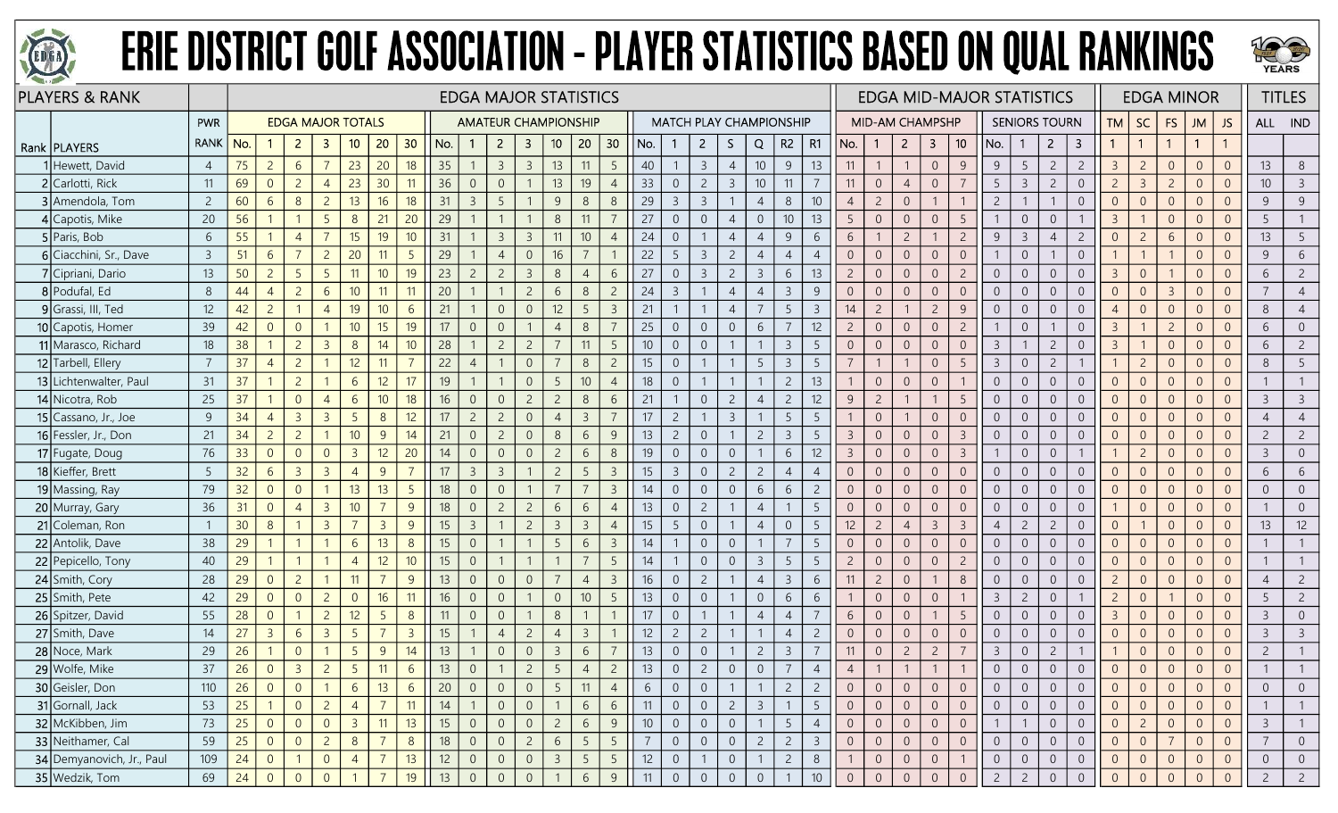# ERIE DISTRICT GOLF ASSOCIATION - PLAYER STATISTICS BASED ON QUAL RANKINGS

| PLAYERS & RANK | | | EDGA MAJOR STATISTICS | | | | | | | | | | | | | | | | | | | | | | | EDGA MID-MAJOR STATISTICS | | | | | | | | | | EDGA MINOR | | | | | TITLES | |
|---|---|---|---|---|---|---|---|---|---|---|---|---|---|---|---|---|---|---|---|---|---|---|---|---|---|---|---|---|---|---|---|---|---|---|---|---|---|---|---|---|---|
| | | PWR | EDGA MAJOR TOTALS | | | | | | | AMATEUR CHAMPIONSHIP | | | | | | | MATCH PLAY CHAMPIONSHIP | | | | | | | MID-AM CHAMPSHP | | | | | SENIORS TOURN | | | | TM | SC | FS | JM | JS | | |
| Rank | PLAYERS | RANK | No. | 1 | 2 | 3 | 10 | 20 | 30 | No. | 1 | 2 | 3 | 10 | 20 | 30 | No. | 1 | 2 | S | Q | R2 | R1 | No. | 1 | 2 | 3 | 10 | No. | 1 | 2 | 3 | 1 | 1 | 1 | 1 | 1 | ALL | IND |
| 1 | Hewett, David | 4 | 75 | 2 | 6 | 7 | 23 | 20 | 18 | 35 | 1 | 3 | 3 | 13 | 11 | 5 | 40 | 1 | 3 | 4 | 10 | 9 | 13 | 11 | 1 | 1 | 0 | 9 | 9 | 5 | 2 | 2 | 3 | 2 | 0 | 0 | 0 | 13 | 8 |
| 2 | Carlotti, Rick | 11 | 69 | 0 | 2 | 4 | 23 | 30 | 11 | 36 | 0 | 0 | 1 | 13 | 19 | 4 | 33 | 0 | 2 | 3 | 10 | 11 | 7 | 11 | 0 | 4 | 0 | 7 | 5 | 3 | 2 | 0 | 2 | 3 | 2 | 0 | 0 | 10 | 3 |
| 3 | Amendola, Tom | 2 | 60 | 6 | 8 | 2 | 13 | 16 | 18 | 31 | 3 | 5 | 1 | 9 | 8 | 8 | 29 | 3 | 3 | 1 | 4 | 8 | 10 | 4 | 2 | 0 | 1 | 1 | 2 | 1 | 1 | 0 | 0 | 0 | 0 | 0 | 0 | 9 | 9 |
| 4 | Capotis, Mike | 20 | 56 | 1 | 1 | 5 | 8 | 21 | 20 | 29 | 1 | 1 | 1 | 8 | 11 | 7 | 27 | 0 | 0 | 4 | 0 | 10 | 13 | 5 | 0 | 0 | 0 | 5 | 1 | 0 | 0 | 1 | 3 | 1 | 0 | 0 | 0 | 5 | 1 |
| 5 | Paris, Bob | 6 | 55 | 1 | 4 | 7 | 15 | 19 | 10 | 31 | 1 | 3 | 3 | 11 | 10 | 4 | 24 | 0 | 1 | 4 | 4 | 9 | 6 | 6 | 1 | 2 | 1 | 2 | 9 | 3 | 4 | 2 | 0 | 2 | 6 | 0 | 0 | 13 | 5 |
| 6 | Ciacchini, Sr., Dave | 3 | 51 | 6 | 7 | 2 | 20 | 11 | 5 | 29 | 1 | 4 | 0 | 16 | 7 | 1 | 22 | 5 | 3 | 2 | 4 | 4 | 4 | 0 | 0 | 0 | 0 | 0 | 1 | 0 | 1 | 0 | 1 | 1 | 1 | 0 | 0 | 9 | 6 |
| 7 | Cipriani, Dario | 13 | 50 | 2 | 5 | 5 | 11 | 10 | 19 | 23 | 2 | 2 | 3 | 8 | 4 | 6 | 27 | 0 | 3 | 2 | 3 | 6 | 13 | 2 | 0 | 0 | 0 | 2 | 0 | 0 | 0 | 0 | 3 | 0 | 1 | 0 | 0 | 6 | 2 |
| 8 | Podufal, Ed | 8 | 44 | 4 | 2 | 6 | 10 | 11 | 11 | 20 | 1 | 1 | 2 | 6 | 8 | 2 | 24 | 3 | 1 | 4 | 4 | 3 | 9 | 0 | 0 | 0 | 0 | 0 | 0 | 0 | 0 | 0 | 0 | 0 | 3 | 0 | 0 | 7 | 4 |
| 9 | Grassi, III, Ted | 12 | 42 | 2 | 1 | 4 | 19 | 10 | 6 | 21 | 1 | 0 | 0 | 12 | 5 | 3 | 21 | 1 | 1 | 4 | 7 | 5 | 3 | 14 | 2 | 1 | 2 | 9 | 0 | 0 | 0 | 0 | 4 | 0 | 0 | 0 | 0 | 8 | 4 |
| 10 | Capotis, Homer | 39 | 42 | 0 | 0 | 1 | 10 | 15 | 19 | 17 | 0 | 0 | 1 | 4 | 8 | 7 | 25 | 0 | 0 | 0 | 6 | 7 | 12 | 2 | 0 | 0 | 0 | 2 | 1 | 0 | 1 | 0 | 3 | 1 | 2 | 0 | 0 | 6 | 0 |
| 11 | Marasco, Richard | 18 | 38 | 1 | 2 | 3 | 8 | 14 | 10 | 28 | 1 | 2 | 2 | 7 | 11 | 5 | 10 | 0 | 0 | 1 | 1 | 3 | 5 | 0 | 0 | 0 | 0 | 0 | 3 | 1 | 2 | 0 | 3 | 1 | 0 | 0 | 0 | 6 | 2 |
| 12 | Tarbell, Ellery | 7 | 37 | 4 | 2 | 1 | 12 | 11 | 7 | 22 | 4 | 1 | 0 | 7 | 8 | 2 | 15 | 0 | 1 | 1 | 5 | 3 | 5 | 7 | 1 | 1 | 0 | 5 | 3 | 0 | 2 | 1 | 1 | 2 | 0 | 0 | 0 | 8 | 5 |
| 13 | Lichtenwalter, Paul | 31 | 37 | 1 | 2 | 1 | 6 | 12 | 17 | 19 | 1 | 1 | 0 | 5 | 10 | 4 | 18 | 0 | 1 | 1 | 1 | 2 | 13 | 1 | 0 | 0 | 0 | 1 | 0 | 0 | 0 | 0 | 0 | 0 | 0 | 0 | 0 | 1 | 1 |
| 14 | Nicotra, Rob | 25 | 37 | 1 | 0 | 4 | 6 | 10 | 18 | 16 | 0 | 0 | 2 | 2 | 8 | 6 | 21 | 1 | 0 | 2 | 4 | 2 | 12 | 9 | 2 | 1 | 1 | 5 | 0 | 0 | 0 | 0 | 0 | 0 | 0 | 0 | 0 | 3 | 3 |
| 15 | Cassano, Jr., Joe | 9 | 34 | 4 | 3 | 3 | 5 | 8 | 12 | 17 | 2 | 2 | 0 | 4 | 3 | 7 | 17 | 2 | 1 | 3 | 1 | 5 | 5 | 1 | 0 | 1 | 0 | 0 | 0 | 0 | 0 | 0 | 0 | 0 | 0 | 0 | 0 | 4 | 4 |
| 16 | Fessler, Jr., Don | 21 | 34 | 2 | 2 | 1 | 10 | 9 | 14 | 21 | 0 | 2 | 0 | 8 | 6 | 9 | 13 | 2 | 0 | 1 | 2 | 3 | 5 | 3 | 0 | 0 | 0 | 3 | 0 | 0 | 0 | 0 | 0 | 0 | 0 | 0 | 0 | 2 | 2 |
| 17 | Fugate, Doug | 76 | 33 | 0 | 0 | 0 | 3 | 12 | 20 | 14 | 0 | 0 | 0 | 2 | 6 | 8 | 19 | 0 | 0 | 0 | 1 | 6 | 12 | 3 | 0 | 0 | 0 | 3 | 1 | 0 | 0 | 1 | 1 | 2 | 0 | 0 | 0 | 3 | 0 |
| 18 | Kieffer, Brett | 5 | 32 | 6 | 3 | 3 | 4 | 9 | 7 | 17 | 3 | 3 | 1 | 2 | 5 | 3 | 15 | 3 | 0 | 2 | 2 | 4 | 4 | 0 | 0 | 0 | 0 | 0 | 0 | 0 | 0 | 0 | 0 | 0 | 0 | 0 | 0 | 6 | 6 |
| 19 | Massing, Ray | 79 | 32 | 0 | 0 | 1 | 13 | 13 | 5 | 18 | 0 | 0 | 1 | 7 | 7 | 3 | 14 | 0 | 0 | 0 | 6 | 6 | 2 | 0 | 0 | 0 | 0 | 0 | 0 | 0 | 0 | 0 | 0 | 0 | 0 | 0 | 0 | 0 | 0 |
| 20 | Murray, Gary | 36 | 31 | 0 | 4 | 3 | 10 | 7 | 9 | 18 | 0 | 2 | 2 | 6 | 6 | 4 | 13 | 0 | 2 | 1 | 4 | 1 | 5 | 0 | 0 | 0 | 0 | 0 | 0 | 0 | 0 | 0 | 1 | 0 | 0 | 0 | 0 | 1 | 0 |
| 21 | Coleman, Ron | 1 | 30 | 8 | 1 | 3 | 7 | 3 | 9 | 15 | 3 | 1 | 2 | 3 | 3 | 4 | 15 | 5 | 0 | 1 | 4 | 0 | 5 | 12 | 2 | 4 | 3 | 3 | 4 | 2 | 2 | 0 | 0 | 1 | 0 | 0 | 0 | 13 | 12 |
| 22 | Antolik, Dave | 38 | 29 | 1 | 1 | 1 | 6 | 13 | 8 | 15 | 0 | 1 | 1 | 5 | 6 | 3 | 14 | 1 | 0 | 0 | 1 | 7 | 5 | 0 | 0 | 0 | 0 | 0 | 0 | 0 | 0 | 0 | 0 | 0 | 0 | 0 | 0 | 1 | 1 |
| 22 | Pepicello, Tony | 40 | 29 | 1 | 1 | 1 | 4 | 12 | 10 | 15 | 0 | 1 | 1 | 1 | 7 | 5 | 14 | 1 | 0 | 0 | 3 | 5 | 5 | 2 | 0 | 0 | 0 | 2 | 0 | 0 | 0 | 0 | 0 | 0 | 0 | 0 | 0 | 1 | 1 |
| 24 | Smith, Cory | 28 | 29 | 0 | 2 | 1 | 11 | 7 | 9 | 13 | 0 | 0 | 0 | 7 | 4 | 3 | 16 | 0 | 2 | 1 | 4 | 3 | 6 | 11 | 2 | 0 | 1 | 8 | 0 | 0 | 0 | 0 | 2 | 0 | 0 | 0 | 0 | 4 | 2 |
| 25 | Smith, Pete | 42 | 29 | 0 | 0 | 2 | 0 | 16 | 11 | 16 | 0 | 0 | 1 | 0 | 10 | 5 | 13 | 0 | 0 | 1 | 0 | 6 | 6 | 1 | 0 | 0 | 0 | 1 | 3 | 2 | 0 | 1 | 2 | 0 | 1 | 0 | 0 | 5 | 2 |
| 26 | Spitzer, David | 55 | 28 | 0 | 1 | 2 | 12 | 5 | 8 | 11 | 0 | 0 | 1 | 8 | 1 | 1 | 17 | 0 | 1 | 1 | 4 | 4 | 7 | 6 | 0 | 0 | 1 | 5 | 0 | 0 | 0 | 0 | 3 | 0 | 0 | 0 | 0 | 3 | 0 |
| 27 | Smith, Dave | 14 | 27 | 3 | 6 | 3 | 5 | 7 | 3 | 15 | 1 | 4 | 2 | 4 | 3 | 1 | 12 | 2 | 2 | 1 | 1 | 4 | 2 | 0 | 0 | 0 | 0 | 0 | 0 | 0 | 0 | 0 | 0 | 0 | 0 | 0 | 0 | 3 | 3 |
| 28 | Noce, Mark | 29 | 26 | 1 | 0 | 1 | 5 | 9 | 14 | 13 | 1 | 0 | 0 | 3 | 6 | 7 | 13 | 0 | 0 | 1 | 2 | 3 | 7 | 11 | 0 | 2 | 2 | 7 | 3 | 0 | 2 | 1 | 1 | 0 | 0 | 0 | 0 | 2 | 1 |
| 29 | Wolfe, Mike | 37 | 26 | 0 | 3 | 2 | 5 | 11 | 6 | 13 | 0 | 1 | 2 | 5 | 4 | 2 | 13 | 0 | 2 | 0 | 0 | 7 | 4 | 4 | 1 | 1 | 1 | 1 | 0 | 0 | 0 | 0 | 0 | 0 | 0 | 0 | 0 | 1 | 1 |
| 30 | Geisler, Don | 110 | 26 | 0 | 0 | 1 | 6 | 13 | 6 | 20 | 0 | 0 | 0 | 5 | 11 | 4 | 6 | 0 | 0 | 1 | 1 | 2 | 2 | 0 | 0 | 0 | 0 | 0 | 0 | 0 | 0 | 0 | 0 | 0 | 0 | 0 | 0 | 0 | 0 |
| 31 | Gornall, Jack | 53 | 25 | 1 | 0 | 2 | 4 | 7 | 11 | 14 | 1 | 0 | 0 | 1 | 6 | 6 | 11 | 0 | 0 | 2 | 3 | 1 | 5 | 0 | 0 | 0 | 0 | 0 | 0 | 0 | 0 | 0 | 0 | 0 | 0 | 0 | 0 | 1 | 1 |
| 32 | McKibben, Jim | 73 | 25 | 0 | 0 | 0 | 3 | 11 | 13 | 15 | 0 | 0 | 0 | 2 | 6 | 9 | 10 | 0 | 0 | 0 | 1 | 5 | 4 | 0 | 0 | 0 | 0 | 0 | 1 | 1 | 0 | 0 | 0 | 2 | 0 | 0 | 0 | 3 | 1 |
| 33 | Neithamer, Cal | 59 | 25 | 0 | 0 | 2 | 8 | 7 | 8 | 18 | 0 | 0 | 2 | 6 | 5 | 5 | 7 | 0 | 0 | 0 | 2 | 2 | 3 | 0 | 0 | 0 | 0 | 0 | 0 | 0 | 0 | 0 | 0 | 0 | 7 | 0 | 0 | 7 | 0 |
| 34 | Demyanovich, Jr., Paul | 109 | 24 | 0 | 1 | 0 | 4 | 7 | 13 | 12 | 0 | 0 | 0 | 3 | 5 | 5 | 12 | 0 | 1 | 0 | 1 | 2 | 8 | 1 | 0 | 0 | 0 | 1 | 0 | 0 | 0 | 0 | 0 | 0 | 0 | 0 | 0 | 0 | 0 |
| 35 | Wedzik, Tom | 69 | 24 | 0 | 0 | 0 | 1 | 7 | 19 | 13 | 0 | 0 | 0 | 1 | 6 | 9 | 11 | 0 | 0 | 0 | 0 | 1 | 10 | 0 | 0 | 0 | 0 | 0 | 2 | 2 | 0 | 0 | 0 | 0 | 0 | 0 | 0 | 2 | 2 |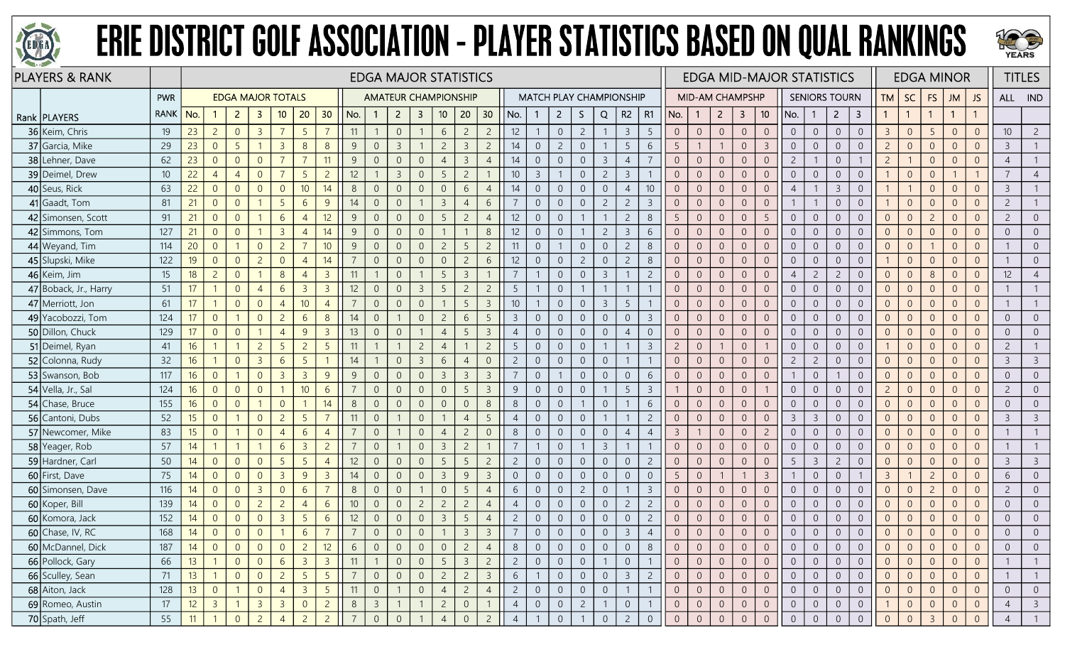# ERIE DISTRICT GOLF ASSOCIATION - PLAYER STATISTICS BASED ON QUAL RANKINGS

| PLAYERS & RANK | | | EDGA MAJOR STATISTICS | | | | | | | | | | | | | | | | | | | | | | | EDGA MID-MAJOR STATISTICS | | | | | | | | | EDGA MINOR | | | | | TITLES | |
|---|---|---|---|---|---|---|---|---|---|---|---|---|---|---|---|---|---|---|---|---|---|---|---|---|---|---|---|---|---|---|---|---|---|---|---|---|---|---|---|---|---|
| | | PWR | EDGA MAJOR TOTALS | | | | | | | AMATEUR CHAMPIONSHIP | | | | | | | MATCH PLAY CHAMPIONSHIP | | | | | | | | MID-AM CHAMPSHP | | | | | SENIORS TOURN | | | | TM | SC | FS | JM | JS | ALL | IND |
| Rank | PLAYERS | RANK | No. | 1 | 2 | 3 | 10 | 20 | 30 | No. | 1 | 2 | 3 | 10 | 20 | 30 | No. | 1 | 2 | S | Q | R2 | R1 | No. | 1 | 2 | 3 | 10 | No. | 1 | 2 | 3 | 1 | 1 | 1 | 1 | 1 | | |
| 36 | Keim, Chris | 19 | 23 | 2 | 0 | 3 | 7 | 5 | 7 | 11 | 1 | 0 | 1 | 6 | 2 | 2 | 12 | 1 | 0 | 2 | 1 | 3 | 5 | 0 | 0 | 0 | 0 | 0 | 0 | 0 | 0 | 0 | 3 | 0 | 5 | 0 | 0 | 10 | 2 |
| 37 | Garcia, Mike | 29 | 23 | 0 | 5 | 1 | 3 | 8 | 8 | 9 | 0 | 3 | 1 | 2 | 3 | 2 | 14 | 0 | 2 | 0 | 1 | 5 | 6 | 5 | 1 | 1 | 0 | 3 | 0 | 0 | 0 | 0 | 2 | 0 | 0 | 0 | 0 | 3 | 1 |
| 38 | Lehner, Dave | 62 | 23 | 0 | 0 | 0 | 7 | 7 | 11 | 9 | 0 | 0 | 0 | 4 | 3 | 4 | 14 | 0 | 0 | 0 | 3 | 4 | 7 | 0 | 0 | 0 | 0 | 0 | 2 | 1 | 0 | 1 | 2 | 1 | 0 | 0 | 0 | 4 | 1 |
| 39 | Deimel, Drew | 10 | 22 | 4 | 4 | 0 | 7 | 5 | 2 | 12 | 1 | 3 | 0 | 5 | 2 | 1 | 10 | 3 | 1 | 0 | 2 | 3 | 1 | 0 | 0 | 0 | 0 | 0 | 0 | 0 | 0 | 0 | 1 | 0 | 0 | 1 | 1 | 7 | 4 |
| 40 | Seus, Rick | 63 | 22 | 0 | 0 | 0 | 0 | 10 | 14 | 8 | 0 | 0 | 0 | 0 | 6 | 4 | 14 | 0 | 0 | 0 | 0 | 4 | 10 | 0 | 0 | 0 | 0 | 0 | 4 | 1 | 3 | 0 | 1 | 1 | 0 | 0 | 0 | 3 | 1 |
| 41 | Gaadt, Tom | 81 | 21 | 0 | 0 | 1 | 5 | 6 | 9 | 14 | 0 | 0 | 1 | 3 | 4 | 6 | 7 | 0 | 0 | 0 | 2 | 2 | 3 | 0 | 0 | 0 | 0 | 0 | 1 | 1 | 0 | 0 | 1 | 0 | 0 | 0 | 0 | 2 | 1 |
| 42 | Simonsen, Scott | 91 | 21 | 0 | 0 | 1 | 6 | 4 | 12 | 9 | 0 | 0 | 0 | 5 | 2 | 4 | 12 | 0 | 0 | 1 | 1 | 2 | 8 | 5 | 0 | 0 | 0 | 5 | 0 | 0 | 0 | 0 | 0 | 0 | 2 | 0 | 0 | 2 | 0 |
| 42 | Simmons, Tom | 127 | 21 | 0 | 0 | 1 | 3 | 4 | 14 | 9 | 0 | 0 | 0 | 1 | 1 | 8 | 12 | 0 | 0 | 1 | 2 | 3 | 6 | 0 | 0 | 0 | 0 | 0 | 0 | 0 | 0 | 0 | 0 | 0 | 0 | 0 | 0 | 0 | 0 |
| 44 | Weyand, Tim | 114 | 20 | 0 | 1 | 0 | 2 | 7 | 10 | 9 | 0 | 0 | 0 | 2 | 5 | 2 | 11 | 0 | 1 | 0 | 0 | 2 | 8 | 0 | 0 | 0 | 0 | 0 | 0 | 0 | 0 | 0 | 0 | 0 | 1 | 0 | 0 | 1 | 0 |
| 45 | Slupski, Mike | 122 | 19 | 0 | 0 | 2 | 0 | 4 | 14 | 7 | 0 | 0 | 0 | 0 | 2 | 6 | 12 | 0 | 0 | 2 | 0 | 2 | 8 | 0 | 0 | 0 | 0 | 0 | 0 | 0 | 0 | 0 | 1 | 0 | 0 | 0 | 0 | 1 | 0 |
| 46 | Keim, Jim | 15 | 18 | 2 | 0 | 1 | 8 | 4 | 3 | 11 | 1 | 0 | 1 | 5 | 3 | 1 | 7 | 1 | 0 | 0 | 3 | 1 | 2 | 0 | 0 | 0 | 0 | 0 | 4 | 2 | 2 | 0 | 0 | 0 | 8 | 0 | 0 | 12 | 4 |
| 47 | Boback, Jr., Harry | 51 | 17 | 1 | 0 | 4 | 6 | 3 | 3 | 12 | 0 | 0 | 3 | 5 | 2 | 2 | 5 | 1 | 0 | 1 | 1 | 1 | 1 | 0 | 0 | 0 | 0 | 0 | 0 | 0 | 0 | 0 | 0 | 0 | 0 | 0 | 0 | 1 | 1 |
| 47 | Merriott, Jon | 61 | 17 | 1 | 0 | 0 | 4 | 10 | 4 | 7 | 0 | 0 | 0 | 1 | 5 | 3 | 10 | 1 | 0 | 0 | 3 | 5 | 1 | 0 | 0 | 0 | 0 | 0 | 0 | 0 | 0 | 0 | 0 | 0 | 0 | 0 | 0 | 1 | 1 |
| 49 | Yacobozzi, Tom | 124 | 17 | 0 | 1 | 0 | 2 | 6 | 8 | 14 | 0 | 1 | 0 | 2 | 6 | 5 | 3 | 0 | 0 | 0 | 0 | 0 | 3 | 0 | 0 | 0 | 0 | 0 | 0 | 0 | 0 | 0 | 0 | 0 | 0 | 0 | 0 | 0 | 0 |
| 50 | Dillon, Chuck | 129 | 17 | 0 | 0 | 1 | 4 | 9 | 3 | 13 | 0 | 0 | 1 | 4 | 5 | 3 | 4 | 0 | 0 | 0 | 0 | 4 | 0 | 0 | 0 | 0 | 0 | 0 | 0 | 0 | 0 | 0 | 0 | 0 | 0 | 0 | 0 | 0 | 0 |
| 51 | Deimel, Ryan | 41 | 16 | 1 | 1 | 2 | 5 | 2 | 5 | 11 | 1 | 1 | 2 | 4 | 1 | 2 | 5 | 0 | 0 | 0 | 1 | 1 | 3 | 2 | 0 | 1 | 0 | 1 | 0 | 0 | 0 | 0 | 1 | 0 | 0 | 0 | 0 | 2 | 1 |
| 52 | Colonna, Rudy | 32 | 16 | 1 | 0 | 3 | 6 | 5 | 1 | 14 | 1 | 0 | 3 | 6 | 4 | 0 | 2 | 0 | 0 | 0 | 0 | 1 | 1 | 0 | 0 | 0 | 0 | 0 | 2 | 2 | 0 | 0 | 0 | 0 | 0 | 0 | 0 | 3 | 3 |
| 53 | Swanson, Bob | 117 | 16 | 0 | 1 | 0 | 3 | 3 | 9 | 9 | 0 | 0 | 0 | 3 | 3 | 3 | 7 | 0 | 1 | 0 | 0 | 0 | 6 | 0 | 0 | 0 | 0 | 0 | 1 | 0 | 1 | 0 | 0 | 0 | 0 | 0 | 0 | 0 | 0 |
| 54 | Vella, Jr., Sal | 124 | 16 | 0 | 0 | 0 | 1 | 10 | 6 | 7 | 0 | 0 | 0 | 0 | 5 | 3 | 9 | 0 | 0 | 0 | 1 | 5 | 3 | 1 | 0 | 0 | 0 | 1 | 0 | 0 | 0 | 0 | 2 | 0 | 0 | 0 | 0 | 2 | 0 |
| 54 | Chase, Bruce | 155 | 16 | 0 | 0 | 1 | 0 | 1 | 14 | 8 | 0 | 0 | 0 | 0 | 0 | 8 | 8 | 0 | 0 | 1 | 0 | 1 | 6 | 0 | 0 | 0 | 0 | 0 | 0 | 0 | 0 | 0 | 0 | 0 | 0 | 0 | 0 | 0 | 0 |
| 56 | Cantoni, Dubs | 52 | 15 | 0 | 1 | 0 | 2 | 5 | 7 | 11 | 0 | 1 | 0 | 1 | 4 | 5 | 4 | 0 | 0 | 0 | 1 | 1 | 2 | 0 | 0 | 0 | 0 | 0 | 3 | 3 | 0 | 0 | 0 | 0 | 0 | 0 | 0 | 3 | 3 |
| 57 | Newcomer, Mike | 83 | 15 | 0 | 1 | 0 | 4 | 6 | 4 | 7 | 0 | 1 | 0 | 4 | 2 | 0 | 8 | 0 | 0 | 0 | 0 | 4 | 4 | 3 | 1 | 0 | 0 | 2 | 0 | 0 | 0 | 0 | 0 | 0 | 0 | 0 | 0 | 1 | 1 |
| 58 | Yeager, Rob | 57 | 14 | 1 | 1 | 1 | 6 | 3 | 2 | 7 | 0 | 1 | 0 | 3 | 2 | 1 | 7 | 1 | 0 | 1 | 3 | 1 | 1 | 0 | 0 | 0 | 0 | 0 | 0 | 0 | 0 | 0 | 0 | 0 | 0 | 0 | 0 | 1 | 1 |
| 59 | Hardner, Carl | 50 | 14 | 0 | 0 | 0 | 5 | 5 | 4 | 12 | 0 | 0 | 0 | 5 | 5 | 2 | 2 | 0 | 0 | 0 | 0 | 0 | 2 | 0 | 0 | 0 | 0 | 0 | 5 | 3 | 2 | 0 | 0 | 0 | 0 | 0 | 0 | 3 | 3 |
| 60 | First, Dave | 75 | 14 | 0 | 0 | 0 | 3 | 9 | 3 | 14 | 0 | 0 | 0 | 3 | 9 | 3 | 0 | 0 | 0 | 0 | 0 | 0 | 0 | 5 | 0 | 1 | 1 | 3 | 1 | 0 | 0 | 1 | 3 | 1 | 2 | 0 | 0 | 6 | 0 |
| 60 | Simonsen, Dave | 116 | 14 | 0 | 0 | 3 | 0 | 6 | 7 | 8 | 0 | 0 | 1 | 0 | 5 | 4 | 6 | 0 | 0 | 2 | 0 | 1 | 3 | 0 | 0 | 0 | 0 | 0 | 0 | 0 | 0 | 0 | 0 | 0 | 2 | 0 | 0 | 2 | 0 |
| 60 | Koper, Bill | 139 | 14 | 0 | 0 | 2 | 2 | 4 | 6 | 10 | 0 | 0 | 2 | 2 | 2 | 4 | 4 | 0 | 0 | 0 | 0 | 2 | 2 | 0 | 0 | 0 | 0 | 0 | 0 | 0 | 0 | 0 | 0 | 0 | 0 | 0 | 0 | 0 | 0 |
| 60 | Komora, Jack | 152 | 14 | 0 | 0 | 0 | 3 | 5 | 6 | 12 | 0 | 0 | 0 | 3 | 5 | 4 | 2 | 0 | 0 | 0 | 0 | 0 | 2 | 0 | 0 | 0 | 0 | 0 | 0 | 0 | 0 | 0 | 0 | 0 | 0 | 0 | 0 | 0 | 0 |
| 60 | Chase, IV, RC | 168 | 14 | 0 | 0 | 0 | 1 | 6 | 7 | 7 | 0 | 0 | 0 | 1 | 3 | 3 | 7 | 0 | 0 | 0 | 0 | 3 | 4 | 0 | 0 | 0 | 0 | 0 | 0 | 0 | 0 | 0 | 0 | 0 | 0 | 0 | 0 | 0 | 0 |
| 60 | McDannel, Dick | 187 | 14 | 0 | 0 | 0 | 0 | 2 | 12 | 6 | 0 | 0 | 0 | 0 | 2 | 4 | 8 | 0 | 0 | 0 | 0 | 0 | 8 | 0 | 0 | 0 | 0 | 0 | 0 | 0 | 0 | 0 | 0 | 0 | 0 | 0 | 0 | 0 | 0 |
| 66 | Pollock, Gary | 66 | 13 | 1 | 0 | 0 | 6 | 3 | 3 | 11 | 1 | 0 | 0 | 5 | 3 | 2 | 2 | 0 | 0 | 0 | 1 | 0 | 1 | 0 | 0 | 0 | 0 | 0 | 0 | 0 | 0 | 0 | 0 | 0 | 0 | 0 | 0 | 1 | 1 |
| 66 | Sculley, Sean | 71 | 13 | 1 | 0 | 0 | 2 | 5 | 5 | 7 | 0 | 0 | 0 | 2 | 2 | 3 | 6 | 1 | 0 | 0 | 0 | 3 | 2 | 0 | 0 | 0 | 0 | 0 | 0 | 0 | 0 | 0 | 0 | 0 | 0 | 0 | 0 | 1 | 1 |
| 68 | Aiton, Jack | 128 | 13 | 0 | 1 | 0 | 4 | 3 | 5 | 11 | 0 | 1 | 0 | 4 | 2 | 4 | 2 | 0 | 0 | 0 | 0 | 1 | 1 | 0 | 0 | 0 | 0 | 0 | 0 | 0 | 0 | 0 | 0 | 0 | 0 | 0 | 0 | 0 | 0 |
| 69 | Romeo, Austin | 17 | 12 | 3 | 1 | 3 | 3 | 0 | 2 | 8 | 3 | 1 | 1 | 2 | 0 | 1 | 4 | 0 | 0 | 2 | 1 | 0 | 1 | 0 | 0 | 0 | 0 | 0 | 0 | 0 | 0 | 0 | 1 | 0 | 0 | 0 | 0 | 4 | 3 |
| 70 | Spath, Jeff | 55 | 11 | 1 | 0 | 2 | 4 | 2 | 2 | 7 | 0 | 0 | 1 | 4 | 0 | 2 | 4 | 1 | 0 | 1 | 0 | 2 | 0 | 0 | 0 | 0 | 0 | 0 | 0 | 0 | 0 | 0 | 0 | 0 | 3 | 0 | 0 | 4 | 1 |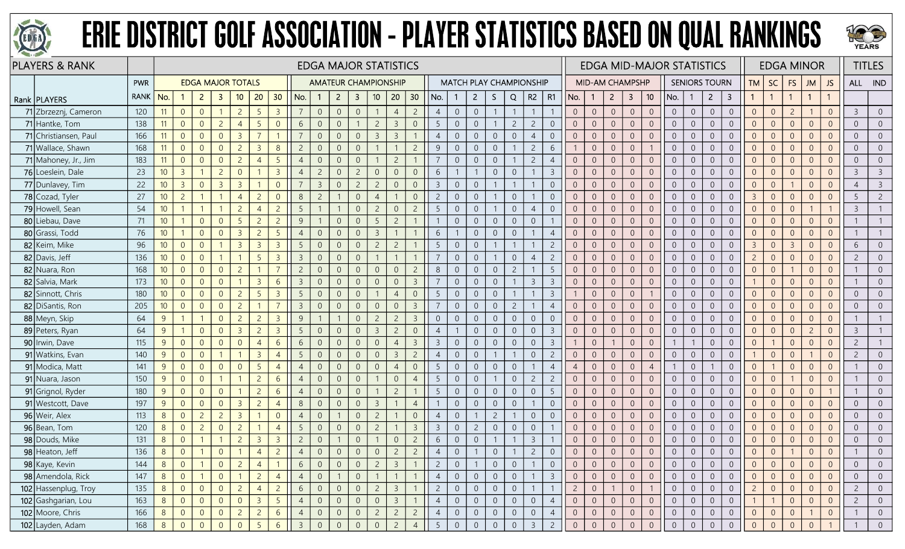# ERIE DISTRICT GOLF ASSOCIATION - PLAYER STATISTICS BASED ON QUAL RANKINGS

| PLAYERS & RANK | | | EDGA MAJOR STATISTICS | | | | | | | | | | | | | | | | | | | | | | | | EDGA MID-MAJOR STATISTICS | | | | | | | | | | EDGA MINOR | | | | | TITLES | |
|---|---|---|---|---|---|---|---|---|---|---|---|---|---|---|---|---|---|---|---|---|---|---|---|---|---|---|---|---|---|---|---|---|---|---|---|---|---|---|---|---|---|---|---|
| | | PWR | EDGA MAJOR TOTALS | | | | | | | AMATEUR CHAMPIONSHIP | | | | | | | MATCH PLAY CHAMPIONSHIP | | | | | | | MID-AM CHAMPSHP | | | | | SENIORS TOURN | | | | TM | SC | FS | JM | JS | ALL | IND |
| Rank | PLAYERS | RANK | No. | 1 | 2 | 3 | 10 | 20 | 30 | No. | 1 | 2 | 3 | 10 | 20 | 30 | No. | 1 | 2 | S | Q | R2 | R1 | No. | 1 | 2 | 3 | 10 | No. | 1 | 2 | 3 | 1 | 1 | 1 | 1 | 1 | | |
| 71 | Zbrzeznj, Cameron | 120 | 11 | 0 | 0 | 1 | 2 | 5 | 3 | 7 | 0 | 0 | 0 | 1 | 4 | 2 | 4 | 0 | 0 | 1 | 1 | 1 | 1 | 0 | 0 | 0 | 0 | 0 | 0 | 0 | 0 | 0 | 0 | 0 | 2 | 1 | 0 | 3 | 0 |
| 71 | Hantke, Tom | 138 | 11 | 0 | 0 | 2 | 4 | 5 | 0 | 6 | 0 | 0 | 1 | 2 | 3 | 0 | 5 | 0 | 0 | 1 | 2 | 2 | 0 | 0 | 0 | 0 | 0 | 0 | 0 | 0 | 0 | 0 | 0 | 0 | 0 | 0 | 0 | 0 | 0 |
| 71 | Christiansen, Paul | 166 | 11 | 0 | 0 | 0 | 3 | 7 | 1 | 7 | 0 | 0 | 0 | 3 | 3 | 1 | 4 | 0 | 0 | 0 | 0 | 4 | 0 | 0 | 0 | 0 | 0 | 0 | 0 | 0 | 0 | 0 | 0 | 0 | 0 | 0 | 0 | 0 | 0 |
| 71 | Wallace, Shawn | 168 | 11 | 0 | 0 | 0 | 2 | 3 | 8 | 2 | 0 | 0 | 0 | 1 | 1 | 2 | 9 | 0 | 0 | 0 | 1 | 2 | 6 | 1 | 0 | 0 | 0 | 1 | 0 | 0 | 0 | 0 | 0 | 0 | 0 | 0 | 0 | 0 | 0 |
| 71 | Mahoney, Jr., Jim | 183 | 11 | 0 | 0 | 0 | 2 | 4 | 5 | 4 | 0 | 0 | 0 | 1 | 2 | 1 | 7 | 0 | 0 | 0 | 1 | 2 | 4 | 0 | 0 | 0 | 0 | 0 | 0 | 0 | 0 | 0 | 0 | 0 | 0 | 0 | 0 | 0 | 0 |
| 76 | Loeslein, Dale | 23 | 10 | 3 | 1 | 2 | 0 | 1 | 3 | 4 | 2 | 0 | 2 | 0 | 0 | 0 | 6 | 1 | 1 | 0 | 0 | 1 | 3 | 0 | 0 | 0 | 0 | 0 | 0 | 0 | 0 | 0 | 0 | 0 | 0 | 0 | 0 | 3 | 3 |
| 77 | Dunlavey, Tim | 22 | 10 | 3 | 0 | 3 | 3 | 1 | 0 | 7 | 3 | 0 | 2 | 2 | 0 | 0 | 3 | 0 | 0 | 1 | 1 | 1 | 0 | 0 | 0 | 0 | 0 | 0 | 0 | 0 | 0 | 0 | 0 | 0 | 1 | 0 | 0 | 4 | 3 |
| 78 | Cozad, Tyler | 27 | 10 | 2 | 1 | 1 | 4 | 2 | 0 | 8 | 2 | 1 | 0 | 4 | 1 | 0 | 2 | 0 | 0 | 1 | 0 | 1 | 0 | 0 | 0 | 0 | 0 | 0 | 0 | 0 | 0 | 0 | 3 | 0 | 0 | 0 | 0 | 5 | 2 |
| 79 | Howell, Sean | 54 | 10 | 1 | 1 | 1 | 2 | 4 | 2 | 5 | 1 | 1 | 0 | 2 | 0 | 2 | 5 | 0 | 0 | 1 | 0 | 4 | 0 | 0 | 0 | 0 | 0 | 0 | 0 | 0 | 0 | 0 | 0 | 0 | 0 | 1 | 1 | 3 | 1 |
| 80 | Liebau, Dave | 71 | 10 | 1 | 0 | 0 | 5 | 2 | 2 | 9 | 1 | 0 | 0 | 5 | 2 | 1 | 1 | 0 | 0 | 0 | 0 | 0 | 1 | 0 | 0 | 0 | 0 | 0 | 0 | 0 | 0 | 0 | 0 | 0 | 0 | 0 | 0 | 1 | 1 |
| 80 | Grassi, Todd | 76 | 10 | 1 | 0 | 0 | 3 | 2 | 5 | 4 | 0 | 0 | 0 | 3 | 1 | 1 | 6 | 1 | 0 | 0 | 0 | 1 | 4 | 0 | 0 | 0 | 0 | 0 | 0 | 0 | 0 | 0 | 0 | 0 | 0 | 0 | 0 | 1 | 1 |
| 82 | Keim, Mike | 96 | 10 | 0 | 0 | 1 | 3 | 3 | 3 | 5 | 0 | 0 | 0 | 2 | 2 | 1 | 5 | 0 | 0 | 1 | 1 | 1 | 2 | 0 | 0 | 0 | 0 | 0 | 0 | 0 | 0 | 0 | 3 | 0 | 3 | 0 | 0 | 6 | 0 |
| 82 | Davis, Jeff | 136 | 10 | 0 | 0 | 1 | 1 | 5 | 3 | 3 | 0 | 0 | 0 | 1 | 1 | 1 | 7 | 0 | 0 | 1 | 0 | 4 | 2 | 0 | 0 | 0 | 0 | 0 | 0 | 0 | 0 | 0 | 2 | 0 | 0 | 0 | 0 | 2 | 0 |
| 82 | Nuara, Ron | 168 | 10 | 0 | 0 | 0 | 2 | 1 | 7 | 2 | 0 | 0 | 0 | 0 | 0 | 2 | 8 | 0 | 0 | 0 | 2 | 1 | 5 | 0 | 0 | 0 | 0 | 0 | 0 | 0 | 0 | 0 | 0 | 0 | 1 | 0 | 0 | 1 | 0 |
| 82 | Salvia, Mark | 173 | 10 | 0 | 0 | 0 | 1 | 3 | 6 | 3 | 0 | 0 | 0 | 0 | 0 | 3 | 7 | 0 | 0 | 0 | 1 | 3 | 3 | 0 | 0 | 0 | 0 | 0 | 0 | 0 | 0 | 0 | 1 | 0 | 0 | 0 | 0 | 1 | 0 |
| 82 | Sinnott, Chris | 180 | 10 | 0 | 0 | 0 | 2 | 5 | 3 | 5 | 0 | 0 | 0 | 1 | 4 | 0 | 5 | 0 | 0 | 0 | 1 | 1 | 3 | 1 | 0 | 0 | 0 | 1 | 0 | 0 | 0 | 0 | 0 | 0 | 0 | 0 | 0 | 0 | 0 |
| 82 | DiSantis, Ron | 205 | 10 | 0 | 0 | 0 | 2 | 1 | 7 | 3 | 0 | 0 | 0 | 0 | 0 | 3 | 7 | 0 | 0 | 0 | 2 | 1 | 4 | 0 | 0 | 0 | 0 | 0 | 0 | 0 | 0 | 0 | 0 | 0 | 0 | 0 | 0 | 0 | 0 |
| 88 | Meyn, Skip | 64 | 9 | 1 | 1 | 0 | 2 | 2 | 3 | 9 | 1 | 1 | 0 | 2 | 2 | 3 | 0 | 0 | 0 | 0 | 0 | 0 | 0 | 0 | 0 | 0 | 0 | 0 | 0 | 0 | 0 | 0 | 0 | 0 | 0 | 0 | 0 | 1 | 1 |
| 89 | Peters, Ryan | 64 | 9 | 1 | 0 | 0 | 3 | 2 | 3 | 5 | 0 | 0 | 0 | 3 | 2 | 0 | 4 | 1 | 0 | 0 | 0 | 0 | 3 | 0 | 0 | 0 | 0 | 0 | 0 | 0 | 0 | 0 | 0 | 0 | 0 | 2 | 0 | 3 | 1 |
| 90 | Irwin, Dave | 115 | 9 | 0 | 0 | 0 | 0 | 4 | 6 | 6 | 0 | 0 | 0 | 0 | 4 | 3 | 3 | 0 | 0 | 0 | 0 | 0 | 3 | 1 | 0 | 1 | 0 | 0 | 1 | 1 | 0 | 0 | 0 | 1 | 0 | 0 | 0 | 2 | 1 |
| 91 | Watkins, Evan | 140 | 9 | 0 | 0 | 1 | 1 | 3 | 4 | 5 | 0 | 0 | 0 | 0 | 3 | 2 | 4 | 0 | 0 | 1 | 1 | 0 | 2 | 0 | 0 | 0 | 0 | 0 | 0 | 0 | 0 | 0 | 1 | 0 | 0 | 1 | 0 | 2 | 0 |
| 91 | Modica, Matt | 141 | 9 | 0 | 0 | 0 | 0 | 5 | 4 | 4 | 0 | 0 | 0 | 0 | 4 | 0 | 5 | 0 | 0 | 0 | 0 | 1 | 4 | 4 | 0 | 0 | 0 | 4 | 1 | 0 | 1 | 0 | 0 | 1 | 0 | 0 | 0 | 1 | 0 |
| 91 | Nuara, Jason | 150 | 9 | 0 | 0 | 1 | 1 | 2 | 6 | 4 | 0 | 0 | 0 | 1 | 0 | 4 | 5 | 0 | 0 | 1 | 0 | 2 | 2 | 0 | 0 | 0 | 0 | 0 | 0 | 0 | 0 | 0 | 0 | 0 | 1 | 0 | 0 | 1 | 0 |
| 91 | Grignol, Ryder | 180 | 9 | 0 | 0 | 0 | 1 | 2 | 6 | 4 | 0 | 0 | 0 | 1 | 2 | 1 | 5 | 0 | 0 | 0 | 0 | 0 | 5 | 0 | 0 | 0 | 0 | 0 | 0 | 0 | 0 | 0 | 0 | 0 | 0 | 0 | 1 | 1 | 0 |
| 91 | Westcott, Dave | 197 | 9 | 0 | 0 | 0 | 3 | 2 | 4 | 8 | 0 | 0 | 0 | 3 | 1 | 4 | 1 | 0 | 0 | 0 | 0 | 1 | 0 | 0 | 0 | 0 | 0 | 0 | 0 | 0 | 0 | 0 | 0 | 0 | 0 | 0 | 0 | 0 | 0 |
| 96 | Weir, Alex | 113 | 8 | 0 | 2 | 2 | 3 | 1 | 0 | 4 | 0 | 1 | 0 | 2 | 1 | 0 | 4 | 0 | 1 | 2 | 1 | 0 | 0 | 0 | 0 | 0 | 0 | 0 | 0 | 0 | 0 | 0 | 0 | 0 | 0 | 0 | 0 | 0 | 0 |
| 96 | Bean, Tom | 120 | 8 | 0 | 2 | 0 | 2 | 1 | 4 | 5 | 0 | 0 | 0 | 2 | 1 | 3 | 3 | 0 | 2 | 0 | 0 | 0 | 1 | 0 | 0 | 0 | 0 | 0 | 0 | 0 | 0 | 0 | 0 | 0 | 0 | 0 | 0 | 0 | 0 |
| 98 | Douds, Mike | 131 | 8 | 0 | 1 | 1 | 2 | 3 | 3 | 2 | 0 | 1 | 0 | 1 | 0 | 2 | 6 | 0 | 0 | 1 | 1 | 3 | 1 | 0 | 0 | 0 | 0 | 0 | 0 | 0 | 0 | 0 | 0 | 0 | 0 | 0 | 0 | 0 | 0 |
| 98 | Heaton, Jeff | 136 | 8 | 0 | 1 | 0 | 1 | 4 | 2 | 4 | 0 | 0 | 0 | 0 | 2 | 2 | 4 | 0 | 1 | 0 | 1 | 2 | 0 | 0 | 0 | 0 | 0 | 0 | 0 | 0 | 0 | 0 | 0 | 0 | 1 | 0 | 0 | 1 | 0 |
| 98 | Kaye, Kevin | 144 | 8 | 0 | 1 | 0 | 2 | 4 | 1 | 6 | 0 | 0 | 0 | 2 | 3 | 1 | 2 | 0 | 1 | 0 | 0 | 1 | 0 | 0 | 0 | 0 | 0 | 0 | 0 | 0 | 0 | 0 | 0 | 0 | 0 | 0 | 0 | 0 | 0 |
| 98 | Amendola, Rick | 147 | 8 | 0 | 1 | 0 | 1 | 2 | 4 | 4 | 0 | 1 | 0 | 1 | 1 | 1 | 4 | 0 | 0 | 0 | 0 | 1 | 3 | 0 | 0 | 0 | 0 | 0 | 0 | 0 | 0 | 0 | 0 | 0 | 0 | 0 | 0 | 0 | 0 |
| 102 | Hassenplug, Troy | 135 | 8 | 0 | 0 | 0 | 2 | 4 | 2 | 6 | 0 | 0 | 0 | 2 | 3 | 1 | 2 | 0 | 0 | 0 | 0 | 1 | 1 | 2 | 0 | 1 | 0 | 1 | 0 | 0 | 0 | 0 | 2 | 0 | 0 | 0 | 0 | 2 | 0 |
| 102 | Gashgarian, Lou | 163 | 8 | 0 | 0 | 0 | 0 | 3 | 5 | 4 | 0 | 0 | 0 | 0 | 3 | 1 | 4 | 0 | 0 | 0 | 0 | 0 | 4 | 0 | 0 | 0 | 0 | 0 | 0 | 0 | 0 | 0 | 1 | 1 | 0 | 0 | 0 | 2 | 0 |
| 102 | Moore, Chris | 166 | 8 | 0 | 0 | 0 | 2 | 2 | 6 | 4 | 0 | 0 | 0 | 2 | 2 | 2 | 4 | 0 | 0 | 0 | 0 | 0 | 4 | 0 | 0 | 0 | 0 | 0 | 0 | 0 | 0 | 0 | 0 | 0 | 0 | 1 | 0 | 1 | 0 |
| 102 | Layden, Adam | 168 | 8 | 0 | 0 | 0 | 0 | 5 | 6 | 3 | 0 | 0 | 0 | 0 | 2 | 4 | 5 | 0 | 0 | 0 | 0 | 3 | 2 | 0 | 0 | 0 | 0 | 0 | 0 | 0 | 0 | 0 | 0 | 0 | 0 | 0 | 1 | 1 | 0 |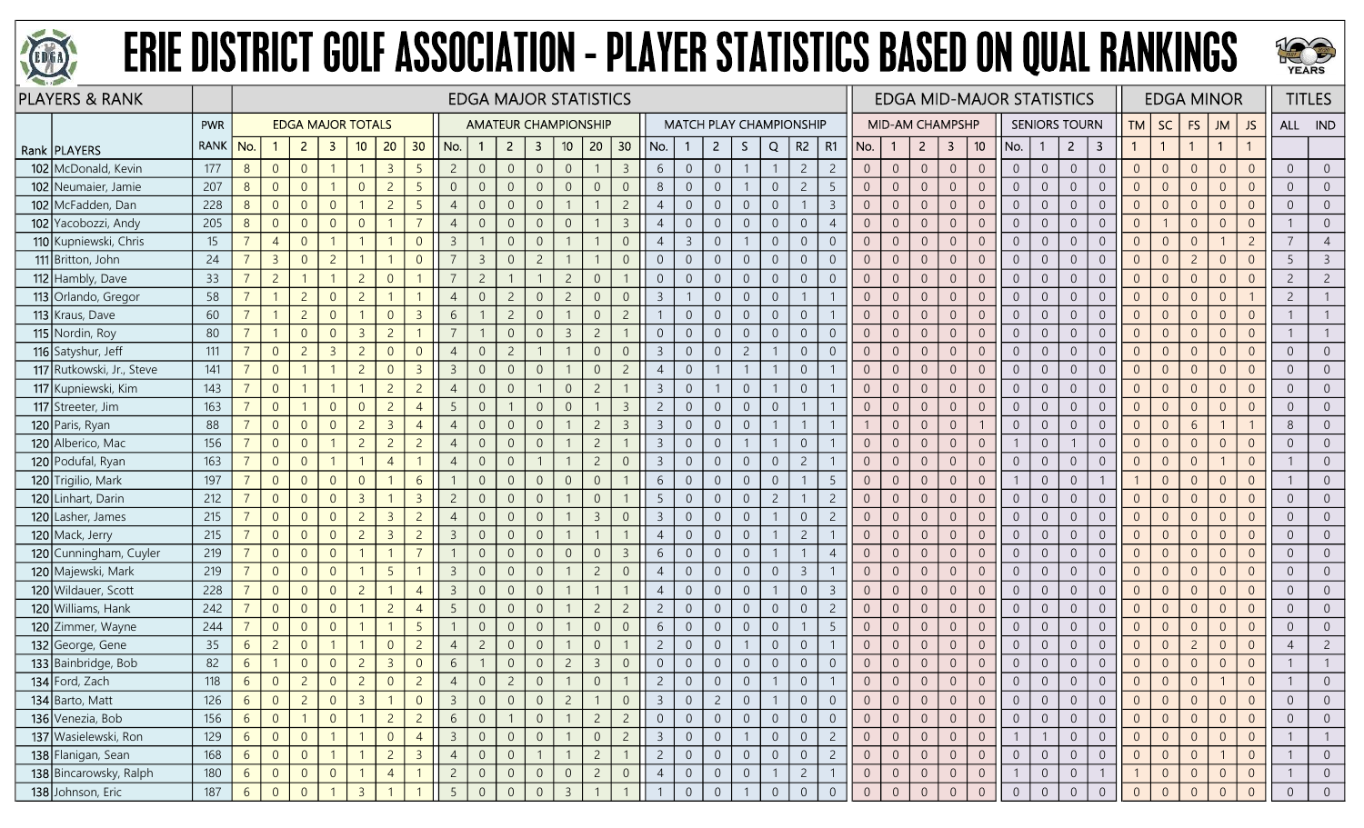# ERIE DISTRICT GOLF ASSOCIATION - PLAYER STATISTICS BASED ON QUAL RANKINGS

| PLAYERS & RANK | | | EDGA MAJOR STATISTICS | | | | | | | | | | | | | | | | | | | | | | | EDGA MID-MAJOR STATISTICS | | | | | | | | | EDGA MINOR | | | | | TITLES | |
|---|---|---|---|---|---|---|---|---|---|---|---|---|---|---|---|---|---|---|---|---|---|---|---|---|---|---|---|---|---|---|---|---|---|---|---|---|---|---|---|---|---|
| | | PWR | EDGA MAJOR TOTALS | | | | | | | AMATEUR CHAMPIONSHIP | | | | | | | MATCH PLAY CHAMPIONSHIP | | | | | | | MID-AM CHAMPSHP | | | | | SENIORS TOURN | | | | TM | SC | FS | JM | JS | ALL | IND |
| Rank | PLAYERS | RANK | No. | 1 | 2 | 3 | 10 | 20 | 30 | No. | 1 | 2 | 3 | 10 | 20 | 30 | No. | 1 | 2 | S | Q | R2 | R1 | No. | 1 | 2 | 3 | 10 | No. | 1 | 2 | 3 | 1 | 1 | 1 | 1 | 1 | | |
| 102 | McDonald, Kevin | 177 | 8 | 0 | 0 | 1 | 1 | 3 | 5 | 2 | 0 | 0 | 0 | 0 | 1 | 3 | 6 | 0 | 0 | 1 | 1 | 2 | 2 | 0 | 0 | 0 | 0 | 0 | 0 | 0 | 0 | 0 | 0 | 0 | 0 | 0 | 0 | 0 | 0 |
| 102 | Neumaier, Jamie | 207 | 8 | 0 | 0 | 1 | 0 | 2 | 5 | 0 | 0 | 0 | 0 | 0 | 0 | 0 | 8 | 0 | 0 | 1 | 0 | 2 | 5 | 0 | 0 | 0 | 0 | 0 | 0 | 0 | 0 | 0 | 0 | 0 | 0 | 0 | 0 | 0 | 0 |
| 102 | McFadden, Dan | 228 | 8 | 0 | 0 | 0 | 1 | 2 | 5 | 4 | 0 | 0 | 0 | 0 | 1 | 2 | 4 | 0 | 0 | 0 | 0 | 1 | 3 | 0 | 0 | 0 | 0 | 0 | 0 | 0 | 0 | 0 | 0 | 0 | 0 | 0 | 0 | 0 | 0 |
| 102 | Yacobozzi, Andy | 205 | 8 | 0 | 0 | 0 | 0 | 1 | 7 | 4 | 0 | 0 | 0 | 0 | 1 | 3 | 4 | 0 | 0 | 0 | 0 | 0 | 4 | 0 | 0 | 0 | 0 | 0 | 0 | 0 | 0 | 0 | 0 | 1 | 0 | 0 | 0 | 1 | 0 |
| 110 | Kupniewski, Chris | 15 | 7 | 4 | 0 | 1 | 1 | 1 | 0 | 3 | 1 | 0 | 0 | 1 | 1 | 0 | 4 | 3 | 0 | 1 | 0 | 0 | 0 | 0 | 0 | 0 | 0 | 0 | 0 | 0 | 0 | 0 | 0 | 0 | 0 | 1 | 2 | 7 | 4 |
| 111 | Britton, John | 24 | 7 | 3 | 0 | 2 | 1 | 1 | 0 | 7 | 3 | 0 | 2 | 1 | 1 | 0 | 0 | 0 | 0 | 0 | 0 | 0 | 0 | 0 | 0 | 0 | 0 | 0 | 0 | 0 | 0 | 0 | 0 | 0 | 2 | 0 | 0 | 5 | 3 |
| 112 | Hambly, Dave | 33 | 7 | 2 | 1 | 1 | 2 | 0 | 1 | 7 | 2 | 1 | 1 | 2 | 0 | 1 | 0 | 0 | 0 | 0 | 0 | 0 | 0 | 0 | 0 | 0 | 0 | 0 | 0 | 0 | 0 | 0 | 0 | 0 | 0 | 0 | 0 | 2 | 2 |
| 113 | Orlando, Gregor | 58 | 7 | 1 | 2 | 0 | 2 | 1 | 1 | 4 | 0 | 2 | 0 | 2 | 0 | 0 | 3 | 1 | 0 | 0 | 0 | 1 | 1 | 0 | 0 | 0 | 0 | 0 | 0 | 0 | 0 | 0 | 0 | 0 | 0 | 0 | 1 | 2 | 1 |
| 113 | Kraus, Dave | 60 | 7 | 1 | 2 | 0 | 1 | 0 | 3 | 6 | 1 | 2 | 0 | 1 | 0 | 2 | 1 | 0 | 0 | 0 | 0 | 0 | 1 | 0 | 0 | 0 | 0 | 0 | 0 | 0 | 0 | 0 | 0 | 0 | 0 | 0 | 0 | 1 | 1 |
| 115 | Nordin, Roy | 80 | 7 | 1 | 0 | 0 | 3 | 2 | 1 | 7 | 1 | 0 | 0 | 3 | 2 | 1 | 0 | 0 | 0 | 0 | 0 | 0 | 0 | 0 | 0 | 0 | 0 | 0 | 0 | 0 | 0 | 0 | 0 | 0 | 0 | 0 | 0 | 1 | 1 |
| 116 | Satyshur, Jeff | 111 | 7 | 0 | 2 | 3 | 2 | 0 | 0 | 4 | 0 | 2 | 1 | 1 | 0 | 0 | 3 | 0 | 0 | 2 | 1 | 0 | 0 | 0 | 0 | 0 | 0 | 0 | 0 | 0 | 0 | 0 | 0 | 0 | 0 | 0 | 0 | 0 | 0 |
| 117 | Rutkowski, Jr., Steve | 141 | 7 | 0 | 1 | 1 | 2 | 0 | 3 | 3 | 0 | 0 | 0 | 1 | 0 | 2 | 4 | 0 | 1 | 1 | 1 | 0 | 1 | 0 | 0 | 0 | 0 | 0 | 0 | 0 | 0 | 0 | 0 | 0 | 0 | 0 | 0 | 0 | 0 |
| 117 | Kupniewski, Kim | 143 | 7 | 0 | 1 | 1 | 1 | 2 | 2 | 4 | 0 | 0 | 1 | 0 | 2 | 1 | 3 | 0 | 1 | 0 | 1 | 0 | 1 | 0 | 0 | 0 | 0 | 0 | 0 | 0 | 0 | 0 | 0 | 0 | 0 | 0 | 0 | 0 | 0 |
| 117 | Streeter, Jim | 163 | 7 | 0 | 1 | 0 | 0 | 2 | 4 | 5 | 0 | 1 | 0 | 0 | 1 | 3 | 2 | 0 | 0 | 0 | 0 | 1 | 1 | 0 | 0 | 0 | 0 | 0 | 0 | 0 | 0 | 0 | 0 | 0 | 0 | 0 | 0 | 0 | 0 |
| 120 | Paris, Ryan | 88 | 7 | 0 | 0 | 0 | 2 | 3 | 4 | 4 | 0 | 0 | 0 | 1 | 2 | 3 | 3 | 0 | 0 | 0 | 1 | 1 | 1 | 1 | 0 | 0 | 0 | 1 | 0 | 0 | 0 | 0 | 0 | 0 | 6 | 1 | 1 | 8 | 0 |
| 120 | Alberico, Mac | 156 | 7 | 0 | 0 | 1 | 2 | 2 | 2 | 4 | 0 | 0 | 0 | 1 | 2 | 1 | 3 | 0 | 0 | 1 | 1 | 0 | 1 | 0 | 0 | 0 | 0 | 0 | 1 | 0 | 1 | 0 | 0 | 0 | 0 | 0 | 0 | 0 | 0 |
| 120 | Podufal, Ryan | 163 | 7 | 0 | 0 | 1 | 1 | 4 | 1 | 4 | 0 | 0 | 1 | 1 | 2 | 0 | 3 | 0 | 0 | 0 | 0 | 2 | 1 | 0 | 0 | 0 | 0 | 0 | 0 | 0 | 0 | 0 | 0 | 0 | 0 | 1 | 0 | 1 | 0 |
| 120 | Trigilio, Mark | 197 | 7 | 0 | 0 | 0 | 0 | 1 | 6 | 1 | 0 | 0 | 0 | 0 | 0 | 1 | 6 | 0 | 0 | 0 | 0 | 1 | 5 | 0 | 0 | 0 | 0 | 0 | 1 | 0 | 0 | 1 | 1 | 0 | 0 | 0 | 0 | 1 | 0 |
| 120 | Linhart, Darin | 212 | 7 | 0 | 0 | 0 | 3 | 1 | 3 | 2 | 0 | 0 | 0 | 1 | 0 | 1 | 5 | 0 | 0 | 0 | 2 | 1 | 2 | 0 | 0 | 0 | 0 | 0 | 0 | 0 | 0 | 0 | 0 | 0 | 0 | 0 | 0 | 0 | 0 |
| 120 | Lasher, James | 215 | 7 | 0 | 0 | 0 | 2 | 3 | 2 | 4 | 0 | 0 | 0 | 1 | 3 | 0 | 3 | 0 | 0 | 0 | 1 | 0 | 2 | 0 | 0 | 0 | 0 | 0 | 0 | 0 | 0 | 0 | 0 | 0 | 0 | 0 | 0 | 0 | 0 |
| 120 | Mack, Jerry | 215 | 7 | 0 | 0 | 0 | 2 | 3 | 2 | 3 | 0 | 0 | 0 | 1 | 1 | 1 | 4 | 0 | 0 | 0 | 1 | 2 | 1 | 0 | 0 | 0 | 0 | 0 | 0 | 0 | 0 | 0 | 0 | 0 | 0 | 0 | 0 | 0 | 0 |
| 120 | Cunningham, Cuyler | 219 | 7 | 0 | 0 | 0 | 1 | 1 | 7 | 1 | 0 | 0 | 0 | 0 | 0 | 3 | 6 | 0 | 0 | 0 | 1 | 1 | 4 | 0 | 0 | 0 | 0 | 0 | 0 | 0 | 0 | 0 | 0 | 0 | 0 | 0 | 0 | 0 | 0 |
| 120 | Majewski, Mark | 219 | 7 | 0 | 0 | 0 | 1 | 5 | 1 | 3 | 0 | 0 | 0 | 1 | 2 | 0 | 4 | 0 | 0 | 0 | 0 | 3 | 1 | 0 | 0 | 0 | 0 | 0 | 0 | 0 | 0 | 0 | 0 | 0 | 0 | 0 | 0 | 0 | 0 |
| 120 | Wildauer, Scott | 228 | 7 | 0 | 0 | 0 | 2 | 1 | 4 | 3 | 0 | 0 | 0 | 1 | 1 | 1 | 4 | 0 | 0 | 0 | 1 | 0 | 3 | 0 | 0 | 0 | 0 | 0 | 0 | 0 | 0 | 0 | 0 | 0 | 0 | 0 | 0 | 0 | 0 |
| 120 | Williams, Hank | 242 | 7 | 0 | 0 | 0 | 1 | 2 | 4 | 5 | 0 | 0 | 0 | 1 | 2 | 2 | 2 | 0 | 0 | 0 | 0 | 0 | 2 | 0 | 0 | 0 | 0 | 0 | 0 | 0 | 0 | 0 | 0 | 0 | 0 | 0 | 0 | 0 | 0 |
| 120 | Zimmer, Wayne | 244 | 7 | 0 | 0 | 0 | 1 | 1 | 5 | 1 | 0 | 0 | 0 | 1 | 0 | 0 | 6 | 0 | 0 | 0 | 0 | 1 | 5 | 0 | 0 | 0 | 0 | 0 | 0 | 0 | 0 | 0 | 0 | 0 | 0 | 0 | 0 | 0 | 0 |
| 132 | George, Gene | 35 | 6 | 2 | 0 | 1 | 1 | 0 | 2 | 4 | 2 | 0 | 0 | 1 | 0 | 1 | 2 | 0 | 0 | 1 | 0 | 0 | 1 | 0 | 0 | 0 | 0 | 0 | 0 | 0 | 0 | 0 | 0 | 0 | 2 | 0 | 0 | 4 | 2 |
| 133 | Bainbridge, Bob | 82 | 6 | 1 | 0 | 0 | 2 | 3 | 0 | 6 | 1 | 0 | 0 | 2 | 3 | 0 | 0 | 0 | 0 | 0 | 0 | 0 | 0 | 0 | 0 | 0 | 0 | 0 | 0 | 0 | 0 | 0 | 0 | 0 | 0 | 0 | 0 | 1 | 1 |
| 134 | Ford, Zach | 118 | 6 | 0 | 2 | 0 | 2 | 0 | 2 | 4 | 0 | 2 | 0 | 1 | 0 | 1 | 2 | 0 | 0 | 0 | 1 | 0 | 1 | 0 | 0 | 0 | 0 | 0 | 0 | 0 | 0 | 0 | 0 | 0 | 0 | 1 | 0 | 1 | 0 |
| 134 | Barto, Matt | 126 | 6 | 0 | 2 | 0 | 3 | 1 | 0 | 3 | 0 | 0 | 0 | 2 | 1 | 0 | 3 | 0 | 2 | 0 | 1 | 0 | 0 | 0 | 0 | 0 | 0 | 0 | 0 | 0 | 0 | 0 | 0 | 0 | 0 | 0 | 0 | 0 | 0 |
| 136 | Venezia, Bob | 156 | 6 | 0 | 1 | 0 | 1 | 2 | 2 | 6 | 0 | 1 | 0 | 1 | 2 | 2 | 0 | 0 | 0 | 0 | 0 | 0 | 0 | 0 | 0 | 0 | 0 | 0 | 0 | 0 | 0 | 0 | 0 | 0 | 0 | 0 | 0 | 0 | 0 |
| 137 | Wasielewski, Ron | 129 | 6 | 0 | 0 | 1 | 1 | 0 | 4 | 3 | 0 | 0 | 0 | 1 | 0 | 2 | 3 | 0 | 0 | 1 | 0 | 0 | 2 | 0 | 0 | 0 | 0 | 0 | 1 | 1 | 0 | 0 | 0 | 0 | 0 | 0 | 0 | 1 | 1 |
| 138 | Flanigan, Sean | 168 | 6 | 0 | 0 | 1 | 1 | 2 | 3 | 4 | 0 | 0 | 1 | 1 | 2 | 1 | 2 | 0 | 0 | 0 | 0 | 0 | 2 | 0 | 0 | 0 | 0 | 0 | 0 | 0 | 0 | 0 | 0 | 0 | 0 | 1 | 0 | 1 | 0 |
| 138 | Bincarowsky, Ralph | 180 | 6 | 0 | 0 | 0 | 1 | 4 | 1 | 2 | 0 | 0 | 0 | 0 | 2 | 0 | 4 | 0 | 0 | 0 | 1 | 2 | 1 | 0 | 0 | 0 | 0 | 0 | 1 | 0 | 0 | 1 | 1 | 0 | 0 | 0 | 0 | 1 | 0 |
| 138 | Johnson, Eric | 187 | 6 | 0 | 0 | 1 | 3 | 1 | 1 | 5 | 0 | 0 | 0 | 3 | 1 | 1 | 1 | 0 | 0 | 1 | 0 | 0 | 0 | 0 | 0 | 0 | 0 | 0 | 0 | 0 | 0 | 0 | 0 | 0 | 0 | 0 | 0 | 0 | 0 |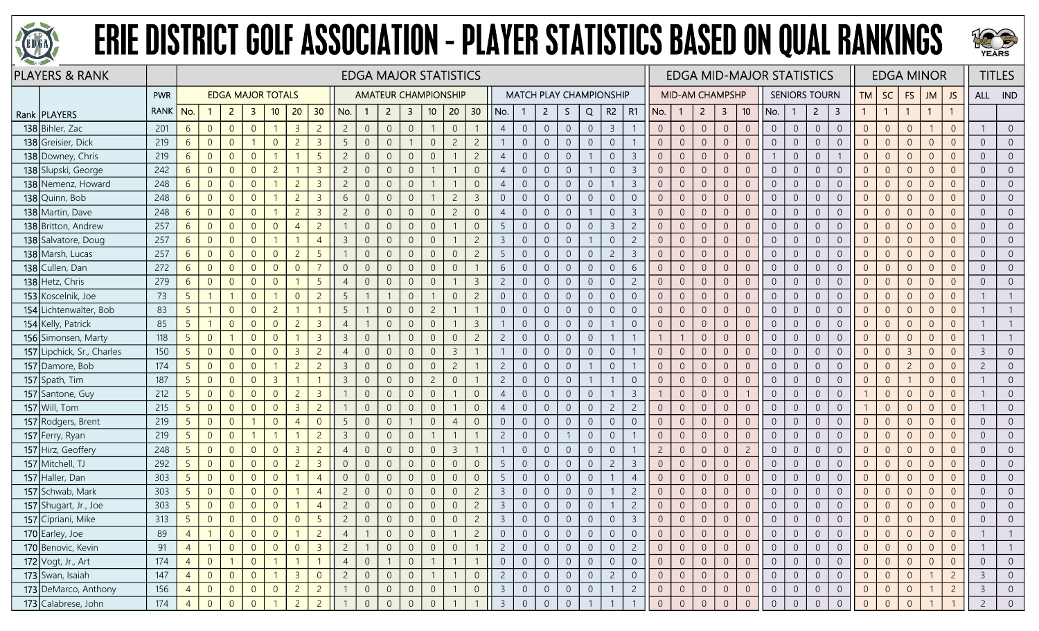# ERIE DISTRICT GOLF ASSOCIATION - PLAYER STATISTICS BASED ON QUAL RANKINGS

| PLAYERS & RANK | | | EDGA MAJOR STATISTICS | | | | | | | | | | | | | | | | | | | | | | | | EDGA MID-MAJOR STATISTICS | | | | | | | | | | EDGA MINOR | | | | | TITLES | |
|---|---|---|---|---|---|---|---|---|---|---|---|---|---|---|---|---|---|---|---|---|---|---|---|---|---|---|---|---|---|---|---|---|---|---|---|---|---|---|---|---|---|---|---|
| | | PWR | EDGA MAJOR TOTALS | | | | | | | AMATEUR CHAMPIONSHIP | | | | | | | MATCH PLAY CHAMPIONSHIP | | | | | | | MID-AM CHAMPSHP | | | | | SENIORS TOURN | | | | TM | SC | FS | JM | JS | ALL | IND |
| Rank | PLAYERS | RANK | No. | 1 | 2 | 3 | 10 | 20 | 30 | No. | 1 | 2 | 3 | 10 | 20 | 30 | No. | 1 | 2 | S | Q | R2 | R1 | No. | 1 | 2 | 3 | 10 | No. | 1 | 2 | 3 | 1 | 1 | 1 | 1 | 1 | | |
| 138 | Bihler, Zac | 201 | 6 | 0 | 0 | 0 | 1 | 3 | 2 | 2 | 0 | 0 | 0 | 1 | 0 | 1 | 4 | 0 | 0 | 0 | 0 | 3 | 1 | 0 | 0 | 0 | 0 | 0 | 0 | 0 | 0 | 0 | 0 | 0 | 0 | 1 | 0 | 1 | 0 |
| 138 | Greisier, Dick | 219 | 6 | 0 | 0 | 1 | 0 | 2 | 3 | 5 | 0 | 0 | 1 | 0 | 2 | 2 | 1 | 0 | 0 | 0 | 0 | 0 | 1 | 0 | 0 | 0 | 0 | 0 | 0 | 0 | 0 | 0 | 0 | 0 | 0 | 0 | 0 | 0 | 0 |
| 138 | Downey, Chris | 219 | 6 | 0 | 0 | 0 | 1 | 1 | 5 | 2 | 0 | 0 | 0 | 0 | 0 | 2 | 4 | 0 | 0 | 0 | 1 | 0 | 3 | 0 | 0 | 0 | 0 | 0 | 1 | 0 | 0 | 1 | 0 | 0 | 0 | 0 | 0 | 0 | 0 |
| 138 | Slupski, George | 242 | 6 | 0 | 0 | 0 | 2 | 1 | 3 | 2 | 0 | 0 | 0 | 1 | 1 | 0 | 4 | 0 | 0 | 0 | 1 | 0 | 3 | 0 | 0 | 0 | 0 | 0 | 0 | 0 | 0 | 0 | 0 | 0 | 0 | 0 | 0 | 0 | 0 |
| 138 | Nemenz, Howard | 248 | 6 | 0 | 0 | 0 | 1 | 2 | 3 | 2 | 0 | 0 | 0 | 1 | 1 | 0 | 4 | 0 | 0 | 0 | 0 | 1 | 3 | 0 | 0 | 0 | 0 | 0 | 0 | 0 | 0 | 0 | 0 | 0 | 0 | 0 | 0 | 0 | 0 |
| 138 | Quinn, Bob | 248 | 6 | 0 | 0 | 0 | 1 | 2 | 3 | 6 | 0 | 0 | 0 | 1 | 2 | 3 | 0 | 0 | 0 | 0 | 0 | 0 | 0 | 0 | 0 | 0 | 0 | 0 | 0 | 0 | 0 | 0 | 0 | 0 | 0 | 0 | 0 | 0 | 0 |
| 138 | Martin, Dave | 248 | 6 | 0 | 0 | 0 | 1 | 2 | 3 | 2 | 0 | 0 | 0 | 0 | 2 | 0 | 4 | 0 | 0 | 0 | 1 | 0 | 3 | 0 | 0 | 0 | 0 | 0 | 0 | 0 | 0 | 0 | 0 | 0 | 0 | 0 | 0 | 0 | 0 |
| 138 | Britton, Andrew | 257 | 6 | 0 | 0 | 0 | 0 | 4 | 2 | 1 | 0 | 0 | 0 | 0 | 1 | 0 | 5 | 0 | 0 | 0 | 0 | 3 | 2 | 0 | 0 | 0 | 0 | 0 | 0 | 0 | 0 | 0 | 0 | 0 | 0 | 0 | 0 | 0 | 0 |
| 138 | Salvatore, Doug | 257 | 6 | 0 | 0 | 0 | 1 | 1 | 4 | 3 | 0 | 0 | 0 | 0 | 1 | 2 | 3 | 0 | 0 | 0 | 1 | 0 | 2 | 0 | 0 | 0 | 0 | 0 | 0 | 0 | 0 | 0 | 0 | 0 | 0 | 0 | 0 | 0 | 0 |
| 138 | Marsh, Lucas | 257 | 6 | 0 | 0 | 0 | 0 | 2 | 5 | 1 | 0 | 0 | 0 | 0 | 0 | 2 | 5 | 0 | 0 | 0 | 0 | 2 | 3 | 0 | 0 | 0 | 0 | 0 | 0 | 0 | 0 | 0 | 0 | 0 | 0 | 0 | 0 | 0 | 0 |
| 138 | Cullen, Dan | 272 | 6 | 0 | 0 | 0 | 0 | 0 | 7 | 0 | 0 | 0 | 0 | 0 | 0 | 1 | 6 | 0 | 0 | 0 | 0 | 0 | 6 | 0 | 0 | 0 | 0 | 0 | 0 | 0 | 0 | 0 | 0 | 0 | 0 | 0 | 0 | 0 | 0 |
| 138 | Hetz, Chris | 279 | 6 | 0 | 0 | 0 | 0 | 1 | 5 | 4 | 0 | 0 | 0 | 0 | 1 | 3 | 2 | 0 | 0 | 0 | 0 | 0 | 2 | 0 | 0 | 0 | 0 | 0 | 0 | 0 | 0 | 0 | 0 | 0 | 0 | 0 | 0 | 0 | 0 |
| 153 | Koscelnik, Joe | 73 | 5 | 1 | 1 | 0 | 1 | 0 | 2 | 5 | 1 | 1 | 0 | 1 | 0 | 2 | 0 | 0 | 0 | 0 | 0 | 0 | 0 | 0 | 0 | 0 | 0 | 0 | 0 | 0 | 0 | 0 | 0 | 0 | 0 | 0 | 0 | 1 | 1 |
| 154 | Lichtenwalter, Bob | 83 | 5 | 1 | 0 | 0 | 2 | 1 | 1 | 5 | 1 | 0 | 0 | 2 | 1 | 1 | 0 | 0 | 0 | 0 | 0 | 0 | 0 | 0 | 0 | 0 | 0 | 0 | 0 | 0 | 0 | 0 | 0 | 0 | 0 | 0 | 0 | 1 | 1 |
| 154 | Kelly, Patrick | 85 | 5 | 1 | 0 | 0 | 0 | 2 | 3 | 4 | 1 | 0 | 0 | 0 | 1 | 3 | 1 | 0 | 0 | 0 | 0 | 1 | 0 | 0 | 0 | 0 | 0 | 0 | 0 | 0 | 0 | 0 | 0 | 0 | 0 | 0 | 0 | 1 | 1 |
| 156 | Simonsen, Marty | 118 | 5 | 0 | 1 | 0 | 0 | 1 | 3 | 3 | 0 | 1 | 0 | 0 | 0 | 2 | 2 | 0 | 0 | 0 | 0 | 1 | 1 | 1 | 1 | 0 | 0 | 0 | 0 | 0 | 0 | 0 | 0 | 0 | 0 | 0 | 0 | 1 | 1 |
| 157 | Lipchick, Sr., Charles | 150 | 5 | 0 | 0 | 0 | 0 | 3 | 2 | 4 | 0 | 0 | 0 | 0 | 3 | 1 | 1 | 0 | 0 | 0 | 0 | 0 | 1 | 0 | 0 | 0 | 0 | 0 | 0 | 0 | 0 | 0 | 0 | 0 | 3 | 0 | 0 | 3 | 0 |
| 157 | Damore, Bob | 174 | 5 | 0 | 0 | 0 | 1 | 2 | 2 | 3 | 0 | 0 | 0 | 0 | 2 | 1 | 2 | 0 | 0 | 0 | 1 | 0 | 1 | 0 | 0 | 0 | 0 | 0 | 0 | 0 | 0 | 0 | 0 | 0 | 2 | 0 | 0 | 2 | 0 |
| 157 | Spath, Tim | 187 | 5 | 0 | 0 | 0 | 3 | 1 | 1 | 3 | 0 | 0 | 0 | 2 | 0 | 1 | 2 | 0 | 0 | 0 | 1 | 1 | 0 | 0 | 0 | 0 | 0 | 0 | 0 | 0 | 0 | 0 | 0 | 0 | 1 | 0 | 0 | 1 | 0 |
| 157 | Santone, Guy | 212 | 5 | 0 | 0 | 0 | 0 | 2 | 3 | 1 | 0 | 0 | 0 | 0 | 1 | 0 | 4 | 0 | 0 | 0 | 0 | 1 | 3 | 1 | 0 | 0 | 0 | 1 | 0 | 0 | 0 | 0 | 1 | 0 | 0 | 0 | 0 | 1 | 0 |
| 157 | Will, Tom | 215 | 5 | 0 | 0 | 0 | 0 | 3 | 2 | 1 | 0 | 0 | 0 | 0 | 1 | 0 | 4 | 0 | 0 | 0 | 0 | 2 | 2 | 0 | 0 | 0 | 0 | 0 | 0 | 0 | 0 | 0 | 1 | 0 | 0 | 0 | 0 | 1 | 0 |
| 157 | Rodgers, Brent | 219 | 5 | 0 | 0 | 1 | 0 | 4 | 0 | 5 | 0 | 0 | 1 | 0 | 4 | 0 | 0 | 0 | 0 | 0 | 0 | 0 | 0 | 0 | 0 | 0 | 0 | 0 | 0 | 0 | 0 | 0 | 0 | 0 | 0 | 0 | 0 | 0 | 0 |
| 157 | Ferry, Ryan | 219 | 5 | 0 | 0 | 1 | 1 | 1 | 2 | 3 | 0 | 0 | 0 | 1 | 1 | 1 | 2 | 0 | 0 | 1 | 0 | 0 | 1 | 0 | 0 | 0 | 0 | 0 | 0 | 0 | 0 | 0 | 0 | 0 | 0 | 0 | 0 | 0 | 0 |
| 157 | Hirz, Geoffrey | 248 | 5 | 0 | 0 | 0 | 0 | 3 | 2 | 4 | 0 | 0 | 0 | 0 | 3 | 1 | 1 | 0 | 0 | 0 | 0 | 0 | 1 | 2 | 0 | 0 | 0 | 2 | 0 | 0 | 0 | 0 | 0 | 0 | 0 | 0 | 0 | 0 | 0 |
| 157 | Mitchell, TJ | 292 | 5 | 0 | 0 | 0 | 0 | 2 | 3 | 0 | 0 | 0 | 0 | 0 | 0 | 0 | 5 | 0 | 0 | 0 | 0 | 2 | 3 | 0 | 0 | 0 | 0 | 0 | 0 | 0 | 0 | 0 | 0 | 0 | 0 | 0 | 0 | 0 | 0 |
| 157 | Haller, Dan | 303 | 5 | 0 | 0 | 0 | 0 | 1 | 4 | 0 | 0 | 0 | 0 | 0 | 0 | 0 | 5 | 0 | 0 | 0 | 0 | 1 | 4 | 0 | 0 | 0 | 0 | 0 | 0 | 0 | 0 | 0 | 0 | 0 | 0 | 0 | 0 | 0 | 0 |
| 157 | Schwab, Mark | 303 | 5 | 0 | 0 | 0 | 0 | 1 | 4 | 2 | 0 | 0 | 0 | 0 | 0 | 2 | 3 | 0 | 0 | 0 | 0 | 1 | 2 | 0 | 0 | 0 | 0 | 0 | 0 | 0 | 0 | 0 | 0 | 0 | 0 | 0 | 0 | 0 | 0 |
| 157 | Shugart, Jr., Joe | 303 | 5 | 0 | 0 | 0 | 0 | 1 | 4 | 2 | 0 | 0 | 0 | 0 | 0 | 2 | 3 | 0 | 0 | 0 | 0 | 1 | 2 | 0 | 0 | 0 | 0 | 0 | 0 | 0 | 0 | 0 | 0 | 0 | 0 | 0 | 0 | 0 | 0 |
| 157 | Cipriani, Mike | 313 | 5 | 0 | 0 | 0 | 0 | 0 | 5 | 2 | 0 | 0 | 0 | 0 | 0 | 2 | 3 | 0 | 0 | 0 | 0 | 0 | 3 | 0 | 0 | 0 | 0 | 0 | 0 | 0 | 0 | 0 | 0 | 0 | 0 | 0 | 0 | 0 | 0 |
| 170 | Earley, Joe | 89 | 4 | 1 | 0 | 0 | 0 | 1 | 2 | 4 | 1 | 0 | 0 | 0 | 1 | 2 | 0 | 0 | 0 | 0 | 0 | 0 | 0 | 0 | 0 | 0 | 0 | 0 | 0 | 0 | 0 | 0 | 0 | 0 | 0 | 0 | 0 | 1 | 1 |
| 170 | Benovic, Kevin | 91 | 4 | 1 | 0 | 0 | 0 | 0 | 3 | 2 | 1 | 0 | 0 | 0 | 0 | 1 | 2 | 0 | 0 | 0 | 0 | 0 | 2 | 0 | 0 | 0 | 0 | 0 | 0 | 0 | 0 | 0 | 0 | 0 | 0 | 0 | 0 | 1 | 1 |
| 172 | Vogt, Jr., Art | 174 | 4 | 0 | 1 | 0 | 1 | 1 | 1 | 4 | 0 | 1 | 0 | 1 | 1 | 1 | 0 | 0 | 0 | 0 | 0 | 0 | 0 | 0 | 0 | 0 | 0 | 0 | 0 | 0 | 0 | 0 | 0 | 0 | 0 | 0 | 0 | 0 | 0 |
| 173 | Swan, Isaiah | 147 | 4 | 0 | 0 | 0 | 1 | 3 | 0 | 2 | 0 | 0 | 0 | 1 | 1 | 0 | 2 | 0 | 0 | 0 | 0 | 2 | 0 | 0 | 0 | 0 | 0 | 0 | 0 | 0 | 0 | 0 | 0 | 0 | 0 | 1 | 2 | 3 | 0 |
| 173 | DeMarco, Anthony | 156 | 4 | 0 | 0 | 0 | 0 | 2 | 2 | 1 | 0 | 0 | 0 | 0 | 1 | 0 | 3 | 0 | 0 | 0 | 0 | 1 | 2 | 0 | 0 | 0 | 0 | 0 | 0 | 0 | 0 | 0 | 0 | 0 | 0 | 1 | 2 | 3 | 0 |
| 173 | Calabrese, John | 174 | 4 | 0 | 0 | 0 | 1 | 2 | 2 | 1 | 0 | 0 | 0 | 0 | 1 | 1 | 3 | 0 | 0 | 0 | 1 | 1 | 1 | 0 | 0 | 0 | 0 | 0 | 0 | 0 | 0 | 0 | 0 | 0 | 0 | 1 | 1 | 2 | 0 |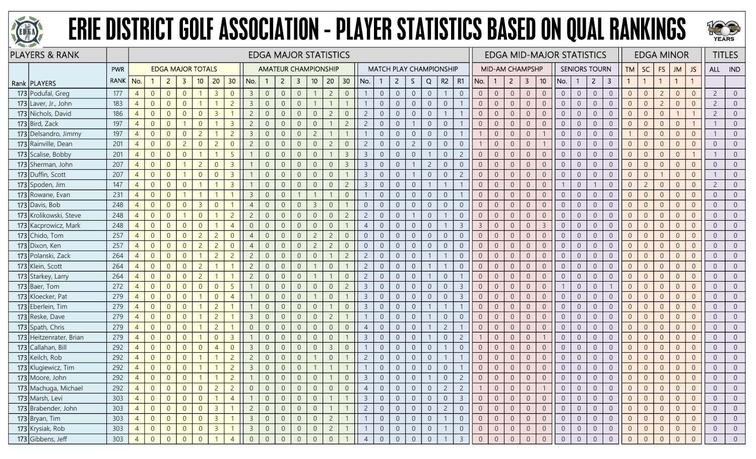# ERIE DISTRICT GOLF ASSOCIATION - PLAYER STATISTICS BASED ON QUAL RANKINGS

| PLAYERS & RANK | | | EDGA MAJOR STATISTICS | | | | | | | | | | | | | | | | | | | | | | | | EDGA MID-MAJOR STATISTICS | | | | | | | | | EDGA MINOR | | | | | TITLES | |
|---|---|---|---|---|---|---|---|---|---|---|---|---|---|---|---|---|---|---|---|---|---|---|---|---|---|---|---|---|---|---|---|---|---|---|---|---|---|---|---|---|---|---|
| | | PWR | EDGA MAJOR TOTALS | | | | | | | AMATEUR CHAMPIONSHIP | | | | | | | MATCH PLAY CHAMPIONSHIP | | | | | | | MID-AM CHAMPSHP | | | | | SENIORS TOURN | | | | TM | SC | FS | JM | JS | ALL | IND |
| Rank | PLAYERS | RANK | No. | 1 | 2 | 3 | 10 | 20 | 30 | No. | 1 | 2 | 3 | 10 | 20 | 30 | No. | 1 | 2 | S | Q | R2 | R1 | No. | 1 | 2 | 3 | 10 | No. | 1 | 2 | 3 | 1 | 1 | 1 | 1 | 1 | | |
| 173 | Podufal, Greg | 177 | 4 | 0 | 0 | 0 | 1 | 3 | 0 | 3 | 0 | 0 | 0 | 1 | 2 | 0 | 1 | 0 | 0 | 0 | 0 | 1 | 0 | 0 | 0 | 0 | 0 | 0 | 0 | 0 | 0 | 0 | 0 | 0 | 2 | 0 | 0 | 2 | 0 |
| 173 | Laver, Jr., John | 183 | 4 | 0 | 0 | 0 | 1 | 1 | 2 | 3 | 0 | 0 | 0 | 1 | 1 | 1 | 1 | 0 | 0 | 0 | 0 | 0 | 1 | 0 | 0 | 0 | 0 | 0 | 0 | 0 | 0 | 0 | 0 | 0 | 2 | 0 | 0 | 2 | 0 |
| 173 | Nichols, David | 186 | 4 | 0 | 0 | 0 | 0 | 3 | 1 | 2 | 0 | 0 | 0 | 0 | 2 | 0 | 2 | 0 | 0 | 0 | 0 | 1 | 1 | 0 | 0 | 0 | 0 | 0 | 0 | 0 | 0 | 0 | 0 | 0 | 0 | 1 | 1 | 2 | 0 |
| 173 | Bird, Zack | 197 | 4 | 0 | 0 | 1 | 0 | 1 | 3 | 2 | 0 | 0 | 0 | 0 | 1 | 2 | 2 | 0 | 0 | 1 | 0 | 0 | 1 | 0 | 0 | 0 | 0 | 0 | 0 | 0 | 0 | 0 | 0 | 0 | 0 | 0 | 1 | 1 | 0 |
| 173 | Delsandro, Jimmy | 197 | 4 | 0 | 0 | 0 | 2 | 1 | 2 | 3 | 0 | 0 | 0 | 2 | 1 | 1 | 1 | 0 | 0 | 0 | 0 | 0 | 1 | 1 | 0 | 0 | 0 | 1 | 0 | 0 | 0 | 0 | 1 | 0 | 0 | 0 | 0 | 1 | 0 |
| 173 | Rainville, Dean | 201 | 4 | 0 | 0 | 2 | 0 | 2 | 0 | 2 | 0 | 0 | 0 | 0 | 2 | 0 | 2 | 0 | 0 | 2 | 0 | 0 | 0 | 1 | 0 | 0 | 0 | 1 | 0 | 0 | 0 | 0 | 0 | 0 | 0 | 0 | 0 | 0 | 0 |
| 173 | Scalise, Bobby | 201 | 4 | 0 | 0 | 0 | 1 | 1 | 5 | 1 | 0 | 0 | 0 | 0 | 1 | 3 | 3 | 0 | 0 | 0 | 1 | 0 | 2 | 0 | 0 | 0 | 0 | 0 | 0 | 0 | 0 | 0 | 0 | 0 | 0 | 0 | 1 | 1 | 0 |
| 173 | Sherman, John | 207 | 4 | 0 | 0 | 1 | 2 | 0 | 3 | 1 | 0 | 0 | 0 | 0 | 0 | 3 | 3 | 0 | 0 | 1 | 2 | 0 | 0 | 0 | 0 | 0 | 0 | 0 | 0 | 0 | 0 | 0 | 0 | 0 | 0 | 0 | 0 | 0 | 0 |
| 173 | Duffin, Scott | 207 | 4 | 0 | 0 | 1 | 0 | 0 | 3 | 1 | 0 | 0 | 0 | 0 | 0 | 1 | 3 | 0 | 0 | 1 | 0 | 0 | 2 | 0 | 0 | 0 | 0 | 0 | 0 | 0 | 0 | 0 | 0 | 0 | 1 | 0 | 0 | 1 | 0 |
| 173 | Spoden, Jim | 147 | 4 | 0 | 0 | 0 | 1 | 1 | 3 | 1 | 0 | 0 | 0 | 0 | 0 | 2 | 3 | 0 | 0 | 0 | 1 | 1 | 1 | 0 | 0 | 0 | 0 | 0 | 1 | 0 | 1 | 0 | 0 | 2 | 0 | 0 | 0 | 2 | 0 |
| 173 | Rowane, Evan | 231 | 4 | 0 | 0 | 1 | 1 | 1 | 1 | 3 | 0 | 0 | 1 | 1 | 1 | 0 | 1 | 0 | 0 | 0 | 0 | 0 | 1 | 0 | 0 | 0 | 0 | 0 | 0 | 0 | 0 | 0 | 0 | 0 | 0 | 0 | 0 | 0 | 0 |
| 173 | Davis, Bob | 248 | 4 | 0 | 0 | 0 | 3 | 0 | 1 | 4 | 0 | 0 | 0 | 3 | 0 | 1 | 0 | 0 | 0 | 0 | 0 | 0 | 0 | 0 | 0 | 0 | 0 | 0 | 0 | 0 | 0 | 0 | 0 | 0 | 0 | 0 | 0 | 0 | 0 |
| 173 | Krolikowski, Steve | 248 | 4 | 0 | 0 | 1 | 0 | 1 | 2 | 2 | 0 | 0 | 0 | 0 | 0 | 2 | 2 | 0 | 0 | 1 | 0 | 1 | 0 | 0 | 0 | 0 | 0 | 0 | 0 | 0 | 0 | 0 | 0 | 0 | 0 | 0 | 0 | 0 | 0 |
| 173 | Kacprowicz, Mark | 248 | 4 | 0 | 0 | 0 | 0 | 1 | 4 | 0 | 0 | 0 | 0 | 0 | 0 | 1 | 4 | 0 | 0 | 0 | 0 | 1 | 3 | 3 | 0 | 0 | 0 | 3 | 0 | 0 | 0 | 0 | 0 | 0 | 0 | 0 | 0 | 0 | 0 |
| 173 | Chido, Tom | 257 | 4 | 0 | 0 | 0 | 2 | 2 | 0 | 4 | 0 | 0 | 0 | 2 | 2 | 0 | 0 | 0 | 0 | 0 | 0 | 0 | 0 | 0 | 0 | 0 | 0 | 0 | 0 | 0 | 0 | 0 | 0 | 0 | 0 | 0 | 0 | 0 | 0 |
| 173 | Dixon, Ken | 257 | 4 | 0 | 0 | 0 | 2 | 2 | 0 | 4 | 0 | 0 | 0 | 2 | 2 | 0 | 0 | 0 | 0 | 0 | 0 | 0 | 0 | 0 | 0 | 0 | 0 | 0 | 0 | 0 | 0 | 0 | 0 | 0 | 0 | 0 | 0 | 0 | 0 |
| 173 | Polanski, Zack | 264 | 4 | 0 | 0 | 0 | 1 | 2 | 2 | 2 | 0 | 0 | 0 | 0 | 1 | 2 | 2 | 0 | 0 | 0 | 1 | 1 | 0 | 0 | 0 | 0 | 0 | 0 | 0 | 0 | 0 | 0 | 0 | 0 | 0 | 0 | 0 | 0 | 0 |
| 173 | Klein, Scott | 264 | 4 | 0 | 0 | 0 | 2 | 1 | 1 | 2 | 0 | 0 | 0 | 1 | 0 | 1 | 2 | 0 | 0 | 0 | 1 | 1 | 0 | 0 | 0 | 0 | 0 | 0 | 0 | 0 | 0 | 0 | 0 | 0 | 0 | 0 | 0 | 0 | 0 |
| 173 | Starkey, Larry | 264 | 4 | 0 | 0 | 0 | 2 | 1 | 1 | 2 | 0 | 0 | 0 | 1 | 1 | 0 | 2 | 0 | 0 | 0 | 1 | 0 | 1 | 0 | 0 | 0 | 0 | 0 | 0 | 0 | 0 | 0 | 0 | 0 | 0 | 0 | 0 | 0 | 0 |
| 173 | Baer, Tom | 272 | 4 | 0 | 0 | 0 | 0 | 0 | 5 | 1 | 0 | 0 | 0 | 0 | 0 | 2 | 3 | 0 | 0 | 0 | 0 | 0 | 3 | 0 | 0 | 0 | 0 | 0 | 1 | 0 | 0 | 1 | 0 | 0 | 0 | 0 | 0 | 0 | 0 |
| 173 | Kloecker, Pat | 279 | 4 | 0 | 0 | 0 | 1 | 0 | 4 | 1 | 0 | 0 | 0 | 1 | 0 | 1 | 3 | 0 | 0 | 0 | 0 | 0 | 3 | 0 | 0 | 0 | 0 | 0 | 0 | 0 | 0 | 0 | 0 | 0 | 0 | 0 | 0 | 0 | 0 |
| 173 | Eberlein, Tim | 279 | 4 | 0 | 0 | 0 | 1 | 2 | 1 | 1 | 0 | 0 | 0 | 0 | 1 | 0 | 3 | 0 | 0 | 0 | 1 | 1 | 1 | 0 | 0 | 0 | 0 | 0 | 0 | 0 | 0 | 0 | 0 | 0 | 0 | 0 | 0 | 0 | 0 |
| 173 | Reske, Dave | 279 | 4 | 0 | 0 | 0 | 1 | 2 | 1 | 3 | 0 | 0 | 0 | 0 | 2 | 1 | 1 | 0 | 0 | 0 | 1 | 0 | 0 | 0 | 0 | 0 | 0 | 0 | 0 | 0 | 0 | 0 | 0 | 0 | 0 | 0 | 0 | 0 | 0 |
| 173 | Spath, Chris | 279 | 4 | 0 | 0 | 0 | 1 | 2 | 1 | 0 | 0 | 0 | 0 | 0 | 0 | 0 | 4 | 0 | 0 | 0 | 1 | 2 | 1 | 0 | 0 | 0 | 0 | 0 | 0 | 0 | 0 | 0 | 0 | 0 | 0 | 0 | 0 | 0 | 0 |
| 173 | Heitzenrater, Brian | 279 | 4 | 0 | 0 | 0 | 1 | 0 | 3 | 1 | 0 | 0 | 0 | 0 | 0 | 1 | 3 | 0 | 0 | 0 | 1 | 0 | 2 | 1 | 0 | 0 | 0 | 1 | 0 | 0 | 0 | 0 | 0 | 0 | 0 | 0 | 0 | 0 | 0 |
| 173 | Callahan, Bill | 292 | 4 | 0 | 0 | 0 | 0 | 4 | 0 | 3 | 0 | 0 | 0 | 0 | 3 | 0 | 1 | 0 | 0 | 0 | 0 | 1 | 0 | 0 | 0 | 0 | 0 | 0 | 0 | 0 | 0 | 0 | 0 | 0 | 0 | 0 | 0 | 0 | 0 |
| 173 | Keilch, Rob | 292 | 4 | 0 | 0 | 0 | 1 | 1 | 2 | 2 | 0 | 0 | 0 | 1 | 0 | 1 | 2 | 0 | 0 | 0 | 0 | 1 | 1 | 0 | 0 | 0 | 0 | 0 | 0 | 0 | 0 | 0 | 0 | 0 | 0 | 0 | 0 | 0 | 0 |
| 173 | Klugiewicz, Tim | 292 | 4 | 0 | 0 | 0 | 1 | 1 | 2 | 3 | 0 | 0 | 0 | 1 | 1 | 1 | 1 | 0 | 0 | 0 | 0 | 0 | 1 | 0 | 0 | 0 | 0 | 0 | 0 | 0 | 0 | 0 | 0 | 0 | 0 | 0 | 0 | 0 | 0 |
| 173 | Moore, John | 292 | 4 | 0 | 0 | 0 | 1 | 1 | 2 | 1 | 0 | 0 | 0 | 0 | 1 | 0 | 3 | 0 | 0 | 0 | 1 | 0 | 2 | 0 | 0 | 0 | 0 | 0 | 0 | 0 | 0 | 0 | 0 | 0 | 0 | 0 | 0 | 0 | 0 |
| 173 | Machuga, Michael | 292 | 4 | 0 | 0 | 0 | 0 | 2 | 2 | 0 | 0 | 0 | 0 | 0 | 0 | 0 | 4 | 0 | 0 | 0 | 0 | 2 | 2 | 1 | 0 | 0 | 0 | 1 | 0 | 0 | 0 | 0 | 0 | 0 | 0 | 0 | 0 | 0 | 0 |
| 173 | Marsh, Levi | 303 | 4 | 0 | 0 | 0 | 0 | 1 | 4 | 1 | 0 | 0 | 0 | 0 | 0 | 1 | 3 | 0 | 0 | 0 | 0 | 0 | 3 | 0 | 0 | 0 | 0 | 0 | 0 | 0 | 0 | 0 | 0 | 0 | 0 | 0 | 0 | 0 | 0 |
| 173 | Brabender, John | 303 | 4 | 0 | 0 | 0 | 0 | 3 | 1 | 2 | 0 | 0 | 0 | 0 | 1 | 1 | 2 | 0 | 0 | 0 | 0 | 2 | 0 | 0 | 0 | 0 | 0 | 0 | 0 | 0 | 0 | 0 | 0 | 0 | 0 | 0 | 0 | 0 | 0 |
| 173 | Bryan, Tim | 303 | 4 | 0 | 0 | 0 | 0 | 3 | 1 | 3 | 0 | 0 | 0 | 0 | 2 | 1 | 1 | 0 | 0 | 0 | 0 | 1 | 0 | 0 | 0 | 0 | 0 | 0 | 0 | 0 | 0 | 0 | 0 | 0 | 0 | 0 | 0 | 0 | 0 |
| 173 | Krysiak, Rob | 303 | 4 | 0 | 0 | 0 | 0 | 3 | 1 | 3 | 0 | 0 | 0 | 0 | 2 | 1 | 1 | 0 | 0 | 0 | 0 | 1 | 0 | 0 | 0 | 0 | 0 | 0 | 0 | 0 | 0 | 0 | 0 | 0 | 0 | 0 | 0 | 0 | 0 |
| 173 | Gibbens, Jeff | 303 | 4 | 0 | 0 | 0 | 0 | 1 | 4 | 0 | 0 | 0 | 0 | 0 | 0 | 1 | 4 | 0 | 0 | 0 | 0 | 1 | 3 | 0 | 0 | 0 | 0 | 0 | 0 | 0 | 0 | 0 | 0 | 0 | 0 | 0 | 0 | 0 | 0 |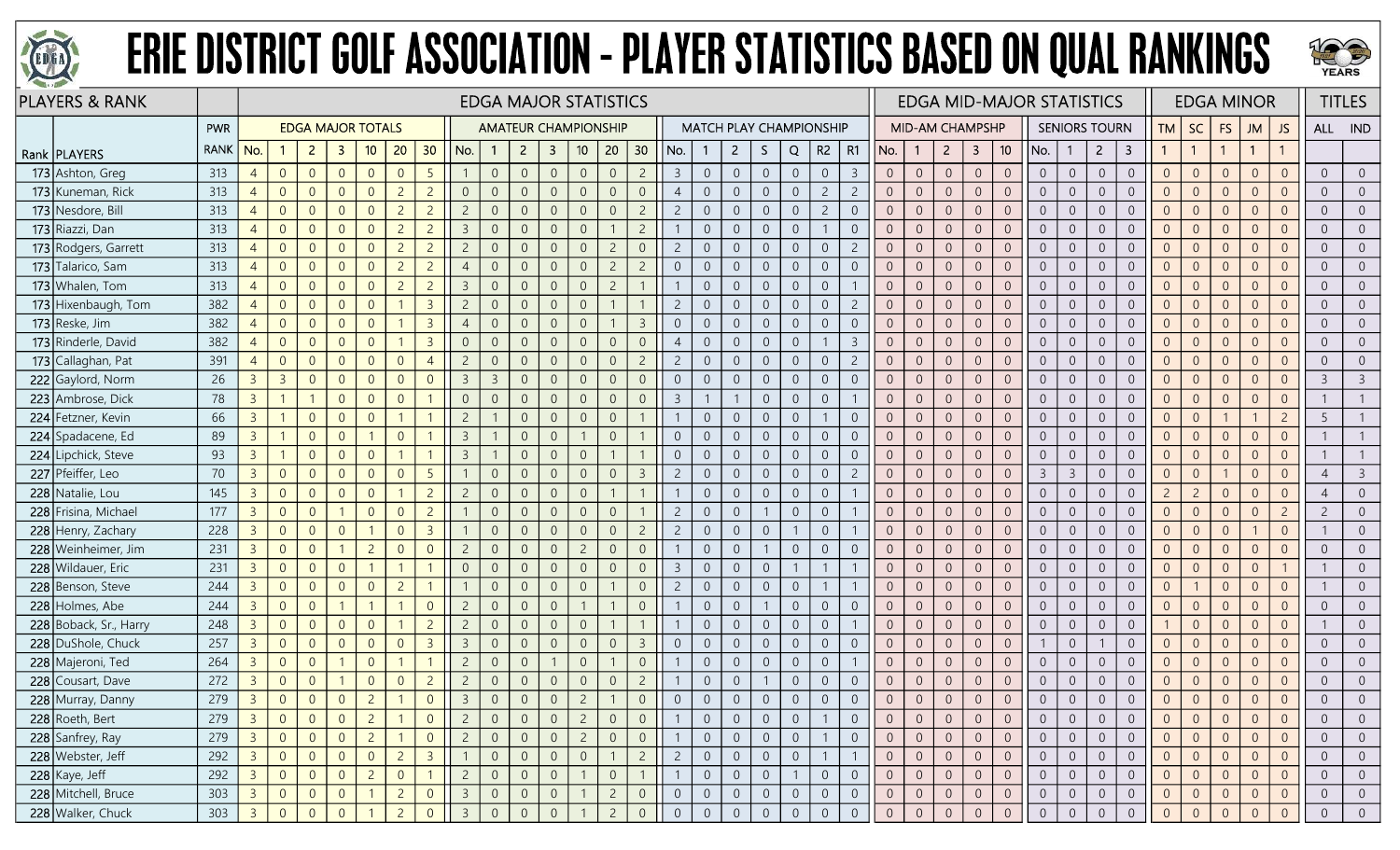# ERIE DISTRICT GOLF ASSOCIATION - PLAYER STATISTICS BASED ON QUAL RANKINGS

| PLAYERS & RANK | | | EDGA MAJOR STATISTICS | | | | | | | | | | | | | | | | | | | | | | | | | EDGA MID-MAJOR STATISTICS | | | | | | | | | | EDGA MINOR | | | | | TITLES | |
|---|---|---|---|---|---|---|---|---|---|---|---|---|---|---|---|---|---|---|---|---|---|---|---|---|---|---|---|---|---|---|---|---|---|---|---|---|---|---|---|---|---|---|---|---|
| | | PWR | EDGA MAJOR TOTALS | | | | | | | AMATEUR CHAMPIONSHIP | | | | | | | MATCH PLAY CHAMPIONSHIP | | | | | | | MID-AM CHAMPSHP | | | | | SENIORS TOURN | | | | TM | SC | FS | JM | JS | ALL | IND |
| Rank | PLAYERS | RANK | No. | 1 | 2 | 3 | 10 | 20 | 30 | No. | 1 | 2 | 3 | 10 | 20 | 30 | No. | 1 | 2 | S | Q | R2 | R1 | No. | 1 | 2 | 3 | 10 | No. | 1 | 2 | 3 | 1 | 1 | 1 | 1 | 1 | | |
| 173 | Ashton, Greg | 313 | 4 | 0 | 0 | 0 | 0 | 0 | 5 | 1 | 0 | 0 | 0 | 0 | 0 | 2 | 3 | 0 | 0 | 0 | 0 | 0 | 3 | 0 | 0 | 0 | 0 | 0 | 0 | 0 | 0 | 0 | 0 | 0 | 0 | 0 | 0 | 0 | 0 |
| 173 | Kuneman, Rick | 313 | 4 | 0 | 0 | 0 | 0 | 2 | 2 | 0 | 0 | 0 | 0 | 0 | 0 | 0 | 4 | 0 | 0 | 0 | 0 | 2 | 2 | 0 | 0 | 0 | 0 | 0 | 0 | 0 | 0 | 0 | 0 | 0 | 0 | 0 | 0 | 0 | 0 |
| 173 | Nesdore, Bill | 313 | 4 | 0 | 0 | 0 | 0 | 2 | 2 | 2 | 0 | 0 | 0 | 0 | 0 | 2 | 2 | 0 | 0 | 0 | 0 | 2 | 0 | 0 | 0 | 0 | 0 | 0 | 0 | 0 | 0 | 0 | 0 | 0 | 0 | 0 | 0 | 0 | 0 |
| 173 | Riazzi, Dan | 313 | 4 | 0 | 0 | 0 | 0 | 2 | 2 | 3 | 0 | 0 | 0 | 0 | 1 | 2 | 1 | 0 | 0 | 0 | 0 | 1 | 0 | 0 | 0 | 0 | 0 | 0 | 0 | 0 | 0 | 0 | 0 | 0 | 0 | 0 | 0 | 0 | 0 |
| 173 | Rodgers, Garrett | 313 | 4 | 0 | 0 | 0 | 0 | 2 | 2 | 2 | 0 | 0 | 0 | 0 | 2 | 0 | 2 | 0 | 0 | 0 | 0 | 0 | 2 | 0 | 0 | 0 | 0 | 0 | 0 | 0 | 0 | 0 | 0 | 0 | 0 | 0 | 0 | 0 | 0 |
| 173 | Talarico, Sam | 313 | 4 | 0 | 0 | 0 | 0 | 2 | 2 | 4 | 0 | 0 | 0 | 0 | 2 | 2 | 0 | 0 | 0 | 0 | 0 | 0 | 0 | 0 | 0 | 0 | 0 | 0 | 0 | 0 | 0 | 0 | 0 | 0 | 0 | 0 | 0 | 0 | 0 |
| 173 | Whalen, Tom | 313 | 4 | 0 | 0 | 0 | 0 | 2 | 2 | 3 | 0 | 0 | 0 | 0 | 2 | 1 | 1 | 0 | 0 | 0 | 0 | 0 | 1 | 0 | 0 | 0 | 0 | 0 | 0 | 0 | 0 | 0 | 0 | 0 | 0 | 0 | 0 | 0 | 0 |
| 173 | Hixenbaugh, Tom | 382 | 4 | 0 | 0 | 0 | 0 | 1 | 3 | 2 | 0 | 0 | 0 | 0 | 1 | 1 | 2 | 0 | 0 | 0 | 0 | 0 | 2 | 0 | 0 | 0 | 0 | 0 | 0 | 0 | 0 | 0 | 0 | 0 | 0 | 0 | 0 | 0 | 0 |
| 173 | Reske, Jim | 382 | 4 | 0 | 0 | 0 | 0 | 1 | 3 | 4 | 0 | 0 | 0 | 0 | 1 | 3 | 0 | 0 | 0 | 0 | 0 | 0 | 0 | 0 | 0 | 0 | 0 | 0 | 0 | 0 | 0 | 0 | 0 | 0 | 0 | 0 | 0 | 0 | 0 |
| 173 | Rinderle, David | 382 | 4 | 0 | 0 | 0 | 0 | 1 | 3 | 0 | 0 | 0 | 0 | 0 | 0 | 0 | 4 | 0 | 0 | 0 | 0 | 1 | 3 | 0 | 0 | 0 | 0 | 0 | 0 | 0 | 0 | 0 | 0 | 0 | 0 | 0 | 0 | 0 | 0 |
| 173 | Callaghan, Pat | 391 | 4 | 0 | 0 | 0 | 0 | 0 | 4 | 2 | 0 | 0 | 0 | 0 | 0 | 2 | 2 | 0 | 0 | 0 | 0 | 0 | 2 | 0 | 0 | 0 | 0 | 0 | 0 | 0 | 0 | 0 | 0 | 0 | 0 | 0 | 0 | 0 | 0 |
| 222 | Gaylord, Norm | 26 | 3 | 3 | 0 | 0 | 0 | 0 | 0 | 3 | 3 | 0 | 0 | 0 | 0 | 0 | 0 | 0 | 0 | 0 | 0 | 0 | 0 | 0 | 0 | 0 | 0 | 0 | 0 | 0 | 0 | 0 | 0 | 0 | 0 | 0 | 0 | 3 | 3 |
| 223 | Ambrose, Dick | 78 | 3 | 1 | 1 | 0 | 0 | 0 | 1 | 0 | 0 | 0 | 0 | 0 | 0 | 0 | 3 | 1 | 1 | 0 | 0 | 0 | 1 | 0 | 0 | 0 | 0 | 0 | 0 | 0 | 0 | 0 | 0 | 0 | 0 | 0 | 0 | 1 | 1 |
| 224 | Fetzner, Kevin | 66 | 3 | 1 | 0 | 0 | 0 | 1 | 1 | 2 | 1 | 0 | 0 | 0 | 0 | 1 | 1 | 0 | 0 | 0 | 0 | 1 | 0 | 0 | 0 | 0 | 0 | 0 | 0 | 0 | 0 | 0 | 0 | 0 | 1 | 1 | 2 | 5 | 1 |
| 224 | Spadacene, Ed | 89 | 3 | 1 | 0 | 0 | 1 | 0 | 1 | 3 | 1 | 0 | 0 | 1 | 0 | 1 | 0 | 0 | 0 | 0 | 0 | 0 | 0 | 0 | 0 | 0 | 0 | 0 | 0 | 0 | 0 | 0 | 0 | 0 | 0 | 0 | 0 | 1 | 1 |
| 224 | Lipchick, Steve | 93 | 3 | 1 | 0 | 0 | 0 | 1 | 1 | 3 | 1 | 0 | 0 | 0 | 1 | 1 | 0 | 0 | 0 | 0 | 0 | 0 | 0 | 0 | 0 | 0 | 0 | 0 | 0 | 0 | 0 | 0 | 0 | 0 | 0 | 0 | 0 | 1 | 1 |
| 227 | Pfeiffer, Leo | 70 | 3 | 0 | 0 | 0 | 0 | 0 | 5 | 1 | 0 | 0 | 0 | 0 | 0 | 3 | 2 | 0 | 0 | 0 | 0 | 0 | 2 | 0 | 0 | 0 | 0 | 0 | 3 | 3 | 0 | 0 | 0 | 0 | 1 | 0 | 0 | 4 | 3 |
| 228 | Natalie, Lou | 145 | 3 | 0 | 0 | 0 | 0 | 1 | 2 | 2 | 0 | 0 | 0 | 0 | 1 | 1 | 1 | 0 | 0 | 0 | 0 | 0 | 1 | 0 | 0 | 0 | 0 | 0 | 0 | 0 | 0 | 0 | 2 | 2 | 0 | 0 | 0 | 4 | 0 |
| 228 | Frisina, Michael | 177 | 3 | 0 | 0 | 1 | 0 | 0 | 2 | 1 | 0 | 0 | 0 | 0 | 0 | 1 | 2 | 0 | 0 | 1 | 0 | 0 | 1 | 0 | 0 | 0 | 0 | 0 | 0 | 0 | 0 | 0 | 0 | 0 | 0 | 0 | 2 | 2 | 0 |
| 228 | Henry, Zachary | 228 | 3 | 0 | 0 | 0 | 1 | 0 | 3 | 1 | 0 | 0 | 0 | 0 | 0 | 2 | 2 | 0 | 0 | 0 | 1 | 0 | 1 | 0 | 0 | 0 | 0 | 0 | 0 | 0 | 0 | 0 | 0 | 0 | 0 | 1 | 0 | 1 | 0 |
| 228 | Weinheimer, Jim | 231 | 3 | 0 | 0 | 1 | 2 | 0 | 0 | 2 | 0 | 0 | 0 | 2 | 0 | 0 | 1 | 0 | 0 | 1 | 0 | 0 | 0 | 0 | 0 | 0 | 0 | 0 | 0 | 0 | 0 | 0 | 0 | 0 | 0 | 0 | 0 | 0 | 0 |
| 228 | Wildauer, Eric | 231 | 3 | 0 | 0 | 0 | 1 | 1 | 1 | 0 | 0 | 0 | 0 | 0 | 0 | 0 | 3 | 0 | 0 | 0 | 1 | 1 | 1 | 0 | 0 | 0 | 0 | 0 | 0 | 0 | 0 | 0 | 0 | 0 | 0 | 0 | 1 | 1 | 0 |
| 228 | Benson, Steve | 244 | 3 | 0 | 0 | 0 | 0 | 2 | 1 | 1 | 0 | 0 | 0 | 0 | 1 | 0 | 2 | 0 | 0 | 0 | 0 | 1 | 1 | 0 | 0 | 0 | 0 | 0 | 0 | 0 | 0 | 0 | 0 | 1 | 0 | 0 | 0 | 1 | 0 |
| 228 | Holmes, Abe | 244 | 3 | 0 | 0 | 1 | 1 | 1 | 0 | 2 | 0 | 0 | 0 | 1 | 1 | 0 | 1 | 0 | 0 | 1 | 0 | 0 | 0 | 0 | 0 | 0 | 0 | 0 | 0 | 0 | 0 | 0 | 0 | 0 | 0 | 0 | 0 | 0 | 0 |
| 228 | Boback, Sr., Harry | 248 | 3 | 0 | 0 | 0 | 0 | 1 | 2 | 2 | 0 | 0 | 0 | 0 | 1 | 1 | 1 | 0 | 0 | 0 | 0 | 0 | 1 | 0 | 0 | 0 | 0 | 0 | 0 | 0 | 0 | 0 | 1 | 0 | 0 | 0 | 0 | 1 | 0 |
| 228 | DuShole, Chuck | 257 | 3 | 0 | 0 | 0 | 0 | 0 | 3 | 3 | 0 | 0 | 0 | 0 | 0 | 3 | 0 | 0 | 0 | 0 | 0 | 0 | 0 | 0 | 0 | 0 | 0 | 0 | 1 | 0 | 1 | 0 | 0 | 0 | 0 | 0 | 0 | 0 | 0 |
| 228 | Majeroni, Ted | 264 | 3 | 0 | 0 | 1 | 0 | 1 | 1 | 2 | 0 | 0 | 1 | 0 | 1 | 0 | 1 | 0 | 0 | 0 | 0 | 0 | 1 | 0 | 0 | 0 | 0 | 0 | 0 | 0 | 0 | 0 | 0 | 0 | 0 | 0 | 0 | 0 | 0 |
| 228 | Cousart, Dave | 272 | 3 | 0 | 0 | 1 | 0 | 0 | 2 | 2 | 0 | 0 | 0 | 0 | 0 | 2 | 1 | 0 | 0 | 1 | 0 | 0 | 0 | 0 | 0 | 0 | 0 | 0 | 0 | 0 | 0 | 0 | 0 | 0 | 0 | 0 | 0 | 0 | 0 |
| 228 | Murray, Danny | 279 | 3 | 0 | 0 | 0 | 2 | 1 | 0 | 3 | 0 | 0 | 0 | 2 | 1 | 0 | 0 | 0 | 0 | 0 | 0 | 0 | 0 | 0 | 0 | 0 | 0 | 0 | 0 | 0 | 0 | 0 | 0 | 0 | 0 | 0 | 0 | 0 | 0 |
| 228 | Roeth, Bert | 279 | 3 | 0 | 0 | 0 | 2 | 1 | 0 | 2 | 0 | 0 | 0 | 2 | 0 | 0 | 1 | 0 | 0 | 0 | 0 | 1 | 0 | 0 | 0 | 0 | 0 | 0 | 0 | 0 | 0 | 0 | 0 | 0 | 0 | 0 | 0 | 0 | 0 |
| 228 | Sanfrey, Ray | 279 | 3 | 0 | 0 | 0 | 2 | 1 | 0 | 2 | 0 | 0 | 0 | 2 | 0 | 0 | 1 | 0 | 0 | 0 | 0 | 1 | 0 | 0 | 0 | 0 | 0 | 0 | 0 | 0 | 0 | 0 | 0 | 0 | 0 | 0 | 0 | 0 | 0 |
| 228 | Webster, Jeff | 292 | 3 | 0 | 0 | 0 | 0 | 2 | 3 | 1 | 0 | 0 | 0 | 0 | 1 | 2 | 2 | 0 | 0 | 0 | 0 | 1 | 1 | 0 | 0 | 0 | 0 | 0 | 0 | 0 | 0 | 0 | 0 | 0 | 0 | 0 | 0 | 0 | 0 |
| 228 | Kaye, Jeff | 292 | 3 | 0 | 0 | 0 | 2 | 0 | 1 | 2 | 0 | 0 | 0 | 1 | 0 | 1 | 1 | 0 | 0 | 0 | 1 | 0 | 0 | 0 | 0 | 0 | 0 | 0 | 0 | 0 | 0 | 0 | 0 | 0 | 0 | 0 | 0 | 0 | 0 |
| 228 | Mitchell, Bruce | 303 | 3 | 0 | 0 | 0 | 1 | 2 | 0 | 3 | 0 | 0 | 0 | 1 | 2 | 0 | 0 | 0 | 0 | 0 | 0 | 0 | 0 | 0 | 0 | 0 | 0 | 0 | 0 | 0 | 0 | 0 | 0 | 0 | 0 | 0 | 0 | 0 | 0 |
| 228 | Walker, Chuck | 303 | 3 | 0 | 0 | 0 | 1 | 2 | 0 | 3 | 0 | 0 | 0 | 1 | 2 | 0 | 0 | 0 | 0 | 0 | 0 | 0 | 0 | 0 | 0 | 0 | 0 | 0 | 0 | 0 | 0 | 0 | 0 | 0 | 0 | 0 | 0 | 0 | 0 |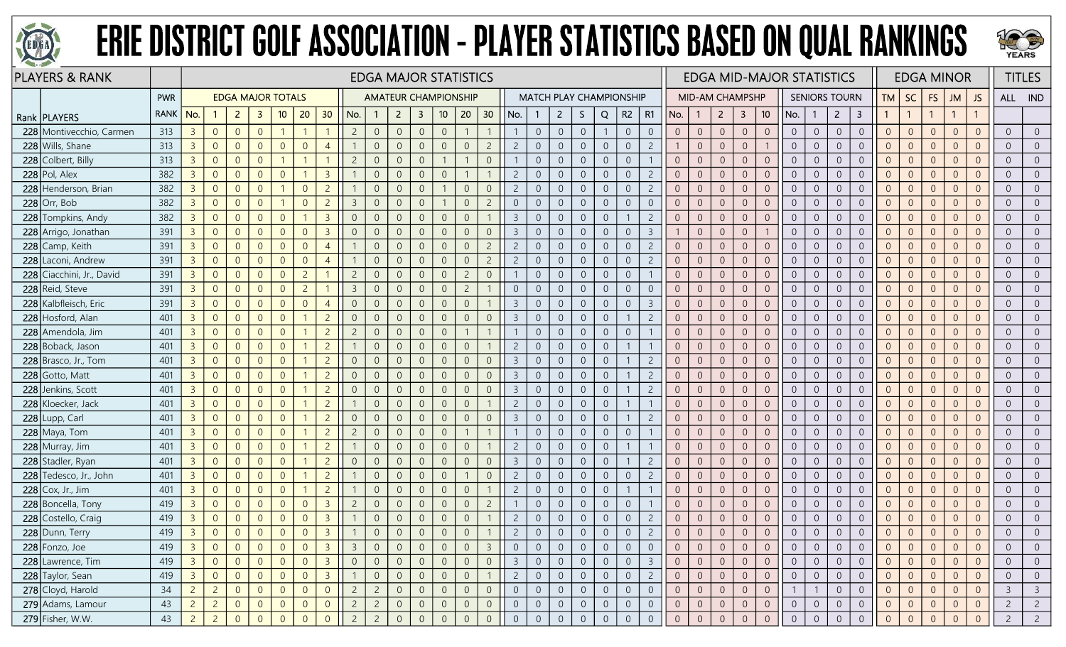# ERIE DISTRICT GOLF ASSOCIATION - PLAYER STATISTICS BASED ON QUAL RANKINGS

| PLAYERS & RANK | | | EDGA MAJOR STATISTICS | | | | | | | | | | | | | | | | | | | | | | | | | EDGA MID-MAJOR STATISTICS | | | | | | | | | EDGA MINOR | | | | | TITLES | |
|---|---|---|---|---|---|---|---|---|---|---|---|---|---|---|---|---|---|---|---|---|---|---|---|---|---|---|---|---|---|---|---|---|---|---|---|---|---|---|---|---|---|---|---|
| | | PWR | EDGA MAJOR TOTALS | | | | | | | AMATEUR CHAMPIONSHIP | | | | | | | MATCH PLAY CHAMPIONSHIP | | | | | | | | MID-AM CHAMPSHP | | | | | SENIORS TOURN | | | | | | | | | | |
| Rank | PLAYERS | RANK | No. | 1 | 2 | 3 | 10 | 20 | 30 | No. | 1 | 2 | 3 | 10 | 20 | 30 | No. | 1 | 2 | S | Q | R2 | R1 | No. | 1 | 2 | 3 | 10 | No. | 1 | 2 | 3 | TM | SC | FS | JM | JS | ALL | IND |
| | | | | | | | | | | | | | | | | | | | | | | | | | | | | | | | | | 1 | 1 | 1 | 1 | 1 | | |
| 228 | Montivecchio, Carmen | 313 | 3 | 0 | 0 | 0 | 1 | 1 | 1 | 2 | 0 | 0 | 0 | 0 | 1 | 1 | 1 | 0 | 0 | 0 | 1 | 0 | 0 | 0 | 0 | 0 | 0 | 0 | 0 | 0 | 0 | 0 | 0 | 0 | 0 | 0 | 0 | 0 | 0 |
| 228 | Wills, Shane | 313 | 3 | 0 | 0 | 0 | 0 | 0 | 4 | 1 | 0 | 0 | 0 | 0 | 0 | 2 | 2 | 0 | 0 | 0 | 0 | 0 | 2 | 1 | 0 | 0 | 0 | 1 | 0 | 0 | 0 | 0 | 0 | 0 | 0 | 0 | 0 | 0 | 0 |
| 228 | Colbert, Billy | 313 | 3 | 0 | 0 | 0 | 1 | 1 | 1 | 2 | 0 | 0 | 0 | 1 | 1 | 0 | 1 | 0 | 0 | 0 | 0 | 0 | 1 | 0 | 0 | 0 | 0 | 0 | 0 | 0 | 0 | 0 | 0 | 0 | 0 | 0 | 0 | 0 | 0 |
| 228 | Pol, Alex | 382 | 3 | 0 | 0 | 0 | 0 | 1 | 3 | 1 | 0 | 0 | 0 | 0 | 1 | 1 | 2 | 0 | 0 | 0 | 0 | 0 | 2 | 0 | 0 | 0 | 0 | 0 | 0 | 0 | 0 | 0 | 0 | 0 | 0 | 0 | 0 | 0 | 0 |
| 228 | Henderson, Brian | 382 | 3 | 0 | 0 | 0 | 1 | 0 | 2 | 1 | 0 | 0 | 0 | 1 | 0 | 0 | 2 | 0 | 0 | 0 | 0 | 0 | 2 | 0 | 0 | 0 | 0 | 0 | 0 | 0 | 0 | 0 | 0 | 0 | 0 | 0 | 0 | 0 | 0 |
| 228 | Orr, Bob | 382 | 3 | 0 | 0 | 0 | 1 | 0 | 2 | 3 | 0 | 0 | 0 | 1 | 0 | 2 | 0 | 0 | 0 | 0 | 0 | 0 | 0 | 0 | 0 | 0 | 0 | 0 | 0 | 0 | 0 | 0 | 0 | 0 | 0 | 0 | 0 | 0 | 0 |
| 228 | Tompkins, Andy | 382 | 3 | 0 | 0 | 0 | 0 | 1 | 3 | 0 | 0 | 0 | 0 | 0 | 0 | 1 | 3 | 0 | 0 | 0 | 0 | 1 | 2 | 0 | 0 | 0 | 0 | 0 | 0 | 0 | 0 | 0 | 0 | 0 | 0 | 0 | 0 | 0 | 0 |
| 228 | Arrigo, Jonathan | 391 | 3 | 0 | 0 | 0 | 0 | 0 | 3 | 0 | 0 | 0 | 0 | 0 | 0 | 0 | 3 | 0 | 0 | 0 | 0 | 0 | 3 | 1 | 0 | 0 | 0 | 1 | 0 | 0 | 0 | 0 | 0 | 0 | 0 | 0 | 0 | 0 | 0 |
| 228 | Camp, Keith | 391 | 3 | 0 | 0 | 0 | 0 | 0 | 4 | 1 | 0 | 0 | 0 | 0 | 0 | 2 | 2 | 0 | 0 | 0 | 0 | 0 | 2 | 0 | 0 | 0 | 0 | 0 | 0 | 0 | 0 | 0 | 0 | 0 | 0 | 0 | 0 | 0 | 0 |
| 228 | Laconi, Andrew | 391 | 3 | 0 | 0 | 0 | 0 | 0 | 4 | 1 | 0 | 0 | 0 | 0 | 0 | 2 | 2 | 0 | 0 | 0 | 0 | 0 | 2 | 0 | 0 | 0 | 0 | 0 | 0 | 0 | 0 | 0 | 0 | 0 | 0 | 0 | 0 | 0 | 0 |
| 228 | Ciacchini, Jr., David | 391 | 3 | 0 | 0 | 0 | 0 | 2 | 1 | 2 | 0 | 0 | 0 | 0 | 2 | 0 | 1 | 0 | 0 | 0 | 0 | 0 | 1 | 0 | 0 | 0 | 0 | 0 | 0 | 0 | 0 | 0 | 0 | 0 | 0 | 0 | 0 | 0 | 0 |
| 228 | Reid, Steve | 391 | 3 | 0 | 0 | 0 | 0 | 2 | 1 | 3 | 0 | 0 | 0 | 0 | 2 | 1 | 0 | 0 | 0 | 0 | 0 | 0 | 0 | 0 | 0 | 0 | 0 | 0 | 0 | 0 | 0 | 0 | 0 | 0 | 0 | 0 | 0 | 0 | 0 |
| 228 | Kalbfleisch, Eric | 391 | 3 | 0 | 0 | 0 | 0 | 0 | 4 | 0 | 0 | 0 | 0 | 0 | 0 | 1 | 3 | 0 | 0 | 0 | 0 | 0 | 3 | 0 | 0 | 0 | 0 | 0 | 0 | 0 | 0 | 0 | 0 | 0 | 0 | 0 | 0 | 0 | 0 |
| 228 | Hosford, Alan | 401 | 3 | 0 | 0 | 0 | 0 | 1 | 2 | 0 | 0 | 0 | 0 | 0 | 0 | 0 | 3 | 0 | 0 | 0 | 0 | 1 | 2 | 0 | 0 | 0 | 0 | 0 | 0 | 0 | 0 | 0 | 0 | 0 | 0 | 0 | 0 | 0 | 0 |
| 228 | Amendola, Jim | 401 | 3 | 0 | 0 | 0 | 0 | 1 | 2 | 2 | 0 | 0 | 0 | 0 | 1 | 1 | 1 | 0 | 0 | 0 | 0 | 0 | 1 | 0 | 0 | 0 | 0 | 0 | 0 | 0 | 0 | 0 | 0 | 0 | 0 | 0 | 0 | 0 | 0 |
| 228 | Boback, Jason | 401 | 3 | 0 | 0 | 0 | 0 | 1 | 2 | 1 | 0 | 0 | 0 | 0 | 0 | 1 | 2 | 0 | 0 | 0 | 0 | 1 | 1 | 0 | 0 | 0 | 0 | 0 | 0 | 0 | 0 | 0 | 0 | 0 | 0 | 0 | 0 | 0 | 0 |
| 228 | Brasco, Jr., Tom | 401 | 3 | 0 | 0 | 0 | 0 | 1 | 2 | 0 | 0 | 0 | 0 | 0 | 0 | 0 | 3 | 0 | 0 | 0 | 0 | 1 | 2 | 0 | 0 | 0 | 0 | 0 | 0 | 0 | 0 | 0 | 0 | 0 | 0 | 0 | 0 | 0 | 0 |
| 228 | Gotto, Matt | 401 | 3 | 0 | 0 | 0 | 0 | 1 | 2 | 0 | 0 | 0 | 0 | 0 | 0 | 0 | 3 | 0 | 0 | 0 | 0 | 1 | 2 | 0 | 0 | 0 | 0 | 0 | 0 | 0 | 0 | 0 | 0 | 0 | 0 | 0 | 0 | 0 | 0 |
| 228 | Jenkins, Scott | 401 | 3 | 0 | 0 | 0 | 0 | 1 | 2 | 0 | 0 | 0 | 0 | 0 | 0 | 0 | 3 | 0 | 0 | 0 | 0 | 1 | 2 | 0 | 0 | 0 | 0 | 0 | 0 | 0 | 0 | 0 | 0 | 0 | 0 | 0 | 0 | 0 | 0 |
| 228 | Kloecker, Jack | 401 | 3 | 0 | 0 | 0 | 0 | 1 | 2 | 1 | 0 | 0 | 0 | 0 | 0 | 1 | 2 | 0 | 0 | 0 | 0 | 1 | 1 | 0 | 0 | 0 | 0 | 0 | 0 | 0 | 0 | 0 | 0 | 0 | 0 | 0 | 0 | 0 | 0 |
| 228 | Lupp, Carl | 401 | 3 | 0 | 0 | 0 | 0 | 1 | 2 | 0 | 0 | 0 | 0 | 0 | 0 | 0 | 3 | 0 | 0 | 0 | 0 | 1 | 2 | 0 | 0 | 0 | 0 | 0 | 0 | 0 | 0 | 0 | 0 | 0 | 0 | 0 | 0 | 0 | 0 |
| 228 | Maya, Tom | 401 | 3 | 0 | 0 | 0 | 0 | 1 | 2 | 2 | 0 | 0 | 0 | 0 | 1 | 1 | 1 | 0 | 0 | 0 | 0 | 0 | 1 | 0 | 0 | 0 | 0 | 0 | 0 | 0 | 0 | 0 | 0 | 0 | 0 | 0 | 0 | 0 | 0 |
| 228 | Murray, Jim | 401 | 3 | 0 | 0 | 0 | 0 | 1 | 2 | 1 | 0 | 0 | 0 | 0 | 0 | 1 | 2 | 0 | 0 | 0 | 0 | 1 | 1 | 0 | 0 | 0 | 0 | 0 | 0 | 0 | 0 | 0 | 0 | 0 | 0 | 0 | 0 | 0 | 0 |
| 228 | Stadler, Ryan | 401 | 3 | 0 | 0 | 0 | 0 | 1 | 2 | 0 | 0 | 0 | 0 | 0 | 0 | 0 | 3 | 0 | 0 | 0 | 0 | 1 | 2 | 0 | 0 | 0 | 0 | 0 | 0 | 0 | 0 | 0 | 0 | 0 | 0 | 0 | 0 | 0 | 0 |
| 228 | Tedesco, Jr., John | 401 | 3 | 0 | 0 | 0 | 0 | 1 | 2 | 1 | 0 | 0 | 0 | 0 | 1 | 0 | 2 | 0 | 0 | 0 | 0 | 0 | 2 | 0 | 0 | 0 | 0 | 0 | 0 | 0 | 0 | 0 | 0 | 0 | 0 | 0 | 0 | 0 | 0 |
| 228 | Cox, Jr., Jim | 401 | 3 | 0 | 0 | 0 | 0 | 1 | 2 | 1 | 0 | 0 | 0 | 0 | 0 | 1 | 2 | 0 | 0 | 0 | 0 | 1 | 1 | 0 | 0 | 0 | 0 | 0 | 0 | 0 | 0 | 0 | 0 | 0 | 0 | 0 | 0 | 0 | 0 |
| 228 | Boncella, Tony | 419 | 3 | 0 | 0 | 0 | 0 | 0 | 3 | 2 | 0 | 0 | 0 | 0 | 0 | 2 | 1 | 0 | 0 | 0 | 0 | 0 | 1 | 0 | 0 | 0 | 0 | 0 | 0 | 0 | 0 | 0 | 0 | 0 | 0 | 0 | 0 | 0 | 0 |
| 228 | Costello, Craig | 419 | 3 | 0 | 0 | 0 | 0 | 0 | 3 | 1 | 0 | 0 | 0 | 0 | 0 | 1 | 2 | 0 | 0 | 0 | 0 | 0 | 2 | 0 | 0 | 0 | 0 | 0 | 0 | 0 | 0 | 0 | 0 | 0 | 0 | 0 | 0 | 0 | 0 |
| 228 | Dunn, Terry | 419 | 3 | 0 | 0 | 0 | 0 | 0 | 3 | 1 | 0 | 0 | 0 | 0 | 0 | 1 | 2 | 0 | 0 | 0 | 0 | 0 | 2 | 0 | 0 | 0 | 0 | 0 | 0 | 0 | 0 | 0 | 0 | 0 | 0 | 0 | 0 | 0 | 0 |
| 228 | Fonzo, Joe | 419 | 3 | 0 | 0 | 0 | 0 | 0 | 3 | 3 | 0 | 0 | 0 | 0 | 0 | 3 | 0 | 0 | 0 | 0 | 0 | 0 | 0 | 0 | 0 | 0 | 0 | 0 | 0 | 0 | 0 | 0 | 0 | 0 | 0 | 0 | 0 | 0 | 0 |
| 228 | Lawrence, Tim | 419 | 3 | 0 | 0 | 0 | 0 | 0 | 3 | 0 | 0 | 0 | 0 | 0 | 0 | 0 | 3 | 0 | 0 | 0 | 0 | 0 | 3 | 0 | 0 | 0 | 0 | 0 | 0 | 0 | 0 | 0 | 0 | 0 | 0 | 0 | 0 | 0 | 0 |
| 228 | Taylor, Sean | 419 | 3 | 0 | 0 | 0 | 0 | 0 | 3 | 1 | 0 | 0 | 0 | 0 | 0 | 1 | 2 | 0 | 0 | 0 | 0 | 0 | 2 | 0 | 0 | 0 | 0 | 0 | 0 | 0 | 0 | 0 | 0 | 0 | 0 | 0 | 0 | 0 | 0 |
| 278 | Cloyd, Harold | 34 | 2 | 2 | 0 | 0 | 0 | 0 | 0 | 2 | 2 | 0 | 0 | 0 | 0 | 0 | 0 | 0 | 0 | 0 | 0 | 0 | 0 | 0 | 0 | 0 | 0 | 0 | 1 | 1 | 0 | 0 | 0 | 0 | 0 | 0 | 0 | 3 | 3 |
| 279 | Adams, Lamour | 43 | 2 | 2 | 0 | 0 | 0 | 0 | 0 | 2 | 2 | 0 | 0 | 0 | 0 | 0 | 0 | 0 | 0 | 0 | 0 | 0 | 0 | 0 | 0 | 0 | 0 | 0 | 0 | 0 | 0 | 0 | 0 | 0 | 0 | 0 | 0 | 2 | 2 |
| 279 | Fisher, W.W. | 43 | 2 | 2 | 0 | 0 | 0 | 0 | 0 | 2 | 2 | 0 | 0 | 0 | 0 | 0 | 0 | 0 | 0 | 0 | 0 | 0 | 0 | 0 | 0 | 0 | 0 | 0 | 0 | 0 | 0 | 0 | 0 | 0 | 0 | 0 | 0 | 2 | 2 |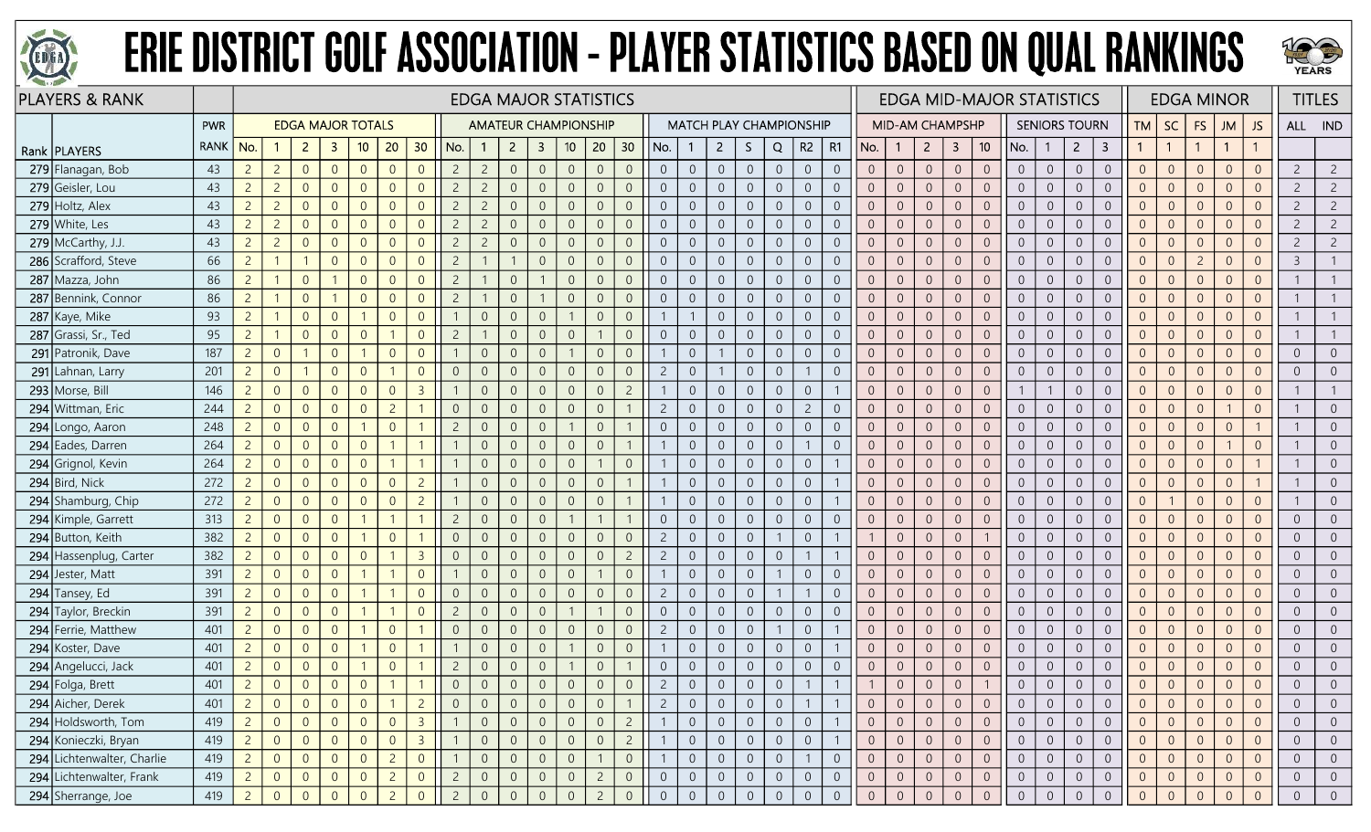# ERIE DISTRICT GOLF ASSOCIATION - PLAYER STATISTICS BASED ON QUAL RANKINGS

| PLAYERS & RANK | | | EDGA MAJOR STATISTICS | | | | | | | | | | | | | | | | | | | | | | | | EDGA MID-MAJOR STATISTICS | | | | | | | | | | EDGA MINOR | | | | | TITLES | |
|---|---|---|---|---|---|---|---|---|---|---|---|---|---|---|---|---|---|---|---|---|---|---|---|---|---|---|---|---|---|---|---|---|---|---|---|---|---|---|---|---|---|---|---|
| | | PWR | EDGA MAJOR TOTALS | | | | | | | AMATEUR CHAMPIONSHIP | | | | | | | MATCH PLAY CHAMPIONSHIP | | | | | | | MID-AM CHAMPSHP | | | | | SENIORS TOURN | | | | TM | SC | FS | JM | JS | ALL | IND |
| Rank | PLAYERS | RANK | No. | 1 | 2 | 3 | 10 | 20 | 30 | No. | 1 | 2 | 3 | 10 | 20 | 30 | No. | 1 | 2 | S | Q | R2 | R1 | No. | 1 | 2 | 3 | 10 | No. | 1 | 2 | 3 | 1 | 1 | 1 | 1 | 1 | | |
| 279 | Flanagan, Bob | 43 | 2 | 2 | 0 | 0 | 0 | 0 | 0 | 2 | 2 | 0 | 0 | 0 | 0 | 0 | 0 | 0 | 0 | 0 | 0 | 0 | 0 | 0 | 0 | 0 | 0 | 0 | 0 | 0 | 0 | 0 | 0 | 0 | 0 | 0 | 0 | 2 | 2 |
| 279 | Geisler, Lou | 43 | 2 | 2 | 0 | 0 | 0 | 0 | 0 | 2 | 2 | 0 | 0 | 0 | 0 | 0 | 0 | 0 | 0 | 0 | 0 | 0 | 0 | 0 | 0 | 0 | 0 | 0 | 0 | 0 | 0 | 0 | 0 | 0 | 0 | 0 | 0 | 2 | 2 |
| 279 | Holtz, Alex | 43 | 2 | 2 | 0 | 0 | 0 | 0 | 0 | 2 | 2 | 0 | 0 | 0 | 0 | 0 | 0 | 0 | 0 | 0 | 0 | 0 | 0 | 0 | 0 | 0 | 0 | 0 | 0 | 0 | 0 | 0 | 0 | 0 | 0 | 0 | 0 | 2 | 2 |
| 279 | White, Les | 43 | 2 | 2 | 0 | 0 | 0 | 0 | 0 | 2 | 2 | 0 | 0 | 0 | 0 | 0 | 0 | 0 | 0 | 0 | 0 | 0 | 0 | 0 | 0 | 0 | 0 | 0 | 0 | 0 | 0 | 0 | 0 | 0 | 0 | 0 | 0 | 2 | 2 |
| 279 | McCarthy, J.J. | 43 | 2 | 2 | 0 | 0 | 0 | 0 | 0 | 2 | 2 | 0 | 0 | 0 | 0 | 0 | 0 | 0 | 0 | 0 | 0 | 0 | 0 | 0 | 0 | 0 | 0 | 0 | 0 | 0 | 0 | 0 | 0 | 0 | 0 | 0 | 0 | 2 | 2 |
| 286 | Scrafford, Steve | 66 | 2 | 1 | 1 | 0 | 0 | 0 | 0 | 2 | 1 | 1 | 0 | 0 | 0 | 0 | 0 | 0 | 0 | 0 | 0 | 0 | 0 | 0 | 0 | 0 | 0 | 0 | 0 | 0 | 0 | 0 | 0 | 0 | 2 | 0 | 0 | 3 | 1 |
| 287 | Mazza, John | 86 | 2 | 1 | 0 | 1 | 0 | 0 | 0 | 2 | 1 | 0 | 1 | 0 | 0 | 0 | 0 | 0 | 0 | 0 | 0 | 0 | 0 | 0 | 0 | 0 | 0 | 0 | 0 | 0 | 0 | 0 | 0 | 0 | 0 | 0 | 0 | 1 | 1 |
| 287 | Bennink, Connor | 86 | 2 | 1 | 0 | 1 | 0 | 0 | 0 | 2 | 1 | 0 | 1 | 0 | 0 | 0 | 0 | 0 | 0 | 0 | 0 | 0 | 0 | 0 | 0 | 0 | 0 | 0 | 0 | 0 | 0 | 0 | 0 | 0 | 0 | 0 | 0 | 1 | 1 |
| 287 | Kaye, Mike | 93 | 2 | 1 | 0 | 0 | 1 | 0 | 0 | 1 | 0 | 0 | 0 | 1 | 0 | 0 | 1 | 1 | 0 | 0 | 0 | 0 | 0 | 0 | 0 | 0 | 0 | 0 | 0 | 0 | 0 | 0 | 0 | 0 | 0 | 0 | 0 | 1 | 1 |
| 287 | Grassi, Sr., Ted | 95 | 2 | 1 | 0 | 0 | 0 | 1 | 0 | 2 | 1 | 0 | 0 | 0 | 1 | 0 | 0 | 0 | 0 | 0 | 0 | 0 | 0 | 0 | 0 | 0 | 0 | 0 | 0 | 0 | 0 | 0 | 0 | 0 | 0 | 0 | 0 | 1 | 1 |
| 291 | Patronik, Dave | 187 | 2 | 0 | 1 | 0 | 1 | 0 | 0 | 1 | 0 | 0 | 0 | 1 | 0 | 0 | 1 | 0 | 1 | 0 | 0 | 0 | 0 | 0 | 0 | 0 | 0 | 0 | 0 | 0 | 0 | 0 | 0 | 0 | 0 | 0 | 0 | 0 | 0 |
| 291 | Lahnan, Larry | 201 | 2 | 0 | 1 | 0 | 0 | 1 | 0 | 0 | 0 | 0 | 0 | 0 | 0 | 0 | 2 | 0 | 1 | 0 | 0 | 1 | 0 | 0 | 0 | 0 | 0 | 0 | 0 | 0 | 0 | 0 | 0 | 0 | 0 | 0 | 0 | 0 | 0 |
| 293 | Morse, Bill | 146 | 2 | 0 | 0 | 0 | 0 | 0 | 3 | 1 | 0 | 0 | 0 | 0 | 0 | 2 | 1 | 0 | 0 | 0 | 0 | 0 | 1 | 0 | 0 | 0 | 0 | 0 | 1 | 1 | 0 | 0 | 0 | 0 | 0 | 0 | 0 | 1 | 1 |
| 294 | Wittman, Eric | 244 | 2 | 0 | 0 | 0 | 0 | 2 | 1 | 0 | 0 | 0 | 0 | 0 | 0 | 1 | 2 | 0 | 0 | 0 | 0 | 2 | 0 | 0 | 0 | 0 | 0 | 0 | 0 | 0 | 0 | 0 | 0 | 0 | 0 | 1 | 0 | 1 | 0 |
| 294 | Longo, Aaron | 248 | 2 | 0 | 0 | 0 | 1 | 0 | 1 | 2 | 0 | 0 | 0 | 1 | 0 | 1 | 0 | 0 | 0 | 0 | 0 | 0 | 0 | 0 | 0 | 0 | 0 | 0 | 0 | 0 | 0 | 0 | 0 | 0 | 0 | 0 | 1 | 1 | 0 |
| 294 | Eades, Darren | 264 | 2 | 0 | 0 | 0 | 0 | 1 | 1 | 1 | 0 | 0 | 0 | 0 | 0 | 1 | 1 | 0 | 0 | 0 | 0 | 1 | 0 | 0 | 0 | 0 | 0 | 0 | 0 | 0 | 0 | 0 | 0 | 0 | 0 | 1 | 0 | 1 | 0 |
| 294 | Grignol, Kevin | 264 | 2 | 0 | 0 | 0 | 0 | 1 | 1 | 1 | 0 | 0 | 0 | 0 | 1 | 0 | 1 | 0 | 0 | 0 | 0 | 0 | 1 | 0 | 0 | 0 | 0 | 0 | 0 | 0 | 0 | 0 | 0 | 0 | 0 | 0 | 1 | 1 | 0 |
| 294 | Bird, Nick | 272 | 2 | 0 | 0 | 0 | 0 | 0 | 2 | 1 | 0 | 0 | 0 | 0 | 0 | 1 | 1 | 0 | 0 | 0 | 0 | 0 | 1 | 0 | 0 | 0 | 0 | 0 | 0 | 0 | 0 | 0 | 0 | 0 | 0 | 0 | 1 | 1 | 0 |
| 294 | Shamburg, Chip | 272 | 2 | 0 | 0 | 0 | 0 | 0 | 2 | 1 | 0 | 0 | 0 | 0 | 0 | 1 | 1 | 0 | 0 | 0 | 0 | 0 | 1 | 0 | 0 | 0 | 0 | 0 | 0 | 0 | 0 | 0 | 0 | 1 | 0 | 0 | 0 | 1 | 0 |
| 294 | Kimple, Garrett | 313 | 2 | 0 | 0 | 0 | 1 | 1 | 1 | 2 | 0 | 0 | 0 | 1 | 1 | 1 | 0 | 0 | 0 | 0 | 0 | 0 | 0 | 0 | 0 | 0 | 0 | 0 | 0 | 0 | 0 | 0 | 0 | 0 | 0 | 0 | 0 | 0 | 0 |
| 294 | Button, Keith | 382 | 2 | 0 | 0 | 0 | 1 | 0 | 1 | 0 | 0 | 0 | 0 | 0 | 0 | 0 | 2 | 0 | 0 | 0 | 1 | 0 | 1 | 1 | 0 | 0 | 0 | 1 | 0 | 0 | 0 | 0 | 0 | 0 | 0 | 0 | 0 | 0 | 0 |
| 294 | Hassenplug, Carter | 382 | 2 | 0 | 0 | 0 | 0 | 1 | 3 | 0 | 0 | 0 | 0 | 0 | 0 | 2 | 2 | 0 | 0 | 0 | 0 | 1 | 1 | 0 | 0 | 0 | 0 | 0 | 0 | 0 | 0 | 0 | 0 | 0 | 0 | 0 | 0 | 0 | 0 |
| 294 | Jester, Matt | 391 | 2 | 0 | 0 | 0 | 1 | 1 | 0 | 1 | 0 | 0 | 0 | 0 | 1 | 0 | 1 | 0 | 0 | 0 | 1 | 0 | 0 | 0 | 0 | 0 | 0 | 0 | 0 | 0 | 0 | 0 | 0 | 0 | 0 | 0 | 0 | 0 | 0 |
| 294 | Tansey, Ed | 391 | 2 | 0 | 0 | 0 | 1 | 1 | 0 | 0 | 0 | 0 | 0 | 0 | 0 | 0 | 2 | 0 | 0 | 0 | 1 | 1 | 0 | 0 | 0 | 0 | 0 | 0 | 0 | 0 | 0 | 0 | 0 | 0 | 0 | 0 | 0 | 0 | 0 |
| 294 | Taylor, Breckin | 391 | 2 | 0 | 0 | 0 | 1 | 1 | 0 | 2 | 0 | 0 | 0 | 1 | 1 | 0 | 0 | 0 | 0 | 0 | 0 | 0 | 0 | 0 | 0 | 0 | 0 | 0 | 0 | 0 | 0 | 0 | 0 | 0 | 0 | 0 | 0 | 0 | 0 |
| 294 | Ferrie, Matthew | 401 | 2 | 0 | 0 | 0 | 1 | 0 | 1 | 0 | 0 | 0 | 0 | 0 | 0 | 0 | 2 | 0 | 0 | 0 | 1 | 0 | 1 | 0 | 0 | 0 | 0 | 0 | 0 | 0 | 0 | 0 | 0 | 0 | 0 | 0 | 0 | 0 | 0 |
| 294 | Koster, Dave | 401 | 2 | 0 | 0 | 0 | 1 | 0 | 1 | 1 | 0 | 0 | 0 | 1 | 0 | 0 | 1 | 0 | 0 | 0 | 0 | 0 | 1 | 0 | 0 | 0 | 0 | 0 | 0 | 0 | 0 | 0 | 0 | 0 | 0 | 0 | 0 | 0 | 0 |
| 294 | Angelucci, Jack | 401 | 2 | 0 | 0 | 0 | 1 | 0 | 1 | 2 | 0 | 0 | 0 | 1 | 0 | 1 | 0 | 0 | 0 | 0 | 0 | 0 | 0 | 0 | 0 | 0 | 0 | 0 | 0 | 0 | 0 | 0 | 0 | 0 | 0 | 0 | 0 | 0 | 0 |
| 294 | Folga, Brett | 401 | 2 | 0 | 0 | 0 | 0 | 1 | 1 | 0 | 0 | 0 | 0 | 0 | 0 | 0 | 2 | 0 | 0 | 0 | 0 | 1 | 1 | 1 | 0 | 0 | 0 | 1 | 0 | 0 | 0 | 0 | 0 | 0 | 0 | 0 | 0 | 0 | 0 |
| 294 | Aicher, Derek | 401 | 2 | 0 | 0 | 0 | 0 | 1 | 2 | 0 | 0 | 0 | 0 | 0 | 0 | 1 | 2 | 0 | 0 | 0 | 0 | 1 | 1 | 0 | 0 | 0 | 0 | 0 | 0 | 0 | 0 | 0 | 0 | 0 | 0 | 0 | 0 | 0 | 0 |
| 294 | Holdsworth, Tom | 419 | 2 | 0 | 0 | 0 | 0 | 0 | 3 | 1 | 0 | 0 | 0 | 0 | 0 | 2 | 1 | 0 | 0 | 0 | 0 | 0 | 1 | 0 | 0 | 0 | 0 | 0 | 0 | 0 | 0 | 0 | 0 | 0 | 0 | 0 | 0 | 0 | 0 |
| 294 | Konieczki, Bryan | 419 | 2 | 0 | 0 | 0 | 0 | 0 | 3 | 1 | 0 | 0 | 0 | 0 | 0 | 2 | 1 | 0 | 0 | 0 | 0 | 0 | 1 | 0 | 0 | 0 | 0 | 0 | 0 | 0 | 0 | 0 | 0 | 0 | 0 | 0 | 0 | 0 | 0 |
| 294 | Lichtenwalter, Charlie | 419 | 2 | 0 | 0 | 0 | 0 | 2 | 0 | 1 | 0 | 0 | 0 | 0 | 1 | 0 | 1 | 0 | 0 | 0 | 0 | 1 | 0 | 0 | 0 | 0 | 0 | 0 | 0 | 0 | 0 | 0 | 0 | 0 | 0 | 0 | 0 | 0 | 0 |
| 294 | Lichtenwalter, Frank | 419 | 2 | 0 | 0 | 0 | 0 | 2 | 0 | 2 | 0 | 0 | 0 | 0 | 2 | 0 | 0 | 0 | 0 | 0 | 0 | 0 | 0 | 0 | 0 | 0 | 0 | 0 | 0 | 0 | 0 | 0 | 0 | 0 | 0 | 0 | 0 | 0 | 0 |
| 294 | Sherrange, Joe | 419 | 2 | 0 | 0 | 0 | 0 | 2 | 0 | 2 | 0 | 0 | 0 | 0 | 2 | 0 | 0 | 0 | 0 | 0 | 0 | 0 | 0 | 0 | 0 | 0 | 0 | 0 | 0 | 0 | 0 | 0 | 0 | 0 | 0 | 0 | 0 | 0 | 0 |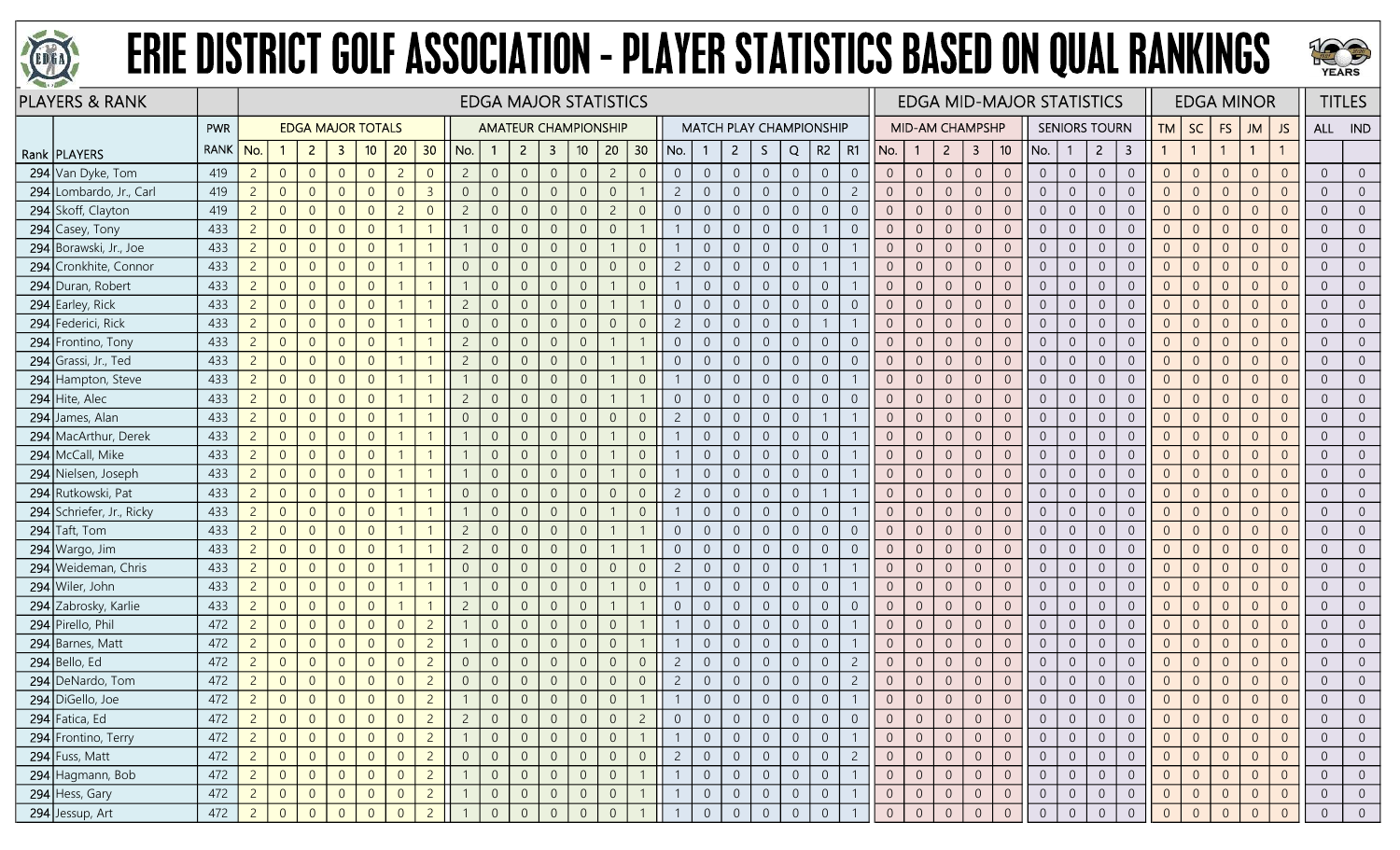# ERIE DISTRICT GOLF ASSOCIATION - PLAYER STATISTICS BASED ON QUAL RANKINGS

| PLAYERS & RANK | | | EDGA MAJOR STATISTICS | | | | | | | | | | | | | | | | | | | | | | | | | EDGA MID-MAJOR STATISTICS | | | | | | | | | | EDGA MINOR | | | | | TITLES | |
|---|---|---|---|---|---|---|---|---|---|---|---|---|---|---|---|---|---|---|---|---|---|---|---|---|---|---|---|---|---|---|---|---|---|---|---|---|---|---|---|---|---|---|---|---|
| | | PWR | EDGA MAJOR TOTALS | | | | | | | AMATEUR CHAMPIONSHIP | | | | | | | MATCH PLAY CHAMPIONSHIP | | | | | | | | MID-AM CHAMPSHP | | | | | SENIORS TOURN | | | | TM | SC | FS | JM | JS | ALL | IND |
| Rank | PLAYERS | RANK | No. | 1 | 2 | 3 | 10 | 20 | 30 | No. | 1 | 2 | 3 | 10 | 20 | 30 | No. | 1 | 2 | S | Q | R2 | R1 | No. | 1 | 2 | 3 | 10 | No. | 1 | 2 | 3 | 1 | 1 | 1 | 1 | 1 | | |
| 294 | Van Dyke, Tom | 419 | 2 | 0 | 0 | 0 | 0 | 2 | 0 | 2 | 0 | 0 | 0 | 0 | 2 | 0 | 0 | 0 | 0 | 0 | 0 | 0 | 0 | 0 | 0 | 0 | 0 | 0 | 0 | 0 | 0 | 0 | 0 | 0 | 0 | 0 | 0 | 0 | 0 |
| 294 | Lombardo, Jr., Carl | 419 | 2 | 0 | 0 | 0 | 0 | 0 | 3 | 0 | 0 | 0 | 0 | 0 | 0 | 1 | 2 | 0 | 0 | 0 | 0 | 0 | 2 | 0 | 0 | 0 | 0 | 0 | 0 | 0 | 0 | 0 | 0 | 0 | 0 | 0 | 0 | 0 | 0 |
| 294 | Skoff, Clayton | 419 | 2 | 0 | 0 | 0 | 0 | 2 | 0 | 2 | 0 | 0 | 0 | 0 | 2 | 0 | 0 | 0 | 0 | 0 | 0 | 0 | 0 | 0 | 0 | 0 | 0 | 0 | 0 | 0 | 0 | 0 | 0 | 0 | 0 | 0 | 0 | 0 | 0 |
| 294 | Casey, Tony | 433 | 2 | 0 | 0 | 0 | 0 | 1 | 1 | 1 | 0 | 0 | 0 | 0 | 0 | 1 | 1 | 0 | 0 | 0 | 0 | 1 | 0 | 0 | 0 | 0 | 0 | 0 | 0 | 0 | 0 | 0 | 0 | 0 | 0 | 0 | 0 | 0 | 0 |
| 294 | Borawski, Jr., Joe | 433 | 2 | 0 | 0 | 0 | 0 | 1 | 1 | 1 | 0 | 0 | 0 | 0 | 1 | 0 | 1 | 0 | 0 | 0 | 0 | 0 | 1 | 0 | 0 | 0 | 0 | 0 | 0 | 0 | 0 | 0 | 0 | 0 | 0 | 0 | 0 | 0 | 0 |
| 294 | Cronkhite, Connor | 433 | 2 | 0 | 0 | 0 | 0 | 1 | 1 | 0 | 0 | 0 | 0 | 0 | 0 | 0 | 2 | 0 | 0 | 0 | 0 | 1 | 1 | 0 | 0 | 0 | 0 | 0 | 0 | 0 | 0 | 0 | 0 | 0 | 0 | 0 | 0 | 0 | 0 |
| 294 | Duran, Robert | 433 | 2 | 0 | 0 | 0 | 0 | 1 | 1 | 1 | 0 | 0 | 0 | 0 | 1 | 0 | 1 | 0 | 0 | 0 | 0 | 0 | 1 | 0 | 0 | 0 | 0 | 0 | 0 | 0 | 0 | 0 | 0 | 0 | 0 | 0 | 0 | 0 | 0 |
| 294 | Earley, Rick | 433 | 2 | 0 | 0 | 0 | 0 | 1 | 1 | 2 | 0 | 0 | 0 | 0 | 1 | 1 | 0 | 0 | 0 | 0 | 0 | 0 | 0 | 0 | 0 | 0 | 0 | 0 | 0 | 0 | 0 | 0 | 0 | 0 | 0 | 0 | 0 | 0 | 0 |
| 294 | Federici, Rick | 433 | 2 | 0 | 0 | 0 | 0 | 1 | 1 | 0 | 0 | 0 | 0 | 0 | 0 | 0 | 2 | 0 | 0 | 0 | 0 | 1 | 1 | 0 | 0 | 0 | 0 | 0 | 0 | 0 | 0 | 0 | 0 | 0 | 0 | 0 | 0 | 0 | 0 |
| 294 | Frontino, Tony | 433 | 2 | 0 | 0 | 0 | 0 | 1 | 1 | 2 | 0 | 0 | 0 | 0 | 1 | 1 | 0 | 0 | 0 | 0 | 0 | 0 | 0 | 0 | 0 | 0 | 0 | 0 | 0 | 0 | 0 | 0 | 0 | 0 | 0 | 0 | 0 | 0 | 0 |
| 294 | Grassi, Jr., Ted | 433 | 2 | 0 | 0 | 0 | 0 | 1 | 1 | 2 | 0 | 0 | 0 | 0 | 1 | 1 | 0 | 0 | 0 | 0 | 0 | 0 | 0 | 0 | 0 | 0 | 0 | 0 | 0 | 0 | 0 | 0 | 0 | 0 | 0 | 0 | 0 | 0 | 0 |
| 294 | Hampton, Steve | 433 | 2 | 0 | 0 | 0 | 0 | 1 | 1 | 1 | 0 | 0 | 0 | 0 | 1 | 0 | 1 | 0 | 0 | 0 | 0 | 0 | 1 | 0 | 0 | 0 | 0 | 0 | 0 | 0 | 0 | 0 | 0 | 0 | 0 | 0 | 0 | 0 | 0 |
| 294 | Hite, Alec | 433 | 2 | 0 | 0 | 0 | 0 | 1 | 1 | 2 | 0 | 0 | 0 | 0 | 1 | 1 | 0 | 0 | 0 | 0 | 0 | 0 | 0 | 0 | 0 | 0 | 0 | 0 | 0 | 0 | 0 | 0 | 0 | 0 | 0 | 0 | 0 | 0 | 0 |
| 294 | James, Alan | 433 | 2 | 0 | 0 | 0 | 0 | 1 | 1 | 0 | 0 | 0 | 0 | 0 | 0 | 0 | 2 | 0 | 0 | 0 | 0 | 1 | 1 | 0 | 0 | 0 | 0 | 0 | 0 | 0 | 0 | 0 | 0 | 0 | 0 | 0 | 0 | 0 | 0 |
| 294 | MacArthur, Derek | 433 | 2 | 0 | 0 | 0 | 0 | 1 | 1 | 1 | 0 | 0 | 0 | 0 | 1 | 0 | 1 | 0 | 0 | 0 | 0 | 0 | 1 | 0 | 0 | 0 | 0 | 0 | 0 | 0 | 0 | 0 | 0 | 0 | 0 | 0 | 0 | 0 | 0 |
| 294 | McCall, Mike | 433 | 2 | 0 | 0 | 0 | 0 | 1 | 1 | 1 | 0 | 0 | 0 | 0 | 1 | 0 | 1 | 0 | 0 | 0 | 0 | 0 | 1 | 0 | 0 | 0 | 0 | 0 | 0 | 0 | 0 | 0 | 0 | 0 | 0 | 0 | 0 | 0 | 0 |
| 294 | Nielsen, Joseph | 433 | 2 | 0 | 0 | 0 | 0 | 1 | 1 | 1 | 0 | 0 | 0 | 0 | 1 | 0 | 1 | 0 | 0 | 0 | 0 | 0 | 1 | 0 | 0 | 0 | 0 | 0 | 0 | 0 | 0 | 0 | 0 | 0 | 0 | 0 | 0 | 0 | 0 |
| 294 | Rutkowski, Pat | 433 | 2 | 0 | 0 | 0 | 0 | 1 | 1 | 0 | 0 | 0 | 0 | 0 | 0 | 0 | 2 | 0 | 0 | 0 | 0 | 1 | 1 | 0 | 0 | 0 | 0 | 0 | 0 | 0 | 0 | 0 | 0 | 0 | 0 | 0 | 0 | 0 | 0 |
| 294 | Schriefer, Jr., Ricky | 433 | 2 | 0 | 0 | 0 | 0 | 1 | 1 | 1 | 0 | 0 | 0 | 0 | 1 | 0 | 1 | 0 | 0 | 0 | 0 | 0 | 1 | 0 | 0 | 0 | 0 | 0 | 0 | 0 | 0 | 0 | 0 | 0 | 0 | 0 | 0 | 0 | 0 |
| 294 | Taft, Tom | 433 | 2 | 0 | 0 | 0 | 0 | 1 | 1 | 2 | 0 | 0 | 0 | 0 | 1 | 1 | 0 | 0 | 0 | 0 | 0 | 0 | 0 | 0 | 0 | 0 | 0 | 0 | 0 | 0 | 0 | 0 | 0 | 0 | 0 | 0 | 0 | 0 | 0 |
| 294 | Wargo, Jim | 433 | 2 | 0 | 0 | 0 | 0 | 1 | 1 | 2 | 0 | 0 | 0 | 0 | 1 | 1 | 0 | 0 | 0 | 0 | 0 | 0 | 0 | 0 | 0 | 0 | 0 | 0 | 0 | 0 | 0 | 0 | 0 | 0 | 0 | 0 | 0 | 0 | 0 |
| 294 | Weideman, Chris | 433 | 2 | 0 | 0 | 0 | 0 | 1 | 1 | 0 | 0 | 0 | 0 | 0 | 0 | 0 | 2 | 0 | 0 | 0 | 0 | 1 | 1 | 0 | 0 | 0 | 0 | 0 | 0 | 0 | 0 | 0 | 0 | 0 | 0 | 0 | 0 | 0 | 0 |
| 294 | Wiler, John | 433 | 2 | 0 | 0 | 0 | 0 | 1 | 1 | 1 | 0 | 0 | 0 | 0 | 1 | 0 | 1 | 0 | 0 | 0 | 0 | 0 | 1 | 0 | 0 | 0 | 0 | 0 | 0 | 0 | 0 | 0 | 0 | 0 | 0 | 0 | 0 | 0 | 0 |
| 294 | Zabrosky, Karlie | 433 | 2 | 0 | 0 | 0 | 0 | 1 | 1 | 2 | 0 | 0 | 0 | 0 | 1 | 1 | 0 | 0 | 0 | 0 | 0 | 0 | 0 | 0 | 0 | 0 | 0 | 0 | 0 | 0 | 0 | 0 | 0 | 0 | 0 | 0 | 0 | 0 | 0 |
| 294 | Pirello, Phil | 472 | 2 | 0 | 0 | 0 | 0 | 0 | 2 | 1 | 0 | 0 | 0 | 0 | 0 | 1 | 1 | 0 | 0 | 0 | 0 | 0 | 1 | 0 | 0 | 0 | 0 | 0 | 0 | 0 | 0 | 0 | 0 | 0 | 0 | 0 | 0 | 0 | 0 |
| 294 | Barnes, Matt | 472 | 2 | 0 | 0 | 0 | 0 | 0 | 2 | 1 | 0 | 0 | 0 | 0 | 0 | 1 | 1 | 0 | 0 | 0 | 0 | 0 | 1 | 0 | 0 | 0 | 0 | 0 | 0 | 0 | 0 | 0 | 0 | 0 | 0 | 0 | 0 | 0 | 0 |
| 294 | Bello, Ed | 472 | 2 | 0 | 0 | 0 | 0 | 0 | 2 | 0 | 0 | 0 | 0 | 0 | 0 | 0 | 2 | 0 | 0 | 0 | 0 | 0 | 2 | 0 | 0 | 0 | 0 | 0 | 0 | 0 | 0 | 0 | 0 | 0 | 0 | 0 | 0 | 0 | 0 |
| 294 | DeNardo, Tom | 472 | 2 | 0 | 0 | 0 | 0 | 0 | 2 | 0 | 0 | 0 | 0 | 0 | 0 | 0 | 2 | 0 | 0 | 0 | 0 | 0 | 2 | 0 | 0 | 0 | 0 | 0 | 0 | 0 | 0 | 0 | 0 | 0 | 0 | 0 | 0 | 0 | 0 |
| 294 | DiGello, Joe | 472 | 2 | 0 | 0 | 0 | 0 | 0 | 2 | 1 | 0 | 0 | 0 | 0 | 0 | 1 | 1 | 0 | 0 | 0 | 0 | 0 | 1 | 0 | 0 | 0 | 0 | 0 | 0 | 0 | 0 | 0 | 0 | 0 | 0 | 0 | 0 | 0 | 0 |
| 294 | Fatica, Ed | 472 | 2 | 0 | 0 | 0 | 0 | 0 | 2 | 2 | 0 | 0 | 0 | 0 | 0 | 2 | 0 | 0 | 0 | 0 | 0 | 0 | 0 | 0 | 0 | 0 | 0 | 0 | 0 | 0 | 0 | 0 | 0 | 0 | 0 | 0 | 0 | 0 | 0 |
| 294 | Frontino, Terry | 472 | 2 | 0 | 0 | 0 | 0 | 0 | 2 | 1 | 0 | 0 | 0 | 0 | 0 | 1 | 1 | 0 | 0 | 0 | 0 | 0 | 1 | 0 | 0 | 0 | 0 | 0 | 0 | 0 | 0 | 0 | 0 | 0 | 0 | 0 | 0 | 0 | 0 |
| 294 | Fuss, Matt | 472 | 2 | 0 | 0 | 0 | 0 | 0 | 2 | 0 | 0 | 0 | 0 | 0 | 0 | 0 | 2 | 0 | 0 | 0 | 0 | 0 | 2 | 0 | 0 | 0 | 0 | 0 | 0 | 0 | 0 | 0 | 0 | 0 | 0 | 0 | 0 | 0 | 0 |
| 294 | Hagmann, Bob | 472 | 2 | 0 | 0 | 0 | 0 | 0 | 2 | 1 | 0 | 0 | 0 | 0 | 0 | 1 | 1 | 0 | 0 | 0 | 0 | 0 | 1 | 0 | 0 | 0 | 0 | 0 | 0 | 0 | 0 | 0 | 0 | 0 | 0 | 0 | 0 | 0 | 0 |
| 294 | Hess, Gary | 472 | 2 | 0 | 0 | 0 | 0 | 0 | 2 | 1 | 0 | 0 | 0 | 0 | 0 | 1 | 1 | 0 | 0 | 0 | 0 | 0 | 1 | 0 | 0 | 0 | 0 | 0 | 0 | 0 | 0 | 0 | 0 | 0 | 0 | 0 | 0 | 0 | 0 |
| 294 | Jessup, Art | 472 | 2 | 0 | 0 | 0 | 0 | 0 | 2 | 1 | 0 | 0 | 0 | 0 | 0 | 1 | 1 | 0 | 0 | 0 | 0 | 0 | 1 | 0 | 0 | 0 | 0 | 0 | 0 | 0 | 0 | 0 | 0 | 0 | 0 | 0 | 0 | 0 | 0 |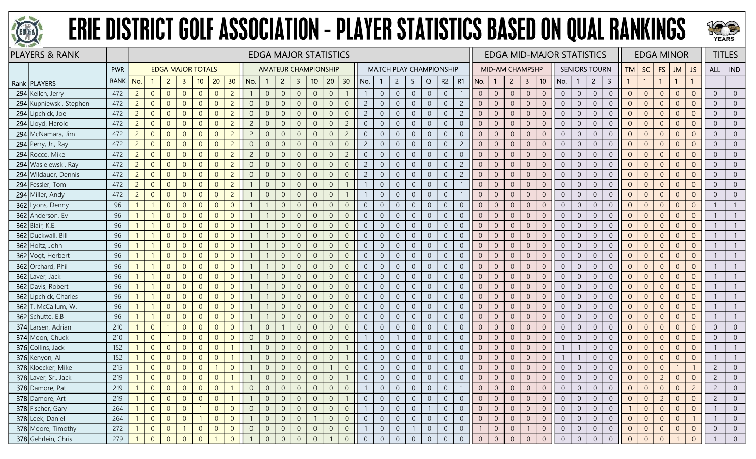# ERIE DISTRICT GOLF ASSOCIATION - PLAYER STATISTICS BASED ON QUAL RANKINGS

| PLAYERS & RANK | | | EDGA MAJOR STATISTICS | | | | | | | | | | | | | | | | | | | | | | | | EDGA MID-MAJOR STATISTICS | | | | | | | | | EDGA MINOR | | | | | TITLES | |
|---|---|---|---|---|---|---|---|---|---|---|---|---|---|---|---|---|---|---|---|---|---|---|---|---|---|---|---|---|---|---|---|---|---|---|---|---|---|---|---|---|---|---|
| | | PWR | EDGA MAJOR TOTALS | | | | | | | AMATEUR CHAMPIONSHIP | | | | | | | MATCH PLAY CHAMPIONSHIP | | | | | | | MID-AM CHAMPSHP | | | | | SENIORS TOURN | | | | TM | SC | FS | JM | JS | ALL | IND |
| Rank | PLAYERS | RANK | No. | 1 | 2 | 3 | 10 | 20 | 30 | No. | 1 | 2 | 3 | 10 | 20 | 30 | No. | 1 | 2 | S | Q | R2 | R1 | No. | 1 | 2 | 3 | 10 | No. | 1 | 2 | 3 | 1 | 1 | 1 | 1 | 1 | | |
| 294 | Keilch, Jerry | 472 | 2 | 0 | 0 | 0 | 0 | 0 | 2 | 1 | 0 | 0 | 0 | 0 | 0 | 1 | 1 | 0 | 0 | 0 | 0 | 0 | 1 | 0 | 0 | 0 | 0 | 0 | 0 | 0 | 0 | 0 | 0 | 0 | 0 | 0 | 0 | 0 | 0 |
| 294 | Kupniewski, Stephen | 472 | 2 | 0 | 0 | 0 | 0 | 0 | 2 | 0 | 0 | 0 | 0 | 0 | 0 | 0 | 2 | 0 | 0 | 0 | 0 | 0 | 2 | 0 | 0 | 0 | 0 | 0 | 0 | 0 | 0 | 0 | 0 | 0 | 0 | 0 | 0 | 0 | 0 |
| 294 | Lipchick, Joe | 472 | 2 | 0 | 0 | 0 | 0 | 0 | 2 | 0 | 0 | 0 | 0 | 0 | 0 | 0 | 2 | 0 | 0 | 0 | 0 | 0 | 2 | 0 | 0 | 0 | 0 | 0 | 0 | 0 | 0 | 0 | 0 | 0 | 0 | 0 | 0 | 0 | 0 |
| 294 | Lloyd, Harold | 472 | 2 | 0 | 0 | 0 | 0 | 0 | 2 | 2 | 0 | 0 | 0 | 0 | 0 | 2 | 0 | 0 | 0 | 0 | 0 | 0 | 0 | 0 | 0 | 0 | 0 | 0 | 0 | 0 | 0 | 0 | 0 | 0 | 0 | 0 | 0 | 0 | 0 |
| 294 | McNamara, Jim | 472 | 2 | 0 | 0 | 0 | 0 | 0 | 2 | 2 | 0 | 0 | 0 | 0 | 0 | 2 | 0 | 0 | 0 | 0 | 0 | 0 | 0 | 0 | 0 | 0 | 0 | 0 | 0 | 0 | 0 | 0 | 0 | 0 | 0 | 0 | 0 | 0 | 0 |
| 294 | Perry, Jr., Ray | 472 | 2 | 0 | 0 | 0 | 0 | 0 | 2 | 0 | 0 | 0 | 0 | 0 | 0 | 0 | 2 | 0 | 0 | 0 | 0 | 0 | 2 | 0 | 0 | 0 | 0 | 0 | 0 | 0 | 0 | 0 | 0 | 0 | 0 | 0 | 0 | 0 | 0 |
| 294 | Rocco, Mike | 472 | 2 | 0 | 0 | 0 | 0 | 0 | 2 | 2 | 0 | 0 | 0 | 0 | 0 | 2 | 0 | 0 | 0 | 0 | 0 | 0 | 0 | 0 | 0 | 0 | 0 | 0 | 0 | 0 | 0 | 0 | 0 | 0 | 0 | 0 | 0 | 0 | 0 |
| 294 | Wasielewski, Ray | 472 | 2 | 0 | 0 | 0 | 0 | 0 | 2 | 0 | 0 | 0 | 0 | 0 | 0 | 0 | 2 | 0 | 0 | 0 | 0 | 0 | 2 | 0 | 0 | 0 | 0 | 0 | 0 | 0 | 0 | 0 | 0 | 0 | 0 | 0 | 0 | 0 | 0 |
| 294 | Wildauer, Dennis | 472 | 2 | 0 | 0 | 0 | 0 | 0 | 2 | 0 | 0 | 0 | 0 | 0 | 0 | 0 | 2 | 0 | 0 | 0 | 0 | 0 | 2 | 0 | 0 | 0 | 0 | 0 | 0 | 0 | 0 | 0 | 0 | 0 | 0 | 0 | 0 | 0 | 0 |
| 294 | Fessler, Tom | 472 | 2 | 0 | 0 | 0 | 0 | 0 | 2 | 1 | 0 | 0 | 0 | 0 | 0 | 1 | 1 | 0 | 0 | 0 | 0 | 0 | 1 | 0 | 0 | 0 | 0 | 0 | 0 | 0 | 0 | 0 | 0 | 0 | 0 | 0 | 0 | 0 | 0 |
| 294 | Miller, Andy | 472 | 2 | 0 | 0 | 0 | 0 | 0 | 2 | 1 | 0 | 0 | 0 | 0 | 0 | 1 | 1 | 0 | 0 | 0 | 0 | 0 | 1 | 0 | 0 | 0 | 0 | 0 | 0 | 0 | 0 | 0 | 0 | 0 | 0 | 0 | 0 | 0 | 0 |
| 362 | Lyons, Denny | 96 | 1 | 1 | 0 | 0 | 0 | 0 | 0 | 1 | 1 | 0 | 0 | 0 | 0 | 0 | 0 | 0 | 0 | 0 | 0 | 0 | 0 | 0 | 0 | 0 | 0 | 0 | 0 | 0 | 0 | 0 | 0 | 0 | 0 | 0 | 0 | 1 | 1 |
| 362 | Anderson, Ev | 96 | 1 | 1 | 0 | 0 | 0 | 0 | 0 | 1 | 1 | 0 | 0 | 0 | 0 | 0 | 0 | 0 | 0 | 0 | 0 | 0 | 0 | 0 | 0 | 0 | 0 | 0 | 0 | 0 | 0 | 0 | 0 | 0 | 0 | 0 | 0 | 1 | 1 |
| 362 | Blair, K.E. | 96 | 1 | 1 | 0 | 0 | 0 | 0 | 0 | 1 | 1 | 0 | 0 | 0 | 0 | 0 | 0 | 0 | 0 | 0 | 0 | 0 | 0 | 0 | 0 | 0 | 0 | 0 | 0 | 0 | 0 | 0 | 0 | 0 | 0 | 0 | 0 | 1 | 1 |
| 362 | Duckwall, Bill | 96 | 1 | 1 | 0 | 0 | 0 | 0 | 0 | 1 | 1 | 0 | 0 | 0 | 0 | 0 | 0 | 0 | 0 | 0 | 0 | 0 | 0 | 0 | 0 | 0 | 0 | 0 | 0 | 0 | 0 | 0 | 0 | 0 | 0 | 0 | 0 | 1 | 1 |
| 362 | Holtz, John | 96 | 1 | 1 | 0 | 0 | 0 | 0 | 0 | 1 | 1 | 0 | 0 | 0 | 0 | 0 | 0 | 0 | 0 | 0 | 0 | 0 | 0 | 0 | 0 | 0 | 0 | 0 | 0 | 0 | 0 | 0 | 0 | 0 | 0 | 0 | 0 | 1 | 1 |
| 362 | Vogt, Herbert | 96 | 1 | 1 | 0 | 0 | 0 | 0 | 0 | 1 | 1 | 0 | 0 | 0 | 0 | 0 | 0 | 0 | 0 | 0 | 0 | 0 | 0 | 0 | 0 | 0 | 0 | 0 | 0 | 0 | 0 | 0 | 0 | 0 | 0 | 0 | 0 | 1 | 1 |
| 362 | Orchard, Phil | 96 | 1 | 1 | 0 | 0 | 0 | 0 | 0 | 1 | 1 | 0 | 0 | 0 | 0 | 0 | 0 | 0 | 0 | 0 | 0 | 0 | 0 | 0 | 0 | 0 | 0 | 0 | 0 | 0 | 0 | 0 | 0 | 0 | 0 | 0 | 0 | 1 | 1 |
| 362 | Laver, Jack | 96 | 1 | 1 | 0 | 0 | 0 | 0 | 0 | 1 | 1 | 0 | 0 | 0 | 0 | 0 | 0 | 0 | 0 | 0 | 0 | 0 | 0 | 0 | 0 | 0 | 0 | 0 | 0 | 0 | 0 | 0 | 0 | 0 | 0 | 0 | 0 | 1 | 1 |
| 362 | Davis, Robert | 96 | 1 | 1 | 0 | 0 | 0 | 0 | 0 | 1 | 1 | 0 | 0 | 0 | 0 | 0 | 0 | 0 | 0 | 0 | 0 | 0 | 0 | 0 | 0 | 0 | 0 | 0 | 0 | 0 | 0 | 0 | 0 | 0 | 0 | 0 | 0 | 1 | 1 |
| 362 | Lipchick, Charles | 96 | 1 | 1 | 0 | 0 | 0 | 0 | 0 | 1 | 1 | 0 | 0 | 0 | 0 | 0 | 0 | 0 | 0 | 0 | 0 | 0 | 0 | 0 | 0 | 0 | 0 | 0 | 0 | 0 | 0 | 0 | 0 | 0 | 0 | 0 | 0 | 1 | 1 |
| 362 | T. McCallum, W. | 96 | 1 | 1 | 0 | 0 | 0 | 0 | 0 | 1 | 1 | 0 | 0 | 0 | 0 | 0 | 0 | 0 | 0 | 0 | 0 | 0 | 0 | 0 | 0 | 0 | 0 | 0 | 0 | 0 | 0 | 0 | 0 | 0 | 0 | 0 | 0 | 1 | 1 |
| 362 | Schutte, E.B | 96 | 1 | 1 | 0 | 0 | 0 | 0 | 0 | 1 | 1 | 0 | 0 | 0 | 0 | 0 | 0 | 0 | 0 | 0 | 0 | 0 | 0 | 0 | 0 | 0 | 0 | 0 | 0 | 0 | 0 | 0 | 0 | 0 | 0 | 0 | 0 | 1 | 1 |
| 374 | Larsen, Adrian | 210 | 1 | 0 | 1 | 0 | 0 | 0 | 0 | 1 | 0 | 1 | 0 | 0 | 0 | 0 | 0 | 0 | 0 | 0 | 0 | 0 | 0 | 0 | 0 | 0 | 0 | 0 | 0 | 0 | 0 | 0 | 0 | 0 | 0 | 0 | 0 | 0 | 0 |
| 374 | Moon, Chuck | 210 | 1 | 0 | 1 | 0 | 0 | 0 | 0 | 0 | 0 | 0 | 0 | 0 | 0 | 0 | 1 | 0 | 1 | 0 | 0 | 0 | 0 | 0 | 0 | 0 | 0 | 0 | 0 | 0 | 0 | 0 | 0 | 0 | 0 | 0 | 0 | 0 | 0 |
| 376 | Collins, Jack | 152 | 1 | 0 | 0 | 0 | 0 | 0 | 1 | 1 | 0 | 0 | 0 | 0 | 0 | 1 | 0 | 0 | 0 | 0 | 0 | 0 | 0 | 0 | 0 | 0 | 0 | 0 | 1 | 1 | 0 | 0 | 0 | 0 | 0 | 0 | 0 | 1 | 1 |
| 376 | Kenyon, Al | 152 | 1 | 0 | 0 | 0 | 0 | 0 | 1 | 1 | 0 | 0 | 0 | 0 | 0 | 1 | 0 | 0 | 0 | 0 | 0 | 0 | 0 | 0 | 0 | 0 | 0 | 0 | 1 | 1 | 0 | 0 | 0 | 0 | 0 | 0 | 0 | 1 | 1 |
| 378 | Kloecker, Mike | 215 | 1 | 0 | 0 | 0 | 0 | 1 | 0 | 1 | 0 | 0 | 0 | 0 | 1 | 0 | 0 | 0 | 0 | 0 | 0 | 0 | 0 | 0 | 0 | 0 | 0 | 0 | 0 | 0 | 0 | 0 | 0 | 0 | 0 | 1 | 1 | 2 | 0 |
| 378 | Laver, Sr., Jack | 219 | 1 | 0 | 0 | 0 | 0 | 0 | 1 | 1 | 0 | 0 | 0 | 0 | 0 | 1 | 0 | 0 | 0 | 0 | 0 | 0 | 0 | 0 | 0 | 0 | 0 | 0 | 0 | 0 | 0 | 0 | 0 | 0 | 2 | 0 | 0 | 2 | 0 |
| 378 | Damore, Pat | 219 | 1 | 0 | 0 | 0 | 0 | 0 | 1 | 0 | 0 | 0 | 0 | 0 | 0 | 0 | 1 | 0 | 0 | 0 | 0 | 0 | 1 | 0 | 0 | 0 | 0 | 0 | 0 | 0 | 0 | 0 | 0 | 0 | 0 | 0 | 2 | 2 | 0 |
| 378 | Damore, Art | 219 | 1 | 0 | 0 | 0 | 0 | 0 | 1 | 1 | 0 | 0 | 0 | 0 | 0 | 1 | 0 | 0 | 0 | 0 | 0 | 0 | 0 | 0 | 0 | 0 | 0 | 0 | 0 | 0 | 0 | 0 | 0 | 0 | 2 | 0 | 0 | 2 | 0 |
| 378 | Fischer, Gary | 264 | 1 | 0 | 0 | 0 | 1 | 0 | 0 | 0 | 0 | 0 | 0 | 0 | 0 | 0 | 1 | 0 | 0 | 0 | 1 | 0 | 0 | 0 | 0 | 0 | 0 | 0 | 0 | 0 | 0 | 0 | 1 | 0 | 0 | 0 | 0 | 1 | 0 |
| 378 | Leek, Daniel | 264 | 1 | 0 | 0 | 0 | 1 | 0 | 0 | 1 | 0 | 0 | 0 | 1 | 0 | 0 | 0 | 0 | 0 | 0 | 0 | 0 | 0 | 0 | 0 | 0 | 0 | 0 | 0 | 0 | 0 | 0 | 0 | 0 | 0 | 0 | 1 | 1 | 0 |
| 378 | Moore, Timothy | 272 | 1 | 0 | 0 | 1 | 0 | 0 | 0 | 0 | 0 | 0 | 0 | 0 | 0 | 0 | 1 | 0 | 0 | 1 | 0 | 0 | 0 | 1 | 0 | 0 | 1 | 0 | 0 | 0 | 0 | 0 | 0 | 0 | 0 | 0 | 0 | 0 | 0 |
| 378 | Gehrlein, Chris | 279 | 1 | 0 | 0 | 0 | 0 | 1 | 0 | 1 | 0 | 0 | 0 | 0 | 1 | 0 | 0 | 0 | 0 | 0 | 0 | 0 | 0 | 0 | 0 | 0 | 0 | 0 | 0 | 0 | 0 | 0 | 0 | 0 | 0 | 1 | 0 | 1 | 0 |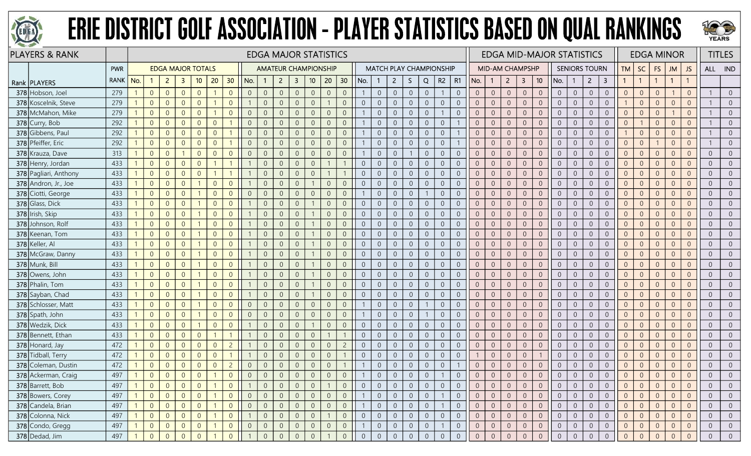# ERIE DISTRICT GOLF ASSOCIATION - PLAYER STATISTICS BASED ON QUAL RANKINGS

| PLAYERS & RANK | | | EDGA MAJOR STATISTICS | | | | | | | | | | | | | | | | | | | | | | | | | EDGA MID-MAJOR STATISTICS | | | | | | | | | | EDGA MINOR | | | | | TITLES | |
|---|---|---|---|---|---|---|---|---|---|---|---|---|---|---|---|---|---|---|---|---|---|---|---|---|---|---|---|---|---|---|---|---|---|---|---|---|---|---|---|---|---|---|---|---|
| | | PWR | EDGA MAJOR TOTALS | | | | | | | AMATEUR CHAMPIONSHIP | | | | | | | MATCH PLAY CHAMPIONSHIP | | | | | | | MID-AM CHAMPSHP | | | | | SENIORS TOURN | | | | TM | SC | FS | JM | JS | ALL | IND |
| Rank | PLAYERS | RANK | No. | 1 | 2 | 3 | 10 | 20 | 30 | No. | 1 | 2 | 3 | 10 | 20 | 30 | No. | 1 | 2 | S | Q | R2 | R1 | No. | 1 | 2 | 3 | 10 | No. | 1 | 2 | 3 | 1 | 1 | 1 | 1 | 1 | | |
| 378 | Hobson, Joel | 279 | 1 | 0 | 0 | 0 | 0 | 1 | 0 | 0 | 0 | 0 | 0 | 0 | 0 | 0 | 1 | 0 | 0 | 0 | 0 | 1 | 0 | 0 | 0 | 0 | 0 | 0 | 0 | 0 | 0 | 0 | 0 | 0 | 0 | 1 | 0 | 1 | 0 |
| 378 | Koscelnik, Steve | 279 | 1 | 0 | 0 | 0 | 0 | 1 | 0 | 1 | 0 | 0 | 0 | 0 | 1 | 0 | 0 | 0 | 0 | 0 | 0 | 0 | 0 | 0 | 0 | 0 | 0 | 0 | 0 | 0 | 0 | 0 | 1 | 0 | 0 | 0 | 0 | 1 | 0 |
| 378 | McMahon, Mike | 279 | 1 | 0 | 0 | 0 | 0 | 1 | 0 | 0 | 0 | 0 | 0 | 0 | 0 | 0 | 1 | 0 | 0 | 0 | 0 | 1 | 0 | 0 | 0 | 0 | 0 | 0 | 0 | 0 | 0 | 0 | 0 | 0 | 0 | 1 | 0 | 1 | 0 |
| 378 | Curry, Bob | 292 | 1 | 0 | 0 | 0 | 0 | 0 | 1 | 0 | 0 | 0 | 0 | 0 | 0 | 0 | 1 | 0 | 0 | 0 | 0 | 0 | 1 | 0 | 0 | 0 | 0 | 0 | 0 | 0 | 0 | 0 | 0 | 1 | 0 | 0 | 0 | 1 | 0 |
| 378 | Gibbens, Paul | 292 | 1 | 0 | 0 | 0 | 0 | 0 | 1 | 0 | 0 | 0 | 0 | 0 | 0 | 0 | 1 | 0 | 0 | 0 | 0 | 0 | 1 | 0 | 0 | 0 | 0 | 0 | 0 | 0 | 0 | 0 | 1 | 0 | 0 | 0 | 0 | 1 | 0 |
| 378 | Pfeiffer, Eric | 292 | 1 | 0 | 0 | 0 | 0 | 0 | 1 | 0 | 0 | 0 | 0 | 0 | 0 | 0 | 1 | 0 | 0 | 0 | 0 | 0 | 1 | 0 | 0 | 0 | 0 | 0 | 0 | 0 | 0 | 0 | 0 | 0 | 1 | 0 | 0 | 1 | 0 |
| 378 | Krauza, Dave | 313 | 1 | 0 | 0 | 1 | 0 | 0 | 0 | 0 | 0 | 0 | 0 | 0 | 0 | 0 | 1 | 0 | 0 | 1 | 0 | 0 | 0 | 0 | 0 | 0 | 0 | 0 | 0 | 0 | 0 | 0 | 0 | 0 | 0 | 0 | 0 | 0 | 0 |
| 378 | Henry, Jordan | 433 | 1 | 0 | 0 | 0 | 0 | 1 | 1 | 1 | 0 | 0 | 0 | 0 | 1 | 1 | 0 | 0 | 0 | 0 | 0 | 0 | 0 | 0 | 0 | 0 | 0 | 0 | 0 | 0 | 0 | 0 | 0 | 0 | 0 | 0 | 0 | 0 | 0 |
| 378 | Pagliari, Anthony | 433 | 1 | 0 | 0 | 0 | 0 | 1 | 1 | 1 | 0 | 0 | 0 | 0 | 1 | 1 | 0 | 0 | 0 | 0 | 0 | 0 | 0 | 0 | 0 | 0 | 0 | 0 | 0 | 0 | 0 | 0 | 0 | 0 | 0 | 0 | 0 | 0 | 0 |
| 378 | Andron, Jr., Joe | 433 | 1 | 0 | 0 | 0 | 1 | 0 | 0 | 1 | 0 | 0 | 0 | 1 | 0 | 0 | 0 | 0 | 0 | 0 | 0 | 0 | 0 | 0 | 0 | 0 | 0 | 0 | 0 | 0 | 0 | 0 | 0 | 0 | 0 | 0 | 0 | 0 | 0 |
| 378 | Ciotti, George | 433 | 1 | 0 | 0 | 0 | 1 | 0 | 0 | 0 | 0 | 0 | 0 | 0 | 0 | 0 | 1 | 0 | 0 | 0 | 1 | 0 | 0 | 0 | 0 | 0 | 0 | 0 | 0 | 0 | 0 | 0 | 0 | 0 | 0 | 0 | 0 | 0 | 0 |
| 378 | Glass, Dick | 433 | 1 | 0 | 0 | 0 | 1 | 0 | 0 | 1 | 0 | 0 | 0 | 1 | 0 | 0 | 0 | 0 | 0 | 0 | 0 | 0 | 0 | 0 | 0 | 0 | 0 | 0 | 0 | 0 | 0 | 0 | 0 | 0 | 0 | 0 | 0 | 0 | 0 |
| 378 | Irish, Skip | 433 | 1 | 0 | 0 | 0 | 1 | 0 | 0 | 1 | 0 | 0 | 0 | 1 | 0 | 0 | 0 | 0 | 0 | 0 | 0 | 0 | 0 | 0 | 0 | 0 | 0 | 0 | 0 | 0 | 0 | 0 | 0 | 0 | 0 | 0 | 0 | 0 | 0 |
| 378 | Johnson, Rolf | 433 | 1 | 0 | 0 | 0 | 1 | 0 | 0 | 1 | 0 | 0 | 0 | 1 | 0 | 0 | 0 | 0 | 0 | 0 | 0 | 0 | 0 | 0 | 0 | 0 | 0 | 0 | 0 | 0 | 0 | 0 | 0 | 0 | 0 | 0 | 0 | 0 | 0 |
| 378 | Keenan, Tom | 433 | 1 | 0 | 0 | 0 | 1 | 0 | 0 | 1 | 0 | 0 | 0 | 1 | 0 | 0 | 0 | 0 | 0 | 0 | 0 | 0 | 0 | 0 | 0 | 0 | 0 | 0 | 0 | 0 | 0 | 0 | 0 | 0 | 0 | 0 | 0 | 0 | 0 |
| 378 | Keller, Al | 433 | 1 | 0 | 0 | 0 | 1 | 0 | 0 | 1 | 0 | 0 | 0 | 1 | 0 | 0 | 0 | 0 | 0 | 0 | 0 | 0 | 0 | 0 | 0 | 0 | 0 | 0 | 0 | 0 | 0 | 0 | 0 | 0 | 0 | 0 | 0 | 0 | 0 |
| 378 | McGraw, Danny | 433 | 1 | 0 | 0 | 0 | 1 | 0 | 0 | 1 | 0 | 0 | 0 | 1 | 0 | 0 | 0 | 0 | 0 | 0 | 0 | 0 | 0 | 0 | 0 | 0 | 0 | 0 | 0 | 0 | 0 | 0 | 0 | 0 | 0 | 0 | 0 | 0 | 0 |
| 378 | Munk, Bill | 433 | 1 | 0 | 0 | 0 | 1 | 0 | 0 | 1 | 0 | 0 | 0 | 1 | 0 | 0 | 0 | 0 | 0 | 0 | 0 | 0 | 0 | 0 | 0 | 0 | 0 | 0 | 0 | 0 | 0 | 0 | 0 | 0 | 0 | 0 | 0 | 0 | 0 |
| 378 | Owens, John | 433 | 1 | 0 | 0 | 0 | 1 | 0 | 0 | 1 | 0 | 0 | 0 | 1 | 0 | 0 | 0 | 0 | 0 | 0 | 0 | 0 | 0 | 0 | 0 | 0 | 0 | 0 | 0 | 0 | 0 | 0 | 0 | 0 | 0 | 0 | 0 | 0 | 0 |
| 378 | Phalin, Tom | 433 | 1 | 0 | 0 | 0 | 1 | 0 | 0 | 1 | 0 | 0 | 0 | 1 | 0 | 0 | 0 | 0 | 0 | 0 | 0 | 0 | 0 | 0 | 0 | 0 | 0 | 0 | 0 | 0 | 0 | 0 | 0 | 0 | 0 | 0 | 0 | 0 | 0 |
| 378 | Sayban, Chad | 433 | 1 | 0 | 0 | 0 | 1 | 0 | 0 | 1 | 0 | 0 | 0 | 1 | 0 | 0 | 0 | 0 | 0 | 0 | 0 | 0 | 0 | 0 | 0 | 0 | 0 | 0 | 0 | 0 | 0 | 0 | 0 | 0 | 0 | 0 | 0 | 0 | 0 |
| 378 | Schlosser, Matt | 433 | 1 | 0 | 0 | 0 | 1 | 0 | 0 | 0 | 0 | 0 | 0 | 0 | 0 | 0 | 1 | 0 | 0 | 0 | 1 | 0 | 0 | 0 | 0 | 0 | 0 | 0 | 0 | 0 | 0 | 0 | 0 | 0 | 0 | 0 | 0 | 0 | 0 |
| 378 | Spath, John | 433 | 1 | 0 | 0 | 0 | 1 | 0 | 0 | 0 | 0 | 0 | 0 | 0 | 0 | 0 | 1 | 0 | 0 | 0 | 1 | 0 | 0 | 0 | 0 | 0 | 0 | 0 | 0 | 0 | 0 | 0 | 0 | 0 | 0 | 0 | 0 | 0 | 0 |
| 378 | Wedzik, Dick | 433 | 1 | 0 | 0 | 0 | 1 | 0 | 0 | 1 | 0 | 0 | 0 | 1 | 0 | 0 | 0 | 0 | 0 | 0 | 0 | 0 | 0 | 0 | 0 | 0 | 0 | 0 | 0 | 0 | 0 | 0 | 0 | 0 | 0 | 0 | 0 | 0 | 0 |
| 378 | Bennett, Ethan | 433 | 1 | 0 | 0 | 0 | 0 | 1 | 1 | 1 | 0 | 0 | 0 | 0 | 1 | 1 | 0 | 0 | 0 | 0 | 0 | 0 | 0 | 0 | 0 | 0 | 0 | 0 | 0 | 0 | 0 | 0 | 0 | 0 | 0 | 0 | 0 | 0 | 0 |
| 378 | Honard, Jay | 472 | 1 | 0 | 0 | 0 | 0 | 0 | 2 | 1 | 0 | 0 | 0 | 0 | 0 | 2 | 0 | 0 | 0 | 0 | 0 | 0 | 0 | 0 | 0 | 0 | 0 | 0 | 0 | 0 | 0 | 0 | 0 | 0 | 0 | 0 | 0 | 0 | 0 |
| 378 | Tidball, Terry | 472 | 1 | 0 | 0 | 0 | 0 | 0 | 1 | 1 | 0 | 0 | 0 | 0 | 0 | 1 | 0 | 0 | 0 | 0 | 0 | 0 | 0 | 1 | 0 | 0 | 0 | 1 | 0 | 0 | 0 | 0 | 0 | 0 | 0 | 0 | 0 | 0 | 0 |
| 378 | Coleman, Dustin | 472 | 1 | 0 | 0 | 0 | 0 | 0 | 2 | 0 | 0 | 0 | 0 | 0 | 0 | 1 | 1 | 0 | 0 | 0 | 0 | 0 | 1 | 0 | 0 | 0 | 0 | 0 | 0 | 0 | 0 | 0 | 0 | 0 | 0 | 0 | 0 | 0 | 0 |
| 378 | Ackerman, Craig | 497 | 1 | 0 | 0 | 0 | 0 | 1 | 0 | 0 | 0 | 0 | 0 | 0 | 0 | 0 | 1 | 0 | 0 | 0 | 0 | 1 | 0 | 0 | 0 | 0 | 0 | 0 | 0 | 0 | 0 | 0 | 0 | 0 | 0 | 0 | 0 | 0 | 0 |
| 378 | Barrett, Bob | 497 | 1 | 0 | 0 | 0 | 0 | 1 | 0 | 1 | 0 | 0 | 0 | 0 | 1 | 0 | 0 | 0 | 0 | 0 | 0 | 0 | 0 | 0 | 0 | 0 | 0 | 0 | 0 | 0 | 0 | 0 | 0 | 0 | 0 | 0 | 0 | 0 | 0 |
| 378 | Bowers, Corey | 497 | 1 | 0 | 0 | 0 | 0 | 1 | 0 | 0 | 0 | 0 | 0 | 0 | 0 | 0 | 1 | 0 | 0 | 0 | 0 | 1 | 0 | 0 | 0 | 0 | 0 | 0 | 0 | 0 | 0 | 0 | 0 | 0 | 0 | 0 | 0 | 0 | 0 |
| 378 | Candela, Brian | 497 | 1 | 0 | 0 | 0 | 0 | 1 | 0 | 0 | 0 | 0 | 0 | 0 | 0 | 0 | 1 | 0 | 0 | 0 | 0 | 1 | 0 | 0 | 0 | 0 | 0 | 0 | 0 | 0 | 0 | 0 | 0 | 0 | 0 | 0 | 0 | 0 | 0 |
| 378 | Colonna, Nick | 497 | 1 | 0 | 0 | 0 | 0 | 1 | 0 | 1 | 0 | 0 | 0 | 0 | 1 | 0 | 0 | 0 | 0 | 0 | 0 | 0 | 0 | 0 | 0 | 0 | 0 | 0 | 0 | 0 | 0 | 0 | 0 | 0 | 0 | 0 | 0 | 0 | 0 |
| 378 | Condo, Gregg | 497 | 1 | 0 | 0 | 0 | 0 | 1 | 0 | 0 | 0 | 0 | 0 | 0 | 0 | 0 | 1 | 0 | 0 | 0 | 0 | 1 | 0 | 0 | 0 | 0 | 0 | 0 | 0 | 0 | 0 | 0 | 0 | 0 | 0 | 0 | 0 | 0 | 0 |
| 378 | Dedad, Jim | 497 | 1 | 0 | 0 | 0 | 0 | 1 | 0 | 1 | 0 | 0 | 0 | 0 | 1 | 0 | 0 | 0 | 0 | 0 | 0 | 0 | 0 | 0 | 0 | 0 | 0 | 0 | 0 | 0 | 0 | 0 | 0 | 0 | 0 | 0 | 0 | 0 | 0 |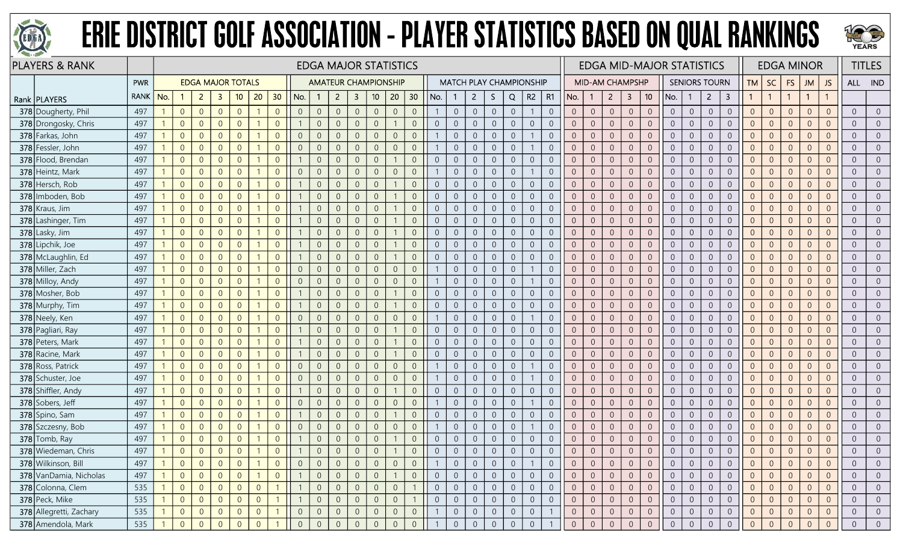# ERIE DISTRICT GOLF ASSOCIATION - PLAYER STATISTICS BASED ON QUAL RANKINGS

| PLAYERS & RANK | | | EDGA MAJOR STATISTICS | | | | | | | | | | | | | | | | | | | | | | | | | EDGA MID-MAJOR STATISTICS | | | | | | | | | | EDGA MINOR | | | | | TITLES | |
|---|---|---|---|---|---|---|---|---|---|---|---|---|---|---|---|---|---|---|---|---|---|---|---|---|---|---|---|---|---|---|---|---|---|---|---|---|---|---|---|---|---|---|---|---|
| | | PWR | EDGA MAJOR TOTALS | | | | | | | AMATEUR CHAMPIONSHIP | | | | | | | MATCH PLAY CHAMPIONSHIP | | | | | | | MID-AM CHAMPSHP | | | | | SENIORS TOURN | | | | TM | SC | FS | JM | JS | ALL | IND |
| Rank | PLAYERS | RANK | No. | 1 | 2 | 3 | 10 | 20 | 30 | No. | 1 | 2 | 3 | 10 | 20 | 30 | No. | 1 | 2 | S | Q | R2 | R1 | No. | 1 | 2 | 3 | 10 | No. | 1 | 2 | 3 | 1 | 1 | 1 | 1 | 1 | | |
| 378 | Dougherty, Phil | 497 | 1 | 0 | 0 | 0 | 0 | 1 | 0 | 0 | 0 | 0 | 0 | 0 | 0 | 0 | 1 | 0 | 0 | 0 | 0 | 1 | 0 | 0 | 0 | 0 | 0 | 0 | 0 | 0 | 0 | 0 | 0 | 0 | 0 | 0 | 0 | 0 | 0 |
| 378 | Drongosky, Chris | 497 | 1 | 0 | 0 | 0 | 0 | 1 | 0 | 1 | 0 | 0 | 0 | 0 | 1 | 0 | 0 | 0 | 0 | 0 | 0 | 0 | 0 | 0 | 0 | 0 | 0 | 0 | 0 | 0 | 0 | 0 | 0 | 0 | 0 | 0 | 0 | 0 | 0 |
| 378 | Farkas, John | 497 | 1 | 0 | 0 | 0 | 0 | 1 | 0 | 0 | 0 | 0 | 0 | 0 | 0 | 0 | 1 | 0 | 0 | 0 | 0 | 1 | 0 | 0 | 0 | 0 | 0 | 0 | 0 | 0 | 0 | 0 | 0 | 0 | 0 | 0 | 0 | 0 | 0 |
| 378 | Fessler, John | 497 | 1 | 0 | 0 | 0 | 0 | 1 | 0 | 0 | 0 | 0 | 0 | 0 | 0 | 0 | 1 | 0 | 0 | 0 | 0 | 1 | 0 | 0 | 0 | 0 | 0 | 0 | 0 | 0 | 0 | 0 | 0 | 0 | 0 | 0 | 0 | 0 | 0 |
| 378 | Flood, Brendan | 497 | 1 | 0 | 0 | 0 | 0 | 1 | 0 | 1 | 0 | 0 | 0 | 0 | 1 | 0 | 0 | 0 | 0 | 0 | 0 | 0 | 0 | 0 | 0 | 0 | 0 | 0 | 0 | 0 | 0 | 0 | 0 | 0 | 0 | 0 | 0 | 0 | 0 |
| 378 | Heintz, Mark | 497 | 1 | 0 | 0 | 0 | 0 | 1 | 0 | 0 | 0 | 0 | 0 | 0 | 0 | 0 | 1 | 0 | 0 | 0 | 0 | 1 | 0 | 0 | 0 | 0 | 0 | 0 | 0 | 0 | 0 | 0 | 0 | 0 | 0 | 0 | 0 | 0 | 0 |
| 378 | Hersch, Rob | 497 | 1 | 0 | 0 | 0 | 0 | 1 | 0 | 1 | 0 | 0 | 0 | 0 | 1 | 0 | 0 | 0 | 0 | 0 | 0 | 0 | 0 | 0 | 0 | 0 | 0 | 0 | 0 | 0 | 0 | 0 | 0 | 0 | 0 | 0 | 0 | 0 | 0 |
| 378 | Imboden, Bob | 497 | 1 | 0 | 0 | 0 | 0 | 1 | 0 | 1 | 0 | 0 | 0 | 0 | 1 | 0 | 0 | 0 | 0 | 0 | 0 | 0 | 0 | 0 | 0 | 0 | 0 | 0 | 0 | 0 | 0 | 0 | 0 | 0 | 0 | 0 | 0 | 0 | 0 |
| 378 | Kraus, Jim | 497 | 1 | 0 | 0 | 0 | 0 | 1 | 0 | 1 | 0 | 0 | 0 | 0 | 1 | 0 | 0 | 0 | 0 | 0 | 0 | 0 | 0 | 0 | 0 | 0 | 0 | 0 | 0 | 0 | 0 | 0 | 0 | 0 | 0 | 0 | 0 | 0 | 0 |
| 378 | Lashinger, Tim | 497 | 1 | 0 | 0 | 0 | 0 | 1 | 0 | 1 | 0 | 0 | 0 | 0 | 1 | 0 | 0 | 0 | 0 | 0 | 0 | 0 | 0 | 0 | 0 | 0 | 0 | 0 | 0 | 0 | 0 | 0 | 0 | 0 | 0 | 0 | 0 | 0 | 0 |
| 378 | Lasky, Jim | 497 | 1 | 0 | 0 | 0 | 0 | 1 | 0 | 1 | 0 | 0 | 0 | 0 | 1 | 0 | 0 | 0 | 0 | 0 | 0 | 0 | 0 | 0 | 0 | 0 | 0 | 0 | 0 | 0 | 0 | 0 | 0 | 0 | 0 | 0 | 0 | 0 | 0 |
| 378 | Lipchik, Joe | 497 | 1 | 0 | 0 | 0 | 0 | 1 | 0 | 1 | 0 | 0 | 0 | 0 | 1 | 0 | 0 | 0 | 0 | 0 | 0 | 0 | 0 | 0 | 0 | 0 | 0 | 0 | 0 | 0 | 0 | 0 | 0 | 0 | 0 | 0 | 0 | 0 | 0 |
| 378 | McLaughlin, Ed | 497 | 1 | 0 | 0 | 0 | 0 | 1 | 0 | 1 | 0 | 0 | 0 | 0 | 1 | 0 | 0 | 0 | 0 | 0 | 0 | 0 | 0 | 0 | 0 | 0 | 0 | 0 | 0 | 0 | 0 | 0 | 0 | 0 | 0 | 0 | 0 | 0 | 0 |
| 378 | Miller, Zach | 497 | 1 | 0 | 0 | 0 | 0 | 1 | 0 | 0 | 0 | 0 | 0 | 0 | 0 | 0 | 1 | 0 | 0 | 0 | 0 | 1 | 0 | 0 | 0 | 0 | 0 | 0 | 0 | 0 | 0 | 0 | 0 | 0 | 0 | 0 | 0 | 0 | 0 |
| 378 | Milloy, Andy | 497 | 1 | 0 | 0 | 0 | 0 | 1 | 0 | 0 | 0 | 0 | 0 | 0 | 0 | 0 | 1 | 0 | 0 | 0 | 0 | 1 | 0 | 0 | 0 | 0 | 0 | 0 | 0 | 0 | 0 | 0 | 0 | 0 | 0 | 0 | 0 | 0 | 0 |
| 378 | Mosher, Bob | 497 | 1 | 0 | 0 | 0 | 0 | 1 | 0 | 1 | 0 | 0 | 0 | 0 | 1 | 0 | 0 | 0 | 0 | 0 | 0 | 0 | 0 | 0 | 0 | 0 | 0 | 0 | 0 | 0 | 0 | 0 | 0 | 0 | 0 | 0 | 0 | 0 | 0 |
| 378 | Murphy, Tim | 497 | 1 | 0 | 0 | 0 | 0 | 1 | 0 | 1 | 0 | 0 | 0 | 0 | 1 | 0 | 0 | 0 | 0 | 0 | 0 | 0 | 0 | 0 | 0 | 0 | 0 | 0 | 0 | 0 | 0 | 0 | 0 | 0 | 0 | 0 | 0 | 0 | 0 |
| 378 | Neely, Ken | 497 | 1 | 0 | 0 | 0 | 0 | 1 | 0 | 0 | 0 | 0 | 0 | 0 | 0 | 0 | 1 | 0 | 0 | 0 | 0 | 1 | 0 | 0 | 0 | 0 | 0 | 0 | 0 | 0 | 0 | 0 | 0 | 0 | 0 | 0 | 0 | 0 | 0 |
| 378 | Pagliari, Ray | 497 | 1 | 0 | 0 | 0 | 0 | 1 | 0 | 1 | 0 | 0 | 0 | 0 | 1 | 0 | 0 | 0 | 0 | 0 | 0 | 0 | 0 | 0 | 0 | 0 | 0 | 0 | 0 | 0 | 0 | 0 | 0 | 0 | 0 | 0 | 0 | 0 | 0 |
| 378 | Peters, Mark | 497 | 1 | 0 | 0 | 0 | 0 | 1 | 0 | 1 | 0 | 0 | 0 | 0 | 1 | 0 | 0 | 0 | 0 | 0 | 0 | 0 | 0 | 0 | 0 | 0 | 0 | 0 | 0 | 0 | 0 | 0 | 0 | 0 | 0 | 0 | 0 | 0 | 0 |
| 378 | Racine, Mark | 497 | 1 | 0 | 0 | 0 | 0 | 1 | 0 | 1 | 0 | 0 | 0 | 0 | 1 | 0 | 0 | 0 | 0 | 0 | 0 | 0 | 0 | 0 | 0 | 0 | 0 | 0 | 0 | 0 | 0 | 0 | 0 | 0 | 0 | 0 | 0 | 0 | 0 |
| 378 | Ross, Patrick | 497 | 1 | 0 | 0 | 0 | 0 | 1 | 0 | 0 | 0 | 0 | 0 | 0 | 0 | 0 | 1 | 0 | 0 | 0 | 0 | 1 | 0 | 0 | 0 | 0 | 0 | 0 | 0 | 0 | 0 | 0 | 0 | 0 | 0 | 0 | 0 | 0 | 0 |
| 378 | Schuster, Joe | 497 | 1 | 0 | 0 | 0 | 0 | 1 | 0 | 0 | 0 | 0 | 0 | 0 | 0 | 0 | 1 | 0 | 0 | 0 | 0 | 1 | 0 | 0 | 0 | 0 | 0 | 0 | 0 | 0 | 0 | 0 | 0 | 0 | 0 | 0 | 0 | 0 | 0 |
| 378 | Shiffler, Andy | 497 | 1 | 0 | 0 | 0 | 0 | 1 | 0 | 1 | 0 | 0 | 0 | 0 | 1 | 0 | 0 | 0 | 0 | 0 | 0 | 0 | 0 | 0 | 0 | 0 | 0 | 0 | 0 | 0 | 0 | 0 | 0 | 0 | 0 | 0 | 0 | 0 | 0 |
| 378 | Sobers, Jeff | 497 | 1 | 0 | 0 | 0 | 0 | 1 | 0 | 0 | 0 | 0 | 0 | 0 | 0 | 0 | 1 | 0 | 0 | 0 | 0 | 1 | 0 | 0 | 0 | 0 | 0 | 0 | 0 | 0 | 0 | 0 | 0 | 0 | 0 | 0 | 0 | 0 | 0 |
| 378 | Spino, Sam | 497 | 1 | 0 | 0 | 0 | 0 | 1 | 0 | 1 | 0 | 0 | 0 | 0 | 1 | 0 | 0 | 0 | 0 | 0 | 0 | 0 | 0 | 0 | 0 | 0 | 0 | 0 | 0 | 0 | 0 | 0 | 0 | 0 | 0 | 0 | 0 | 0 | 0 |
| 378 | Szczesny, Bob | 497 | 1 | 0 | 0 | 0 | 0 | 1 | 0 | 0 | 0 | 0 | 0 | 0 | 0 | 0 | 1 | 0 | 0 | 0 | 0 | 1 | 0 | 0 | 0 | 0 | 0 | 0 | 0 | 0 | 0 | 0 | 0 | 0 | 0 | 0 | 0 | 0 | 0 |
| 378 | Tomb, Ray | 497 | 1 | 0 | 0 | 0 | 0 | 1 | 0 | 1 | 0 | 0 | 0 | 0 | 1 | 0 | 0 | 0 | 0 | 0 | 0 | 0 | 0 | 0 | 0 | 0 | 0 | 0 | 0 | 0 | 0 | 0 | 0 | 0 | 0 | 0 | 0 | 0 | 0 |
| 378 | Wiedeman, Chris | 497 | 1 | 0 | 0 | 0 | 0 | 1 | 0 | 1 | 0 | 0 | 0 | 0 | 1 | 0 | 0 | 0 | 0 | 0 | 0 | 0 | 0 | 0 | 0 | 0 | 0 | 0 | 0 | 0 | 0 | 0 | 0 | 0 | 0 | 0 | 0 | 0 | 0 |
| 378 | Wilkinson, Bill | 497 | 1 | 0 | 0 | 0 | 0 | 1 | 0 | 0 | 0 | 0 | 0 | 0 | 0 | 0 | 1 | 0 | 0 | 0 | 0 | 1 | 0 | 0 | 0 | 0 | 0 | 0 | 0 | 0 | 0 | 0 | 0 | 0 | 0 | 0 | 0 | 0 | 0 |
| 378 | VanDamia, Nicholas | 497 | 1 | 0 | 0 | 0 | 0 | 1 | 0 | 1 | 0 | 0 | 0 | 0 | 1 | 0 | 0 | 0 | 0 | 0 | 0 | 0 | 0 | 0 | 0 | 0 | 0 | 0 | 0 | 0 | 0 | 0 | 0 | 0 | 0 | 0 | 0 | 0 | 0 |
| 378 | Colonna, Clem | 535 | 1 | 0 | 0 | 0 | 0 | 0 | 1 | 1 | 0 | 0 | 0 | 0 | 0 | 1 | 0 | 0 | 0 | 0 | 0 | 0 | 0 | 0 | 0 | 0 | 0 | 0 | 0 | 0 | 0 | 0 | 0 | 0 | 0 | 0 | 0 | 0 | 0 |
| 378 | Peck, Mike | 535 | 1 | 0 | 0 | 0 | 0 | 0 | 1 | 1 | 0 | 0 | 0 | 0 | 0 | 1 | 0 | 0 | 0 | 0 | 0 | 0 | 0 | 0 | 0 | 0 | 0 | 0 | 0 | 0 | 0 | 0 | 0 | 0 | 0 | 0 | 0 | 0 | 0 |
| 378 | Allegretti, Zachary | 535 | 1 | 0 | 0 | 0 | 0 | 0 | 1 | 0 | 0 | 0 | 0 | 0 | 0 | 0 | 1 | 0 | 0 | 0 | 0 | 0 | 1 | 0 | 0 | 0 | 0 | 0 | 0 | 0 | 0 | 0 | 0 | 0 | 0 | 0 | 0 | 0 | 0 |
| 378 | Amendola, Mark | 535 | 1 | 0 | 0 | 0 | 0 | 0 | 1 | 0 | 0 | 0 | 0 | 0 | 0 | 0 | 1 | 0 | 0 | 0 | 0 | 0 | 1 | 0 | 0 | 0 | 0 | 0 | 0 | 0 | 0 | 0 | 0 | 0 | 0 | 0 | 0 | 0 | 0 |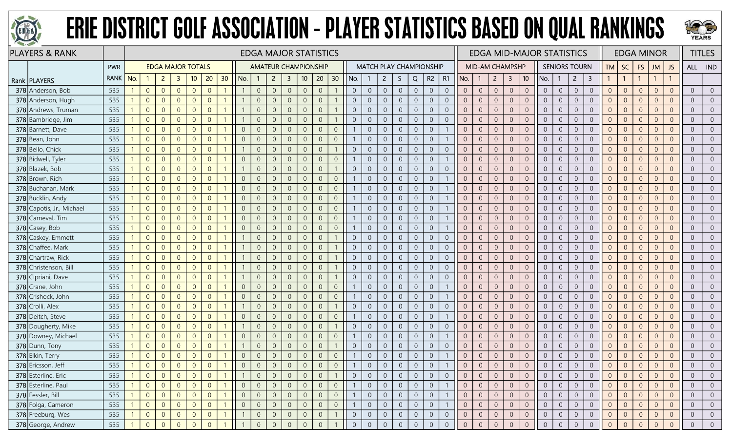# ERIE DISTRICT GOLF ASSOCIATION - PLAYER STATISTICS BASED ON QUAL RANKINGS

| PLAYERS & RANK | | | EDGA MAJOR STATISTICS | | | | | | | | | | | | | | | | | | | | | | | | EDGA MID-MAJOR STATISTICS | | | | | | | | | EDGA MINOR | | | | | TITLES | |
|---|---|---|---|---|---|---|---|---|---|---|---|---|---|---|---|---|---|---|---|---|---|---|---|---|---|---|---|---|---|---|---|---|---|---|---|---|---|---|---|---|---|---|
| | | PWR | EDGA MAJOR TOTALS | | | | | | | AMATEUR CHAMPIONSHIP | | | | | | | MATCH PLAY CHAMPIONSHIP | | | | | | | MID-AM CHAMPSHP | | | | | SENIORS TOURN | | | | TM | SC | FS | JM | JS | ALL | IND |
| Rank | PLAYERS | RANK | No. | 1 | 2 | 3 | 10 | 20 | 30 | No. | 1 | 2 | 3 | 10 | 20 | 30 | No. | 1 | 2 | S | Q | R2 | R1 | No. | 1 | 2 | 3 | 10 | No. | 1 | 2 | 3 | 1 | 1 | 1 | 1 | 1 | | |
| 378 | Anderson, Bob | 535 | 1 | 0 | 0 | 0 | 0 | 0 | 1 | 1 | 0 | 0 | 0 | 0 | 0 | 1 | 0 | 0 | 0 | 0 | 0 | 0 | 0 | 0 | 0 | 0 | 0 | 0 | 0 | 0 | 0 | 0 | 0 | 0 | 0 | 0 | 0 | 0 | 0 |
| 378 | Anderson, Hugh | 535 | 1 | 0 | 0 | 0 | 0 | 0 | 1 | 1 | 0 | 0 | 0 | 0 | 0 | 1 | 0 | 0 | 0 | 0 | 0 | 0 | 0 | 0 | 0 | 0 | 0 | 0 | 0 | 0 | 0 | 0 | 0 | 0 | 0 | 0 | 0 | 0 | 0 |
| 378 | Andrews, Truman | 535 | 1 | 0 | 0 | 0 | 0 | 0 | 1 | 1 | 0 | 0 | 0 | 0 | 0 | 1 | 0 | 0 | 0 | 0 | 0 | 0 | 0 | 0 | 0 | 0 | 0 | 0 | 0 | 0 | 0 | 0 | 0 | 0 | 0 | 0 | 0 | 0 | 0 |
| 378 | Bambridge, Jim | 535 | 1 | 0 | 0 | 0 | 0 | 0 | 1 | 1 | 0 | 0 | 0 | 0 | 0 | 1 | 0 | 0 | 0 | 0 | 0 | 0 | 0 | 0 | 0 | 0 | 0 | 0 | 0 | 0 | 0 | 0 | 0 | 0 | 0 | 0 | 0 | 0 | 0 |
| 378 | Barnett, Dave | 535 | 1 | 0 | 0 | 0 | 0 | 0 | 1 | 0 | 0 | 0 | 0 | 0 | 0 | 0 | 1 | 0 | 0 | 0 | 0 | 0 | 1 | 0 | 0 | 0 | 0 | 0 | 0 | 0 | 0 | 0 | 0 | 0 | 0 | 0 | 0 | 0 | 0 |
| 378 | Bean, John | 535 | 1 | 0 | 0 | 0 | 0 | 0 | 1 | 0 | 0 | 0 | 0 | 0 | 0 | 0 | 1 | 0 | 0 | 0 | 0 | 0 | 1 | 0 | 0 | 0 | 0 | 0 | 0 | 0 | 0 | 0 | 0 | 0 | 0 | 0 | 0 | 0 | 0 |
| 378 | Bello, Chick | 535 | 1 | 0 | 0 | 0 | 0 | 0 | 1 | 1 | 0 | 0 | 0 | 0 | 0 | 1 | 0 | 0 | 0 | 0 | 0 | 0 | 0 | 0 | 0 | 0 | 0 | 0 | 0 | 0 | 0 | 0 | 0 | 0 | 0 | 0 | 0 | 0 | 0 |
| 378 | Bidwell, Tyler | 535 | 1 | 0 | 0 | 0 | 0 | 0 | 1 | 0 | 0 | 0 | 0 | 0 | 0 | 0 | 1 | 0 | 0 | 0 | 0 | 0 | 1 | 0 | 0 | 0 | 0 | 0 | 0 | 0 | 0 | 0 | 0 | 0 | 0 | 0 | 0 | 0 | 0 |
| 378 | Blazek, Bob | 535 | 1 | 0 | 0 | 0 | 0 | 0 | 1 | 1 | 0 | 0 | 0 | 0 | 0 | 1 | 0 | 0 | 0 | 0 | 0 | 0 | 0 | 0 | 0 | 0 | 0 | 0 | 0 | 0 | 0 | 0 | 0 | 0 | 0 | 0 | 0 | 0 | 0 |
| 378 | Brown, Rich | 535 | 1 | 0 | 0 | 0 | 0 | 0 | 1 | 0 | 0 | 0 | 0 | 0 | 0 | 0 | 1 | 0 | 0 | 0 | 0 | 0 | 1 | 0 | 0 | 0 | 0 | 0 | 0 | 0 | 0 | 0 | 0 | 0 | 0 | 0 | 0 | 0 | 0 |
| 378 | Buchanan, Mark | 535 | 1 | 0 | 0 | 0 | 0 | 0 | 1 | 0 | 0 | 0 | 0 | 0 | 0 | 0 | 1 | 0 | 0 | 0 | 0 | 0 | 1 | 0 | 0 | 0 | 0 | 0 | 0 | 0 | 0 | 0 | 0 | 0 | 0 | 0 | 0 | 0 | 0 |
| 378 | Bucklin, Andy | 535 | 1 | 0 | 0 | 0 | 0 | 0 | 1 | 0 | 0 | 0 | 0 | 0 | 0 | 0 | 1 | 0 | 0 | 0 | 0 | 0 | 1 | 0 | 0 | 0 | 0 | 0 | 0 | 0 | 0 | 0 | 0 | 0 | 0 | 0 | 0 | 0 | 0 |
| 378 | Capotis, Jr., Michael | 535 | 1 | 0 | 0 | 0 | 0 | 0 | 1 | 0 | 0 | 0 | 0 | 0 | 0 | 0 | 1 | 0 | 0 | 0 | 0 | 0 | 1 | 0 | 0 | 0 | 0 | 0 | 0 | 0 | 0 | 0 | 0 | 0 | 0 | 0 | 0 | 0 | 0 |
| 378 | Carneval, Tim | 535 | 1 | 0 | 0 | 0 | 0 | 0 | 1 | 0 | 0 | 0 | 0 | 0 | 0 | 0 | 1 | 0 | 0 | 0 | 0 | 0 | 1 | 0 | 0 | 0 | 0 | 0 | 0 | 0 | 0 | 0 | 0 | 0 | 0 | 0 | 0 | 0 | 0 |
| 378 | Casey, Bob | 535 | 1 | 0 | 0 | 0 | 0 | 0 | 1 | 0 | 0 | 0 | 0 | 0 | 0 | 0 | 1 | 0 | 0 | 0 | 0 | 0 | 1 | 0 | 0 | 0 | 0 | 0 | 0 | 0 | 0 | 0 | 0 | 0 | 0 | 0 | 0 | 0 | 0 |
| 378 | Caskey, Emmett | 535 | 1 | 0 | 0 | 0 | 0 | 0 | 1 | 1 | 0 | 0 | 0 | 0 | 0 | 1 | 0 | 0 | 0 | 0 | 0 | 0 | 0 | 0 | 0 | 0 | 0 | 0 | 0 | 0 | 0 | 0 | 0 | 0 | 0 | 0 | 0 | 0 | 0 |
| 378 | Chaffee, Mark | 535 | 1 | 0 | 0 | 0 | 0 | 0 | 1 | 1 | 0 | 0 | 0 | 0 | 0 | 1 | 0 | 0 | 0 | 0 | 0 | 0 | 0 | 0 | 0 | 0 | 0 | 0 | 0 | 0 | 0 | 0 | 0 | 0 | 0 | 0 | 0 | 0 | 0 |
| 378 | Chartraw, Rick | 535 | 1 | 0 | 0 | 0 | 0 | 0 | 1 | 1 | 0 | 0 | 0 | 0 | 0 | 1 | 0 | 0 | 0 | 0 | 0 | 0 | 0 | 0 | 0 | 0 | 0 | 0 | 0 | 0 | 0 | 0 | 0 | 0 | 0 | 0 | 0 | 0 | 0 |
| 378 | Christenson, Bill | 535 | 1 | 0 | 0 | 0 | 0 | 0 | 1 | 1 | 0 | 0 | 0 | 0 | 0 | 1 | 0 | 0 | 0 | 0 | 0 | 0 | 0 | 0 | 0 | 0 | 0 | 0 | 0 | 0 | 0 | 0 | 0 | 0 | 0 | 0 | 0 | 0 | 0 |
| 378 | Cipriani, Dave | 535 | 1 | 0 | 0 | 0 | 0 | 0 | 1 | 1 | 0 | 0 | 0 | 0 | 0 | 1 | 0 | 0 | 0 | 0 | 0 | 0 | 0 | 0 | 0 | 0 | 0 | 0 | 0 | 0 | 0 | 0 | 0 | 0 | 0 | 0 | 0 | 0 | 0 |
| 378 | Crane, John | 535 | 1 | 0 | 0 | 0 | 0 | 0 | 1 | 0 | 0 | 0 | 0 | 0 | 0 | 0 | 1 | 0 | 0 | 0 | 0 | 0 | 1 | 0 | 0 | 0 | 0 | 0 | 0 | 0 | 0 | 0 | 0 | 0 | 0 | 0 | 0 | 0 | 0 |
| 378 | Crishock, John | 535 | 1 | 0 | 0 | 0 | 0 | 0 | 1 | 0 | 0 | 0 | 0 | 0 | 0 | 0 | 1 | 0 | 0 | 0 | 0 | 0 | 1 | 0 | 0 | 0 | 0 | 0 | 0 | 0 | 0 | 0 | 0 | 0 | 0 | 0 | 0 | 0 | 0 |
| 378 | Crolli, Alex | 535 | 1 | 0 | 0 | 0 | 0 | 0 | 1 | 1 | 0 | 0 | 0 | 0 | 0 | 1 | 0 | 0 | 0 | 0 | 0 | 0 | 0 | 0 | 0 | 0 | 0 | 0 | 0 | 0 | 0 | 0 | 0 | 0 | 0 | 0 | 0 | 0 | 0 |
| 378 | Deitch, Steve | 535 | 1 | 0 | 0 | 0 | 0 | 0 | 1 | 0 | 0 | 0 | 0 | 0 | 0 | 0 | 1 | 0 | 0 | 0 | 0 | 0 | 1 | 0 | 0 | 0 | 0 | 0 | 0 | 0 | 0 | 0 | 0 | 0 | 0 | 0 | 0 | 0 | 0 |
| 378 | Dougherty, Mike | 535 | 1 | 0 | 0 | 0 | 0 | 0 | 1 | 1 | 0 | 0 | 0 | 0 | 0 | 1 | 0 | 0 | 0 | 0 | 0 | 0 | 0 | 0 | 0 | 0 | 0 | 0 | 0 | 0 | 0 | 0 | 0 | 0 | 0 | 0 | 0 | 0 | 0 |
| 378 | Downey, Michael | 535 | 1 | 0 | 0 | 0 | 0 | 0 | 1 | 0 | 0 | 0 | 0 | 0 | 0 | 0 | 1 | 0 | 0 | 0 | 0 | 0 | 1 | 0 | 0 | 0 | 0 | 0 | 0 | 0 | 0 | 0 | 0 | 0 | 0 | 0 | 0 | 0 | 0 |
| 378 | Dunn, Tony | 535 | 1 | 0 | 0 | 0 | 0 | 0 | 1 | 1 | 0 | 0 | 0 | 0 | 0 | 1 | 0 | 0 | 0 | 0 | 0 | 0 | 0 | 0 | 0 | 0 | 0 | 0 | 0 | 0 | 0 | 0 | 0 | 0 | 0 | 0 | 0 | 0 | 0 |
| 378 | Elkin, Terry | 535 | 1 | 0 | 0 | 0 | 0 | 0 | 1 | 0 | 0 | 0 | 0 | 0 | 0 | 0 | 1 | 0 | 0 | 0 | 0 | 0 | 1 | 0 | 0 | 0 | 0 | 0 | 0 | 0 | 0 | 0 | 0 | 0 | 0 | 0 | 0 | 0 | 0 |
| 378 | Ericsson, Jeff | 535 | 1 | 0 | 0 | 0 | 0 | 0 | 1 | 0 | 0 | 0 | 0 | 0 | 0 | 0 | 1 | 0 | 0 | 0 | 0 | 0 | 1 | 0 | 0 | 0 | 0 | 0 | 0 | 0 | 0 | 0 | 0 | 0 | 0 | 0 | 0 | 0 | 0 |
| 378 | Esterline, Eric | 535 | 1 | 0 | 0 | 0 | 0 | 0 | 1 | 1 | 0 | 0 | 0 | 0 | 0 | 1 | 0 | 0 | 0 | 0 | 0 | 0 | 0 | 0 | 0 | 0 | 0 | 0 | 0 | 0 | 0 | 0 | 0 | 0 | 0 | 0 | 0 | 0 | 0 |
| 378 | Esterline, Paul | 535 | 1 | 0 | 0 | 0 | 0 | 0 | 1 | 0 | 0 | 0 | 0 | 0 | 0 | 0 | 1 | 0 | 0 | 0 | 0 | 0 | 1 | 0 | 0 | 0 | 0 | 0 | 0 | 0 | 0 | 0 | 0 | 0 | 0 | 0 | 0 | 0 | 0 |
| 378 | Fessler, Bill | 535 | 1 | 0 | 0 | 0 | 0 | 0 | 1 | 0 | 0 | 0 | 0 | 0 | 0 | 0 | 1 | 0 | 0 | 0 | 0 | 0 | 1 | 0 | 0 | 0 | 0 | 0 | 0 | 0 | 0 | 0 | 0 | 0 | 0 | 0 | 0 | 0 | 0 |
| 378 | Folga, Cameron | 535 | 1 | 0 | 0 | 0 | 0 | 0 | 1 | 0 | 0 | 0 | 0 | 0 | 0 | 0 | 1 | 0 | 0 | 0 | 0 | 0 | 1 | 0 | 0 | 0 | 0 | 0 | 0 | 0 | 0 | 0 | 0 | 0 | 0 | 0 | 0 | 0 | 0 |
| 378 | Freeburg, Wes | 535 | 1 | 0 | 0 | 0 | 0 | 0 | 1 | 1 | 0 | 0 | 0 | 0 | 0 | 1 | 0 | 0 | 0 | 0 | 0 | 0 | 0 | 0 | 0 | 0 | 0 | 0 | 0 | 0 | 0 | 0 | 0 | 0 | 0 | 0 | 0 | 0 | 0 |
| 378 | George, Andrew | 535 | 1 | 0 | 0 | 0 | 0 | 0 | 1 | 1 | 0 | 0 | 0 | 0 | 0 | 1 | 0 | 0 | 0 | 0 | 0 | 0 | 0 | 0 | 0 | 0 | 0 | 0 | 0 | 0 | 0 | 0 | 0 | 0 | 0 | 0 | 0 | 0 | 0 |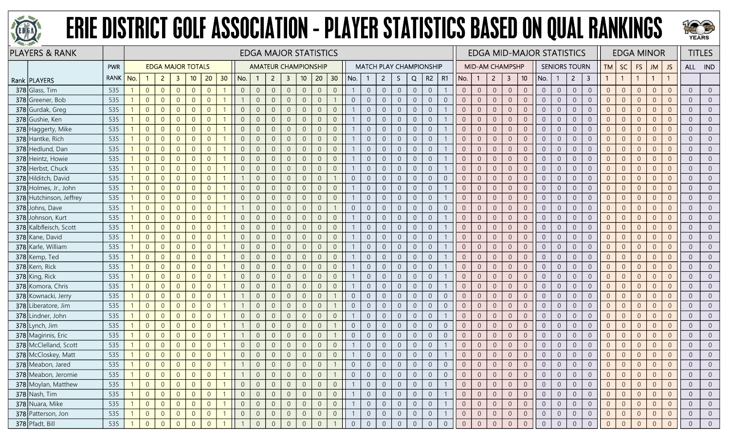# ERIE DISTRICT GOLF ASSOCIATION - PLAYER STATISTICS BASED ON QUAL RANKINGS

| PLAYERS & RANK | | | EDGA MAJOR STATISTICS | | | | | | | | | | | | | | | | | | | | | | | | EDGA MID-MAJOR STATISTICS | | | | | | | | | | EDGA MINOR | | | | | TITLES | |
|---|---|---|---|---|---|---|---|---|---|---|---|---|---|---|---|---|---|---|---|---|---|---|---|---|---|---|---|---|---|---|---|---|---|---|---|---|---|---|---|---|---|---|---|
| | | PWR | EDGA MAJOR TOTALS | | | | | | | AMATEUR CHAMPIONSHIP | | | | | | | MATCH PLAY CHAMPIONSHIP | | | | | | | MID-AM CHAMPSHP | | | | | SENIORS TOURN | | | | TM | SC | FS | JM | JS | ALL | IND |
| Rank | PLAYERS | RANK | No. | 1 | 2 | 3 | 10 | 20 | 30 | No. | 1 | 2 | 3 | 10 | 20 | 30 | No. | 1 | 2 | S | Q | R2 | R1 | No. | 1 | 2 | 3 | 10 | No. | 1 | 2 | 3 | 1 | 1 | 1 | 1 | 1 | | |
| 378 | Glass, Tim | 535 | 1 | 0 | 0 | 0 | 0 | 0 | 1 | 0 | 0 | 0 | 0 | 0 | 0 | 0 | 1 | 0 | 0 | 0 | 0 | 0 | 1 | 0 | 0 | 0 | 0 | 0 | 0 | 0 | 0 | 0 | 0 | 0 | 0 | 0 | 0 | 0 | 0 |
| 378 | Greener, Bob | 535 | 1 | 0 | 0 | 0 | 0 | 0 | 1 | 1 | 0 | 0 | 0 | 0 | 0 | 1 | 0 | 0 | 0 | 0 | 0 | 0 | 0 | 0 | 0 | 0 | 0 | 0 | 0 | 0 | 0 | 0 | 0 | 0 | 0 | 0 | 0 | 0 | 0 |
| 378 | Gurdak, Greg | 535 | 1 | 0 | 0 | 0 | 0 | 0 | 1 | 0 | 0 | 0 | 0 | 0 | 0 | 0 | 1 | 0 | 0 | 0 | 0 | 0 | 1 | 0 | 0 | 0 | 0 | 0 | 0 | 0 | 0 | 0 | 0 | 0 | 0 | 0 | 0 | 0 | 0 |
| 378 | Gushie, Ken | 535 | 1 | 0 | 0 | 0 | 0 | 0 | 1 | 0 | 0 | 0 | 0 | 0 | 0 | 0 | 1 | 0 | 0 | 0 | 0 | 0 | 1 | 0 | 0 | 0 | 0 | 0 | 0 | 0 | 0 | 0 | 0 | 0 | 0 | 0 | 0 | 0 | 0 |
| 378 | Haggerty, Mike | 535 | 1 | 0 | 0 | 0 | 0 | 0 | 1 | 0 | 0 | 0 | 0 | 0 | 0 | 0 | 1 | 0 | 0 | 0 | 0 | 0 | 1 | 0 | 0 | 0 | 0 | 0 | 0 | 0 | 0 | 0 | 0 | 0 | 0 | 0 | 0 | 0 | 0 |
| 378 | Hantke, Rich | 535 | 1 | 0 | 0 | 0 | 0 | 0 | 1 | 0 | 0 | 0 | 0 | 0 | 0 | 0 | 1 | 0 | 0 | 0 | 0 | 0 | 1 | 0 | 0 | 0 | 0 | 0 | 0 | 0 | 0 | 0 | 0 | 0 | 0 | 0 | 0 | 0 | 0 |
| 378 | Hedlund, Dan | 535 | 1 | 0 | 0 | 0 | 0 | 0 | 1 | 0 | 0 | 0 | 0 | 0 | 0 | 0 | 1 | 0 | 0 | 0 | 0 | 0 | 1 | 0 | 0 | 0 | 0 | 0 | 0 | 0 | 0 | 0 | 0 | 0 | 0 | 0 | 0 | 0 | 0 |
| 378 | Heintz, Howie | 535 | 1 | 0 | 0 | 0 | 0 | 0 | 1 | 0 | 0 | 0 | 0 | 0 | 0 | 0 | 1 | 0 | 0 | 0 | 0 | 0 | 1 | 0 | 0 | 0 | 0 | 0 | 0 | 0 | 0 | 0 | 0 | 0 | 0 | 0 | 0 | 0 | 0 |
| 378 | Herbst, Chuck | 535 | 1 | 0 | 0 | 0 | 0 | 0 | 1 | 0 | 0 | 0 | 0 | 0 | 0 | 0 | 1 | 0 | 0 | 0 | 0 | 0 | 1 | 0 | 0 | 0 | 0 | 0 | 0 | 0 | 0 | 0 | 0 | 0 | 0 | 0 | 0 | 0 | 0 |
| 378 | Hilditch, David | 535 | 1 | 0 | 0 | 0 | 0 | 0 | 1 | 1 | 0 | 0 | 0 | 0 | 0 | 1 | 0 | 0 | 0 | 0 | 0 | 0 | 0 | 0 | 0 | 0 | 0 | 0 | 0 | 0 | 0 | 0 | 0 | 0 | 0 | 0 | 0 | 0 | 0 |
| 378 | Holmes, Jr., John | 535 | 1 | 0 | 0 | 0 | 0 | 0 | 1 | 0 | 0 | 0 | 0 | 0 | 0 | 0 | 1 | 0 | 0 | 0 | 0 | 0 | 1 | 0 | 0 | 0 | 0 | 0 | 0 | 0 | 0 | 0 | 0 | 0 | 0 | 0 | 0 | 0 | 0 |
| 378 | Hutchinson, Jeffrey | 535 | 1 | 0 | 0 | 0 | 0 | 0 | 1 | 0 | 0 | 0 | 0 | 0 | 0 | 0 | 1 | 0 | 0 | 0 | 0 | 0 | 1 | 0 | 0 | 0 | 0 | 0 | 0 | 0 | 0 | 0 | 0 | 0 | 0 | 0 | 0 | 0 | 0 |
| 378 | Johns, Dave | 535 | 1 | 0 | 0 | 0 | 0 | 0 | 1 | 1 | 0 | 0 | 0 | 0 | 0 | 1 | 0 | 0 | 0 | 0 | 0 | 0 | 0 | 0 | 0 | 0 | 0 | 0 | 0 | 0 | 0 | 0 | 0 | 0 | 0 | 0 | 0 | 0 | 0 |
| 378 | Johnson, Kurt | 535 | 1 | 0 | 0 | 0 | 0 | 0 | 1 | 0 | 0 | 0 | 0 | 0 | 0 | 0 | 1 | 0 | 0 | 0 | 0 | 0 | 1 | 0 | 0 | 0 | 0 | 0 | 0 | 0 | 0 | 0 | 0 | 0 | 0 | 0 | 0 | 0 | 0 |
| 378 | Kalbfleisch, Scott | 535 | 1 | 0 | 0 | 0 | 0 | 0 | 1 | 0 | 0 | 0 | 0 | 0 | 0 | 0 | 1 | 0 | 0 | 0 | 0 | 0 | 1 | 0 | 0 | 0 | 0 | 0 | 0 | 0 | 0 | 0 | 0 | 0 | 0 | 0 | 0 | 0 | 0 |
| 378 | Kane, David | 535 | 1 | 0 | 0 | 0 | 0 | 0 | 1 | 0 | 0 | 0 | 0 | 0 | 0 | 0 | 1 | 0 | 0 | 0 | 0 | 0 | 1 | 0 | 0 | 0 | 0 | 0 | 0 | 0 | 0 | 0 | 0 | 0 | 0 | 0 | 0 | 0 | 0 |
| 378 | Karle, William | 535 | 1 | 0 | 0 | 0 | 0 | 0 | 1 | 0 | 0 | 0 | 0 | 0 | 0 | 0 | 1 | 0 | 0 | 0 | 0 | 0 | 1 | 0 | 0 | 0 | 0 | 0 | 0 | 0 | 0 | 0 | 0 | 0 | 0 | 0 | 0 | 0 | 0 |
| 378 | Kemp, Ted | 535 | 1 | 0 | 0 | 0 | 0 | 0 | 1 | 0 | 0 | 0 | 0 | 0 | 0 | 0 | 1 | 0 | 0 | 0 | 0 | 0 | 1 | 0 | 0 | 0 | 0 | 0 | 0 | 0 | 0 | 0 | 0 | 0 | 0 | 0 | 0 | 0 | 0 |
| 378 | Kern, Rick | 535 | 1 | 0 | 0 | 0 | 0 | 0 | 1 | 0 | 0 | 0 | 0 | 0 | 0 | 0 | 1 | 0 | 0 | 0 | 0 | 0 | 1 | 0 | 0 | 0 | 0 | 0 | 0 | 0 | 0 | 0 | 0 | 0 | 0 | 0 | 0 | 0 | 0 |
| 378 | King, Rick | 535 | 1 | 0 | 0 | 0 | 0 | 0 | 1 | 0 | 0 | 0 | 0 | 0 | 0 | 0 | 1 | 0 | 0 | 0 | 0 | 0 | 1 | 0 | 0 | 0 | 0 | 0 | 0 | 0 | 0 | 0 | 0 | 0 | 0 | 0 | 0 | 0 | 0 |
| 378 | Komora, Chris | 535 | 1 | 0 | 0 | 0 | 0 | 0 | 1 | 0 | 0 | 0 | 0 | 0 | 0 | 0 | 1 | 0 | 0 | 0 | 0 | 0 | 1 | 0 | 0 | 0 | 0 | 0 | 0 | 0 | 0 | 0 | 0 | 0 | 0 | 0 | 0 | 0 | 0 |
| 378 | Kownacki, Jerry | 535 | 1 | 0 | 0 | 0 | 0 | 0 | 1 | 1 | 0 | 0 | 0 | 0 | 0 | 1 | 0 | 0 | 0 | 0 | 0 | 0 | 0 | 0 | 0 | 0 | 0 | 0 | 0 | 0 | 0 | 0 | 0 | 0 | 0 | 0 | 0 | 0 | 0 |
| 378 | Liberatore, Jim | 535 | 1 | 0 | 0 | 0 | 0 | 0 | 1 | 1 | 0 | 0 | 0 | 0 | 0 | 1 | 0 | 0 | 0 | 0 | 0 | 0 | 0 | 0 | 0 | 0 | 0 | 0 | 0 | 0 | 0 | 0 | 0 | 0 | 0 | 0 | 0 | 0 | 0 |
| 378 | Lindner, John | 535 | 1 | 0 | 0 | 0 | 0 | 0 | 1 | 0 | 0 | 0 | 0 | 0 | 0 | 0 | 1 | 0 | 0 | 0 | 0 | 0 | 1 | 0 | 0 | 0 | 0 | 0 | 0 | 0 | 0 | 0 | 0 | 0 | 0 | 0 | 0 | 0 | 0 |
| 378 | Lynch, Jim | 535 | 1 | 0 | 0 | 0 | 0 | 0 | 1 | 1 | 0 | 0 | 0 | 0 | 0 | 1 | 0 | 0 | 0 | 0 | 0 | 0 | 0 | 0 | 0 | 0 | 0 | 0 | 0 | 0 | 0 | 0 | 0 | 0 | 0 | 0 | 0 | 0 | 0 |
| 378 | Maginnis, Eric | 535 | 1 | 0 | 0 | 0 | 0 | 0 | 1 | 1 | 0 | 0 | 0 | 0 | 0 | 1 | 0 | 0 | 0 | 0 | 0 | 0 | 0 | 0 | 0 | 0 | 0 | 0 | 0 | 0 | 0 | 0 | 0 | 0 | 0 | 0 | 0 | 0 | 0 |
| 378 | McClelland, Scott | 535 | 1 | 0 | 0 | 0 | 0 | 0 | 1 | 0 | 0 | 0 | 0 | 0 | 0 | 0 | 1 | 0 | 0 | 0 | 0 | 0 | 1 | 0 | 0 | 0 | 0 | 0 | 0 | 0 | 0 | 0 | 0 | 0 | 0 | 0 | 0 | 0 | 0 |
| 378 | McCloskey, Matt | 535 | 1 | 0 | 0 | 0 | 0 | 0 | 1 | 0 | 0 | 0 | 0 | 0 | 0 | 0 | 1 | 0 | 0 | 0 | 0 | 0 | 1 | 0 | 0 | 0 | 0 | 0 | 0 | 0 | 0 | 0 | 0 | 0 | 0 | 0 | 0 | 0 | 0 |
| 378 | Meabon, Jared | 535 | 1 | 0 | 0 | 0 | 0 | 0 | 1 | 1 | 0 | 0 | 0 | 0 | 0 | 1 | 0 | 0 | 0 | 0 | 0 | 0 | 0 | 0 | 0 | 0 | 0 | 0 | 0 | 0 | 0 | 0 | 0 | 0 | 0 | 0 | 0 | 0 | 0 |
| 378 | Meabon, Jeromie | 535 | 1 | 0 | 0 | 0 | 0 | 0 | 1 | 1 | 0 | 0 | 0 | 0 | 0 | 1 | 0 | 0 | 0 | 0 | 0 | 0 | 0 | 0 | 0 | 0 | 0 | 0 | 0 | 0 | 0 | 0 | 0 | 0 | 0 | 0 | 0 | 0 | 0 |
| 378 | Moylan, Matthew | 535 | 1 | 0 | 0 | 0 | 0 | 0 | 1 | 0 | 0 | 0 | 0 | 0 | 0 | 0 | 1 | 0 | 0 | 0 | 0 | 0 | 1 | 0 | 0 | 0 | 0 | 0 | 0 | 0 | 0 | 0 | 0 | 0 | 0 | 0 | 0 | 0 | 0 |
| 378 | Nash, Tim | 535 | 1 | 0 | 0 | 0 | 0 | 0 | 1 | 0 | 0 | 0 | 0 | 0 | 0 | 0 | 1 | 0 | 0 | 0 | 0 | 0 | 1 | 0 | 0 | 0 | 0 | 0 | 0 | 0 | 0 | 0 | 0 | 0 | 0 | 0 | 0 | 0 | 0 |
| 378 | Nuara, Mike | 535 | 1 | 0 | 0 | 0 | 0 | 0 | 1 | 0 | 0 | 0 | 0 | 0 | 0 | 0 | 1 | 0 | 0 | 0 | 0 | 0 | 1 | 0 | 0 | 0 | 0 | 0 | 0 | 0 | 0 | 0 | 0 | 0 | 0 | 0 | 0 | 0 | 0 |
| 378 | Patterson, Jon | 535 | 1 | 0 | 0 | 0 | 0 | 0 | 1 | 0 | 0 | 0 | 0 | 0 | 0 | 0 | 1 | 0 | 0 | 0 | 0 | 0 | 1 | 0 | 0 | 0 | 0 | 0 | 0 | 0 | 0 | 0 | 0 | 0 | 0 | 0 | 0 | 0 | 0 |
| 378 | Pfadt, Bill | 535 | 1 | 0 | 0 | 0 | 0 | 0 | 1 | 1 | 0 | 0 | 0 | 0 | 0 | 1 | 0 | 0 | 0 | 0 | 0 | 0 | 0 | 0 | 0 | 0 | 0 | 0 | 0 | 0 | 0 | 0 | 0 | 0 | 0 | 0 | 0 | 0 | 0 |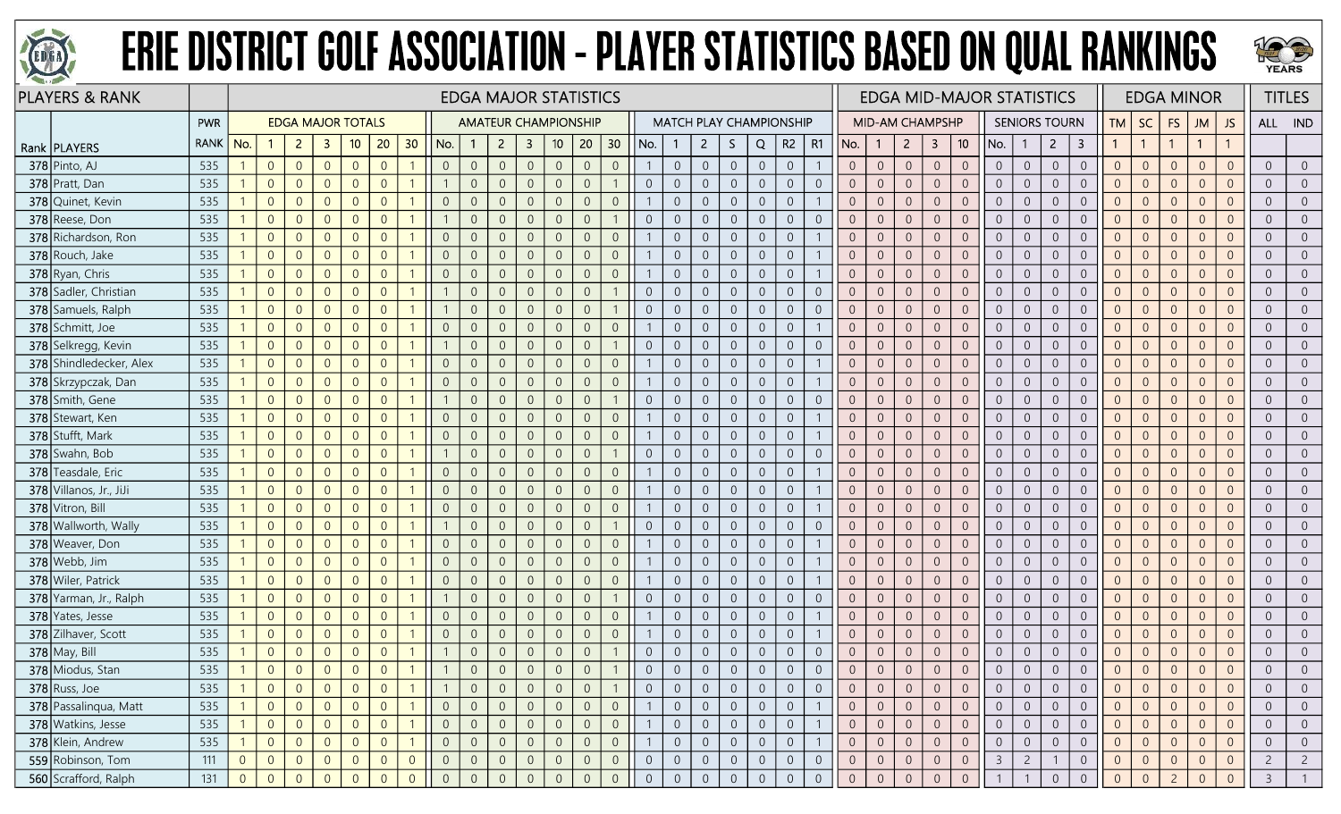# ERIE DISTRICT GOLF ASSOCIATION - PLAYER STATISTICS BASED ON QUAL RANKINGS

| PLAYERS & RANK | | | EDGA MAJOR STATISTICS | | | | | | | | | | | | | | | | | | | | | | | | EDGA MID-MAJOR STATISTICS | | | | | | | | | EDGA MINOR | | | | | TITLES | |
|---|---|---|---|---|---|---|---|---|---|---|---|---|---|---|---|---|---|---|---|---|---|---|---|---|---|---|---|---|---|---|---|---|---|---|---|---|---|---|---|---|---|---|
| | | PWR | EDGA MAJOR TOTALS | | | | | | | AMATEUR CHAMPIONSHIP | | | | | | | MATCH PLAY CHAMPIONSHIP | | | | | | | | MID-AM CHAMPSHP | | | | | SENIORS TOURN | | | | TM | SC | FS | JM | JS | ALL | IND |
| Rank | PLAYERS | RANK | No. | 1 | 2 | 3 | 10 | 20 | 30 | No. | 1 | 2 | 3 | 10 | 20 | 30 | No. | 1 | 2 | S | Q | R2 | R1 | No. | 1 | 2 | 3 | 10 | No. | 1 | 2 | 3 | 1 | 1 | 1 | 1 | 1 | | |
| 378 | Pinto, AJ | 535 | 1 | 0 | 0 | 0 | 0 | 0 | 1 | 0 | 0 | 0 | 0 | 0 | 0 | 0 | 1 | 0 | 0 | 0 | 0 | 0 | 1 | 0 | 0 | 0 | 0 | 0 | 0 | 0 | 0 | 0 | 0 | 0 | 0 | 0 | 0 | 0 | 0 |
| 378 | Pratt, Dan | 535 | 1 | 0 | 0 | 0 | 0 | 0 | 1 | 1 | 0 | 0 | 0 | 0 | 0 | 1 | 0 | 0 | 0 | 0 | 0 | 0 | 0 | 0 | 0 | 0 | 0 | 0 | 0 | 0 | 0 | 0 | 0 | 0 | 0 | 0 | 0 | 0 | 0 |
| 378 | Quinet, Kevin | 535 | 1 | 0 | 0 | 0 | 0 | 0 | 1 | 0 | 0 | 0 | 0 | 0 | 0 | 0 | 1 | 0 | 0 | 0 | 0 | 0 | 1 | 0 | 0 | 0 | 0 | 0 | 0 | 0 | 0 | 0 | 0 | 0 | 0 | 0 | 0 | 0 | 0 |
| 378 | Reese, Don | 535 | 1 | 0 | 0 | 0 | 0 | 0 | 1 | 1 | 0 | 0 | 0 | 0 | 0 | 1 | 0 | 0 | 0 | 0 | 0 | 0 | 0 | 0 | 0 | 0 | 0 | 0 | 0 | 0 | 0 | 0 | 0 | 0 | 0 | 0 | 0 | 0 | 0 |
| 378 | Richardson, Ron | 535 | 1 | 0 | 0 | 0 | 0 | 0 | 1 | 0 | 0 | 0 | 0 | 0 | 0 | 0 | 1 | 0 | 0 | 0 | 0 | 0 | 1 | 0 | 0 | 0 | 0 | 0 | 0 | 0 | 0 | 0 | 0 | 0 | 0 | 0 | 0 | 0 | 0 |
| 378 | Rouch, Jake | 535 | 1 | 0 | 0 | 0 | 0 | 0 | 1 | 0 | 0 | 0 | 0 | 0 | 0 | 0 | 1 | 0 | 0 | 0 | 0 | 0 | 1 | 0 | 0 | 0 | 0 | 0 | 0 | 0 | 0 | 0 | 0 | 0 | 0 | 0 | 0 | 0 | 0 |
| 378 | Ryan, Chris | 535 | 1 | 0 | 0 | 0 | 0 | 0 | 1 | 0 | 0 | 0 | 0 | 0 | 0 | 0 | 1 | 0 | 0 | 0 | 0 | 0 | 1 | 0 | 0 | 0 | 0 | 0 | 0 | 0 | 0 | 0 | 0 | 0 | 0 | 0 | 0 | 0 | 0 |
| 378 | Sadler, Christian | 535 | 1 | 0 | 0 | 0 | 0 | 0 | 1 | 1 | 0 | 0 | 0 | 0 | 0 | 1 | 0 | 0 | 0 | 0 | 0 | 0 | 0 | 0 | 0 | 0 | 0 | 0 | 0 | 0 | 0 | 0 | 0 | 0 | 0 | 0 | 0 | 0 | 0 |
| 378 | Samuels, Ralph | 535 | 1 | 0 | 0 | 0 | 0 | 0 | 1 | 1 | 0 | 0 | 0 | 0 | 0 | 1 | 0 | 0 | 0 | 0 | 0 | 0 | 0 | 0 | 0 | 0 | 0 | 0 | 0 | 0 | 0 | 0 | 0 | 0 | 0 | 0 | 0 | 0 | 0 |
| 378 | Schmitt, Joe | 535 | 1 | 0 | 0 | 0 | 0 | 0 | 1 | 0 | 0 | 0 | 0 | 0 | 0 | 0 | 1 | 0 | 0 | 0 | 0 | 0 | 1 | 0 | 0 | 0 | 0 | 0 | 0 | 0 | 0 | 0 | 0 | 0 | 0 | 0 | 0 | 0 | 0 |
| 378 | Selkregg, Kevin | 535 | 1 | 0 | 0 | 0 | 0 | 0 | 1 | 1 | 0 | 0 | 0 | 0 | 0 | 1 | 0 | 0 | 0 | 0 | 0 | 0 | 0 | 0 | 0 | 0 | 0 | 0 | 0 | 0 | 0 | 0 | 0 | 0 | 0 | 0 | 0 | 0 | 0 |
| 378 | Shindledecker, Alex | 535 | 1 | 0 | 0 | 0 | 0 | 0 | 1 | 0 | 0 | 0 | 0 | 0 | 0 | 0 | 1 | 0 | 0 | 0 | 0 | 0 | 1 | 0 | 0 | 0 | 0 | 0 | 0 | 0 | 0 | 0 | 0 | 0 | 0 | 0 | 0 | 0 | 0 |
| 378 | Skrzypczak, Dan | 535 | 1 | 0 | 0 | 0 | 0 | 0 | 1 | 0 | 0 | 0 | 0 | 0 | 0 | 0 | 1 | 0 | 0 | 0 | 0 | 0 | 1 | 0 | 0 | 0 | 0 | 0 | 0 | 0 | 0 | 0 | 0 | 0 | 0 | 0 | 0 | 0 | 0 |
| 378 | Smith, Gene | 535 | 1 | 0 | 0 | 0 | 0 | 0 | 1 | 1 | 0 | 0 | 0 | 0 | 0 | 1 | 0 | 0 | 0 | 0 | 0 | 0 | 0 | 0 | 0 | 0 | 0 | 0 | 0 | 0 | 0 | 0 | 0 | 0 | 0 | 0 | 0 | 0 | 0 |
| 378 | Stewart, Ken | 535 | 1 | 0 | 0 | 0 | 0 | 0 | 1 | 0 | 0 | 0 | 0 | 0 | 0 | 0 | 1 | 0 | 0 | 0 | 0 | 0 | 1 | 0 | 0 | 0 | 0 | 0 | 0 | 0 | 0 | 0 | 0 | 0 | 0 | 0 | 0 | 0 | 0 |
| 378 | Stufft, Mark | 535 | 1 | 0 | 0 | 0 | 0 | 0 | 1 | 0 | 0 | 0 | 0 | 0 | 0 | 0 | 1 | 0 | 0 | 0 | 0 | 0 | 1 | 0 | 0 | 0 | 0 | 0 | 0 | 0 | 0 | 0 | 0 | 0 | 0 | 0 | 0 | 0 | 0 |
| 378 | Swahn, Bob | 535 | 1 | 0 | 0 | 0 | 0 | 0 | 1 | 1 | 0 | 0 | 0 | 0 | 0 | 1 | 0 | 0 | 0 | 0 | 0 | 0 | 0 | 0 | 0 | 0 | 0 | 0 | 0 | 0 | 0 | 0 | 0 | 0 | 0 | 0 | 0 | 0 | 0 |
| 378 | Teasdale, Eric | 535 | 1 | 0 | 0 | 0 | 0 | 0 | 1 | 0 | 0 | 0 | 0 | 0 | 0 | 0 | 1 | 0 | 0 | 0 | 0 | 0 | 1 | 0 | 0 | 0 | 0 | 0 | 0 | 0 | 0 | 0 | 0 | 0 | 0 | 0 | 0 | 0 | 0 |
| 378 | Villanos, Jr., JiJi | 535 | 1 | 0 | 0 | 0 | 0 | 0 | 1 | 0 | 0 | 0 | 0 | 0 | 0 | 0 | 1 | 0 | 0 | 0 | 0 | 0 | 1 | 0 | 0 | 0 | 0 | 0 | 0 | 0 | 0 | 0 | 0 | 0 | 0 | 0 | 0 | 0 | 0 |
| 378 | Vitron, Bill | 535 | 1 | 0 | 0 | 0 | 0 | 0 | 1 | 0 | 0 | 0 | 0 | 0 | 0 | 0 | 1 | 0 | 0 | 0 | 0 | 0 | 1 | 0 | 0 | 0 | 0 | 0 | 0 | 0 | 0 | 0 | 0 | 0 | 0 | 0 | 0 | 0 | 0 |
| 378 | Wallworth, Wally | 535 | 1 | 0 | 0 | 0 | 0 | 0 | 1 | 1 | 0 | 0 | 0 | 0 | 0 | 1 | 0 | 0 | 0 | 0 | 0 | 0 | 0 | 0 | 0 | 0 | 0 | 0 | 0 | 0 | 0 | 0 | 0 | 0 | 0 | 0 | 0 | 0 | 0 |
| 378 | Weaver, Don | 535 | 1 | 0 | 0 | 0 | 0 | 0 | 1 | 0 | 0 | 0 | 0 | 0 | 0 | 0 | 1 | 0 | 0 | 0 | 0 | 0 | 1 | 0 | 0 | 0 | 0 | 0 | 0 | 0 | 0 | 0 | 0 | 0 | 0 | 0 | 0 | 0 | 0 |
| 378 | Webb, Jim | 535 | 1 | 0 | 0 | 0 | 0 | 0 | 1 | 0 | 0 | 0 | 0 | 0 | 0 | 0 | 1 | 0 | 0 | 0 | 0 | 0 | 1 | 0 | 0 | 0 | 0 | 0 | 0 | 0 | 0 | 0 | 0 | 0 | 0 | 0 | 0 | 0 | 0 |
| 378 | Wiler, Patrick | 535 | 1 | 0 | 0 | 0 | 0 | 0 | 1 | 0 | 0 | 0 | 0 | 0 | 0 | 0 | 1 | 0 | 0 | 0 | 0 | 0 | 1 | 0 | 0 | 0 | 0 | 0 | 0 | 0 | 0 | 0 | 0 | 0 | 0 | 0 | 0 | 0 | 0 |
| 378 | Yarman, Jr., Ralph | 535 | 1 | 0 | 0 | 0 | 0 | 0 | 1 | 1 | 0 | 0 | 0 | 0 | 0 | 1 | 0 | 0 | 0 | 0 | 0 | 0 | 0 | 0 | 0 | 0 | 0 | 0 | 0 | 0 | 0 | 0 | 0 | 0 | 0 | 0 | 0 | 0 | 0 |
| 378 | Yates, Jesse | 535 | 1 | 0 | 0 | 0 | 0 | 0 | 1 | 0 | 0 | 0 | 0 | 0 | 0 | 0 | 1 | 0 | 0 | 0 | 0 | 0 | 1 | 0 | 0 | 0 | 0 | 0 | 0 | 0 | 0 | 0 | 0 | 0 | 0 | 0 | 0 | 0 | 0 |
| 378 | Zilhaver, Scott | 535 | 1 | 0 | 0 | 0 | 0 | 0 | 1 | 0 | 0 | 0 | 0 | 0 | 0 | 0 | 1 | 0 | 0 | 0 | 0 | 0 | 1 | 0 | 0 | 0 | 0 | 0 | 0 | 0 | 0 | 0 | 0 | 0 | 0 | 0 | 0 | 0 | 0 |
| 378 | May, Bill | 535 | 1 | 0 | 0 | 0 | 0 | 0 | 1 | 1 | 0 | 0 | 0 | 0 | 0 | 1 | 0 | 0 | 0 | 0 | 0 | 0 | 0 | 0 | 0 | 0 | 0 | 0 | 0 | 0 | 0 | 0 | 0 | 0 | 0 | 0 | 0 | 0 | 0 |
| 378 | Miodus, Stan | 535 | 1 | 0 | 0 | 0 | 0 | 0 | 1 | 1 | 0 | 0 | 0 | 0 | 0 | 1 | 0 | 0 | 0 | 0 | 0 | 0 | 0 | 0 | 0 | 0 | 0 | 0 | 0 | 0 | 0 | 0 | 0 | 0 | 0 | 0 | 0 | 0 | 0 |
| 378 | Russ, Joe | 535 | 1 | 0 | 0 | 0 | 0 | 0 | 1 | 1 | 0 | 0 | 0 | 0 | 0 | 1 | 0 | 0 | 0 | 0 | 0 | 0 | 0 | 0 | 0 | 0 | 0 | 0 | 0 | 0 | 0 | 0 | 0 | 0 | 0 | 0 | 0 | 0 | 0 |
| 378 | Passalinqua, Matt | 535 | 1 | 0 | 0 | 0 | 0 | 0 | 1 | 0 | 0 | 0 | 0 | 0 | 0 | 0 | 1 | 0 | 0 | 0 | 0 | 0 | 1 | 0 | 0 | 0 | 0 | 0 | 0 | 0 | 0 | 0 | 0 | 0 | 0 | 0 | 0 | 0 | 0 |
| 378 | Watkins, Jesse | 535 | 1 | 0 | 0 | 0 | 0 | 0 | 1 | 0 | 0 | 0 | 0 | 0 | 0 | 0 | 1 | 0 | 0 | 0 | 0 | 0 | 1 | 0 | 0 | 0 | 0 | 0 | 0 | 0 | 0 | 0 | 0 | 0 | 0 | 0 | 0 | 0 | 0 |
| 378 | Klein, Andrew | 535 | 1 | 0 | 0 | 0 | 0 | 0 | 1 | 0 | 0 | 0 | 0 | 0 | 0 | 0 | 1 | 0 | 0 | 0 | 0 | 0 | 1 | 0 | 0 | 0 | 0 | 0 | 0 | 0 | 0 | 0 | 0 | 0 | 0 | 0 | 0 | 0 | 0 |
| 559 | Robinson, Tom | 111 | 0 | 0 | 0 | 0 | 0 | 0 | 0 | 0 | 0 | 0 | 0 | 0 | 0 | 0 | 0 | 0 | 0 | 0 | 0 | 0 | 0 | 0 | 0 | 0 | 0 | 0 | 3 | 2 | 1 | 0 | 0 | 0 | 0 | 0 | 0 | 2 | 2 |
| 560 | Scrafford, Ralph | 131 | 0 | 0 | 0 | 0 | 0 | 0 | 0 | 0 | 0 | 0 | 0 | 0 | 0 | 0 | 0 | 0 | 0 | 0 | 0 | 0 | 0 | 0 | 0 | 0 | 0 | 0 | 1 | 1 | 0 | 0 | 0 | 0 | 2 | 0 | 0 | 3 | 1 |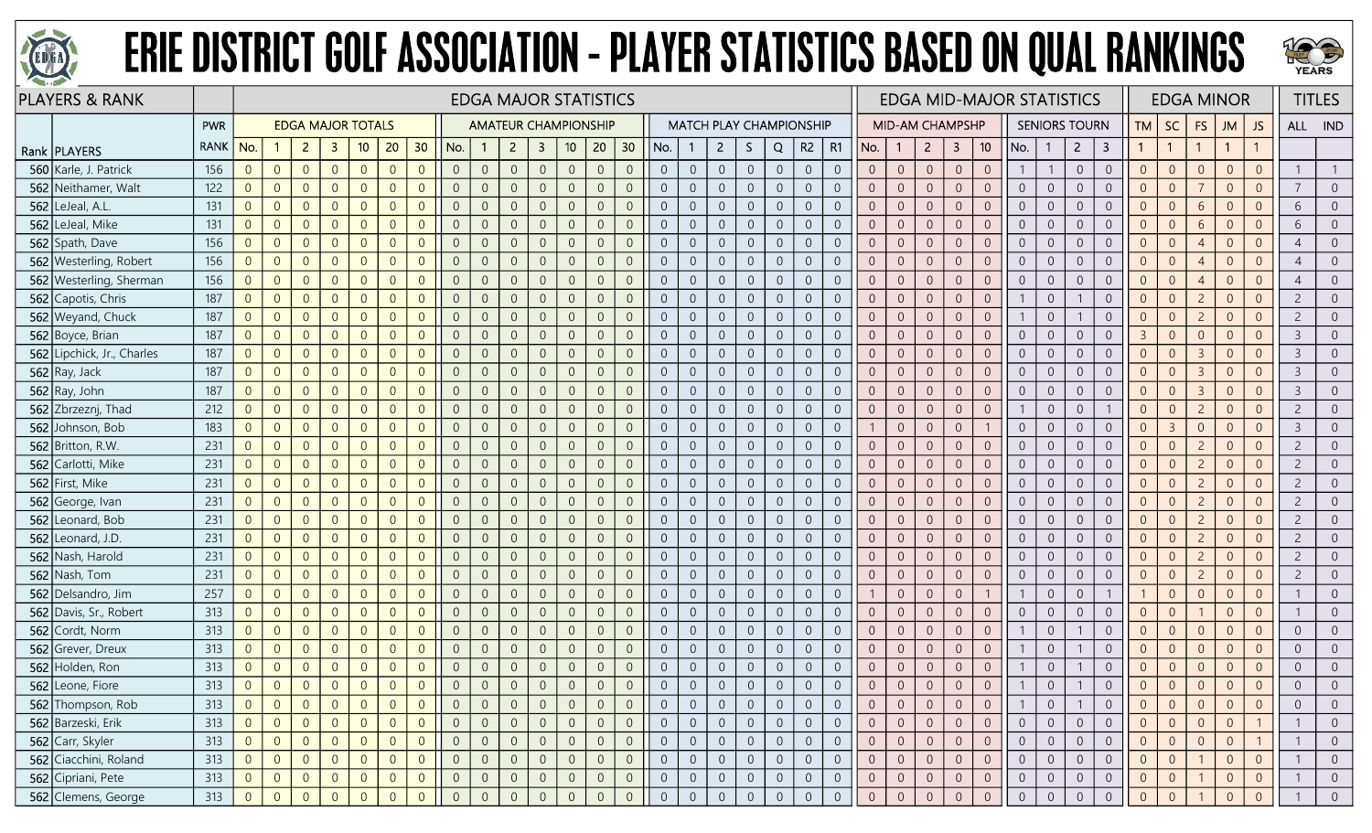# ERIE DISTRICT GOLF ASSOCIATION - PLAYER STATISTICS BASED ON QUAL RANKINGS

| PLAYERS & RANK | | | EDGA MAJOR STATISTICS | | | | | | | | | | | | | | | | | | | | | | | EDGA MID-MAJOR STATISTICS | | | | | | | | | EDGA MINOR | | | | | TITLES | |
|---|---|---|---|---|---|---|---|---|---|---|---|---|---|---|---|---|---|---|---|---|---|---|---|---|---|---|---|---|---|---|---|---|---|---|---|---|---|---|---|---|---|
| | | PWR | EDGA MAJOR TOTALS | | | | | | | AMATEUR CHAMPIONSHIP | | | | | | | MATCH PLAY CHAMPIONSHIP | | | | | | | MID-AM CHAMPSHP | | | | | SENIORS TOURN | | | | TM | SC | FS | JM | JS | ALL | IND |
| Rank | PLAYERS | RANK | No. | 1 | 2 | 3 | 10 | 20 | 30 | No. | 1 | 2 | 3 | 10 | 20 | 30 | No. | 1 | 2 | S | Q | R2 | R1 | No. | 1 | 2 | 3 | 10 | No. | 1 | 2 | 3 | 1 | 1 | 1 | 1 | 1 | | |
| 560 | Karle, J. Patrick | 156 | 0 | 0 | 0 | 0 | 0 | 0 | 0 | 0 | 0 | 0 | 0 | 0 | 0 | 0 | 0 | 0 | 0 | 0 | 0 | 0 | 0 | 0 | 0 | 0 | 0 | 0 | 1 | 1 | 0 | 0 | 0 | 0 | 0 | 0 | 0 | 1 | 1 |
| 562 | Neithamer, Walt | 122 | 0 | 0 | 0 | 0 | 0 | 0 | 0 | 0 | 0 | 0 | 0 | 0 | 0 | 0 | 0 | 0 | 0 | 0 | 0 | 0 | 0 | 0 | 0 | 0 | 0 | 0 | 0 | 0 | 0 | 0 | 0 | 0 | 7 | 0 | 0 | 7 | 0 |
| 562 | LeJeal, A.L. | 131 | 0 | 0 | 0 | 0 | 0 | 0 | 0 | 0 | 0 | 0 | 0 | 0 | 0 | 0 | 0 | 0 | 0 | 0 | 0 | 0 | 0 | 0 | 0 | 0 | 0 | 0 | 0 | 0 | 0 | 0 | 0 | 0 | 6 | 0 | 0 | 6 | 0 |
| 562 | LeJeal, Mike | 131 | 0 | 0 | 0 | 0 | 0 | 0 | 0 | 0 | 0 | 0 | 0 | 0 | 0 | 0 | 0 | 0 | 0 | 0 | 0 | 0 | 0 | 0 | 0 | 0 | 0 | 0 | 0 | 0 | 0 | 0 | 0 | 0 | 6 | 0 | 0 | 6 | 0 |
| 562 | Spath, Dave | 156 | 0 | 0 | 0 | 0 | 0 | 0 | 0 | 0 | 0 | 0 | 0 | 0 | 0 | 0 | 0 | 0 | 0 | 0 | 0 | 0 | 0 | 0 | 0 | 0 | 0 | 0 | 0 | 0 | 0 | 0 | 0 | 0 | 4 | 0 | 0 | 4 | 0 |
| 562 | Westerling, Robert | 156 | 0 | 0 | 0 | 0 | 0 | 0 | 0 | 0 | 0 | 0 | 0 | 0 | 0 | 0 | 0 | 0 | 0 | 0 | 0 | 0 | 0 | 0 | 0 | 0 | 0 | 0 | 0 | 0 | 0 | 0 | 0 | 0 | 4 | 0 | 0 | 4 | 0 |
| 562 | Westerling, Sherman | 156 | 0 | 0 | 0 | 0 | 0 | 0 | 0 | 0 | 0 | 0 | 0 | 0 | 0 | 0 | 0 | 0 | 0 | 0 | 0 | 0 | 0 | 0 | 0 | 0 | 0 | 0 | 0 | 0 | 0 | 0 | 0 | 0 | 4 | 0 | 0 | 4 | 0 |
| 562 | Capotis, Chris | 187 | 0 | 0 | 0 | 0 | 0 | 0 | 0 | 0 | 0 | 0 | 0 | 0 | 0 | 0 | 0 | 0 | 0 | 0 | 0 | 0 | 0 | 0 | 0 | 0 | 0 | 0 | 1 | 0 | 1 | 0 | 0 | 0 | 2 | 0 | 0 | 2 | 0 |
| 562 | Weyand, Chuck | 187 | 0 | 0 | 0 | 0 | 0 | 0 | 0 | 0 | 0 | 0 | 0 | 0 | 0 | 0 | 0 | 0 | 0 | 0 | 0 | 0 | 0 | 0 | 0 | 0 | 0 | 0 | 1 | 0 | 1 | 0 | 0 | 0 | 2 | 0 | 0 | 2 | 0 |
| 562 | Boyce, Brian | 187 | 0 | 0 | 0 | 0 | 0 | 0 | 0 | 0 | 0 | 0 | 0 | 0 | 0 | 0 | 0 | 0 | 0 | 0 | 0 | 0 | 0 | 0 | 0 | 0 | 0 | 0 | 0 | 0 | 0 | 0 | 3 | 0 | 0 | 0 | 0 | 3 | 0 |
| 562 | Lipchick, Jr., Charles | 187 | 0 | 0 | 0 | 0 | 0 | 0 | 0 | 0 | 0 | 0 | 0 | 0 | 0 | 0 | 0 | 0 | 0 | 0 | 0 | 0 | 0 | 0 | 0 | 0 | 0 | 0 | 0 | 0 | 0 | 0 | 0 | 0 | 3 | 0 | 0 | 3 | 0 |
| 562 | Ray, Jack | 187 | 0 | 0 | 0 | 0 | 0 | 0 | 0 | 0 | 0 | 0 | 0 | 0 | 0 | 0 | 0 | 0 | 0 | 0 | 0 | 0 | 0 | 0 | 0 | 0 | 0 | 0 | 0 | 0 | 0 | 0 | 0 | 0 | 3 | 0 | 0 | 3 | 0 |
| 562 | Ray, John | 187 | 0 | 0 | 0 | 0 | 0 | 0 | 0 | 0 | 0 | 0 | 0 | 0 | 0 | 0 | 0 | 0 | 0 | 0 | 0 | 0 | 0 | 0 | 0 | 0 | 0 | 0 | 0 | 0 | 0 | 0 | 0 | 0 | 3 | 0 | 0 | 3 | 0 |
| 562 | Zbrzeznj, Thad | 212 | 0 | 0 | 0 | 0 | 0 | 0 | 0 | 0 | 0 | 0 | 0 | 0 | 0 | 0 | 0 | 0 | 0 | 0 | 0 | 0 | 0 | 0 | 0 | 0 | 0 | 0 | 1 | 0 | 0 | 1 | 0 | 0 | 2 | 0 | 0 | 2 | 0 |
| 562 | Johnson, Bob | 183 | 0 | 0 | 0 | 0 | 0 | 0 | 0 | 0 | 0 | 0 | 0 | 0 | 0 | 0 | 0 | 0 | 0 | 0 | 0 | 0 | 0 | 1 | 0 | 0 | 0 | 1 | 0 | 0 | 0 | 0 | 0 | 3 | 0 | 0 | 0 | 3 | 0 |
| 562 | Britton, R.W. | 231 | 0 | 0 | 0 | 0 | 0 | 0 | 0 | 0 | 0 | 0 | 0 | 0 | 0 | 0 | 0 | 0 | 0 | 0 | 0 | 0 | 0 | 0 | 0 | 0 | 0 | 0 | 0 | 0 | 0 | 0 | 0 | 0 | 2 | 0 | 0 | 2 | 0 |
| 562 | Carlotti, Mike | 231 | 0 | 0 | 0 | 0 | 0 | 0 | 0 | 0 | 0 | 0 | 0 | 0 | 0 | 0 | 0 | 0 | 0 | 0 | 0 | 0 | 0 | 0 | 0 | 0 | 0 | 0 | 0 | 0 | 0 | 0 | 0 | 0 | 2 | 0 | 0 | 2 | 0 |
| 562 | First, Mike | 231 | 0 | 0 | 0 | 0 | 0 | 0 | 0 | 0 | 0 | 0 | 0 | 0 | 0 | 0 | 0 | 0 | 0 | 0 | 0 | 0 | 0 | 0 | 0 | 0 | 0 | 0 | 0 | 0 | 0 | 0 | 0 | 0 | 2 | 0 | 0 | 2 | 0 |
| 562 | George, Ivan | 231 | 0 | 0 | 0 | 0 | 0 | 0 | 0 | 0 | 0 | 0 | 0 | 0 | 0 | 0 | 0 | 0 | 0 | 0 | 0 | 0 | 0 | 0 | 0 | 0 | 0 | 0 | 0 | 0 | 0 | 0 | 0 | 0 | 2 | 0 | 0 | 2 | 0 |
| 562 | Leonard, Bob | 231 | 0 | 0 | 0 | 0 | 0 | 0 | 0 | 0 | 0 | 0 | 0 | 0 | 0 | 0 | 0 | 0 | 0 | 0 | 0 | 0 | 0 | 0 | 0 | 0 | 0 | 0 | 0 | 0 | 0 | 0 | 0 | 0 | 2 | 0 | 0 | 2 | 0 |
| 562 | Leonard, J.D. | 231 | 0 | 0 | 0 | 0 | 0 | 0 | 0 | 0 | 0 | 0 | 0 | 0 | 0 | 0 | 0 | 0 | 0 | 0 | 0 | 0 | 0 | 0 | 0 | 0 | 0 | 0 | 0 | 0 | 0 | 0 | 0 | 0 | 2 | 0 | 0 | 2 | 0 |
| 562 | Nash, Harold | 231 | 0 | 0 | 0 | 0 | 0 | 0 | 0 | 0 | 0 | 0 | 0 | 0 | 0 | 0 | 0 | 0 | 0 | 0 | 0 | 0 | 0 | 0 | 0 | 0 | 0 | 0 | 0 | 0 | 0 | 0 | 0 | 0 | 2 | 0 | 0 | 2 | 0 |
| 562 | Nash, Tom | 231 | 0 | 0 | 0 | 0 | 0 | 0 | 0 | 0 | 0 | 0 | 0 | 0 | 0 | 0 | 0 | 0 | 0 | 0 | 0 | 0 | 0 | 0 | 0 | 0 | 0 | 0 | 0 | 0 | 0 | 0 | 0 | 0 | 2 | 0 | 0 | 2 | 0 |
| 562 | Delsandro, Jim | 257 | 0 | 0 | 0 | 0 | 0 | 0 | 0 | 0 | 0 | 0 | 0 | 0 | 0 | 0 | 0 | 0 | 0 | 0 | 0 | 0 | 0 | 1 | 0 | 0 | 0 | 1 | 1 | 0 | 0 | 1 | 1 | 0 | 0 | 0 | 0 | 1 | 0 |
| 562 | Davis, Sr., Robert | 313 | 0 | 0 | 0 | 0 | 0 | 0 | 0 | 0 | 0 | 0 | 0 | 0 | 0 | 0 | 0 | 0 | 0 | 0 | 0 | 0 | 0 | 0 | 0 | 0 | 0 | 0 | 0 | 0 | 0 | 0 | 0 | 0 | 1 | 0 | 0 | 1 | 0 |
| 562 | Cordt, Norm | 313 | 0 | 0 | 0 | 0 | 0 | 0 | 0 | 0 | 0 | 0 | 0 | 0 | 0 | 0 | 0 | 0 | 0 | 0 | 0 | 0 | 0 | 0 | 0 | 0 | 0 | 0 | 1 | 0 | 1 | 0 | 0 | 0 | 0 | 0 | 0 | 0 | 0 |
| 562 | Grever, Dreux | 313 | 0 | 0 | 0 | 0 | 0 | 0 | 0 | 0 | 0 | 0 | 0 | 0 | 0 | 0 | 0 | 0 | 0 | 0 | 0 | 0 | 0 | 0 | 0 | 0 | 0 | 0 | 1 | 0 | 1 | 0 | 0 | 0 | 0 | 0 | 0 | 0 | 0 |
| 562 | Holden, Ron | 313 | 0 | 0 | 0 | 0 | 0 | 0 | 0 | 0 | 0 | 0 | 0 | 0 | 0 | 0 | 0 | 0 | 0 | 0 | 0 | 0 | 0 | 0 | 0 | 0 | 0 | 0 | 1 | 0 | 1 | 0 | 0 | 0 | 0 | 0 | 0 | 0 | 0 |
| 562 | Leone, Fiore | 313 | 0 | 0 | 0 | 0 | 0 | 0 | 0 | 0 | 0 | 0 | 0 | 0 | 0 | 0 | 0 | 0 | 0 | 0 | 0 | 0 | 0 | 0 | 0 | 0 | 0 | 0 | 1 | 0 | 1 | 0 | 0 | 0 | 0 | 0 | 0 | 0 | 0 |
| 562 | Thompson, Rob | 313 | 0 | 0 | 0 | 0 | 0 | 0 | 0 | 0 | 0 | 0 | 0 | 0 | 0 | 0 | 0 | 0 | 0 | 0 | 0 | 0 | 0 | 0 | 0 | 0 | 0 | 0 | 1 | 0 | 1 | 0 | 0 | 0 | 0 | 0 | 0 | 0 | 0 |
| 562 | Barzeski, Erik | 313 | 0 | 0 | 0 | 0 | 0 | 0 | 0 | 0 | 0 | 0 | 0 | 0 | 0 | 0 | 0 | 0 | 0 | 0 | 0 | 0 | 0 | 0 | 0 | 0 | 0 | 0 | 0 | 0 | 0 | 0 | 0 | 0 | 0 | 0 | 1 | 1 | 0 |
| 562 | Carr, Skyler | 313 | 0 | 0 | 0 | 0 | 0 | 0 | 0 | 0 | 0 | 0 | 0 | 0 | 0 | 0 | 0 | 0 | 0 | 0 | 0 | 0 | 0 | 0 | 0 | 0 | 0 | 0 | 0 | 0 | 0 | 0 | 0 | 0 | 0 | 0 | 1 | 1 | 0 |
| 562 | Ciacchini, Roland | 313 | 0 | 0 | 0 | 0 | 0 | 0 | 0 | 0 | 0 | 0 | 0 | 0 | 0 | 0 | 0 | 0 | 0 | 0 | 0 | 0 | 0 | 0 | 0 | 0 | 0 | 0 | 0 | 0 | 0 | 0 | 0 | 0 | 1 | 0 | 0 | 1 | 0 |
| 562 | Cipriani, Pete | 313 | 0 | 0 | 0 | 0 | 0 | 0 | 0 | 0 | 0 | 0 | 0 | 0 | 0 | 0 | 0 | 0 | 0 | 0 | 0 | 0 | 0 | 0 | 0 | 0 | 0 | 0 | 0 | 0 | 0 | 0 | 0 | 0 | 1 | 0 | 0 | 1 | 0 |
| 562 | Clemens, George | 313 | 0 | 0 | 0 | 0 | 0 | 0 | 0 | 0 | 0 | 0 | 0 | 0 | 0 | 0 | 0 | 0 | 0 | 0 | 0 | 0 | 0 | 0 | 0 | 0 | 0 | 0 | 0 | 0 | 0 | 0 | 0 | 0 | 1 | 0 | 0 | 1 | 0 |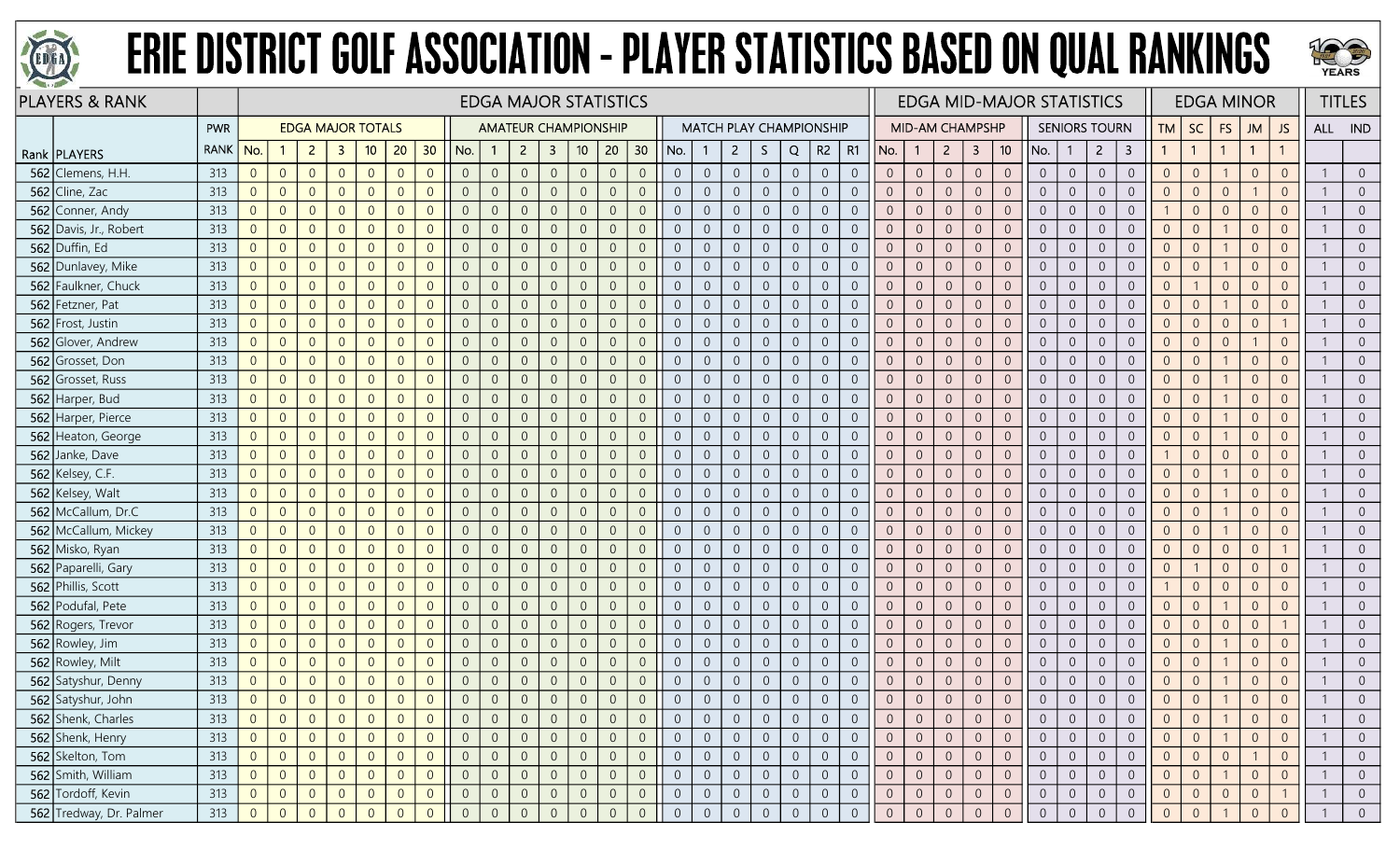# ERIE DISTRICT GOLF ASSOCIATION - PLAYER STATISTICS BASED ON QUAL RANKINGS

| PLAYERS & RANK | | | EDGA MAJOR STATISTICS | | | | | | | | | | | | | | | | | | | | | | | EDGA MID-MAJOR STATISTICS | | | | | | | | | EDGA MINOR | | | | | TITLES | |
|---|---|---|---|---|---|---|---|---|---|---|---|---|---|---|---|---|---|---|---|---|---|---|---|---|---|---|---|---|---|---|---|---|---|---|---|---|---|---|---|---|
| | | PWR | EDGA MAJOR TOTALS | | | | | | | AMATEUR CHAMPIONSHIP | | | | | | | MATCH PLAY CHAMPIONSHIP | | | | | | | MID-AM CHAMPSHP | | | | | SENIORS TOURN | | | | TM | SC | FS | JM | JS | ALL | IND |
| Rank | PLAYERS | RANK | No. | 1 | 2 | 3 | 10 | 20 | 30 | No. | 1 | 2 | 3 | 10 | 20 | 30 | No. | 1 | 2 | S | Q | R2 | R1 | No. | 1 | 2 | 3 | 10 | No. | 1 | 2 | 3 | 1 | 1 | 1 | 1 | 1 | | |
| 562 | Clemens, H.H. | 313 | 0 | 0 | 0 | 0 | 0 | 0 | 0 | 0 | 0 | 0 | 0 | 0 | 0 | 0 | 0 | 0 | 0 | 0 | 0 | 0 | 0 | 0 | 0 | 0 | 0 | 0 | 0 | 0 | 0 | 0 | 0 | 0 | 1 | 0 | 0 | 1 | 0 |
| 562 | Cline, Zac | 313 | 0 | 0 | 0 | 0 | 0 | 0 | 0 | 0 | 0 | 0 | 0 | 0 | 0 | 0 | 0 | 0 | 0 | 0 | 0 | 0 | 0 | 0 | 0 | 0 | 0 | 0 | 0 | 0 | 0 | 0 | 0 | 0 | 0 | 1 | 0 | 1 | 0 |
| 562 | Conner, Andy | 313 | 0 | 0 | 0 | 0 | 0 | 0 | 0 | 0 | 0 | 0 | 0 | 0 | 0 | 0 | 0 | 0 | 0 | 0 | 0 | 0 | 0 | 0 | 0 | 0 | 0 | 0 | 0 | 0 | 0 | 0 | 1 | 0 | 0 | 0 | 0 | 1 | 0 |
| 562 | Davis, Jr., Robert | 313 | 0 | 0 | 0 | 0 | 0 | 0 | 0 | 0 | 0 | 0 | 0 | 0 | 0 | 0 | 0 | 0 | 0 | 0 | 0 | 0 | 0 | 0 | 0 | 0 | 0 | 0 | 0 | 0 | 0 | 0 | 0 | 0 | 1 | 0 | 0 | 1 | 0 |
| 562 | Duffin, Ed | 313 | 0 | 0 | 0 | 0 | 0 | 0 | 0 | 0 | 0 | 0 | 0 | 0 | 0 | 0 | 0 | 0 | 0 | 0 | 0 | 0 | 0 | 0 | 0 | 0 | 0 | 0 | 0 | 0 | 0 | 0 | 0 | 0 | 1 | 0 | 0 | 1 | 0 |
| 562 | Dunlavey, Mike | 313 | 0 | 0 | 0 | 0 | 0 | 0 | 0 | 0 | 0 | 0 | 0 | 0 | 0 | 0 | 0 | 0 | 0 | 0 | 0 | 0 | 0 | 0 | 0 | 0 | 0 | 0 | 0 | 0 | 0 | 0 | 0 | 0 | 1 | 0 | 0 | 1 | 0 |
| 562 | Faulkner, Chuck | 313 | 0 | 0 | 0 | 0 | 0 | 0 | 0 | 0 | 0 | 0 | 0 | 0 | 0 | 0 | 0 | 0 | 0 | 0 | 0 | 0 | 0 | 0 | 0 | 0 | 0 | 0 | 0 | 0 | 0 | 0 | 0 | 1 | 0 | 0 | 0 | 1 | 0 |
| 562 | Fetzner, Pat | 313 | 0 | 0 | 0 | 0 | 0 | 0 | 0 | 0 | 0 | 0 | 0 | 0 | 0 | 0 | 0 | 0 | 0 | 0 | 0 | 0 | 0 | 0 | 0 | 0 | 0 | 0 | 0 | 0 | 0 | 0 | 0 | 0 | 1 | 0 | 0 | 1 | 0 |
| 562 | Frost, Justin | 313 | 0 | 0 | 0 | 0 | 0 | 0 | 0 | 0 | 0 | 0 | 0 | 0 | 0 | 0 | 0 | 0 | 0 | 0 | 0 | 0 | 0 | 0 | 0 | 0 | 0 | 0 | 0 | 0 | 0 | 0 | 0 | 0 | 0 | 0 | 1 | 1 | 0 |
| 562 | Glover, Andrew | 313 | 0 | 0 | 0 | 0 | 0 | 0 | 0 | 0 | 0 | 0 | 0 | 0 | 0 | 0 | 0 | 0 | 0 | 0 | 0 | 0 | 0 | 0 | 0 | 0 | 0 | 0 | 0 | 0 | 0 | 0 | 0 | 0 | 0 | 1 | 0 | 1 | 0 |
| 562 | Grosset, Don | 313 | 0 | 0 | 0 | 0 | 0 | 0 | 0 | 0 | 0 | 0 | 0 | 0 | 0 | 0 | 0 | 0 | 0 | 0 | 0 | 0 | 0 | 0 | 0 | 0 | 0 | 0 | 0 | 0 | 0 | 0 | 0 | 0 | 1 | 0 | 0 | 1 | 0 |
| 562 | Grosset, Russ | 313 | 0 | 0 | 0 | 0 | 0 | 0 | 0 | 0 | 0 | 0 | 0 | 0 | 0 | 0 | 0 | 0 | 0 | 0 | 0 | 0 | 0 | 0 | 0 | 0 | 0 | 0 | 0 | 0 | 0 | 0 | 0 | 0 | 1 | 0 | 0 | 1 | 0 |
| 562 | Harper, Bud | 313 | 0 | 0 | 0 | 0 | 0 | 0 | 0 | 0 | 0 | 0 | 0 | 0 | 0 | 0 | 0 | 0 | 0 | 0 | 0 | 0 | 0 | 0 | 0 | 0 | 0 | 0 | 0 | 0 | 0 | 0 | 0 | 0 | 1 | 0 | 0 | 1 | 0 |
| 562 | Harper, Pierce | 313 | 0 | 0 | 0 | 0 | 0 | 0 | 0 | 0 | 0 | 0 | 0 | 0 | 0 | 0 | 0 | 0 | 0 | 0 | 0 | 0 | 0 | 0 | 0 | 0 | 0 | 0 | 0 | 0 | 0 | 0 | 0 | 0 | 1 | 0 | 0 | 1 | 0 |
| 562 | Heaton, George | 313 | 0 | 0 | 0 | 0 | 0 | 0 | 0 | 0 | 0 | 0 | 0 | 0 | 0 | 0 | 0 | 0 | 0 | 0 | 0 | 0 | 0 | 0 | 0 | 0 | 0 | 0 | 0 | 0 | 0 | 0 | 0 | 0 | 1 | 0 | 0 | 1 | 0 |
| 562 | Janke, Dave | 313 | 0 | 0 | 0 | 0 | 0 | 0 | 0 | 0 | 0 | 0 | 0 | 0 | 0 | 0 | 0 | 0 | 0 | 0 | 0 | 0 | 0 | 0 | 0 | 0 | 0 | 0 | 0 | 0 | 0 | 0 | 1 | 0 | 0 | 0 | 0 | 1 | 0 |
| 562 | Kelsey, C.F. | 313 | 0 | 0 | 0 | 0 | 0 | 0 | 0 | 0 | 0 | 0 | 0 | 0 | 0 | 0 | 0 | 0 | 0 | 0 | 0 | 0 | 0 | 0 | 0 | 0 | 0 | 0 | 0 | 0 | 0 | 0 | 0 | 0 | 1 | 0 | 0 | 1 | 0 |
| 562 | Kelsey, Walt | 313 | 0 | 0 | 0 | 0 | 0 | 0 | 0 | 0 | 0 | 0 | 0 | 0 | 0 | 0 | 0 | 0 | 0 | 0 | 0 | 0 | 0 | 0 | 0 | 0 | 0 | 0 | 0 | 0 | 0 | 0 | 0 | 0 | 1 | 0 | 0 | 1 | 0 |
| 562 | McCallum, Dr.C | 313 | 0 | 0 | 0 | 0 | 0 | 0 | 0 | 0 | 0 | 0 | 0 | 0 | 0 | 0 | 0 | 0 | 0 | 0 | 0 | 0 | 0 | 0 | 0 | 0 | 0 | 0 | 0 | 0 | 0 | 0 | 0 | 0 | 1 | 0 | 0 | 1 | 0 |
| 562 | McCallum, Mickey | 313 | 0 | 0 | 0 | 0 | 0 | 0 | 0 | 0 | 0 | 0 | 0 | 0 | 0 | 0 | 0 | 0 | 0 | 0 | 0 | 0 | 0 | 0 | 0 | 0 | 0 | 0 | 0 | 0 | 0 | 0 | 0 | 0 | 1 | 0 | 0 | 1 | 0 |
| 562 | Misko, Ryan | 313 | 0 | 0 | 0 | 0 | 0 | 0 | 0 | 0 | 0 | 0 | 0 | 0 | 0 | 0 | 0 | 0 | 0 | 0 | 0 | 0 | 0 | 0 | 0 | 0 | 0 | 0 | 0 | 0 | 0 | 0 | 0 | 0 | 0 | 0 | 1 | 1 | 0 |
| 562 | Paparelli, Gary | 313 | 0 | 0 | 0 | 0 | 0 | 0 | 0 | 0 | 0 | 0 | 0 | 0 | 0 | 0 | 0 | 0 | 0 | 0 | 0 | 0 | 0 | 0 | 0 | 0 | 0 | 0 | 0 | 0 | 0 | 0 | 0 | 1 | 0 | 0 | 0 | 1 | 0 |
| 562 | Phillis, Scott | 313 | 0 | 0 | 0 | 0 | 0 | 0 | 0 | 0 | 0 | 0 | 0 | 0 | 0 | 0 | 0 | 0 | 0 | 0 | 0 | 0 | 0 | 0 | 0 | 0 | 0 | 0 | 0 | 0 | 0 | 0 | 1 | 0 | 0 | 0 | 0 | 1 | 0 |
| 562 | Podufal, Pete | 313 | 0 | 0 | 0 | 0 | 0 | 0 | 0 | 0 | 0 | 0 | 0 | 0 | 0 | 0 | 0 | 0 | 0 | 0 | 0 | 0 | 0 | 0 | 0 | 0 | 0 | 0 | 0 | 0 | 0 | 0 | 0 | 0 | 1 | 0 | 0 | 1 | 0 |
| 562 | Rogers, Trevor | 313 | 0 | 0 | 0 | 0 | 0 | 0 | 0 | 0 | 0 | 0 | 0 | 0 | 0 | 0 | 0 | 0 | 0 | 0 | 0 | 0 | 0 | 0 | 0 | 0 | 0 | 0 | 0 | 0 | 0 | 0 | 0 | 0 | 0 | 0 | 1 | 1 | 0 |
| 562 | Rowley, Jim | 313 | 0 | 0 | 0 | 0 | 0 | 0 | 0 | 0 | 0 | 0 | 0 | 0 | 0 | 0 | 0 | 0 | 0 | 0 | 0 | 0 | 0 | 0 | 0 | 0 | 0 | 0 | 0 | 0 | 0 | 0 | 0 | 0 | 1 | 0 | 0 | 1 | 0 |
| 562 | Rowley, Milt | 313 | 0 | 0 | 0 | 0 | 0 | 0 | 0 | 0 | 0 | 0 | 0 | 0 | 0 | 0 | 0 | 0 | 0 | 0 | 0 | 0 | 0 | 0 | 0 | 0 | 0 | 0 | 0 | 0 | 0 | 0 | 0 | 0 | 1 | 0 | 0 | 1 | 0 |
| 562 | Satyshur, Denny | 313 | 0 | 0 | 0 | 0 | 0 | 0 | 0 | 0 | 0 | 0 | 0 | 0 | 0 | 0 | 0 | 0 | 0 | 0 | 0 | 0 | 0 | 0 | 0 | 0 | 0 | 0 | 0 | 0 | 0 | 0 | 0 | 0 | 1 | 0 | 0 | 1 | 0 |
| 562 | Satyshur, John | 313 | 0 | 0 | 0 | 0 | 0 | 0 | 0 | 0 | 0 | 0 | 0 | 0 | 0 | 0 | 0 | 0 | 0 | 0 | 0 | 0 | 0 | 0 | 0 | 0 | 0 | 0 | 0 | 0 | 0 | 0 | 0 | 0 | 1 | 0 | 0 | 1 | 0 |
| 562 | Shenk, Charles | 313 | 0 | 0 | 0 | 0 | 0 | 0 | 0 | 0 | 0 | 0 | 0 | 0 | 0 | 0 | 0 | 0 | 0 | 0 | 0 | 0 | 0 | 0 | 0 | 0 | 0 | 0 | 0 | 0 | 0 | 0 | 0 | 0 | 1 | 0 | 0 | 1 | 0 |
| 562 | Shenk, Henry | 313 | 0 | 0 | 0 | 0 | 0 | 0 | 0 | 0 | 0 | 0 | 0 | 0 | 0 | 0 | 0 | 0 | 0 | 0 | 0 | 0 | 0 | 0 | 0 | 0 | 0 | 0 | 0 | 0 | 0 | 0 | 0 | 0 | 1 | 0 | 0 | 1 | 0 |
| 562 | Skelton, Tom | 313 | 0 | 0 | 0 | 0 | 0 | 0 | 0 | 0 | 0 | 0 | 0 | 0 | 0 | 0 | 0 | 0 | 0 | 0 | 0 | 0 | 0 | 0 | 0 | 0 | 0 | 0 | 0 | 0 | 0 | 0 | 0 | 0 | 0 | 1 | 0 | 1 | 0 |
| 562 | Smith, William | 313 | 0 | 0 | 0 | 0 | 0 | 0 | 0 | 0 | 0 | 0 | 0 | 0 | 0 | 0 | 0 | 0 | 0 | 0 | 0 | 0 | 0 | 0 | 0 | 0 | 0 | 0 | 0 | 0 | 0 | 0 | 0 | 0 | 1 | 0 | 0 | 1 | 0 |
| 562 | Tordoff, Kevin | 313 | 0 | 0 | 0 | 0 | 0 | 0 | 0 | 0 | 0 | 0 | 0 | 0 | 0 | 0 | 0 | 0 | 0 | 0 | 0 | 0 | 0 | 0 | 0 | 0 | 0 | 0 | 0 | 0 | 0 | 0 | 0 | 0 | 0 | 0 | 1 | 1 | 0 |
| 562 | Tredway, Dr. Palmer | 313 | 0 | 0 | 0 | 0 | 0 | 0 | 0 | 0 | 0 | 0 | 0 | 0 | 0 | 0 | 0 | 0 | 0 | 0 | 0 | 0 | 0 | 0 | 0 | 0 | 0 | 0 | 0 | 0 | 0 | 0 | 0 | 0 | 1 | 0 | 0 | 1 | 0 |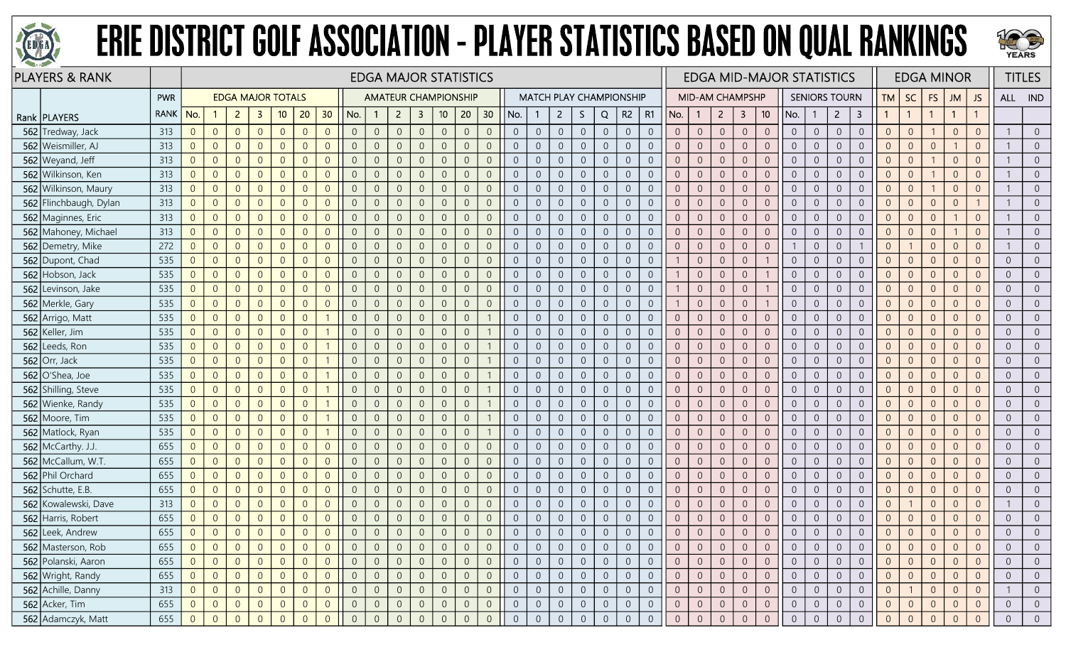# ERIE DISTRICT GOLF ASSOCIATION - PLAYER STATISTICS BASED ON QUAL RANKINGS

| PLAYERS & RANK | | | EDGA MAJOR STATISTICS | | | | | | | | | | | | | | | | | | | | | | | EDGA MID-MAJOR STATISTICS | | | | | | | | | EDGA MINOR | | | | | TITLES | |
|---|---|---|---|---|---|---|---|---|---|---|---|---|---|---|---|---|---|---|---|---|---|---|---|---|---|---|---|---|---|---|---|---|---|---|---|---|---|---|---|---|---|
| | | PWR | EDGA MAJOR TOTALS | | | | | | | AMATEUR CHAMPIONSHIP | | | | | | | MATCH PLAY CHAMPIONSHIP | | | | | | | MID-AM CHAMPSHP | | | | | SENIORS TOURN | | | | | | | | | | |
| Rank | PLAYERS | RANK | No. | 1 | 2 | 3 | 10 | 20 | 30 | No. | 1 | 2 | 3 | 10 | 20 | 30 | No. | 1 | 2 | S | Q | R2 | R1 | No. | 1 | 2 | 3 | 10 | No. | 1 | 2 | 3 | TM | SC | FS | JM | JS | ALL | IND |
| 562 | Tredway, Jack | 313 | 0 | 0 | 0 | 0 | 0 | 0 | 0 | 0 | 0 | 0 | 0 | 0 | 0 | 0 | 0 | 0 | 0 | 0 | 0 | 0 | 0 | 0 | 0 | 0 | 0 | 0 | 0 | 0 | 0 | 0 | 0 | 0 | 1 | 0 | 0 | 1 | 0 |
| 562 | Weismiller, AJ | 313 | 0 | 0 | 0 | 0 | 0 | 0 | 0 | 0 | 0 | 0 | 0 | 0 | 0 | 0 | 0 | 0 | 0 | 0 | 0 | 0 | 0 | 0 | 0 | 0 | 0 | 0 | 0 | 0 | 0 | 0 | 0 | 0 | 0 | 1 | 0 | 1 | 0 |
| 562 | Weyand, Jeff | 313 | 0 | 0 | 0 | 0 | 0 | 0 | 0 | 0 | 0 | 0 | 0 | 0 | 0 | 0 | 0 | 0 | 0 | 0 | 0 | 0 | 0 | 0 | 0 | 0 | 0 | 0 | 0 | 0 | 0 | 0 | 0 | 0 | 1 | 0 | 0 | 1 | 0 |
| 562 | Wilkinson, Ken | 313 | 0 | 0 | 0 | 0 | 0 | 0 | 0 | 0 | 0 | 0 | 0 | 0 | 0 | 0 | 0 | 0 | 0 | 0 | 0 | 0 | 0 | 0 | 0 | 0 | 0 | 0 | 0 | 0 | 0 | 0 | 0 | 0 | 1 | 0 | 0 | 1 | 0 |
| 562 | Wilkinson, Maury | 313 | 0 | 0 | 0 | 0 | 0 | 0 | 0 | 0 | 0 | 0 | 0 | 0 | 0 | 0 | 0 | 0 | 0 | 0 | 0 | 0 | 0 | 0 | 0 | 0 | 0 | 0 | 0 | 0 | 0 | 0 | 0 | 0 | 1 | 0 | 0 | 1 | 0 |
| 562 | Flinchbaugh, Dylan | 313 | 0 | 0 | 0 | 0 | 0 | 0 | 0 | 0 | 0 | 0 | 0 | 0 | 0 | 0 | 0 | 0 | 0 | 0 | 0 | 0 | 0 | 0 | 0 | 0 | 0 | 0 | 0 | 0 | 0 | 0 | 0 | 0 | 0 | 0 | 1 | 1 | 0 |
| 562 | Maginnes, Eric | 313 | 0 | 0 | 0 | 0 | 0 | 0 | 0 | 0 | 0 | 0 | 0 | 0 | 0 | 0 | 0 | 0 | 0 | 0 | 0 | 0 | 0 | 0 | 0 | 0 | 0 | 0 | 0 | 0 | 0 | 0 | 0 | 0 | 0 | 1 | 0 | 1 | 0 |
| 562 | Mahoney, Michael | 313 | 0 | 0 | 0 | 0 | 0 | 0 | 0 | 0 | 0 | 0 | 0 | 0 | 0 | 0 | 0 | 0 | 0 | 0 | 0 | 0 | 0 | 0 | 0 | 0 | 0 | 0 | 0 | 0 | 0 | 0 | 0 | 0 | 0 | 1 | 0 | 1 | 0 |
| 562 | Demetry, Mike | 272 | 0 | 0 | 0 | 0 | 0 | 0 | 0 | 0 | 0 | 0 | 0 | 0 | 0 | 0 | 0 | 0 | 0 | 0 | 0 | 0 | 0 | 0 | 0 | 0 | 0 | 0 | 1 | 0 | 0 | 1 | 0 | 1 | 0 | 0 | 0 | 1 | 0 |
| 562 | Dupont, Chad | 535 | 0 | 0 | 0 | 0 | 0 | 0 | 0 | 0 | 0 | 0 | 0 | 0 | 0 | 0 | 0 | 0 | 0 | 0 | 0 | 0 | 0 | 1 | 0 | 0 | 0 | 1 | 0 | 0 | 0 | 0 | 0 | 0 | 0 | 0 | 0 | 0 | 0 |
| 562 | Hobson, Jack | 535 | 0 | 0 | 0 | 0 | 0 | 0 | 0 | 0 | 0 | 0 | 0 | 0 | 0 | 0 | 0 | 0 | 0 | 0 | 0 | 0 | 0 | 1 | 0 | 0 | 0 | 1 | 0 | 0 | 0 | 0 | 0 | 0 | 0 | 0 | 0 | 0 | 0 |
| 562 | Levinson, Jake | 535 | 0 | 0 | 0 | 0 | 0 | 0 | 0 | 0 | 0 | 0 | 0 | 0 | 0 | 0 | 0 | 0 | 0 | 0 | 0 | 0 | 0 | 1 | 0 | 0 | 0 | 1 | 0 | 0 | 0 | 0 | 0 | 0 | 0 | 0 | 0 | 0 | 0 |
| 562 | Merkle, Gary | 535 | 0 | 0 | 0 | 0 | 0 | 0 | 0 | 0 | 0 | 0 | 0 | 0 | 0 | 0 | 0 | 0 | 0 | 0 | 0 | 0 | 0 | 1 | 0 | 0 | 0 | 1 | 0 | 0 | 0 | 0 | 0 | 0 | 0 | 0 | 0 | 0 | 0 |
| 562 | Arrigo, Matt | 535 | 0 | 0 | 0 | 0 | 0 | 0 | 1 | 0 | 0 | 0 | 0 | 0 | 0 | 1 | 0 | 0 | 0 | 0 | 0 | 0 | 0 | 0 | 0 | 0 | 0 | 0 | 0 | 0 | 0 | 0 | 0 | 0 | 0 | 0 | 0 | 0 | 0 |
| 562 | Keller, Jim | 535 | 0 | 0 | 0 | 0 | 0 | 0 | 1 | 0 | 0 | 0 | 0 | 0 | 0 | 1 | 0 | 0 | 0 | 0 | 0 | 0 | 0 | 0 | 0 | 0 | 0 | 0 | 0 | 0 | 0 | 0 | 0 | 0 | 0 | 0 | 0 | 0 | 0 |
| 562 | Leeds, Ron | 535 | 0 | 0 | 0 | 0 | 0 | 0 | 1 | 0 | 0 | 0 | 0 | 0 | 0 | 1 | 0 | 0 | 0 | 0 | 0 | 0 | 0 | 0 | 0 | 0 | 0 | 0 | 0 | 0 | 0 | 0 | 0 | 0 | 0 | 0 | 0 | 0 | 0 |
| 562 | Orr, Jack | 535 | 0 | 0 | 0 | 0 | 0 | 0 | 1 | 0 | 0 | 0 | 0 | 0 | 0 | 1 | 0 | 0 | 0 | 0 | 0 | 0 | 0 | 0 | 0 | 0 | 0 | 0 | 0 | 0 | 0 | 0 | 0 | 0 | 0 | 0 | 0 | 0 | 0 |
| 562 | O'Shea, Joe | 535 | 0 | 0 | 0 | 0 | 0 | 0 | 1 | 0 | 0 | 0 | 0 | 0 | 0 | 1 | 0 | 0 | 0 | 0 | 0 | 0 | 0 | 0 | 0 | 0 | 0 | 0 | 0 | 0 | 0 | 0 | 0 | 0 | 0 | 0 | 0 | 0 | 0 |
| 562 | Shilling, Steve | 535 | 0 | 0 | 0 | 0 | 0 | 0 | 1 | 0 | 0 | 0 | 0 | 0 | 0 | 1 | 0 | 0 | 0 | 0 | 0 | 0 | 0 | 0 | 0 | 0 | 0 | 0 | 0 | 0 | 0 | 0 | 0 | 0 | 0 | 0 | 0 | 0 | 0 |
| 562 | Wienke, Randy | 535 | 0 | 0 | 0 | 0 | 0 | 0 | 1 | 0 | 0 | 0 | 0 | 0 | 0 | 1 | 0 | 0 | 0 | 0 | 0 | 0 | 0 | 0 | 0 | 0 | 0 | 0 | 0 | 0 | 0 | 0 | 0 | 0 | 0 | 0 | 0 | 0 | 0 |
| 562 | Moore, Tim | 535 | 0 | 0 | 0 | 0 | 0 | 0 | 1 | 0 | 0 | 0 | 0 | 0 | 0 | 1 | 0 | 0 | 0 | 0 | 0 | 0 | 0 | 0 | 0 | 0 | 0 | 0 | 0 | 0 | 0 | 0 | 0 | 0 | 0 | 0 | 0 | 0 | 0 |
| 562 | Matlock, Ryan | 535 | 0 | 0 | 0 | 0 | 0 | 0 | 1 | 0 | 0 | 0 | 0 | 0 | 0 | 1 | 0 | 0 | 0 | 0 | 0 | 0 | 0 | 0 | 0 | 0 | 0 | 0 | 0 | 0 | 0 | 0 | 0 | 0 | 0 | 0 | 0 | 0 | 0 |
| 562 | McCarthy. J.J. | 655 | 0 | 0 | 0 | 0 | 0 | 0 | 0 | 0 | 0 | 0 | 0 | 0 | 0 | 0 | 0 | 0 | 0 | 0 | 0 | 0 | 0 | 0 | 0 | 0 | 0 | 0 | 0 | 0 | 0 | 0 | 0 | 0 | 0 | 0 | 0 | 0 | 0 |
| 562 | McCallum, W.T. | 655 | 0 | 0 | 0 | 0 | 0 | 0 | 0 | 0 | 0 | 0 | 0 | 0 | 0 | 0 | 0 | 0 | 0 | 0 | 0 | 0 | 0 | 0 | 0 | 0 | 0 | 0 | 0 | 0 | 0 | 0 | 0 | 0 | 0 | 0 | 0 | 0 | 0 |
| 562 | Phil Orchard | 655 | 0 | 0 | 0 | 0 | 0 | 0 | 0 | 0 | 0 | 0 | 0 | 0 | 0 | 0 | 0 | 0 | 0 | 0 | 0 | 0 | 0 | 0 | 0 | 0 | 0 | 0 | 0 | 0 | 0 | 0 | 0 | 0 | 0 | 0 | 0 | 0 | 0 |
| 562 | Schutte, E.B. | 655 | 0 | 0 | 0 | 0 | 0 | 0 | 0 | 0 | 0 | 0 | 0 | 0 | 0 | 0 | 0 | 0 | 0 | 0 | 0 | 0 | 0 | 0 | 0 | 0 | 0 | 0 | 0 | 0 | 0 | 0 | 0 | 0 | 0 | 0 | 0 | 0 | 0 |
| 562 | Kowalewski, Dave | 313 | 0 | 0 | 0 | 0 | 0 | 0 | 0 | 0 | 0 | 0 | 0 | 0 | 0 | 0 | 0 | 0 | 0 | 0 | 0 | 0 | 0 | 0 | 0 | 0 | 0 | 0 | 0 | 0 | 0 | 0 | 0 | 1 | 0 | 0 | 0 | 1 | 0 |
| 562 | Harris, Robert | 655 | 0 | 0 | 0 | 0 | 0 | 0 | 0 | 0 | 0 | 0 | 0 | 0 | 0 | 0 | 0 | 0 | 0 | 0 | 0 | 0 | 0 | 0 | 0 | 0 | 0 | 0 | 0 | 0 | 0 | 0 | 0 | 0 | 0 | 0 | 0 | 0 | 0 |
| 562 | Leek, Andrew | 655 | 0 | 0 | 0 | 0 | 0 | 0 | 0 | 0 | 0 | 0 | 0 | 0 | 0 | 0 | 0 | 0 | 0 | 0 | 0 | 0 | 0 | 0 | 0 | 0 | 0 | 0 | 0 | 0 | 0 | 0 | 0 | 0 | 0 | 0 | 0 | 0 | 0 |
| 562 | Masterson, Rob | 655 | 0 | 0 | 0 | 0 | 0 | 0 | 0 | 0 | 0 | 0 | 0 | 0 | 0 | 0 | 0 | 0 | 0 | 0 | 0 | 0 | 0 | 0 | 0 | 0 | 0 | 0 | 0 | 0 | 0 | 0 | 0 | 0 | 0 | 0 | 0 | 0 | 0 |
| 562 | Polanski, Aaron | 655 | 0 | 0 | 0 | 0 | 0 | 0 | 0 | 0 | 0 | 0 | 0 | 0 | 0 | 0 | 0 | 0 | 0 | 0 | 0 | 0 | 0 | 0 | 0 | 0 | 0 | 0 | 0 | 0 | 0 | 0 | 0 | 0 | 0 | 0 | 0 | 0 | 0 |
| 562 | Wright, Randy | 655 | 0 | 0 | 0 | 0 | 0 | 0 | 0 | 0 | 0 | 0 | 0 | 0 | 0 | 0 | 0 | 0 | 0 | 0 | 0 | 0 | 0 | 0 | 0 | 0 | 0 | 0 | 0 | 0 | 0 | 0 | 0 | 0 | 0 | 0 | 0 | 0 | 0 |
| 562 | Achille, Danny | 313 | 0 | 0 | 0 | 0 | 0 | 0 | 0 | 0 | 0 | 0 | 0 | 0 | 0 | 0 | 0 | 0 | 0 | 0 | 0 | 0 | 0 | 0 | 0 | 0 | 0 | 0 | 0 | 0 | 0 | 0 | 0 | 1 | 0 | 0 | 0 | 1 | 0 |
| 562 | Acker, Tim | 655 | 0 | 0 | 0 | 0 | 0 | 0 | 0 | 0 | 0 | 0 | 0 | 0 | 0 | 0 | 0 | 0 | 0 | 0 | 0 | 0 | 0 | 0 | 0 | 0 | 0 | 0 | 0 | 0 | 0 | 0 | 0 | 0 | 0 | 0 | 0 | 0 | 0 |
| 562 | Adamczyk, Matt | 655 | 0 | 0 | 0 | 0 | 0 | 0 | 0 | 0 | 0 | 0 | 0 | 0 | 0 | 0 | 0 | 0 | 0 | 0 | 0 | 0 | 0 | 0 | 0 | 0 | 0 | 0 | 0 | 0 | 0 | 0 | 0 | 0 | 0 | 0 | 0 | 0 | 0 |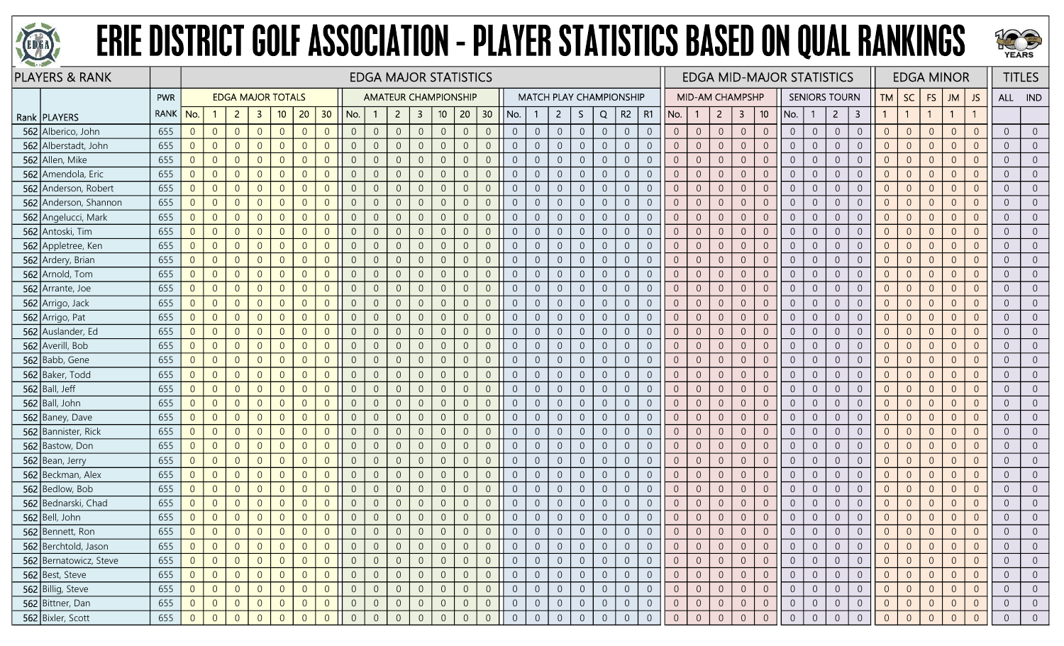# ERIE DISTRICT GOLF ASSOCIATION - PLAYER STATISTICS BASED ON QUAL RANKINGS

| PLAYERS & RANK | | | EDGA MAJOR STATISTICS | | | | | | | | | | | | | | | | | | | | | | | EDGA MID-MAJOR STATISTICS | | | | | | | | | | EDGA MINOR | | | | | TITLES | |
|---|---|---|---|---|---|---|---|---|---|---|---|---|---|---|---|---|---|---|---|---|---|---|---|---|---|---|---|---|---|---|---|---|---|---|---|---|---|---|---|---|---|---|
| | | PWR | EDGA MAJOR TOTALS | | | | | | | AMATEUR CHAMPIONSHIP | | | | | | | MATCH PLAY CHAMPIONSHIP | | | | | | | MID-AM CHAMPSHP | | | | | SENIORS TOURN | | | | TM | SC | FS | JM | JS | ALL | IND |
| Rank | PLAYERS | RANK | No. | 1 | 2 | 3 | 10 | 20 | 30 | No. | 1 | 2 | 3 | 10 | 20 | 30 | No. | 1 | 2 | S | Q | R2 | R1 | No. | 1 | 2 | 3 | 10 | No. | 1 | 2 | 3 | 1 | 1 | 1 | 1 | 1 | | |
| 562 | Alberico, John | 655 | 0 | 0 | 0 | 0 | 0 | 0 | 0 | 0 | 0 | 0 | 0 | 0 | 0 | 0 | 0 | 0 | 0 | 0 | 0 | 0 | 0 | 0 | 0 | 0 | 0 | 0 | 0 | 0 | 0 | 0 | 0 | 0 | 0 | 0 | 0 | 0 | 0 |
| 562 | Alberstadt, John | 655 | 0 | 0 | 0 | 0 | 0 | 0 | 0 | 0 | 0 | 0 | 0 | 0 | 0 | 0 | 0 | 0 | 0 | 0 | 0 | 0 | 0 | 0 | 0 | 0 | 0 | 0 | 0 | 0 | 0 | 0 | 0 | 0 | 0 | 0 | 0 | 0 | 0 |
| 562 | Allen, Mike | 655 | 0 | 0 | 0 | 0 | 0 | 0 | 0 | 0 | 0 | 0 | 0 | 0 | 0 | 0 | 0 | 0 | 0 | 0 | 0 | 0 | 0 | 0 | 0 | 0 | 0 | 0 | 0 | 0 | 0 | 0 | 0 | 0 | 0 | 0 | 0 | 0 | 0 |
| 562 | Amendola, Eric | 655 | 0 | 0 | 0 | 0 | 0 | 0 | 0 | 0 | 0 | 0 | 0 | 0 | 0 | 0 | 0 | 0 | 0 | 0 | 0 | 0 | 0 | 0 | 0 | 0 | 0 | 0 | 0 | 0 | 0 | 0 | 0 | 0 | 0 | 0 | 0 | 0 | 0 |
| 562 | Anderson, Robert | 655 | 0 | 0 | 0 | 0 | 0 | 0 | 0 | 0 | 0 | 0 | 0 | 0 | 0 | 0 | 0 | 0 | 0 | 0 | 0 | 0 | 0 | 0 | 0 | 0 | 0 | 0 | 0 | 0 | 0 | 0 | 0 | 0 | 0 | 0 | 0 | 0 | 0 |
| 562 | Anderson, Shannon | 655 | 0 | 0 | 0 | 0 | 0 | 0 | 0 | 0 | 0 | 0 | 0 | 0 | 0 | 0 | 0 | 0 | 0 | 0 | 0 | 0 | 0 | 0 | 0 | 0 | 0 | 0 | 0 | 0 | 0 | 0 | 0 | 0 | 0 | 0 | 0 | 0 | 0 |
| 562 | Angelucci, Mark | 655 | 0 | 0 | 0 | 0 | 0 | 0 | 0 | 0 | 0 | 0 | 0 | 0 | 0 | 0 | 0 | 0 | 0 | 0 | 0 | 0 | 0 | 0 | 0 | 0 | 0 | 0 | 0 | 0 | 0 | 0 | 0 | 0 | 0 | 0 | 0 | 0 | 0 |
| 562 | Antoski, Tim | 655 | 0 | 0 | 0 | 0 | 0 | 0 | 0 | 0 | 0 | 0 | 0 | 0 | 0 | 0 | 0 | 0 | 0 | 0 | 0 | 0 | 0 | 0 | 0 | 0 | 0 | 0 | 0 | 0 | 0 | 0 | 0 | 0 | 0 | 0 | 0 | 0 | 0 |
| 562 | Appletree, Ken | 655 | 0 | 0 | 0 | 0 | 0 | 0 | 0 | 0 | 0 | 0 | 0 | 0 | 0 | 0 | 0 | 0 | 0 | 0 | 0 | 0 | 0 | 0 | 0 | 0 | 0 | 0 | 0 | 0 | 0 | 0 | 0 | 0 | 0 | 0 | 0 | 0 | 0 |
| 562 | Ardery, Brian | 655 | 0 | 0 | 0 | 0 | 0 | 0 | 0 | 0 | 0 | 0 | 0 | 0 | 0 | 0 | 0 | 0 | 0 | 0 | 0 | 0 | 0 | 0 | 0 | 0 | 0 | 0 | 0 | 0 | 0 | 0 | 0 | 0 | 0 | 0 | 0 | 0 | 0 |
| 562 | Arnold, Tom | 655 | 0 | 0 | 0 | 0 | 0 | 0 | 0 | 0 | 0 | 0 | 0 | 0 | 0 | 0 | 0 | 0 | 0 | 0 | 0 | 0 | 0 | 0 | 0 | 0 | 0 | 0 | 0 | 0 | 0 | 0 | 0 | 0 | 0 | 0 | 0 | 0 | 0 |
| 562 | Arrante, Joe | 655 | 0 | 0 | 0 | 0 | 0 | 0 | 0 | 0 | 0 | 0 | 0 | 0 | 0 | 0 | 0 | 0 | 0 | 0 | 0 | 0 | 0 | 0 | 0 | 0 | 0 | 0 | 0 | 0 | 0 | 0 | 0 | 0 | 0 | 0 | 0 | 0 | 0 |
| 562 | Arrigo, Jack | 655 | 0 | 0 | 0 | 0 | 0 | 0 | 0 | 0 | 0 | 0 | 0 | 0 | 0 | 0 | 0 | 0 | 0 | 0 | 0 | 0 | 0 | 0 | 0 | 0 | 0 | 0 | 0 | 0 | 0 | 0 | 0 | 0 | 0 | 0 | 0 | 0 | 0 |
| 562 | Arrigo, Pat | 655 | 0 | 0 | 0 | 0 | 0 | 0 | 0 | 0 | 0 | 0 | 0 | 0 | 0 | 0 | 0 | 0 | 0 | 0 | 0 | 0 | 0 | 0 | 0 | 0 | 0 | 0 | 0 | 0 | 0 | 0 | 0 | 0 | 0 | 0 | 0 | 0 | 0 |
| 562 | Auslander, Ed | 655 | 0 | 0 | 0 | 0 | 0 | 0 | 0 | 0 | 0 | 0 | 0 | 0 | 0 | 0 | 0 | 0 | 0 | 0 | 0 | 0 | 0 | 0 | 0 | 0 | 0 | 0 | 0 | 0 | 0 | 0 | 0 | 0 | 0 | 0 | 0 | 0 | 0 |
| 562 | Averill, Bob | 655 | 0 | 0 | 0 | 0 | 0 | 0 | 0 | 0 | 0 | 0 | 0 | 0 | 0 | 0 | 0 | 0 | 0 | 0 | 0 | 0 | 0 | 0 | 0 | 0 | 0 | 0 | 0 | 0 | 0 | 0 | 0 | 0 | 0 | 0 | 0 | 0 | 0 |
| 562 | Babb, Gene | 655 | 0 | 0 | 0 | 0 | 0 | 0 | 0 | 0 | 0 | 0 | 0 | 0 | 0 | 0 | 0 | 0 | 0 | 0 | 0 | 0 | 0 | 0 | 0 | 0 | 0 | 0 | 0 | 0 | 0 | 0 | 0 | 0 | 0 | 0 | 0 | 0 | 0 |
| 562 | Baker, Todd | 655 | 0 | 0 | 0 | 0 | 0 | 0 | 0 | 0 | 0 | 0 | 0 | 0 | 0 | 0 | 0 | 0 | 0 | 0 | 0 | 0 | 0 | 0 | 0 | 0 | 0 | 0 | 0 | 0 | 0 | 0 | 0 | 0 | 0 | 0 | 0 | 0 | 0 |
| 562 | Ball, Jeff | 655 | 0 | 0 | 0 | 0 | 0 | 0 | 0 | 0 | 0 | 0 | 0 | 0 | 0 | 0 | 0 | 0 | 0 | 0 | 0 | 0 | 0 | 0 | 0 | 0 | 0 | 0 | 0 | 0 | 0 | 0 | 0 | 0 | 0 | 0 | 0 | 0 | 0 |
| 562 | Ball, John | 655 | 0 | 0 | 0 | 0 | 0 | 0 | 0 | 0 | 0 | 0 | 0 | 0 | 0 | 0 | 0 | 0 | 0 | 0 | 0 | 0 | 0 | 0 | 0 | 0 | 0 | 0 | 0 | 0 | 0 | 0 | 0 | 0 | 0 | 0 | 0 | 0 | 0 |
| 562 | Baney, Dave | 655 | 0 | 0 | 0 | 0 | 0 | 0 | 0 | 0 | 0 | 0 | 0 | 0 | 0 | 0 | 0 | 0 | 0 | 0 | 0 | 0 | 0 | 0 | 0 | 0 | 0 | 0 | 0 | 0 | 0 | 0 | 0 | 0 | 0 | 0 | 0 | 0 | 0 |
| 562 | Bannister, Rick | 655 | 0 | 0 | 0 | 0 | 0 | 0 | 0 | 0 | 0 | 0 | 0 | 0 | 0 | 0 | 0 | 0 | 0 | 0 | 0 | 0 | 0 | 0 | 0 | 0 | 0 | 0 | 0 | 0 | 0 | 0 | 0 | 0 | 0 | 0 | 0 | 0 | 0 |
| 562 | Bastow, Don | 655 | 0 | 0 | 0 | 0 | 0 | 0 | 0 | 0 | 0 | 0 | 0 | 0 | 0 | 0 | 0 | 0 | 0 | 0 | 0 | 0 | 0 | 0 | 0 | 0 | 0 | 0 | 0 | 0 | 0 | 0 | 0 | 0 | 0 | 0 | 0 | 0 | 0 |
| 562 | Bean, Jerry | 655 | 0 | 0 | 0 | 0 | 0 | 0 | 0 | 0 | 0 | 0 | 0 | 0 | 0 | 0 | 0 | 0 | 0 | 0 | 0 | 0 | 0 | 0 | 0 | 0 | 0 | 0 | 0 | 0 | 0 | 0 | 0 | 0 | 0 | 0 | 0 | 0 | 0 |
| 562 | Beckman, Alex | 655 | 0 | 0 | 0 | 0 | 0 | 0 | 0 | 0 | 0 | 0 | 0 | 0 | 0 | 0 | 0 | 0 | 0 | 0 | 0 | 0 | 0 | 0 | 0 | 0 | 0 | 0 | 0 | 0 | 0 | 0 | 0 | 0 | 0 | 0 | 0 | 0 | 0 |
| 562 | Bedlow, Bob | 655 | 0 | 0 | 0 | 0 | 0 | 0 | 0 | 0 | 0 | 0 | 0 | 0 | 0 | 0 | 0 | 0 | 0 | 0 | 0 | 0 | 0 | 0 | 0 | 0 | 0 | 0 | 0 | 0 | 0 | 0 | 0 | 0 | 0 | 0 | 0 | 0 | 0 |
| 562 | Bednarski, Chad | 655 | 0 | 0 | 0 | 0 | 0 | 0 | 0 | 0 | 0 | 0 | 0 | 0 | 0 | 0 | 0 | 0 | 0 | 0 | 0 | 0 | 0 | 0 | 0 | 0 | 0 | 0 | 0 | 0 | 0 | 0 | 0 | 0 | 0 | 0 | 0 | 0 | 0 |
| 562 | Bell, John | 655 | 0 | 0 | 0 | 0 | 0 | 0 | 0 | 0 | 0 | 0 | 0 | 0 | 0 | 0 | 0 | 0 | 0 | 0 | 0 | 0 | 0 | 0 | 0 | 0 | 0 | 0 | 0 | 0 | 0 | 0 | 0 | 0 | 0 | 0 | 0 | 0 | 0 |
| 562 | Bennett, Ron | 655 | 0 | 0 | 0 | 0 | 0 | 0 | 0 | 0 | 0 | 0 | 0 | 0 | 0 | 0 | 0 | 0 | 0 | 0 | 0 | 0 | 0 | 0 | 0 | 0 | 0 | 0 | 0 | 0 | 0 | 0 | 0 | 0 | 0 | 0 | 0 | 0 | 0 |
| 562 | Berchtold, Jason | 655 | 0 | 0 | 0 | 0 | 0 | 0 | 0 | 0 | 0 | 0 | 0 | 0 | 0 | 0 | 0 | 0 | 0 | 0 | 0 | 0 | 0 | 0 | 0 | 0 | 0 | 0 | 0 | 0 | 0 | 0 | 0 | 0 | 0 | 0 | 0 | 0 | 0 |
| 562 | Bernatowicz, Steve | 655 | 0 | 0 | 0 | 0 | 0 | 0 | 0 | 0 | 0 | 0 | 0 | 0 | 0 | 0 | 0 | 0 | 0 | 0 | 0 | 0 | 0 | 0 | 0 | 0 | 0 | 0 | 0 | 0 | 0 | 0 | 0 | 0 | 0 | 0 | 0 | 0 | 0 |
| 562 | Best, Steve | 655 | 0 | 0 | 0 | 0 | 0 | 0 | 0 | 0 | 0 | 0 | 0 | 0 | 0 | 0 | 0 | 0 | 0 | 0 | 0 | 0 | 0 | 0 | 0 | 0 | 0 | 0 | 0 | 0 | 0 | 0 | 0 | 0 | 0 | 0 | 0 | 0 | 0 |
| 562 | Billig, Steve | 655 | 0 | 0 | 0 | 0 | 0 | 0 | 0 | 0 | 0 | 0 | 0 | 0 | 0 | 0 | 0 | 0 | 0 | 0 | 0 | 0 | 0 | 0 | 0 | 0 | 0 | 0 | 0 | 0 | 0 | 0 | 0 | 0 | 0 | 0 | 0 | 0 | 0 |
| 562 | Bittner, Dan | 655 | 0 | 0 | 0 | 0 | 0 | 0 | 0 | 0 | 0 | 0 | 0 | 0 | 0 | 0 | 0 | 0 | 0 | 0 | 0 | 0 | 0 | 0 | 0 | 0 | 0 | 0 | 0 | 0 | 0 | 0 | 0 | 0 | 0 | 0 | 0 | 0 | 0 |
| 562 | Bixler, Scott | 655 | 0 | 0 | 0 | 0 | 0 | 0 | 0 | 0 | 0 | 0 | 0 | 0 | 0 | 0 | 0 | 0 | 0 | 0 | 0 | 0 | 0 | 0 | 0 | 0 | 0 | 0 | 0 | 0 | 0 | 0 | 0 | 0 | 0 | 0 | 0 | 0 | 0 |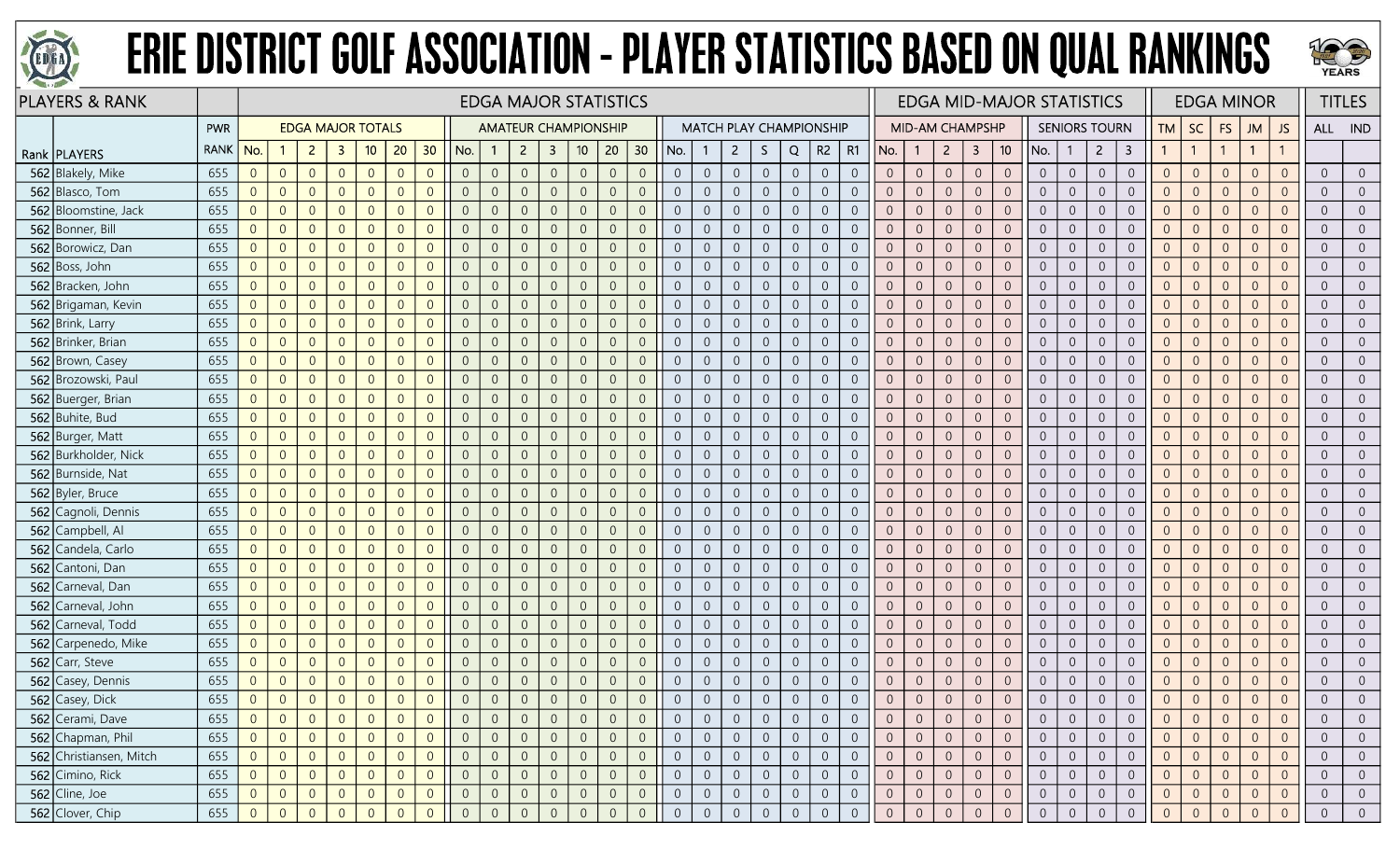# ERIE DISTRICT GOLF ASSOCIATION - PLAYER STATISTICS BASED ON QUAL RANKINGS

| PLAYERS & RANK | | | EDGA MAJOR STATISTICS | | | | | | | | | | | | | | | | | | | | | | EDGA MID-MAJOR STATISTICS | | | | | | | | | EDGA MINOR | | | | | TITLES | |
|---|---|---|---|---|---|---|---|---|---|---|---|---|---|---|---|---|---|---|---|---|---|---|---|---|---|---|---|---|---|---|---|---|---|---|---|---|---|---|---|---|
| | | PWR | EDGA MAJOR TOTALS | | | | | | | AMATEUR CHAMPIONSHIP | | | | | | | MATCH PLAY CHAMPIONSHIP | | | | | | | | MID-AM CHAMPSHP | | | | | SENIORS TOURN | | | | TM | SC | FS | JM | JS | ALL | IND |
| Rank | PLAYERS | RANK | No. | 1 | 2 | 3 | 10 | 20 | 30 | No. | 1 | 2 | 3 | 10 | 20 | 30 | No. | 1 | 2 | S | Q | R2 | R1 | No. | 1 | 2 | 3 | 10 | No. | 1 | 2 | 3 | 1 | 1 | 1 | 1 | 1 | | |
| 562 | Blakely, Mike | 655 | 0 | 0 | 0 | 0 | 0 | 0 | 0 | 0 | 0 | 0 | 0 | 0 | 0 | 0 | 0 | 0 | 0 | 0 | 0 | 0 | 0 | 0 | 0 | 0 | 0 | 0 | 0 | 0 | 0 | 0 | 0 | 0 | 0 | 0 | 0 | 0 | 0 |
| 562 | Blasco, Tom | 655 | 0 | 0 | 0 | 0 | 0 | 0 | 0 | 0 | 0 | 0 | 0 | 0 | 0 | 0 | 0 | 0 | 0 | 0 | 0 | 0 | 0 | 0 | 0 | 0 | 0 | 0 | 0 | 0 | 0 | 0 | 0 | 0 | 0 | 0 | 0 | 0 | 0 |
| 562 | Bloomstine, Jack | 655 | 0 | 0 | 0 | 0 | 0 | 0 | 0 | 0 | 0 | 0 | 0 | 0 | 0 | 0 | 0 | 0 | 0 | 0 | 0 | 0 | 0 | 0 | 0 | 0 | 0 | 0 | 0 | 0 | 0 | 0 | 0 | 0 | 0 | 0 | 0 | 0 | 0 |
| 562 | Bonner, Bill | 655 | 0 | 0 | 0 | 0 | 0 | 0 | 0 | 0 | 0 | 0 | 0 | 0 | 0 | 0 | 0 | 0 | 0 | 0 | 0 | 0 | 0 | 0 | 0 | 0 | 0 | 0 | 0 | 0 | 0 | 0 | 0 | 0 | 0 | 0 | 0 | 0 | 0 |
| 562 | Borowicz, Dan | 655 | 0 | 0 | 0 | 0 | 0 | 0 | 0 | 0 | 0 | 0 | 0 | 0 | 0 | 0 | 0 | 0 | 0 | 0 | 0 | 0 | 0 | 0 | 0 | 0 | 0 | 0 | 0 | 0 | 0 | 0 | 0 | 0 | 0 | 0 | 0 | 0 | 0 |
| 562 | Boss, John | 655 | 0 | 0 | 0 | 0 | 0 | 0 | 0 | 0 | 0 | 0 | 0 | 0 | 0 | 0 | 0 | 0 | 0 | 0 | 0 | 0 | 0 | 0 | 0 | 0 | 0 | 0 | 0 | 0 | 0 | 0 | 0 | 0 | 0 | 0 | 0 | 0 | 0 |
| 562 | Bracken, John | 655 | 0 | 0 | 0 | 0 | 0 | 0 | 0 | 0 | 0 | 0 | 0 | 0 | 0 | 0 | 0 | 0 | 0 | 0 | 0 | 0 | 0 | 0 | 0 | 0 | 0 | 0 | 0 | 0 | 0 | 0 | 0 | 0 | 0 | 0 | 0 | 0 | 0 |
| 562 | Brigaman, Kevin | 655 | 0 | 0 | 0 | 0 | 0 | 0 | 0 | 0 | 0 | 0 | 0 | 0 | 0 | 0 | 0 | 0 | 0 | 0 | 0 | 0 | 0 | 0 | 0 | 0 | 0 | 0 | 0 | 0 | 0 | 0 | 0 | 0 | 0 | 0 | 0 | 0 | 0 |
| 562 | Brink, Larry | 655 | 0 | 0 | 0 | 0 | 0 | 0 | 0 | 0 | 0 | 0 | 0 | 0 | 0 | 0 | 0 | 0 | 0 | 0 | 0 | 0 | 0 | 0 | 0 | 0 | 0 | 0 | 0 | 0 | 0 | 0 | 0 | 0 | 0 | 0 | 0 | 0 | 0 |
| 562 | Brinker, Brian | 655 | 0 | 0 | 0 | 0 | 0 | 0 | 0 | 0 | 0 | 0 | 0 | 0 | 0 | 0 | 0 | 0 | 0 | 0 | 0 | 0 | 0 | 0 | 0 | 0 | 0 | 0 | 0 | 0 | 0 | 0 | 0 | 0 | 0 | 0 | 0 | 0 | 0 |
| 562 | Brown, Casey | 655 | 0 | 0 | 0 | 0 | 0 | 0 | 0 | 0 | 0 | 0 | 0 | 0 | 0 | 0 | 0 | 0 | 0 | 0 | 0 | 0 | 0 | 0 | 0 | 0 | 0 | 0 | 0 | 0 | 0 | 0 | 0 | 0 | 0 | 0 | 0 | 0 | 0 |
| 562 | Brozowski, Paul | 655 | 0 | 0 | 0 | 0 | 0 | 0 | 0 | 0 | 0 | 0 | 0 | 0 | 0 | 0 | 0 | 0 | 0 | 0 | 0 | 0 | 0 | 0 | 0 | 0 | 0 | 0 | 0 | 0 | 0 | 0 | 0 | 0 | 0 | 0 | 0 | 0 | 0 |
| 562 | Buerger, Brian | 655 | 0 | 0 | 0 | 0 | 0 | 0 | 0 | 0 | 0 | 0 | 0 | 0 | 0 | 0 | 0 | 0 | 0 | 0 | 0 | 0 | 0 | 0 | 0 | 0 | 0 | 0 | 0 | 0 | 0 | 0 | 0 | 0 | 0 | 0 | 0 | 0 | 0 |
| 562 | Buhite, Bud | 655 | 0 | 0 | 0 | 0 | 0 | 0 | 0 | 0 | 0 | 0 | 0 | 0 | 0 | 0 | 0 | 0 | 0 | 0 | 0 | 0 | 0 | 0 | 0 | 0 | 0 | 0 | 0 | 0 | 0 | 0 | 0 | 0 | 0 | 0 | 0 | 0 | 0 |
| 562 | Burger, Matt | 655 | 0 | 0 | 0 | 0 | 0 | 0 | 0 | 0 | 0 | 0 | 0 | 0 | 0 | 0 | 0 | 0 | 0 | 0 | 0 | 0 | 0 | 0 | 0 | 0 | 0 | 0 | 0 | 0 | 0 | 0 | 0 | 0 | 0 | 0 | 0 | 0 | 0 |
| 562 | Burkholder, Nick | 655 | 0 | 0 | 0 | 0 | 0 | 0 | 0 | 0 | 0 | 0 | 0 | 0 | 0 | 0 | 0 | 0 | 0 | 0 | 0 | 0 | 0 | 0 | 0 | 0 | 0 | 0 | 0 | 0 | 0 | 0 | 0 | 0 | 0 | 0 | 0 | 0 | 0 |
| 562 | Burnside, Nat | 655 | 0 | 0 | 0 | 0 | 0 | 0 | 0 | 0 | 0 | 0 | 0 | 0 | 0 | 0 | 0 | 0 | 0 | 0 | 0 | 0 | 0 | 0 | 0 | 0 | 0 | 0 | 0 | 0 | 0 | 0 | 0 | 0 | 0 | 0 | 0 | 0 | 0 |
| 562 | Byler, Bruce | 655 | 0 | 0 | 0 | 0 | 0 | 0 | 0 | 0 | 0 | 0 | 0 | 0 | 0 | 0 | 0 | 0 | 0 | 0 | 0 | 0 | 0 | 0 | 0 | 0 | 0 | 0 | 0 | 0 | 0 | 0 | 0 | 0 | 0 | 0 | 0 | 0 | 0 |
| 562 | Cagnoli, Dennis | 655 | 0 | 0 | 0 | 0 | 0 | 0 | 0 | 0 | 0 | 0 | 0 | 0 | 0 | 0 | 0 | 0 | 0 | 0 | 0 | 0 | 0 | 0 | 0 | 0 | 0 | 0 | 0 | 0 | 0 | 0 | 0 | 0 | 0 | 0 | 0 | 0 | 0 |
| 562 | Campbell, Al | 655 | 0 | 0 | 0 | 0 | 0 | 0 | 0 | 0 | 0 | 0 | 0 | 0 | 0 | 0 | 0 | 0 | 0 | 0 | 0 | 0 | 0 | 0 | 0 | 0 | 0 | 0 | 0 | 0 | 0 | 0 | 0 | 0 | 0 | 0 | 0 | 0 | 0 |
| 562 | Candela, Carlo | 655 | 0 | 0 | 0 | 0 | 0 | 0 | 0 | 0 | 0 | 0 | 0 | 0 | 0 | 0 | 0 | 0 | 0 | 0 | 0 | 0 | 0 | 0 | 0 | 0 | 0 | 0 | 0 | 0 | 0 | 0 | 0 | 0 | 0 | 0 | 0 | 0 | 0 |
| 562 | Cantoni, Dan | 655 | 0 | 0 | 0 | 0 | 0 | 0 | 0 | 0 | 0 | 0 | 0 | 0 | 0 | 0 | 0 | 0 | 0 | 0 | 0 | 0 | 0 | 0 | 0 | 0 | 0 | 0 | 0 | 0 | 0 | 0 | 0 | 0 | 0 | 0 | 0 | 0 | 0 |
| 562 | Carneval, Dan | 655 | 0 | 0 | 0 | 0 | 0 | 0 | 0 | 0 | 0 | 0 | 0 | 0 | 0 | 0 | 0 | 0 | 0 | 0 | 0 | 0 | 0 | 0 | 0 | 0 | 0 | 0 | 0 | 0 | 0 | 0 | 0 | 0 | 0 | 0 | 0 | 0 | 0 |
| 562 | Carneval, John | 655 | 0 | 0 | 0 | 0 | 0 | 0 | 0 | 0 | 0 | 0 | 0 | 0 | 0 | 0 | 0 | 0 | 0 | 0 | 0 | 0 | 0 | 0 | 0 | 0 | 0 | 0 | 0 | 0 | 0 | 0 | 0 | 0 | 0 | 0 | 0 | 0 | 0 |
| 562 | Carneval, Todd | 655 | 0 | 0 | 0 | 0 | 0 | 0 | 0 | 0 | 0 | 0 | 0 | 0 | 0 | 0 | 0 | 0 | 0 | 0 | 0 | 0 | 0 | 0 | 0 | 0 | 0 | 0 | 0 | 0 | 0 | 0 | 0 | 0 | 0 | 0 | 0 | 0 | 0 |
| 562 | Carpenedo, Mike | 655 | 0 | 0 | 0 | 0 | 0 | 0 | 0 | 0 | 0 | 0 | 0 | 0 | 0 | 0 | 0 | 0 | 0 | 0 | 0 | 0 | 0 | 0 | 0 | 0 | 0 | 0 | 0 | 0 | 0 | 0 | 0 | 0 | 0 | 0 | 0 | 0 | 0 |
| 562 | Carr, Steve | 655 | 0 | 0 | 0 | 0 | 0 | 0 | 0 | 0 | 0 | 0 | 0 | 0 | 0 | 0 | 0 | 0 | 0 | 0 | 0 | 0 | 0 | 0 | 0 | 0 | 0 | 0 | 0 | 0 | 0 | 0 | 0 | 0 | 0 | 0 | 0 | 0 | 0 |
| 562 | Casey, Dennis | 655 | 0 | 0 | 0 | 0 | 0 | 0 | 0 | 0 | 0 | 0 | 0 | 0 | 0 | 0 | 0 | 0 | 0 | 0 | 0 | 0 | 0 | 0 | 0 | 0 | 0 | 0 | 0 | 0 | 0 | 0 | 0 | 0 | 0 | 0 | 0 | 0 | 0 |
| 562 | Casey, Dick | 655 | 0 | 0 | 0 | 0 | 0 | 0 | 0 | 0 | 0 | 0 | 0 | 0 | 0 | 0 | 0 | 0 | 0 | 0 | 0 | 0 | 0 | 0 | 0 | 0 | 0 | 0 | 0 | 0 | 0 | 0 | 0 | 0 | 0 | 0 | 0 | 0 | 0 |
| 562 | Cerami, Dave | 655 | 0 | 0 | 0 | 0 | 0 | 0 | 0 | 0 | 0 | 0 | 0 | 0 | 0 | 0 | 0 | 0 | 0 | 0 | 0 | 0 | 0 | 0 | 0 | 0 | 0 | 0 | 0 | 0 | 0 | 0 | 0 | 0 | 0 | 0 | 0 | 0 | 0 |
| 562 | Chapman, Phil | 655 | 0 | 0 | 0 | 0 | 0 | 0 | 0 | 0 | 0 | 0 | 0 | 0 | 0 | 0 | 0 | 0 | 0 | 0 | 0 | 0 | 0 | 0 | 0 | 0 | 0 | 0 | 0 | 0 | 0 | 0 | 0 | 0 | 0 | 0 | 0 | 0 | 0 |
| 562 | Christiansen, Mitch | 655 | 0 | 0 | 0 | 0 | 0 | 0 | 0 | 0 | 0 | 0 | 0 | 0 | 0 | 0 | 0 | 0 | 0 | 0 | 0 | 0 | 0 | 0 | 0 | 0 | 0 | 0 | 0 | 0 | 0 | 0 | 0 | 0 | 0 | 0 | 0 | 0 | 0 |
| 562 | Cimino, Rick | 655 | 0 | 0 | 0 | 0 | 0 | 0 | 0 | 0 | 0 | 0 | 0 | 0 | 0 | 0 | 0 | 0 | 0 | 0 | 0 | 0 | 0 | 0 | 0 | 0 | 0 | 0 | 0 | 0 | 0 | 0 | 0 | 0 | 0 | 0 | 0 | 0 | 0 |
| 562 | Cline, Joe | 655 | 0 | 0 | 0 | 0 | 0 | 0 | 0 | 0 | 0 | 0 | 0 | 0 | 0 | 0 | 0 | 0 | 0 | 0 | 0 | 0 | 0 | 0 | 0 | 0 | 0 | 0 | 0 | 0 | 0 | 0 | 0 | 0 | 0 | 0 | 0 | 0 | 0 |
| 562 | Clover, Chip | 655 | 0 | 0 | 0 | 0 | 0 | 0 | 0 | 0 | 0 | 0 | 0 | 0 | 0 | 0 | 0 | 0 | 0 | 0 | 0 | 0 | 0 | 0 | 0 | 0 | 0 | 0 | 0 | 0 | 0 | 0 | 0 | 0 | 0 | 0 | 0 | 0 | 0 |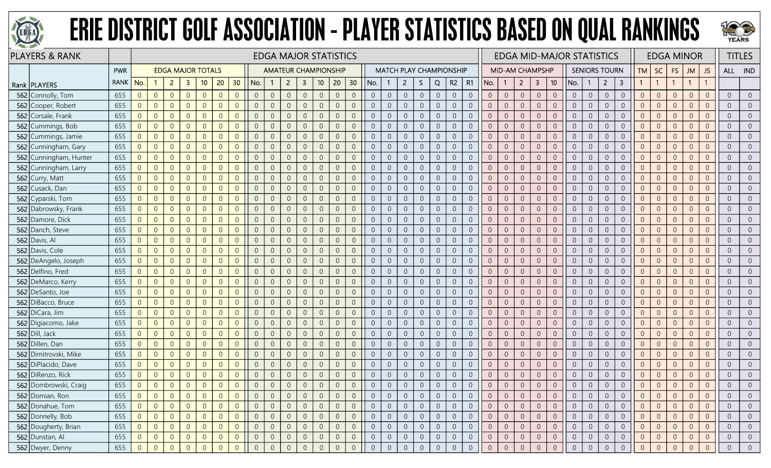# ERIE DISTRICT GOLF ASSOCIATION - PLAYER STATISTICS BASED ON QUAL RANKINGS

| PLAYERS & RANK | | | EDGA MAJOR STATISTICS | | | | | | | | | | | | | | | | | | | | | | EDGA MID-MAJOR STATISTICS | | | | | | | | | EDGA MINOR | | | | | TITLES | |
|---|---|---|---|---|---|---|---|---|---|---|---|---|---|---|---|---|---|---|---|---|---|---|---|---|---|---|---|---|---|---|---|---|---|---|---|---|---|---|---|---|
| | | PWR | EDGA MAJOR TOTALS | | | | | | | AMATEUR CHAMPIONSHIP | | | | | | | MATCH PLAY CHAMPIONSHIP | | | | | | | MID-AM CHAMPSHP | | | | | SENIORS TOURN | | | | TM | SC | FS | JM | JS | ALL | IND |
| Rank | PLAYERS | RANK | No. | 1 | 2 | 3 | 10 | 20 | 30 | No. | 1 | 2 | 3 | 10 | 20 | 30 | No. | 1 | 2 | S | Q | R2 | R1 | No. | 1 | 2 | 3 | 10 | No. | 1 | 2 | 3 | 1 | 1 | 1 | 1 | 1 | | |
| 562 | Connolly, Tom | 655 | 0 | 0 | 0 | 0 | 0 | 0 | 0 | 0 | 0 | 0 | 0 | 0 | 0 | 0 | 0 | 0 | 0 | 0 | 0 | 0 | 0 | 0 | 0 | 0 | 0 | 0 | 0 | 0 | 0 | 0 | 0 | 0 | 0 | 0 | 0 | 0 | 0 |
| 562 | Cooper, Robert | 655 | 0 | 0 | 0 | 0 | 0 | 0 | 0 | 0 | 0 | 0 | 0 | 0 | 0 | 0 | 0 | 0 | 0 | 0 | 0 | 0 | 0 | 0 | 0 | 0 | 0 | 0 | 0 | 0 | 0 | 0 | 0 | 0 | 0 | 0 | 0 | 0 | 0 |
| 562 | Corsale, Frank | 655 | 0 | 0 | 0 | 0 | 0 | 0 | 0 | 0 | 0 | 0 | 0 | 0 | 0 | 0 | 0 | 0 | 0 | 0 | 0 | 0 | 0 | 0 | 0 | 0 | 0 | 0 | 0 | 0 | 0 | 0 | 0 | 0 | 0 | 0 | 0 | 0 | 0 |
| 562 | Cummings, Bob | 655 | 0 | 0 | 0 | 0 | 0 | 0 | 0 | 0 | 0 | 0 | 0 | 0 | 0 | 0 | 0 | 0 | 0 | 0 | 0 | 0 | 0 | 0 | 0 | 0 | 0 | 0 | 0 | 0 | 0 | 0 | 0 | 0 | 0 | 0 | 0 | 0 | 0 |
| 562 | Cummings, Jamie | 655 | 0 | 0 | 0 | 0 | 0 | 0 | 0 | 0 | 0 | 0 | 0 | 0 | 0 | 0 | 0 | 0 | 0 | 0 | 0 | 0 | 0 | 0 | 0 | 0 | 0 | 0 | 0 | 0 | 0 | 0 | 0 | 0 | 0 | 0 | 0 | 0 | 0 |
| 562 | Cunningham, Gary | 655 | 0 | 0 | 0 | 0 | 0 | 0 | 0 | 0 | 0 | 0 | 0 | 0 | 0 | 0 | 0 | 0 | 0 | 0 | 0 | 0 | 0 | 0 | 0 | 0 | 0 | 0 | 0 | 0 | 0 | 0 | 0 | 0 | 0 | 0 | 0 | 0 | 0 |
| 562 | Cunningham, Hunter | 655 | 0 | 0 | 0 | 0 | 0 | 0 | 0 | 0 | 0 | 0 | 0 | 0 | 0 | 0 | 0 | 0 | 0 | 0 | 0 | 0 | 0 | 0 | 0 | 0 | 0 | 0 | 0 | 0 | 0 | 0 | 0 | 0 | 0 | 0 | 0 | 0 | 0 |
| 562 | Cunningham, Larry | 655 | 0 | 0 | 0 | 0 | 0 | 0 | 0 | 0 | 0 | 0 | 0 | 0 | 0 | 0 | 0 | 0 | 0 | 0 | 0 | 0 | 0 | 0 | 0 | 0 | 0 | 0 | 0 | 0 | 0 | 0 | 0 | 0 | 0 | 0 | 0 | 0 | 0 |
| 562 | Curry, Matt | 655 | 0 | 0 | 0 | 0 | 0 | 0 | 0 | 0 | 0 | 0 | 0 | 0 | 0 | 0 | 0 | 0 | 0 | 0 | 0 | 0 | 0 | 0 | 0 | 0 | 0 | 0 | 0 | 0 | 0 | 0 | 0 | 0 | 0 | 0 | 0 | 0 | 0 |
| 562 | Cusack, Dan | 655 | 0 | 0 | 0 | 0 | 0 | 0 | 0 | 0 | 0 | 0 | 0 | 0 | 0 | 0 | 0 | 0 | 0 | 0 | 0 | 0 | 0 | 0 | 0 | 0 | 0 | 0 | 0 | 0 | 0 | 0 | 0 | 0 | 0 | 0 | 0 | 0 | 0 |
| 562 | Cyparski, Tom | 655 | 0 | 0 | 0 | 0 | 0 | 0 | 0 | 0 | 0 | 0 | 0 | 0 | 0 | 0 | 0 | 0 | 0 | 0 | 0 | 0 | 0 | 0 | 0 | 0 | 0 | 0 | 0 | 0 | 0 | 0 | 0 | 0 | 0 | 0 | 0 | 0 | 0 |
| 562 | Dabrowsky, Frank | 655 | 0 | 0 | 0 | 0 | 0 | 0 | 0 | 0 | 0 | 0 | 0 | 0 | 0 | 0 | 0 | 0 | 0 | 0 | 0 | 0 | 0 | 0 | 0 | 0 | 0 | 0 | 0 | 0 | 0 | 0 | 0 | 0 | 0 | 0 | 0 | 0 | 0 |
| 562 | Damore, Dick | 655 | 0 | 0 | 0 | 0 | 0 | 0 | 0 | 0 | 0 | 0 | 0 | 0 | 0 | 0 | 0 | 0 | 0 | 0 | 0 | 0 | 0 | 0 | 0 | 0 | 0 | 0 | 0 | 0 | 0 | 0 | 0 | 0 | 0 | 0 | 0 | 0 | 0 |
| 562 | Danch, Steve | 655 | 0 | 0 | 0 | 0 | 0 | 0 | 0 | 0 | 0 | 0 | 0 | 0 | 0 | 0 | 0 | 0 | 0 | 0 | 0 | 0 | 0 | 0 | 0 | 0 | 0 | 0 | 0 | 0 | 0 | 0 | 0 | 0 | 0 | 0 | 0 | 0 | 0 |
| 562 | Davis, Al | 655 | 0 | 0 | 0 | 0 | 0 | 0 | 0 | 0 | 0 | 0 | 0 | 0 | 0 | 0 | 0 | 0 | 0 | 0 | 0 | 0 | 0 | 0 | 0 | 0 | 0 | 0 | 0 | 0 | 0 | 0 | 0 | 0 | 0 | 0 | 0 | 0 | 0 |
| 562 | Davis, Cole | 655 | 0 | 0 | 0 | 0 | 0 | 0 | 0 | 0 | 0 | 0 | 0 | 0 | 0 | 0 | 0 | 0 | 0 | 0 | 0 | 0 | 0 | 0 | 0 | 0 | 0 | 0 | 0 | 0 | 0 | 0 | 0 | 0 | 0 | 0 | 0 | 0 | 0 |
| 562 | DeAngelo, Joseph | 655 | 0 | 0 | 0 | 0 | 0 | 0 | 0 | 0 | 0 | 0 | 0 | 0 | 0 | 0 | 0 | 0 | 0 | 0 | 0 | 0 | 0 | 0 | 0 | 0 | 0 | 0 | 0 | 0 | 0 | 0 | 0 | 0 | 0 | 0 | 0 | 0 | 0 |
| 562 | Delfino, Fred | 655 | 0 | 0 | 0 | 0 | 0 | 0 | 0 | 0 | 0 | 0 | 0 | 0 | 0 | 0 | 0 | 0 | 0 | 0 | 0 | 0 | 0 | 0 | 0 | 0 | 0 | 0 | 0 | 0 | 0 | 0 | 0 | 0 | 0 | 0 | 0 | 0 | 0 |
| 562 | DeMarco, Kerry | 655 | 0 | 0 | 0 | 0 | 0 | 0 | 0 | 0 | 0 | 0 | 0 | 0 | 0 | 0 | 0 | 0 | 0 | 0 | 0 | 0 | 0 | 0 | 0 | 0 | 0 | 0 | 0 | 0 | 0 | 0 | 0 | 0 | 0 | 0 | 0 | 0 | 0 |
| 562 | DeSanto, Joe | 655 | 0 | 0 | 0 | 0 | 0 | 0 | 0 | 0 | 0 | 0 | 0 | 0 | 0 | 0 | 0 | 0 | 0 | 0 | 0 | 0 | 0 | 0 | 0 | 0 | 0 | 0 | 0 | 0 | 0 | 0 | 0 | 0 | 0 | 0 | 0 | 0 | 0 |
| 562 | DiBacco, Bruce | 655 | 0 | 0 | 0 | 0 | 0 | 0 | 0 | 0 | 0 | 0 | 0 | 0 | 0 | 0 | 0 | 0 | 0 | 0 | 0 | 0 | 0 | 0 | 0 | 0 | 0 | 0 | 0 | 0 | 0 | 0 | 0 | 0 | 0 | 0 | 0 | 0 | 0 |
| 562 | DiCara, Jim | 655 | 0 | 0 | 0 | 0 | 0 | 0 | 0 | 0 | 0 | 0 | 0 | 0 | 0 | 0 | 0 | 0 | 0 | 0 | 0 | 0 | 0 | 0 | 0 | 0 | 0 | 0 | 0 | 0 | 0 | 0 | 0 | 0 | 0 | 0 | 0 | 0 | 0 |
| 562 | Digiacomo, Jake | 655 | 0 | 0 | 0 | 0 | 0 | 0 | 0 | 0 | 0 | 0 | 0 | 0 | 0 | 0 | 0 | 0 | 0 | 0 | 0 | 0 | 0 | 0 | 0 | 0 | 0 | 0 | 0 | 0 | 0 | 0 | 0 | 0 | 0 | 0 | 0 | 0 | 0 |
| 562 | Dill, Jack | 655 | 0 | 0 | 0 | 0 | 0 | 0 | 0 | 0 | 0 | 0 | 0 | 0 | 0 | 0 | 0 | 0 | 0 | 0 | 0 | 0 | 0 | 0 | 0 | 0 | 0 | 0 | 0 | 0 | 0 | 0 | 0 | 0 | 0 | 0 | 0 | 0 | 0 |
| 562 | Dillen, Dan | 655 | 0 | 0 | 0 | 0 | 0 | 0 | 0 | 0 | 0 | 0 | 0 | 0 | 0 | 0 | 0 | 0 | 0 | 0 | 0 | 0 | 0 | 0 | 0 | 0 | 0 | 0 | 0 | 0 | 0 | 0 | 0 | 0 | 0 | 0 | 0 | 0 | 0 |
| 562 | Dimitrovski, Mike | 655 | 0 | 0 | 0 | 0 | 0 | 0 | 0 | 0 | 0 | 0 | 0 | 0 | 0 | 0 | 0 | 0 | 0 | 0 | 0 | 0 | 0 | 0 | 0 | 0 | 0 | 0 | 0 | 0 | 0 | 0 | 0 | 0 | 0 | 0 | 0 | 0 | 0 |
| 562 | DiPlacido, Dave | 655 | 0 | 0 | 0 | 0 | 0 | 0 | 0 | 0 | 0 | 0 | 0 | 0 | 0 | 0 | 0 | 0 | 0 | 0 | 0 | 0 | 0 | 0 | 0 | 0 | 0 | 0 | 0 | 0 | 0 | 0 | 0 | 0 | 0 | 0 | 0 | 0 | 0 |
| 562 | DiRenzo, Rick | 655 | 0 | 0 | 0 | 0 | 0 | 0 | 0 | 0 | 0 | 0 | 0 | 0 | 0 | 0 | 0 | 0 | 0 | 0 | 0 | 0 | 0 | 0 | 0 | 0 | 0 | 0 | 0 | 0 | 0 | 0 | 0 | 0 | 0 | 0 | 0 | 0 | 0 |
| 562 | Dombrowski, Craig | 655 | 0 | 0 | 0 | 0 | 0 | 0 | 0 | 0 | 0 | 0 | 0 | 0 | 0 | 0 | 0 | 0 | 0 | 0 | 0 | 0 | 0 | 0 | 0 | 0 | 0 | 0 | 0 | 0 | 0 | 0 | 0 | 0 | 0 | 0 | 0 | 0 | 0 |
| 562 | Domian, Ron | 655 | 0 | 0 | 0 | 0 | 0 | 0 | 0 | 0 | 0 | 0 | 0 | 0 | 0 | 0 | 0 | 0 | 0 | 0 | 0 | 0 | 0 | 0 | 0 | 0 | 0 | 0 | 0 | 0 | 0 | 0 | 0 | 0 | 0 | 0 | 0 | 0 | 0 |
| 562 | Donahue, Tom | 655 | 0 | 0 | 0 | 0 | 0 | 0 | 0 | 0 | 0 | 0 | 0 | 0 | 0 | 0 | 0 | 0 | 0 | 0 | 0 | 0 | 0 | 0 | 0 | 0 | 0 | 0 | 0 | 0 | 0 | 0 | 0 | 0 | 0 | 0 | 0 | 0 | 0 |
| 562 | Donnelly, Bob | 655 | 0 | 0 | 0 | 0 | 0 | 0 | 0 | 0 | 0 | 0 | 0 | 0 | 0 | 0 | 0 | 0 | 0 | 0 | 0 | 0 | 0 | 0 | 0 | 0 | 0 | 0 | 0 | 0 | 0 | 0 | 0 | 0 | 0 | 0 | 0 | 0 | 0 |
| 562 | Dougherty, Brian | 655 | 0 | 0 | 0 | 0 | 0 | 0 | 0 | 0 | 0 | 0 | 0 | 0 | 0 | 0 | 0 | 0 | 0 | 0 | 0 | 0 | 0 | 0 | 0 | 0 | 0 | 0 | 0 | 0 | 0 | 0 | 0 | 0 | 0 | 0 | 0 | 0 | 0 |
| 562 | Dunstan, Al | 655 | 0 | 0 | 0 | 0 | 0 | 0 | 0 | 0 | 0 | 0 | 0 | 0 | 0 | 0 | 0 | 0 | 0 | 0 | 0 | 0 | 0 | 0 | 0 | 0 | 0 | 0 | 0 | 0 | 0 | 0 | 0 | 0 | 0 | 0 | 0 | 0 | 0 |
| 562 | Dwyer, Denny | 655 | 0 | 0 | 0 | 0 | 0 | 0 | 0 | 0 | 0 | 0 | 0 | 0 | 0 | 0 | 0 | 0 | 0 | 0 | 0 | 0 | 0 | 0 | 0 | 0 | 0 | 0 | 0 | 0 | 0 | 0 | 0 | 0 | 0 | 0 | 0 | 0 | 0 |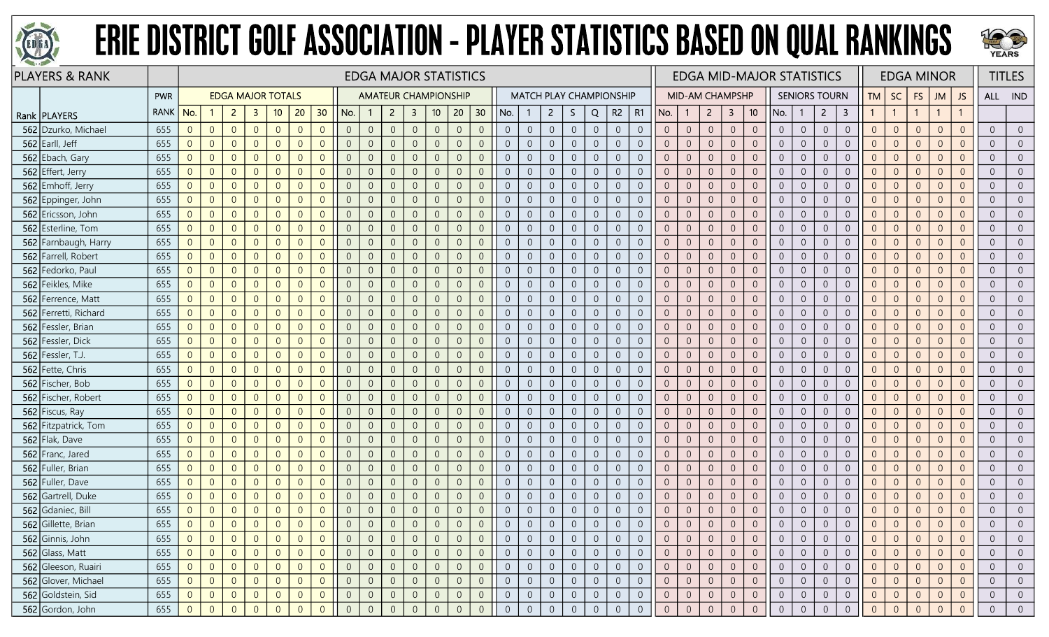# ERIE DISTRICT GOLF ASSOCIATION - PLAYER STATISTICS BASED ON QUAL RANKINGS

| PLAYERS & RANK | | | EDGA MAJOR STATISTICS | | | | | | | | | | | | | | | | | | | | | | EDGA MID-MAJOR STATISTICS | | | | | | | | | | EDGA MINOR | | | | | TITLES | |
|---|---|---|---|---|---|---|---|---|---|---|---|---|---|---|---|---|---|---|---|---|---|---|---|---|---|---|---|---|---|---|---|---|---|---|---|---|---|---|---|---|---|
| | | PWR | EDGA MAJOR TOTALS | | | | | | | AMATEUR CHAMPIONSHIP | | | | | | | MATCH PLAY CHAMPIONSHIP | | | | | | | MID-AM CHAMPSHP | | | | | SENIORS TOURN | | | | TM | SC | FS | JM | JS | ALL | IND |
| Rank | PLAYERS | RANK | No. | 1 | 2 | 3 | 10 | 20 | 30 | No. | 1 | 2 | 3 | 10 | 20 | 30 | No. | 1 | 2 | S | Q | R2 | R1 | No. | 1 | 2 | 3 | 10 | No. | 1 | 2 | 3 | 1 | 1 | 1 | 1 | 1 | | |
| 562 | Dzurko, Michael | 655 | 0 | 0 | 0 | 0 | 0 | 0 | 0 | 0 | 0 | 0 | 0 | 0 | 0 | 0 | 0 | 0 | 0 | 0 | 0 | 0 | 0 | 0 | 0 | 0 | 0 | 0 | 0 | 0 | 0 | 0 | 0 | 0 | 0 | 0 | 0 | 0 | 0 |
| 562 | Earll, Jeff | 655 | 0 | 0 | 0 | 0 | 0 | 0 | 0 | 0 | 0 | 0 | 0 | 0 | 0 | 0 | 0 | 0 | 0 | 0 | 0 | 0 | 0 | 0 | 0 | 0 | 0 | 0 | 0 | 0 | 0 | 0 | 0 | 0 | 0 | 0 | 0 | 0 | 0 |
| 562 | Ebach, Gary | 655 | 0 | 0 | 0 | 0 | 0 | 0 | 0 | 0 | 0 | 0 | 0 | 0 | 0 | 0 | 0 | 0 | 0 | 0 | 0 | 0 | 0 | 0 | 0 | 0 | 0 | 0 | 0 | 0 | 0 | 0 | 0 | 0 | 0 | 0 | 0 | 0 | 0 |
| 562 | Effert, Jerry | 655 | 0 | 0 | 0 | 0 | 0 | 0 | 0 | 0 | 0 | 0 | 0 | 0 | 0 | 0 | 0 | 0 | 0 | 0 | 0 | 0 | 0 | 0 | 0 | 0 | 0 | 0 | 0 | 0 | 0 | 0 | 0 | 0 | 0 | 0 | 0 | 0 | 0 |
| 562 | Emhoff, Jerry | 655 | 0 | 0 | 0 | 0 | 0 | 0 | 0 | 0 | 0 | 0 | 0 | 0 | 0 | 0 | 0 | 0 | 0 | 0 | 0 | 0 | 0 | 0 | 0 | 0 | 0 | 0 | 0 | 0 | 0 | 0 | 0 | 0 | 0 | 0 | 0 | 0 | 0 |
| 562 | Eppinger, John | 655 | 0 | 0 | 0 | 0 | 0 | 0 | 0 | 0 | 0 | 0 | 0 | 0 | 0 | 0 | 0 | 0 | 0 | 0 | 0 | 0 | 0 | 0 | 0 | 0 | 0 | 0 | 0 | 0 | 0 | 0 | 0 | 0 | 0 | 0 | 0 | 0 | 0 |
| 562 | Ericsson, John | 655 | 0 | 0 | 0 | 0 | 0 | 0 | 0 | 0 | 0 | 0 | 0 | 0 | 0 | 0 | 0 | 0 | 0 | 0 | 0 | 0 | 0 | 0 | 0 | 0 | 0 | 0 | 0 | 0 | 0 | 0 | 0 | 0 | 0 | 0 | 0 | 0 | 0 |
| 562 | Esterline, Tom | 655 | 0 | 0 | 0 | 0 | 0 | 0 | 0 | 0 | 0 | 0 | 0 | 0 | 0 | 0 | 0 | 0 | 0 | 0 | 0 | 0 | 0 | 0 | 0 | 0 | 0 | 0 | 0 | 0 | 0 | 0 | 0 | 0 | 0 | 0 | 0 | 0 | 0 |
| 562 | Farnbaugh, Harry | 655 | 0 | 0 | 0 | 0 | 0 | 0 | 0 | 0 | 0 | 0 | 0 | 0 | 0 | 0 | 0 | 0 | 0 | 0 | 0 | 0 | 0 | 0 | 0 | 0 | 0 | 0 | 0 | 0 | 0 | 0 | 0 | 0 | 0 | 0 | 0 | 0 | 0 |
| 562 | Farrell, Robert | 655 | 0 | 0 | 0 | 0 | 0 | 0 | 0 | 0 | 0 | 0 | 0 | 0 | 0 | 0 | 0 | 0 | 0 | 0 | 0 | 0 | 0 | 0 | 0 | 0 | 0 | 0 | 0 | 0 | 0 | 0 | 0 | 0 | 0 | 0 | 0 | 0 | 0 |
| 562 | Fedorko, Paul | 655 | 0 | 0 | 0 | 0 | 0 | 0 | 0 | 0 | 0 | 0 | 0 | 0 | 0 | 0 | 0 | 0 | 0 | 0 | 0 | 0 | 0 | 0 | 0 | 0 | 0 | 0 | 0 | 0 | 0 | 0 | 0 | 0 | 0 | 0 | 0 | 0 | 0 |
| 562 | Feikles, Mike | 655 | 0 | 0 | 0 | 0 | 0 | 0 | 0 | 0 | 0 | 0 | 0 | 0 | 0 | 0 | 0 | 0 | 0 | 0 | 0 | 0 | 0 | 0 | 0 | 0 | 0 | 0 | 0 | 0 | 0 | 0 | 0 | 0 | 0 | 0 | 0 | 0 | 0 |
| 562 | Ferrence, Matt | 655 | 0 | 0 | 0 | 0 | 0 | 0 | 0 | 0 | 0 | 0 | 0 | 0 | 0 | 0 | 0 | 0 | 0 | 0 | 0 | 0 | 0 | 0 | 0 | 0 | 0 | 0 | 0 | 0 | 0 | 0 | 0 | 0 | 0 | 0 | 0 | 0 | 0 |
| 562 | Ferretti, Richard | 655 | 0 | 0 | 0 | 0 | 0 | 0 | 0 | 0 | 0 | 0 | 0 | 0 | 0 | 0 | 0 | 0 | 0 | 0 | 0 | 0 | 0 | 0 | 0 | 0 | 0 | 0 | 0 | 0 | 0 | 0 | 0 | 0 | 0 | 0 | 0 | 0 | 0 |
| 562 | Fessler, Brian | 655 | 0 | 0 | 0 | 0 | 0 | 0 | 0 | 0 | 0 | 0 | 0 | 0 | 0 | 0 | 0 | 0 | 0 | 0 | 0 | 0 | 0 | 0 | 0 | 0 | 0 | 0 | 0 | 0 | 0 | 0 | 0 | 0 | 0 | 0 | 0 | 0 | 0 |
| 562 | Fessler, Dick | 655 | 0 | 0 | 0 | 0 | 0 | 0 | 0 | 0 | 0 | 0 | 0 | 0 | 0 | 0 | 0 | 0 | 0 | 0 | 0 | 0 | 0 | 0 | 0 | 0 | 0 | 0 | 0 | 0 | 0 | 0 | 0 | 0 | 0 | 0 | 0 | 0 | 0 |
| 562 | Fessler, T.J. | 655 | 0 | 0 | 0 | 0 | 0 | 0 | 0 | 0 | 0 | 0 | 0 | 0 | 0 | 0 | 0 | 0 | 0 | 0 | 0 | 0 | 0 | 0 | 0 | 0 | 0 | 0 | 0 | 0 | 0 | 0 | 0 | 0 | 0 | 0 | 0 | 0 | 0 |
| 562 | Fette, Chris | 655 | 0 | 0 | 0 | 0 | 0 | 0 | 0 | 0 | 0 | 0 | 0 | 0 | 0 | 0 | 0 | 0 | 0 | 0 | 0 | 0 | 0 | 0 | 0 | 0 | 0 | 0 | 0 | 0 | 0 | 0 | 0 | 0 | 0 | 0 | 0 | 0 | 0 |
| 562 | Fischer, Bob | 655 | 0 | 0 | 0 | 0 | 0 | 0 | 0 | 0 | 0 | 0 | 0 | 0 | 0 | 0 | 0 | 0 | 0 | 0 | 0 | 0 | 0 | 0 | 0 | 0 | 0 | 0 | 0 | 0 | 0 | 0 | 0 | 0 | 0 | 0 | 0 | 0 | 0 |
| 562 | Fischer, Robert | 655 | 0 | 0 | 0 | 0 | 0 | 0 | 0 | 0 | 0 | 0 | 0 | 0 | 0 | 0 | 0 | 0 | 0 | 0 | 0 | 0 | 0 | 0 | 0 | 0 | 0 | 0 | 0 | 0 | 0 | 0 | 0 | 0 | 0 | 0 | 0 | 0 | 0 |
| 562 | Fiscus, Ray | 655 | 0 | 0 | 0 | 0 | 0 | 0 | 0 | 0 | 0 | 0 | 0 | 0 | 0 | 0 | 0 | 0 | 0 | 0 | 0 | 0 | 0 | 0 | 0 | 0 | 0 | 0 | 0 | 0 | 0 | 0 | 0 | 0 | 0 | 0 | 0 | 0 | 0 |
| 562 | Fitzpatrick, Tom | 655 | 0 | 0 | 0 | 0 | 0 | 0 | 0 | 0 | 0 | 0 | 0 | 0 | 0 | 0 | 0 | 0 | 0 | 0 | 0 | 0 | 0 | 0 | 0 | 0 | 0 | 0 | 0 | 0 | 0 | 0 | 0 | 0 | 0 | 0 | 0 | 0 | 0 |
| 562 | Flak, Dave | 655 | 0 | 0 | 0 | 0 | 0 | 0 | 0 | 0 | 0 | 0 | 0 | 0 | 0 | 0 | 0 | 0 | 0 | 0 | 0 | 0 | 0 | 0 | 0 | 0 | 0 | 0 | 0 | 0 | 0 | 0 | 0 | 0 | 0 | 0 | 0 | 0 | 0 |
| 562 | Franc, Jared | 655 | 0 | 0 | 0 | 0 | 0 | 0 | 0 | 0 | 0 | 0 | 0 | 0 | 0 | 0 | 0 | 0 | 0 | 0 | 0 | 0 | 0 | 0 | 0 | 0 | 0 | 0 | 0 | 0 | 0 | 0 | 0 | 0 | 0 | 0 | 0 | 0 | 0 |
| 562 | Fuller, Brian | 655 | 0 | 0 | 0 | 0 | 0 | 0 | 0 | 0 | 0 | 0 | 0 | 0 | 0 | 0 | 0 | 0 | 0 | 0 | 0 | 0 | 0 | 0 | 0 | 0 | 0 | 0 | 0 | 0 | 0 | 0 | 0 | 0 | 0 | 0 | 0 | 0 | 0 |
| 562 | Fuller, Dave | 655 | 0 | 0 | 0 | 0 | 0 | 0 | 0 | 0 | 0 | 0 | 0 | 0 | 0 | 0 | 0 | 0 | 0 | 0 | 0 | 0 | 0 | 0 | 0 | 0 | 0 | 0 | 0 | 0 | 0 | 0 | 0 | 0 | 0 | 0 | 0 | 0 | 0 |
| 562 | Gartrell, Duke | 655 | 0 | 0 | 0 | 0 | 0 | 0 | 0 | 0 | 0 | 0 | 0 | 0 | 0 | 0 | 0 | 0 | 0 | 0 | 0 | 0 | 0 | 0 | 0 | 0 | 0 | 0 | 0 | 0 | 0 | 0 | 0 | 0 | 0 | 0 | 0 | 0 | 0 |
| 562 | Gdaniec, Bill | 655 | 0 | 0 | 0 | 0 | 0 | 0 | 0 | 0 | 0 | 0 | 0 | 0 | 0 | 0 | 0 | 0 | 0 | 0 | 0 | 0 | 0 | 0 | 0 | 0 | 0 | 0 | 0 | 0 | 0 | 0 | 0 | 0 | 0 | 0 | 0 | 0 | 0 |
| 562 | Gillette, Brian | 655 | 0 | 0 | 0 | 0 | 0 | 0 | 0 | 0 | 0 | 0 | 0 | 0 | 0 | 0 | 0 | 0 | 0 | 0 | 0 | 0 | 0 | 0 | 0 | 0 | 0 | 0 | 0 | 0 | 0 | 0 | 0 | 0 | 0 | 0 | 0 | 0 | 0 |
| 562 | Ginnis, John | 655 | 0 | 0 | 0 | 0 | 0 | 0 | 0 | 0 | 0 | 0 | 0 | 0 | 0 | 0 | 0 | 0 | 0 | 0 | 0 | 0 | 0 | 0 | 0 | 0 | 0 | 0 | 0 | 0 | 0 | 0 | 0 | 0 | 0 | 0 | 0 | 0 | 0 |
| 562 | Glass, Matt | 655 | 0 | 0 | 0 | 0 | 0 | 0 | 0 | 0 | 0 | 0 | 0 | 0 | 0 | 0 | 0 | 0 | 0 | 0 | 0 | 0 | 0 | 0 | 0 | 0 | 0 | 0 | 0 | 0 | 0 | 0 | 0 | 0 | 0 | 0 | 0 | 0 | 0 |
| 562 | Gleeson, Ruairi | 655 | 0 | 0 | 0 | 0 | 0 | 0 | 0 | 0 | 0 | 0 | 0 | 0 | 0 | 0 | 0 | 0 | 0 | 0 | 0 | 0 | 0 | 0 | 0 | 0 | 0 | 0 | 0 | 0 | 0 | 0 | 0 | 0 | 0 | 0 | 0 | 0 | 0 |
| 562 | Glover, Michael | 655 | 0 | 0 | 0 | 0 | 0 | 0 | 0 | 0 | 0 | 0 | 0 | 0 | 0 | 0 | 0 | 0 | 0 | 0 | 0 | 0 | 0 | 0 | 0 | 0 | 0 | 0 | 0 | 0 | 0 | 0 | 0 | 0 | 0 | 0 | 0 | 0 | 0 |
| 562 | Goldstein, Sid | 655 | 0 | 0 | 0 | 0 | 0 | 0 | 0 | 0 | 0 | 0 | 0 | 0 | 0 | 0 | 0 | 0 | 0 | 0 | 0 | 0 | 0 | 0 | 0 | 0 | 0 | 0 | 0 | 0 | 0 | 0 | 0 | 0 | 0 | 0 | 0 | 0 | 0 |
| 562 | Gordon, John | 655 | 0 | 0 | 0 | 0 | 0 | 0 | 0 | 0 | 0 | 0 | 0 | 0 | 0 | 0 | 0 | 0 | 0 | 0 | 0 | 0 | 0 | 0 | 0 | 0 | 0 | 0 | 0 | 0 | 0 | 0 | 0 | 0 | 0 | 0 | 0 | 0 | 0 |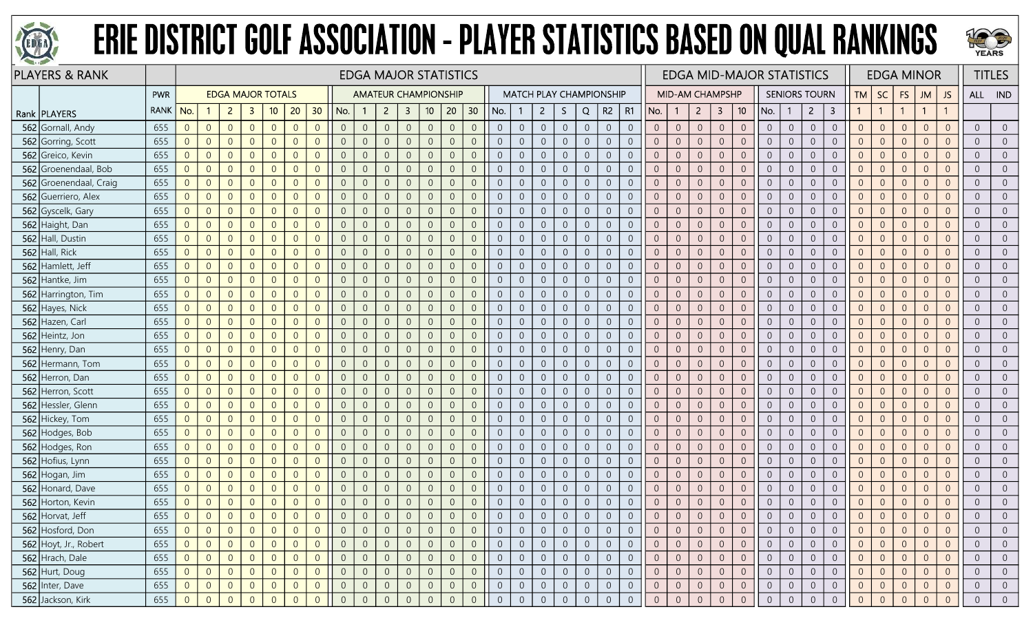# ERIE DISTRICT GOLF ASSOCIATION - PLAYER STATISTICS BASED ON QUAL RANKINGS

| PLAYERS & RANK | | | EDGA MAJOR STATISTICS | | | | | | | | | | | | | | | | | | | | | | EDGA MID-MAJOR STATISTICS | | | | | | | | | EDGA MINOR | | | | | TITLES | |
|---|---|---|---|---|---|---|---|---|---|---|---|---|---|---|---|---|---|---|---|---|---|---|---|---|---|---|---|---|---|---|---|---|---|---|---|---|---|---|---|---|
| | | PWR | EDGA MAJOR TOTALS | | | | | | | AMATEUR CHAMPIONSHIP | | | | | | | MATCH PLAY CHAMPIONSHIP | | | | | | | MID-AM CHAMPSHP | | | | | SENIORS TOURN | | | | | | | | | | | |
| Rank | PLAYERS | RANK | No. | 1 | 2 | 3 | 10 | 20 | 30 | No. | 1 | 2 | 3 | 10 | 20 | 30 | No. | 1 | 2 | S | Q | R2 | R1 | No. | 1 | 2 | 3 | 10 | No. | 1 | 2 | 3 | TM | SC | FS | JM | JS | ALL | IND |
| | | | | | | | | | | | | | | | | | | | | | | | | | | | | | | | | | 1 | 1 | 1 | 1 | 1 | | |
| 562 | Gornall, Andy | 655 | 0 | 0 | 0 | 0 | 0 | 0 | 0 | 0 | 0 | 0 | 0 | 0 | 0 | 0 | 0 | 0 | 0 | 0 | 0 | 0 | 0 | 0 | 0 | 0 | 0 | 0 | 0 | 0 | 0 | 0 | 0 | 0 | 0 | 0 | 0 | 0 | 0 |
| 562 | Gorring, Scott | 655 | 0 | 0 | 0 | 0 | 0 | 0 | 0 | 0 | 0 | 0 | 0 | 0 | 0 | 0 | 0 | 0 | 0 | 0 | 0 | 0 | 0 | 0 | 0 | 0 | 0 | 0 | 0 | 0 | 0 | 0 | 0 | 0 | 0 | 0 | 0 | 0 | 0 |
| 562 | Greico, Kevin | 655 | 0 | 0 | 0 | 0 | 0 | 0 | 0 | 0 | 0 | 0 | 0 | 0 | 0 | 0 | 0 | 0 | 0 | 0 | 0 | 0 | 0 | 0 | 0 | 0 | 0 | 0 | 0 | 0 | 0 | 0 | 0 | 0 | 0 | 0 | 0 | 0 | 0 |
| 562 | Groenendaal, Bob | 655 | 0 | 0 | 0 | 0 | 0 | 0 | 0 | 0 | 0 | 0 | 0 | 0 | 0 | 0 | 0 | 0 | 0 | 0 | 0 | 0 | 0 | 0 | 0 | 0 | 0 | 0 | 0 | 0 | 0 | 0 | 0 | 0 | 0 | 0 | 0 | 0 | 0 |
| 562 | Groenendaal, Craig | 655 | 0 | 0 | 0 | 0 | 0 | 0 | 0 | 0 | 0 | 0 | 0 | 0 | 0 | 0 | 0 | 0 | 0 | 0 | 0 | 0 | 0 | 0 | 0 | 0 | 0 | 0 | 0 | 0 | 0 | 0 | 0 | 0 | 0 | 0 | 0 | 0 | 0 |
| 562 | Guerriero, Alex | 655 | 0 | 0 | 0 | 0 | 0 | 0 | 0 | 0 | 0 | 0 | 0 | 0 | 0 | 0 | 0 | 0 | 0 | 0 | 0 | 0 | 0 | 0 | 0 | 0 | 0 | 0 | 0 | 0 | 0 | 0 | 0 | 0 | 0 | 0 | 0 | 0 | 0 |
| 562 | Gyscelk, Gary | 655 | 0 | 0 | 0 | 0 | 0 | 0 | 0 | 0 | 0 | 0 | 0 | 0 | 0 | 0 | 0 | 0 | 0 | 0 | 0 | 0 | 0 | 0 | 0 | 0 | 0 | 0 | 0 | 0 | 0 | 0 | 0 | 0 | 0 | 0 | 0 | 0 | 0 |
| 562 | Haight, Dan | 655 | 0 | 0 | 0 | 0 | 0 | 0 | 0 | 0 | 0 | 0 | 0 | 0 | 0 | 0 | 0 | 0 | 0 | 0 | 0 | 0 | 0 | 0 | 0 | 0 | 0 | 0 | 0 | 0 | 0 | 0 | 0 | 0 | 0 | 0 | 0 | 0 | 0 |
| 562 | Hall, Dustin | 655 | 0 | 0 | 0 | 0 | 0 | 0 | 0 | 0 | 0 | 0 | 0 | 0 | 0 | 0 | 0 | 0 | 0 | 0 | 0 | 0 | 0 | 0 | 0 | 0 | 0 | 0 | 0 | 0 | 0 | 0 | 0 | 0 | 0 | 0 | 0 | 0 | 0 |
| 562 | Hall, Rick | 655 | 0 | 0 | 0 | 0 | 0 | 0 | 0 | 0 | 0 | 0 | 0 | 0 | 0 | 0 | 0 | 0 | 0 | 0 | 0 | 0 | 0 | 0 | 0 | 0 | 0 | 0 | 0 | 0 | 0 | 0 | 0 | 0 | 0 | 0 | 0 | 0 | 0 |
| 562 | Hamlett, Jeff | 655 | 0 | 0 | 0 | 0 | 0 | 0 | 0 | 0 | 0 | 0 | 0 | 0 | 0 | 0 | 0 | 0 | 0 | 0 | 0 | 0 | 0 | 0 | 0 | 0 | 0 | 0 | 0 | 0 | 0 | 0 | 0 | 0 | 0 | 0 | 0 | 0 | 0 |
| 562 | Hantke, Jim | 655 | 0 | 0 | 0 | 0 | 0 | 0 | 0 | 0 | 0 | 0 | 0 | 0 | 0 | 0 | 0 | 0 | 0 | 0 | 0 | 0 | 0 | 0 | 0 | 0 | 0 | 0 | 0 | 0 | 0 | 0 | 0 | 0 | 0 | 0 | 0 | 0 | 0 |
| 562 | Harrington, Tim | 655 | 0 | 0 | 0 | 0 | 0 | 0 | 0 | 0 | 0 | 0 | 0 | 0 | 0 | 0 | 0 | 0 | 0 | 0 | 0 | 0 | 0 | 0 | 0 | 0 | 0 | 0 | 0 | 0 | 0 | 0 | 0 | 0 | 0 | 0 | 0 | 0 | 0 |
| 562 | Hayes, Nick | 655 | 0 | 0 | 0 | 0 | 0 | 0 | 0 | 0 | 0 | 0 | 0 | 0 | 0 | 0 | 0 | 0 | 0 | 0 | 0 | 0 | 0 | 0 | 0 | 0 | 0 | 0 | 0 | 0 | 0 | 0 | 0 | 0 | 0 | 0 | 0 | 0 | 0 |
| 562 | Hazen, Carl | 655 | 0 | 0 | 0 | 0 | 0 | 0 | 0 | 0 | 0 | 0 | 0 | 0 | 0 | 0 | 0 | 0 | 0 | 0 | 0 | 0 | 0 | 0 | 0 | 0 | 0 | 0 | 0 | 0 | 0 | 0 | 0 | 0 | 0 | 0 | 0 | 0 | 0 |
| 562 | Heintz, Jon | 655 | 0 | 0 | 0 | 0 | 0 | 0 | 0 | 0 | 0 | 0 | 0 | 0 | 0 | 0 | 0 | 0 | 0 | 0 | 0 | 0 | 0 | 0 | 0 | 0 | 0 | 0 | 0 | 0 | 0 | 0 | 0 | 0 | 0 | 0 | 0 | 0 | 0 |
| 562 | Henry, Dan | 655 | 0 | 0 | 0 | 0 | 0 | 0 | 0 | 0 | 0 | 0 | 0 | 0 | 0 | 0 | 0 | 0 | 0 | 0 | 0 | 0 | 0 | 0 | 0 | 0 | 0 | 0 | 0 | 0 | 0 | 0 | 0 | 0 | 0 | 0 | 0 | 0 | 0 |
| 562 | Hermann, Tom | 655 | 0 | 0 | 0 | 0 | 0 | 0 | 0 | 0 | 0 | 0 | 0 | 0 | 0 | 0 | 0 | 0 | 0 | 0 | 0 | 0 | 0 | 0 | 0 | 0 | 0 | 0 | 0 | 0 | 0 | 0 | 0 | 0 | 0 | 0 | 0 | 0 | 0 |
| 562 | Herron, Dan | 655 | 0 | 0 | 0 | 0 | 0 | 0 | 0 | 0 | 0 | 0 | 0 | 0 | 0 | 0 | 0 | 0 | 0 | 0 | 0 | 0 | 0 | 0 | 0 | 0 | 0 | 0 | 0 | 0 | 0 | 0 | 0 | 0 | 0 | 0 | 0 | 0 | 0 |
| 562 | Herron, Scott | 655 | 0 | 0 | 0 | 0 | 0 | 0 | 0 | 0 | 0 | 0 | 0 | 0 | 0 | 0 | 0 | 0 | 0 | 0 | 0 | 0 | 0 | 0 | 0 | 0 | 0 | 0 | 0 | 0 | 0 | 0 | 0 | 0 | 0 | 0 | 0 | 0 | 0 |
| 562 | Hessler, Glenn | 655 | 0 | 0 | 0 | 0 | 0 | 0 | 0 | 0 | 0 | 0 | 0 | 0 | 0 | 0 | 0 | 0 | 0 | 0 | 0 | 0 | 0 | 0 | 0 | 0 | 0 | 0 | 0 | 0 | 0 | 0 | 0 | 0 | 0 | 0 | 0 | 0 | 0 |
| 562 | Hickey, Tom | 655 | 0 | 0 | 0 | 0 | 0 | 0 | 0 | 0 | 0 | 0 | 0 | 0 | 0 | 0 | 0 | 0 | 0 | 0 | 0 | 0 | 0 | 0 | 0 | 0 | 0 | 0 | 0 | 0 | 0 | 0 | 0 | 0 | 0 | 0 | 0 | 0 | 0 |
| 562 | Hodges, Bob | 655 | 0 | 0 | 0 | 0 | 0 | 0 | 0 | 0 | 0 | 0 | 0 | 0 | 0 | 0 | 0 | 0 | 0 | 0 | 0 | 0 | 0 | 0 | 0 | 0 | 0 | 0 | 0 | 0 | 0 | 0 | 0 | 0 | 0 | 0 | 0 | 0 | 0 |
| 562 | Hodges, Ron | 655 | 0 | 0 | 0 | 0 | 0 | 0 | 0 | 0 | 0 | 0 | 0 | 0 | 0 | 0 | 0 | 0 | 0 | 0 | 0 | 0 | 0 | 0 | 0 | 0 | 0 | 0 | 0 | 0 | 0 | 0 | 0 | 0 | 0 | 0 | 0 | 0 | 0 |
| 562 | Hofius, Lynn | 655 | 0 | 0 | 0 | 0 | 0 | 0 | 0 | 0 | 0 | 0 | 0 | 0 | 0 | 0 | 0 | 0 | 0 | 0 | 0 | 0 | 0 | 0 | 0 | 0 | 0 | 0 | 0 | 0 | 0 | 0 | 0 | 0 | 0 | 0 | 0 | 0 | 0 |
| 562 | Hogan, Jim | 655 | 0 | 0 | 0 | 0 | 0 | 0 | 0 | 0 | 0 | 0 | 0 | 0 | 0 | 0 | 0 | 0 | 0 | 0 | 0 | 0 | 0 | 0 | 0 | 0 | 0 | 0 | 0 | 0 | 0 | 0 | 0 | 0 | 0 | 0 | 0 | 0 | 0 |
| 562 | Honard, Dave | 655 | 0 | 0 | 0 | 0 | 0 | 0 | 0 | 0 | 0 | 0 | 0 | 0 | 0 | 0 | 0 | 0 | 0 | 0 | 0 | 0 | 0 | 0 | 0 | 0 | 0 | 0 | 0 | 0 | 0 | 0 | 0 | 0 | 0 | 0 | 0 | 0 | 0 |
| 562 | Horton, Kevin | 655 | 0 | 0 | 0 | 0 | 0 | 0 | 0 | 0 | 0 | 0 | 0 | 0 | 0 | 0 | 0 | 0 | 0 | 0 | 0 | 0 | 0 | 0 | 0 | 0 | 0 | 0 | 0 | 0 | 0 | 0 | 0 | 0 | 0 | 0 | 0 | 0 | 0 |
| 562 | Horvat, Jeff | 655 | 0 | 0 | 0 | 0 | 0 | 0 | 0 | 0 | 0 | 0 | 0 | 0 | 0 | 0 | 0 | 0 | 0 | 0 | 0 | 0 | 0 | 0 | 0 | 0 | 0 | 0 | 0 | 0 | 0 | 0 | 0 | 0 | 0 | 0 | 0 | 0 | 0 |
| 562 | Hosford, Don | 655 | 0 | 0 | 0 | 0 | 0 | 0 | 0 | 0 | 0 | 0 | 0 | 0 | 0 | 0 | 0 | 0 | 0 | 0 | 0 | 0 | 0 | 0 | 0 | 0 | 0 | 0 | 0 | 0 | 0 | 0 | 0 | 0 | 0 | 0 | 0 | 0 | 0 |
| 562 | Hoyt, Jr., Robert | 655 | 0 | 0 | 0 | 0 | 0 | 0 | 0 | 0 | 0 | 0 | 0 | 0 | 0 | 0 | 0 | 0 | 0 | 0 | 0 | 0 | 0 | 0 | 0 | 0 | 0 | 0 | 0 | 0 | 0 | 0 | 0 | 0 | 0 | 0 | 0 | 0 | 0 |
| 562 | Hrach, Dale | 655 | 0 | 0 | 0 | 0 | 0 | 0 | 0 | 0 | 0 | 0 | 0 | 0 | 0 | 0 | 0 | 0 | 0 | 0 | 0 | 0 | 0 | 0 | 0 | 0 | 0 | 0 | 0 | 0 | 0 | 0 | 0 | 0 | 0 | 0 | 0 | 0 | 0 |
| 562 | Hurt, Doug | 655 | 0 | 0 | 0 | 0 | 0 | 0 | 0 | 0 | 0 | 0 | 0 | 0 | 0 | 0 | 0 | 0 | 0 | 0 | 0 | 0 | 0 | 0 | 0 | 0 | 0 | 0 | 0 | 0 | 0 | 0 | 0 | 0 | 0 | 0 | 0 | 0 | 0 |
| 562 | Inter, Dave | 655 | 0 | 0 | 0 | 0 | 0 | 0 | 0 | 0 | 0 | 0 | 0 | 0 | 0 | 0 | 0 | 0 | 0 | 0 | 0 | 0 | 0 | 0 | 0 | 0 | 0 | 0 | 0 | 0 | 0 | 0 | 0 | 0 | 0 | 0 | 0 | 0 | 0 |
| 562 | Jackson, Kirk | 655 | 0 | 0 | 0 | 0 | 0 | 0 | 0 | 0 | 0 | 0 | 0 | 0 | 0 | 0 | 0 | 0 | 0 | 0 | 0 | 0 | 0 | 0 | 0 | 0 | 0 | 0 | 0 | 0 | 0 | 0 | 0 | 0 | 0 | 0 | 0 | 0 | 0 |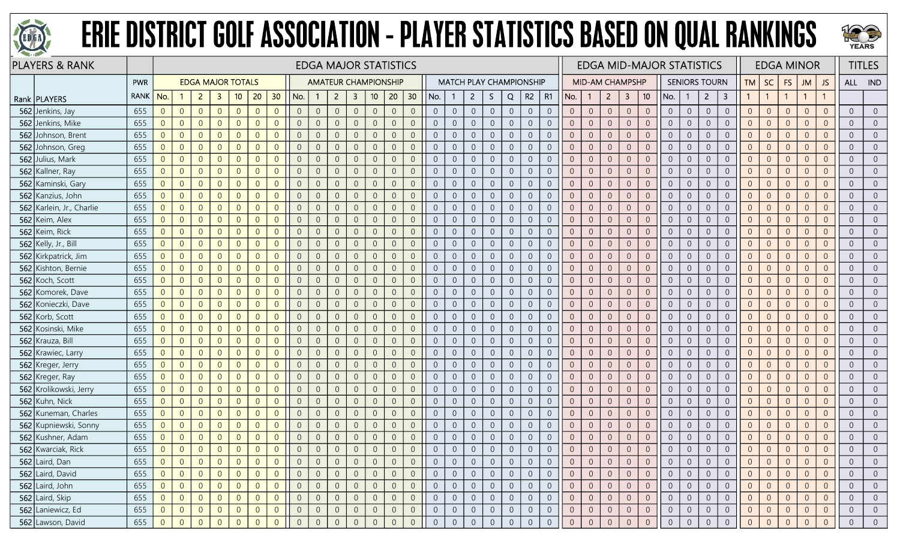# ERIE DISTRICT GOLF ASSOCIATION - PLAYER STATISTICS BASED ON QUAL RANKINGS

| PLAYERS & RANK | | | EDGA MAJOR STATISTICS | | | | | | | | | | | | | | | | | | | | | | | EDGA MID-MAJOR STATISTICS | | | | | | | | | EDGA MINOR | | | | | TITLES | |
|---|---|---|---|---|---|---|---|---|---|---|---|---|---|---|---|---|---|---|---|---|---|---|---|---|---|---|---|---|---|---|---|---|---|---|---|---|---|---|---|---|
| | | PWR | EDGA MAJOR TOTALS | | | | | | | AMATEUR CHAMPIONSHIP | | | | | | | MATCH PLAY CHAMPIONSHIP | | | | | | | MID-AM CHAMPSHP | | | | | SENIORS TOURN | | | | TM | SC | FS | JM | JS | ALL | IND |
| Rank | PLAYERS | RANK | No. | 1 | 2 | 3 | 10 | 20 | 30 | No. | 1 | 2 | 3 | 10 | 20 | 30 | No. | 1 | 2 | S | Q | R2 | R1 | No. | 1 | 2 | 3 | 10 | No. | 1 | 2 | 3 | 1 | 1 | 1 | 1 | 1 | | |
| 562 | Jenkins, Jay | 655 | 0 | 0 | 0 | 0 | 0 | 0 | 0 | 0 | 0 | 0 | 0 | 0 | 0 | 0 | 0 | 0 | 0 | 0 | 0 | 0 | 0 | 0 | 0 | 0 | 0 | 0 | 0 | 0 | 0 | 0 | 0 | 0 | 0 | 0 | 0 | 0 | 0 |
| 562 | Jenkins, Mike | 655 | 0 | 0 | 0 | 0 | 0 | 0 | 0 | 0 | 0 | 0 | 0 | 0 | 0 | 0 | 0 | 0 | 0 | 0 | 0 | 0 | 0 | 0 | 0 | 0 | 0 | 0 | 0 | 0 | 0 | 0 | 0 | 0 | 0 | 0 | 0 | 0 | 0 |
| 562 | Johnson, Brent | 655 | 0 | 0 | 0 | 0 | 0 | 0 | 0 | 0 | 0 | 0 | 0 | 0 | 0 | 0 | 0 | 0 | 0 | 0 | 0 | 0 | 0 | 0 | 0 | 0 | 0 | 0 | 0 | 0 | 0 | 0 | 0 | 0 | 0 | 0 | 0 | 0 | 0 |
| 562 | Johnson, Greg | 655 | 0 | 0 | 0 | 0 | 0 | 0 | 0 | 0 | 0 | 0 | 0 | 0 | 0 | 0 | 0 | 0 | 0 | 0 | 0 | 0 | 0 | 0 | 0 | 0 | 0 | 0 | 0 | 0 | 0 | 0 | 0 | 0 | 0 | 0 | 0 | 0 | 0 |
| 562 | Julius, Mark | 655 | 0 | 0 | 0 | 0 | 0 | 0 | 0 | 0 | 0 | 0 | 0 | 0 | 0 | 0 | 0 | 0 | 0 | 0 | 0 | 0 | 0 | 0 | 0 | 0 | 0 | 0 | 0 | 0 | 0 | 0 | 0 | 0 | 0 | 0 | 0 | 0 | 0 |
| 562 | Kallner, Ray | 655 | 0 | 0 | 0 | 0 | 0 | 0 | 0 | 0 | 0 | 0 | 0 | 0 | 0 | 0 | 0 | 0 | 0 | 0 | 0 | 0 | 0 | 0 | 0 | 0 | 0 | 0 | 0 | 0 | 0 | 0 | 0 | 0 | 0 | 0 | 0 | 0 | 0 |
| 562 | Kaminski, Gary | 655 | 0 | 0 | 0 | 0 | 0 | 0 | 0 | 0 | 0 | 0 | 0 | 0 | 0 | 0 | 0 | 0 | 0 | 0 | 0 | 0 | 0 | 0 | 0 | 0 | 0 | 0 | 0 | 0 | 0 | 0 | 0 | 0 | 0 | 0 | 0 | 0 | 0 |
| 562 | Kanzius, John | 655 | 0 | 0 | 0 | 0 | 0 | 0 | 0 | 0 | 0 | 0 | 0 | 0 | 0 | 0 | 0 | 0 | 0 | 0 | 0 | 0 | 0 | 0 | 0 | 0 | 0 | 0 | 0 | 0 | 0 | 0 | 0 | 0 | 0 | 0 | 0 | 0 | 0 |
| 562 | Karlein, Jr., Charlie | 655 | 0 | 0 | 0 | 0 | 0 | 0 | 0 | 0 | 0 | 0 | 0 | 0 | 0 | 0 | 0 | 0 | 0 | 0 | 0 | 0 | 0 | 0 | 0 | 0 | 0 | 0 | 0 | 0 | 0 | 0 | 0 | 0 | 0 | 0 | 0 | 0 | 0 |
| 562 | Keim, Alex | 655 | 0 | 0 | 0 | 0 | 0 | 0 | 0 | 0 | 0 | 0 | 0 | 0 | 0 | 0 | 0 | 0 | 0 | 0 | 0 | 0 | 0 | 0 | 0 | 0 | 0 | 0 | 0 | 0 | 0 | 0 | 0 | 0 | 0 | 0 | 0 | 0 | 0 |
| 562 | Keim, Rick | 655 | 0 | 0 | 0 | 0 | 0 | 0 | 0 | 0 | 0 | 0 | 0 | 0 | 0 | 0 | 0 | 0 | 0 | 0 | 0 | 0 | 0 | 0 | 0 | 0 | 0 | 0 | 0 | 0 | 0 | 0 | 0 | 0 | 0 | 0 | 0 | 0 | 0 |
| 562 | Kelly, Jr., Bill | 655 | 0 | 0 | 0 | 0 | 0 | 0 | 0 | 0 | 0 | 0 | 0 | 0 | 0 | 0 | 0 | 0 | 0 | 0 | 0 | 0 | 0 | 0 | 0 | 0 | 0 | 0 | 0 | 0 | 0 | 0 | 0 | 0 | 0 | 0 | 0 | 0 | 0 |
| 562 | Kirkpatrick, Jim | 655 | 0 | 0 | 0 | 0 | 0 | 0 | 0 | 0 | 0 | 0 | 0 | 0 | 0 | 0 | 0 | 0 | 0 | 0 | 0 | 0 | 0 | 0 | 0 | 0 | 0 | 0 | 0 | 0 | 0 | 0 | 0 | 0 | 0 | 0 | 0 | 0 | 0 |
| 562 | Kishton, Bernie | 655 | 0 | 0 | 0 | 0 | 0 | 0 | 0 | 0 | 0 | 0 | 0 | 0 | 0 | 0 | 0 | 0 | 0 | 0 | 0 | 0 | 0 | 0 | 0 | 0 | 0 | 0 | 0 | 0 | 0 | 0 | 0 | 0 | 0 | 0 | 0 | 0 | 0 |
| 562 | Koch, Scott | 655 | 0 | 0 | 0 | 0 | 0 | 0 | 0 | 0 | 0 | 0 | 0 | 0 | 0 | 0 | 0 | 0 | 0 | 0 | 0 | 0 | 0 | 0 | 0 | 0 | 0 | 0 | 0 | 0 | 0 | 0 | 0 | 0 | 0 | 0 | 0 | 0 | 0 |
| 562 | Komorek, Dave | 655 | 0 | 0 | 0 | 0 | 0 | 0 | 0 | 0 | 0 | 0 | 0 | 0 | 0 | 0 | 0 | 0 | 0 | 0 | 0 | 0 | 0 | 0 | 0 | 0 | 0 | 0 | 0 | 0 | 0 | 0 | 0 | 0 | 0 | 0 | 0 | 0 | 0 |
| 562 | Konieczki, Dave | 655 | 0 | 0 | 0 | 0 | 0 | 0 | 0 | 0 | 0 | 0 | 0 | 0 | 0 | 0 | 0 | 0 | 0 | 0 | 0 | 0 | 0 | 0 | 0 | 0 | 0 | 0 | 0 | 0 | 0 | 0 | 0 | 0 | 0 | 0 | 0 | 0 | 0 |
| 562 | Korb, Scott | 655 | 0 | 0 | 0 | 0 | 0 | 0 | 0 | 0 | 0 | 0 | 0 | 0 | 0 | 0 | 0 | 0 | 0 | 0 | 0 | 0 | 0 | 0 | 0 | 0 | 0 | 0 | 0 | 0 | 0 | 0 | 0 | 0 | 0 | 0 | 0 | 0 | 0 |
| 562 | Kosinski, Mike | 655 | 0 | 0 | 0 | 0 | 0 | 0 | 0 | 0 | 0 | 0 | 0 | 0 | 0 | 0 | 0 | 0 | 0 | 0 | 0 | 0 | 0 | 0 | 0 | 0 | 0 | 0 | 0 | 0 | 0 | 0 | 0 | 0 | 0 | 0 | 0 | 0 | 0 |
| 562 | Krauza, Bill | 655 | 0 | 0 | 0 | 0 | 0 | 0 | 0 | 0 | 0 | 0 | 0 | 0 | 0 | 0 | 0 | 0 | 0 | 0 | 0 | 0 | 0 | 0 | 0 | 0 | 0 | 0 | 0 | 0 | 0 | 0 | 0 | 0 | 0 | 0 | 0 | 0 | 0 |
| 562 | Krawiec, Larry | 655 | 0 | 0 | 0 | 0 | 0 | 0 | 0 | 0 | 0 | 0 | 0 | 0 | 0 | 0 | 0 | 0 | 0 | 0 | 0 | 0 | 0 | 0 | 0 | 0 | 0 | 0 | 0 | 0 | 0 | 0 | 0 | 0 | 0 | 0 | 0 | 0 | 0 |
| 562 | Kreger, Jerry | 655 | 0 | 0 | 0 | 0 | 0 | 0 | 0 | 0 | 0 | 0 | 0 | 0 | 0 | 0 | 0 | 0 | 0 | 0 | 0 | 0 | 0 | 0 | 0 | 0 | 0 | 0 | 0 | 0 | 0 | 0 | 0 | 0 | 0 | 0 | 0 | 0 | 0 |
| 562 | Kreger, Ray | 655 | 0 | 0 | 0 | 0 | 0 | 0 | 0 | 0 | 0 | 0 | 0 | 0 | 0 | 0 | 0 | 0 | 0 | 0 | 0 | 0 | 0 | 0 | 0 | 0 | 0 | 0 | 0 | 0 | 0 | 0 | 0 | 0 | 0 | 0 | 0 | 0 | 0 |
| 562 | Krolikowski, Jerry | 655 | 0 | 0 | 0 | 0 | 0 | 0 | 0 | 0 | 0 | 0 | 0 | 0 | 0 | 0 | 0 | 0 | 0 | 0 | 0 | 0 | 0 | 0 | 0 | 0 | 0 | 0 | 0 | 0 | 0 | 0 | 0 | 0 | 0 | 0 | 0 | 0 | 0 |
| 562 | Kuhn, Nick | 655 | 0 | 0 | 0 | 0 | 0 | 0 | 0 | 0 | 0 | 0 | 0 | 0 | 0 | 0 | 0 | 0 | 0 | 0 | 0 | 0 | 0 | 0 | 0 | 0 | 0 | 0 | 0 | 0 | 0 | 0 | 0 | 0 | 0 | 0 | 0 | 0 | 0 |
| 562 | Kuneman, Charles | 655 | 0 | 0 | 0 | 0 | 0 | 0 | 0 | 0 | 0 | 0 | 0 | 0 | 0 | 0 | 0 | 0 | 0 | 0 | 0 | 0 | 0 | 0 | 0 | 0 | 0 | 0 | 0 | 0 | 0 | 0 | 0 | 0 | 0 | 0 | 0 | 0 | 0 |
| 562 | Kupniewski, Sonny | 655 | 0 | 0 | 0 | 0 | 0 | 0 | 0 | 0 | 0 | 0 | 0 | 0 | 0 | 0 | 0 | 0 | 0 | 0 | 0 | 0 | 0 | 0 | 0 | 0 | 0 | 0 | 0 | 0 | 0 | 0 | 0 | 0 | 0 | 0 | 0 | 0 | 0 |
| 562 | Kushner, Adam | 655 | 0 | 0 | 0 | 0 | 0 | 0 | 0 | 0 | 0 | 0 | 0 | 0 | 0 | 0 | 0 | 0 | 0 | 0 | 0 | 0 | 0 | 0 | 0 | 0 | 0 | 0 | 0 | 0 | 0 | 0 | 0 | 0 | 0 | 0 | 0 | 0 | 0 |
| 562 | Kwarciak, Rick | 655 | 0 | 0 | 0 | 0 | 0 | 0 | 0 | 0 | 0 | 0 | 0 | 0 | 0 | 0 | 0 | 0 | 0 | 0 | 0 | 0 | 0 | 0 | 0 | 0 | 0 | 0 | 0 | 0 | 0 | 0 | 0 | 0 | 0 | 0 | 0 | 0 | 0 |
| 562 | Laird, Dan | 655 | 0 | 0 | 0 | 0 | 0 | 0 | 0 | 0 | 0 | 0 | 0 | 0 | 0 | 0 | 0 | 0 | 0 | 0 | 0 | 0 | 0 | 0 | 0 | 0 | 0 | 0 | 0 | 0 | 0 | 0 | 0 | 0 | 0 | 0 | 0 | 0 | 0 |
| 562 | Laird, David | 655 | 0 | 0 | 0 | 0 | 0 | 0 | 0 | 0 | 0 | 0 | 0 | 0 | 0 | 0 | 0 | 0 | 0 | 0 | 0 | 0 | 0 | 0 | 0 | 0 | 0 | 0 | 0 | 0 | 0 | 0 | 0 | 0 | 0 | 0 | 0 | 0 | 0 |
| 562 | Laird, John | 655 | 0 | 0 | 0 | 0 | 0 | 0 | 0 | 0 | 0 | 0 | 0 | 0 | 0 | 0 | 0 | 0 | 0 | 0 | 0 | 0 | 0 | 0 | 0 | 0 | 0 | 0 | 0 | 0 | 0 | 0 | 0 | 0 | 0 | 0 | 0 | 0 | 0 |
| 562 | Laird, Skip | 655 | 0 | 0 | 0 | 0 | 0 | 0 | 0 | 0 | 0 | 0 | 0 | 0 | 0 | 0 | 0 | 0 | 0 | 0 | 0 | 0 | 0 | 0 | 0 | 0 | 0 | 0 | 0 | 0 | 0 | 0 | 0 | 0 | 0 | 0 | 0 | 0 | 0 |
| 562 | Laniewicz, Ed | 655 | 0 | 0 | 0 | 0 | 0 | 0 | 0 | 0 | 0 | 0 | 0 | 0 | 0 | 0 | 0 | 0 | 0 | 0 | 0 | 0 | 0 | 0 | 0 | 0 | 0 | 0 | 0 | 0 | 0 | 0 | 0 | 0 | 0 | 0 | 0 | 0 | 0 |
| 562 | Lawson, David | 655 | 0 | 0 | 0 | 0 | 0 | 0 | 0 | 0 | 0 | 0 | 0 | 0 | 0 | 0 | 0 | 0 | 0 | 0 | 0 | 0 | 0 | 0 | 0 | 0 | 0 | 0 | 0 | 0 | 0 | 0 | 0 | 0 | 0 | 0 | 0 | 0 | 0 |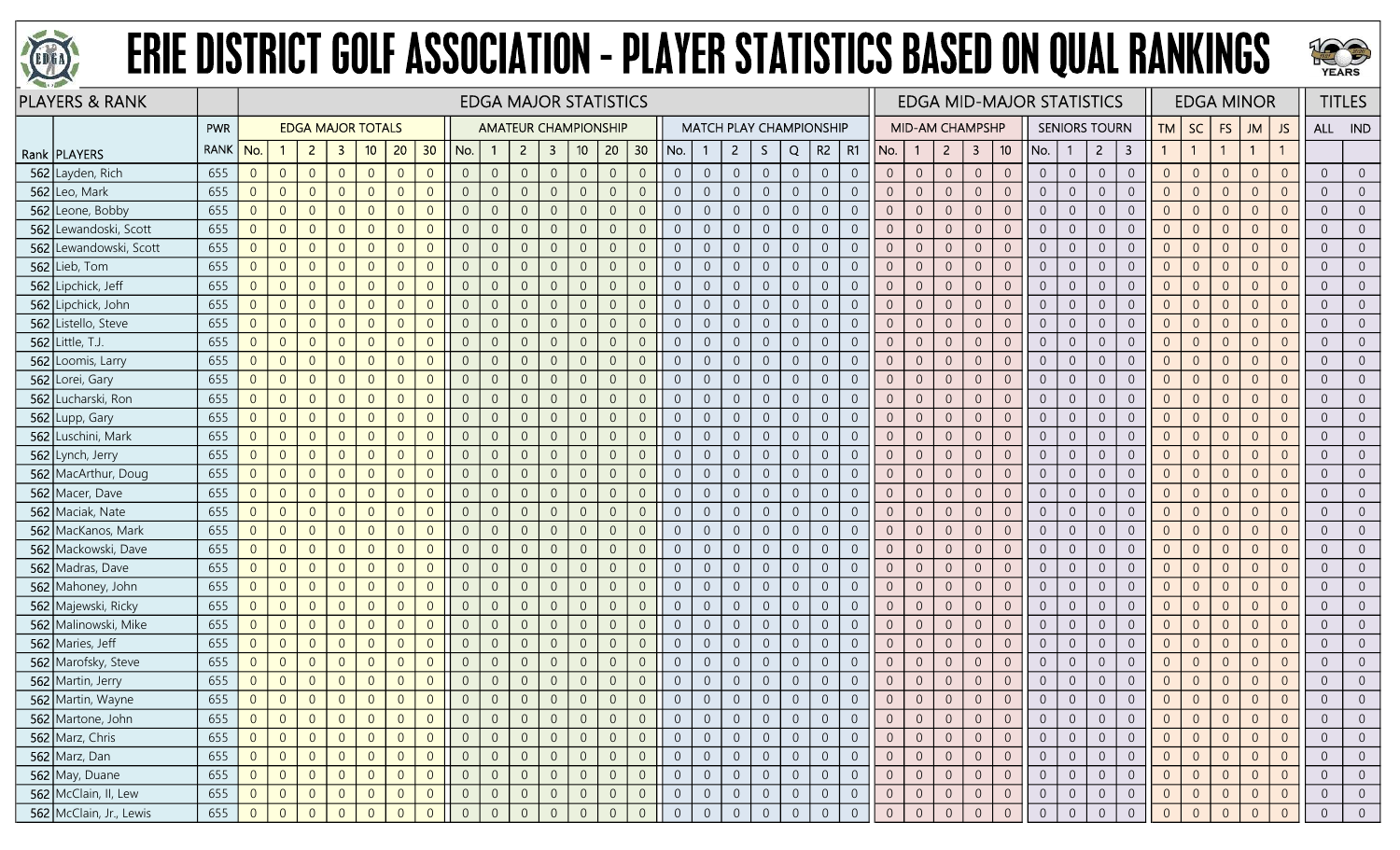# ERIE DISTRICT GOLF ASSOCIATION - PLAYER STATISTICS BASED ON QUAL RANKINGS

| PLAYERS & RANK | | | EDGA MAJOR STATISTICS | | | | | | | | | | | | | | | | | | | | | EDGA MID-MAJOR STATISTICS | | | | | | | | | EDGA MINOR | | | | | TITLES | |
|---|---|---|---|---|---|---|---|---|---|---|---|---|---|---|---|---|---|---|---|---|---|---|---|---|---|---|---|---|---|---|---|---|---|---|---|---|---|---|---|
| | | PWR | EDGA MAJOR TOTALS | | | | | | | AMATEUR CHAMPIONSHIP | | | | | | | MATCH PLAY CHAMPIONSHIP | | | | | | | MID-AM CHAMPSHP | | | | | SENIORS TOURN | | | | TM | SC | FS | JM | JS | ALL | IND |
| Rank | PLAYERS | RANK | No. | 1 | 2 | 3 | 10 | 20 | 30 | No. | 1 | 2 | 3 | 10 | 20 | 30 | No. | 1 | 2 | S | Q | R2 | R1 | No. | 1 | 2 | 3 | 10 | No. | 1 | 2 | 3 | 1 | 1 | 1 | 1 | 1 | | |
| 562 | Layden, Rich | 655 | 0 | 0 | 0 | 0 | 0 | 0 | 0 | 0 | 0 | 0 | 0 | 0 | 0 | 0 | 0 | 0 | 0 | 0 | 0 | 0 | 0 | 0 | 0 | 0 | 0 | 0 | 0 | 0 | 0 | 0 | 0 | 0 | 0 | 0 | 0 | 0 | 0 |
| 562 | Leo, Mark | 655 | 0 | 0 | 0 | 0 | 0 | 0 | 0 | 0 | 0 | 0 | 0 | 0 | 0 | 0 | 0 | 0 | 0 | 0 | 0 | 0 | 0 | 0 | 0 | 0 | 0 | 0 | 0 | 0 | 0 | 0 | 0 | 0 | 0 | 0 | 0 | 0 | 0 |
| 562 | Leone, Bobby | 655 | 0 | 0 | 0 | 0 | 0 | 0 | 0 | 0 | 0 | 0 | 0 | 0 | 0 | 0 | 0 | 0 | 0 | 0 | 0 | 0 | 0 | 0 | 0 | 0 | 0 | 0 | 0 | 0 | 0 | 0 | 0 | 0 | 0 | 0 | 0 | 0 | 0 |
| 562 | Lewandoski, Scott | 655 | 0 | 0 | 0 | 0 | 0 | 0 | 0 | 0 | 0 | 0 | 0 | 0 | 0 | 0 | 0 | 0 | 0 | 0 | 0 | 0 | 0 | 0 | 0 | 0 | 0 | 0 | 0 | 0 | 0 | 0 | 0 | 0 | 0 | 0 | 0 | 0 | 0 |
| 562 | Lewandowski, Scott | 655 | 0 | 0 | 0 | 0 | 0 | 0 | 0 | 0 | 0 | 0 | 0 | 0 | 0 | 0 | 0 | 0 | 0 | 0 | 0 | 0 | 0 | 0 | 0 | 0 | 0 | 0 | 0 | 0 | 0 | 0 | 0 | 0 | 0 | 0 | 0 | 0 | 0 |
| 562 | Lieb, Tom | 655 | 0 | 0 | 0 | 0 | 0 | 0 | 0 | 0 | 0 | 0 | 0 | 0 | 0 | 0 | 0 | 0 | 0 | 0 | 0 | 0 | 0 | 0 | 0 | 0 | 0 | 0 | 0 | 0 | 0 | 0 | 0 | 0 | 0 | 0 | 0 | 0 | 0 |
| 562 | Lipchick, Jeff | 655 | 0 | 0 | 0 | 0 | 0 | 0 | 0 | 0 | 0 | 0 | 0 | 0 | 0 | 0 | 0 | 0 | 0 | 0 | 0 | 0 | 0 | 0 | 0 | 0 | 0 | 0 | 0 | 0 | 0 | 0 | 0 | 0 | 0 | 0 | 0 | 0 | 0 |
| 562 | Lipchick, John | 655 | 0 | 0 | 0 | 0 | 0 | 0 | 0 | 0 | 0 | 0 | 0 | 0 | 0 | 0 | 0 | 0 | 0 | 0 | 0 | 0 | 0 | 0 | 0 | 0 | 0 | 0 | 0 | 0 | 0 | 0 | 0 | 0 | 0 | 0 | 0 | 0 | 0 |
| 562 | Listello, Steve | 655 | 0 | 0 | 0 | 0 | 0 | 0 | 0 | 0 | 0 | 0 | 0 | 0 | 0 | 0 | 0 | 0 | 0 | 0 | 0 | 0 | 0 | 0 | 0 | 0 | 0 | 0 | 0 | 0 | 0 | 0 | 0 | 0 | 0 | 0 | 0 | 0 | 0 |
| 562 | Little, T.J. | 655 | 0 | 0 | 0 | 0 | 0 | 0 | 0 | 0 | 0 | 0 | 0 | 0 | 0 | 0 | 0 | 0 | 0 | 0 | 0 | 0 | 0 | 0 | 0 | 0 | 0 | 0 | 0 | 0 | 0 | 0 | 0 | 0 | 0 | 0 | 0 | 0 | 0 |
| 562 | Loomis, Larry | 655 | 0 | 0 | 0 | 0 | 0 | 0 | 0 | 0 | 0 | 0 | 0 | 0 | 0 | 0 | 0 | 0 | 0 | 0 | 0 | 0 | 0 | 0 | 0 | 0 | 0 | 0 | 0 | 0 | 0 | 0 | 0 | 0 | 0 | 0 | 0 | 0 | 0 |
| 562 | Lorei, Gary | 655 | 0 | 0 | 0 | 0 | 0 | 0 | 0 | 0 | 0 | 0 | 0 | 0 | 0 | 0 | 0 | 0 | 0 | 0 | 0 | 0 | 0 | 0 | 0 | 0 | 0 | 0 | 0 | 0 | 0 | 0 | 0 | 0 | 0 | 0 | 0 | 0 | 0 |
| 562 | Lucharski, Ron | 655 | 0 | 0 | 0 | 0 | 0 | 0 | 0 | 0 | 0 | 0 | 0 | 0 | 0 | 0 | 0 | 0 | 0 | 0 | 0 | 0 | 0 | 0 | 0 | 0 | 0 | 0 | 0 | 0 | 0 | 0 | 0 | 0 | 0 | 0 | 0 | 0 | 0 |
| 562 | Lupp, Gary | 655 | 0 | 0 | 0 | 0 | 0 | 0 | 0 | 0 | 0 | 0 | 0 | 0 | 0 | 0 | 0 | 0 | 0 | 0 | 0 | 0 | 0 | 0 | 0 | 0 | 0 | 0 | 0 | 0 | 0 | 0 | 0 | 0 | 0 | 0 | 0 | 0 | 0 |
| 562 | Luschini, Mark | 655 | 0 | 0 | 0 | 0 | 0 | 0 | 0 | 0 | 0 | 0 | 0 | 0 | 0 | 0 | 0 | 0 | 0 | 0 | 0 | 0 | 0 | 0 | 0 | 0 | 0 | 0 | 0 | 0 | 0 | 0 | 0 | 0 | 0 | 0 | 0 | 0 | 0 |
| 562 | Lynch, Jerry | 655 | 0 | 0 | 0 | 0 | 0 | 0 | 0 | 0 | 0 | 0 | 0 | 0 | 0 | 0 | 0 | 0 | 0 | 0 | 0 | 0 | 0 | 0 | 0 | 0 | 0 | 0 | 0 | 0 | 0 | 0 | 0 | 0 | 0 | 0 | 0 | 0 | 0 |
| 562 | MacArthur, Doug | 655 | 0 | 0 | 0 | 0 | 0 | 0 | 0 | 0 | 0 | 0 | 0 | 0 | 0 | 0 | 0 | 0 | 0 | 0 | 0 | 0 | 0 | 0 | 0 | 0 | 0 | 0 | 0 | 0 | 0 | 0 | 0 | 0 | 0 | 0 | 0 | 0 | 0 |
| 562 | Macer, Dave | 655 | 0 | 0 | 0 | 0 | 0 | 0 | 0 | 0 | 0 | 0 | 0 | 0 | 0 | 0 | 0 | 0 | 0 | 0 | 0 | 0 | 0 | 0 | 0 | 0 | 0 | 0 | 0 | 0 | 0 | 0 | 0 | 0 | 0 | 0 | 0 | 0 | 0 |
| 562 | Maciak, Nate | 655 | 0 | 0 | 0 | 0 | 0 | 0 | 0 | 0 | 0 | 0 | 0 | 0 | 0 | 0 | 0 | 0 | 0 | 0 | 0 | 0 | 0 | 0 | 0 | 0 | 0 | 0 | 0 | 0 | 0 | 0 | 0 | 0 | 0 | 0 | 0 | 0 | 0 |
| 562 | MacKanos, Mark | 655 | 0 | 0 | 0 | 0 | 0 | 0 | 0 | 0 | 0 | 0 | 0 | 0 | 0 | 0 | 0 | 0 | 0 | 0 | 0 | 0 | 0 | 0 | 0 | 0 | 0 | 0 | 0 | 0 | 0 | 0 | 0 | 0 | 0 | 0 | 0 | 0 | 0 |
| 562 | Mackowski, Dave | 655 | 0 | 0 | 0 | 0 | 0 | 0 | 0 | 0 | 0 | 0 | 0 | 0 | 0 | 0 | 0 | 0 | 0 | 0 | 0 | 0 | 0 | 0 | 0 | 0 | 0 | 0 | 0 | 0 | 0 | 0 | 0 | 0 | 0 | 0 | 0 | 0 | 0 |
| 562 | Madras, Dave | 655 | 0 | 0 | 0 | 0 | 0 | 0 | 0 | 0 | 0 | 0 | 0 | 0 | 0 | 0 | 0 | 0 | 0 | 0 | 0 | 0 | 0 | 0 | 0 | 0 | 0 | 0 | 0 | 0 | 0 | 0 | 0 | 0 | 0 | 0 | 0 | 0 | 0 |
| 562 | Mahoney, John | 655 | 0 | 0 | 0 | 0 | 0 | 0 | 0 | 0 | 0 | 0 | 0 | 0 | 0 | 0 | 0 | 0 | 0 | 0 | 0 | 0 | 0 | 0 | 0 | 0 | 0 | 0 | 0 | 0 | 0 | 0 | 0 | 0 | 0 | 0 | 0 | 0 | 0 |
| 562 | Majewski, Ricky | 655 | 0 | 0 | 0 | 0 | 0 | 0 | 0 | 0 | 0 | 0 | 0 | 0 | 0 | 0 | 0 | 0 | 0 | 0 | 0 | 0 | 0 | 0 | 0 | 0 | 0 | 0 | 0 | 0 | 0 | 0 | 0 | 0 | 0 | 0 | 0 | 0 | 0 |
| 562 | Malinowski, Mike | 655 | 0 | 0 | 0 | 0 | 0 | 0 | 0 | 0 | 0 | 0 | 0 | 0 | 0 | 0 | 0 | 0 | 0 | 0 | 0 | 0 | 0 | 0 | 0 | 0 | 0 | 0 | 0 | 0 | 0 | 0 | 0 | 0 | 0 | 0 | 0 | 0 | 0 |
| 562 | Maries, Jeff | 655 | 0 | 0 | 0 | 0 | 0 | 0 | 0 | 0 | 0 | 0 | 0 | 0 | 0 | 0 | 0 | 0 | 0 | 0 | 0 | 0 | 0 | 0 | 0 | 0 | 0 | 0 | 0 | 0 | 0 | 0 | 0 | 0 | 0 | 0 | 0 | 0 | 0 |
| 562 | Marofsky, Steve | 655 | 0 | 0 | 0 | 0 | 0 | 0 | 0 | 0 | 0 | 0 | 0 | 0 | 0 | 0 | 0 | 0 | 0 | 0 | 0 | 0 | 0 | 0 | 0 | 0 | 0 | 0 | 0 | 0 | 0 | 0 | 0 | 0 | 0 | 0 | 0 | 0 | 0 |
| 562 | Martin, Jerry | 655 | 0 | 0 | 0 | 0 | 0 | 0 | 0 | 0 | 0 | 0 | 0 | 0 | 0 | 0 | 0 | 0 | 0 | 0 | 0 | 0 | 0 | 0 | 0 | 0 | 0 | 0 | 0 | 0 | 0 | 0 | 0 | 0 | 0 | 0 | 0 | 0 | 0 |
| 562 | Martin, Wayne | 655 | 0 | 0 | 0 | 0 | 0 | 0 | 0 | 0 | 0 | 0 | 0 | 0 | 0 | 0 | 0 | 0 | 0 | 0 | 0 | 0 | 0 | 0 | 0 | 0 | 0 | 0 | 0 | 0 | 0 | 0 | 0 | 0 | 0 | 0 | 0 | 0 | 0 |
| 562 | Martone, John | 655 | 0 | 0 | 0 | 0 | 0 | 0 | 0 | 0 | 0 | 0 | 0 | 0 | 0 | 0 | 0 | 0 | 0 | 0 | 0 | 0 | 0 | 0 | 0 | 0 | 0 | 0 | 0 | 0 | 0 | 0 | 0 | 0 | 0 | 0 | 0 | 0 | 0 |
| 562 | Marz, Chris | 655 | 0 | 0 | 0 | 0 | 0 | 0 | 0 | 0 | 0 | 0 | 0 | 0 | 0 | 0 | 0 | 0 | 0 | 0 | 0 | 0 | 0 | 0 | 0 | 0 | 0 | 0 | 0 | 0 | 0 | 0 | 0 | 0 | 0 | 0 | 0 | 0 | 0 |
| 562 | Marz, Dan | 655 | 0 | 0 | 0 | 0 | 0 | 0 | 0 | 0 | 0 | 0 | 0 | 0 | 0 | 0 | 0 | 0 | 0 | 0 | 0 | 0 | 0 | 0 | 0 | 0 | 0 | 0 | 0 | 0 | 0 | 0 | 0 | 0 | 0 | 0 | 0 | 0 | 0 |
| 562 | May, Duane | 655 | 0 | 0 | 0 | 0 | 0 | 0 | 0 | 0 | 0 | 0 | 0 | 0 | 0 | 0 | 0 | 0 | 0 | 0 | 0 | 0 | 0 | 0 | 0 | 0 | 0 | 0 | 0 | 0 | 0 | 0 | 0 | 0 | 0 | 0 | 0 | 0 | 0 |
| 562 | McClain, II, Lew | 655 | 0 | 0 | 0 | 0 | 0 | 0 | 0 | 0 | 0 | 0 | 0 | 0 | 0 | 0 | 0 | 0 | 0 | 0 | 0 | 0 | 0 | 0 | 0 | 0 | 0 | 0 | 0 | 0 | 0 | 0 | 0 | 0 | 0 | 0 | 0 | 0 | 0 |
| 562 | McClain, Jr., Lewis | 655 | 0 | 0 | 0 | 0 | 0 | 0 | 0 | 0 | 0 | 0 | 0 | 0 | 0 | 0 | 0 | 0 | 0 | 0 | 0 | 0 | 0 | 0 | 0 | 0 | 0 | 0 | 0 | 0 | 0 | 0 | 0 | 0 | 0 | 0 | 0 | 0 | 0 |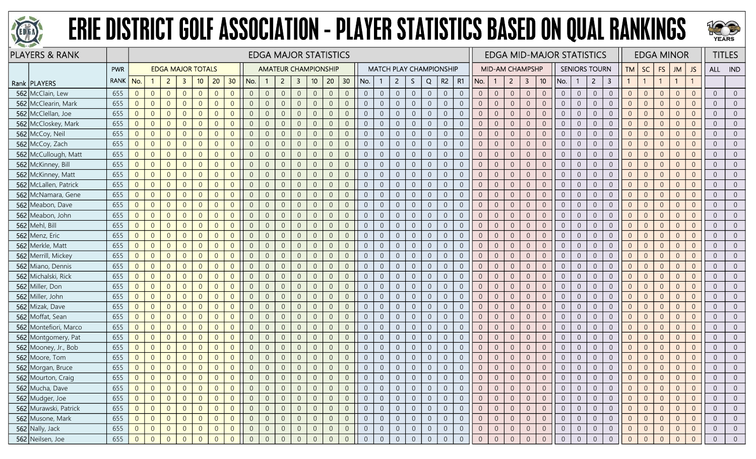# ERIE DISTRICT GOLF ASSOCIATION - PLAYER STATISTICS BASED ON QUAL RANKINGS

| PLAYERS & RANK | | | EDGA MAJOR STATISTICS | | | | | | | | | | | | | | | | | | | | | | | EDGA MID-MAJOR STATISTICS | | | | | | | | | EDGA MINOR | | | | | TITLES | |
|---|---|---|---|---|---|---|---|---|---|---|---|---|---|---|---|---|---|---|---|---|---|---|---|---|---|---|---|---|---|---|---|---|---|---|---|---|---|---|---|---|---|
| | | PWR | EDGA MAJOR TOTALS | | | | | | | AMATEUR CHAMPIONSHIP | | | | | | | MATCH PLAY CHAMPIONSHIP | | | | | | | MID-AM CHAMPSHP | | | | | SENIORS TOURN | | | | TM | SC | FS | JM | JS | ALL | IND |
| Rank | PLAYERS | RANK | No. | 1 | 2 | 3 | 10 | 20 | 30 | No. | 1 | 2 | 3 | 10 | 20 | 30 | No. | 1 | 2 | S | Q | R2 | R1 | No. | 1 | 2 | 3 | 10 | No. | 1 | 2 | 3 | 1 | 1 | 1 | 1 | 1 | | |
| 562 | McClain, Lew | 655 | 0 | 0 | 0 | 0 | 0 | 0 | 0 | 0 | 0 | 0 | 0 | 0 | 0 | 0 | 0 | 0 | 0 | 0 | 0 | 0 | 0 | 0 | 0 | 0 | 0 | 0 | 0 | 0 | 0 | 0 | 0 | 0 | 0 | 0 | 0 | 0 | 0 |
| 562 | McClearin, Mark | 655 | 0 | 0 | 0 | 0 | 0 | 0 | 0 | 0 | 0 | 0 | 0 | 0 | 0 | 0 | 0 | 0 | 0 | 0 | 0 | 0 | 0 | 0 | 0 | 0 | 0 | 0 | 0 | 0 | 0 | 0 | 0 | 0 | 0 | 0 | 0 | 0 | 0 |
| 562 | McClellan, Joe | 655 | 0 | 0 | 0 | 0 | 0 | 0 | 0 | 0 | 0 | 0 | 0 | 0 | 0 | 0 | 0 | 0 | 0 | 0 | 0 | 0 | 0 | 0 | 0 | 0 | 0 | 0 | 0 | 0 | 0 | 0 | 0 | 0 | 0 | 0 | 0 | 0 | 0 |
| 562 | McCloskey, Mark | 655 | 0 | 0 | 0 | 0 | 0 | 0 | 0 | 0 | 0 | 0 | 0 | 0 | 0 | 0 | 0 | 0 | 0 | 0 | 0 | 0 | 0 | 0 | 0 | 0 | 0 | 0 | 0 | 0 | 0 | 0 | 0 | 0 | 0 | 0 | 0 | 0 | 0 |
| 562 | McCoy, Neil | 655 | 0 | 0 | 0 | 0 | 0 | 0 | 0 | 0 | 0 | 0 | 0 | 0 | 0 | 0 | 0 | 0 | 0 | 0 | 0 | 0 | 0 | 0 | 0 | 0 | 0 | 0 | 0 | 0 | 0 | 0 | 0 | 0 | 0 | 0 | 0 | 0 | 0 |
| 562 | McCoy, Zach | 655 | 0 | 0 | 0 | 0 | 0 | 0 | 0 | 0 | 0 | 0 | 0 | 0 | 0 | 0 | 0 | 0 | 0 | 0 | 0 | 0 | 0 | 0 | 0 | 0 | 0 | 0 | 0 | 0 | 0 | 0 | 0 | 0 | 0 | 0 | 0 | 0 | 0 |
| 562 | McCullough, Matt | 655 | 0 | 0 | 0 | 0 | 0 | 0 | 0 | 0 | 0 | 0 | 0 | 0 | 0 | 0 | 0 | 0 | 0 | 0 | 0 | 0 | 0 | 0 | 0 | 0 | 0 | 0 | 0 | 0 | 0 | 0 | 0 | 0 | 0 | 0 | 0 | 0 | 0 |
| 562 | McKinney, Bill | 655 | 0 | 0 | 0 | 0 | 0 | 0 | 0 | 0 | 0 | 0 | 0 | 0 | 0 | 0 | 0 | 0 | 0 | 0 | 0 | 0 | 0 | 0 | 0 | 0 | 0 | 0 | 0 | 0 | 0 | 0 | 0 | 0 | 0 | 0 | 0 | 0 | 0 |
| 562 | McKinney, Matt | 655 | 0 | 0 | 0 | 0 | 0 | 0 | 0 | 0 | 0 | 0 | 0 | 0 | 0 | 0 | 0 | 0 | 0 | 0 | 0 | 0 | 0 | 0 | 0 | 0 | 0 | 0 | 0 | 0 | 0 | 0 | 0 | 0 | 0 | 0 | 0 | 0 | 0 |
| 562 | McLallen, Patrick | 655 | 0 | 0 | 0 | 0 | 0 | 0 | 0 | 0 | 0 | 0 | 0 | 0 | 0 | 0 | 0 | 0 | 0 | 0 | 0 | 0 | 0 | 0 | 0 | 0 | 0 | 0 | 0 | 0 | 0 | 0 | 0 | 0 | 0 | 0 | 0 | 0 | 0 |
| 562 | McNamara, Gene | 655 | 0 | 0 | 0 | 0 | 0 | 0 | 0 | 0 | 0 | 0 | 0 | 0 | 0 | 0 | 0 | 0 | 0 | 0 | 0 | 0 | 0 | 0 | 0 | 0 | 0 | 0 | 0 | 0 | 0 | 0 | 0 | 0 | 0 | 0 | 0 | 0 | 0 |
| 562 | Meabon, Dave | 655 | 0 | 0 | 0 | 0 | 0 | 0 | 0 | 0 | 0 | 0 | 0 | 0 | 0 | 0 | 0 | 0 | 0 | 0 | 0 | 0 | 0 | 0 | 0 | 0 | 0 | 0 | 0 | 0 | 0 | 0 | 0 | 0 | 0 | 0 | 0 | 0 | 0 |
| 562 | Meabon, John | 655 | 0 | 0 | 0 | 0 | 0 | 0 | 0 | 0 | 0 | 0 | 0 | 0 | 0 | 0 | 0 | 0 | 0 | 0 | 0 | 0 | 0 | 0 | 0 | 0 | 0 | 0 | 0 | 0 | 0 | 0 | 0 | 0 | 0 | 0 | 0 | 0 | 0 |
| 562 | Mehl, Bill | 655 | 0 | 0 | 0 | 0 | 0 | 0 | 0 | 0 | 0 | 0 | 0 | 0 | 0 | 0 | 0 | 0 | 0 | 0 | 0 | 0 | 0 | 0 | 0 | 0 | 0 | 0 | 0 | 0 | 0 | 0 | 0 | 0 | 0 | 0 | 0 | 0 | 0 |
| 562 | Menz, Eric | 655 | 0 | 0 | 0 | 0 | 0 | 0 | 0 | 0 | 0 | 0 | 0 | 0 | 0 | 0 | 0 | 0 | 0 | 0 | 0 | 0 | 0 | 0 | 0 | 0 | 0 | 0 | 0 | 0 | 0 | 0 | 0 | 0 | 0 | 0 | 0 | 0 | 0 |
| 562 | Merkle, Matt | 655 | 0 | 0 | 0 | 0 | 0 | 0 | 0 | 0 | 0 | 0 | 0 | 0 | 0 | 0 | 0 | 0 | 0 | 0 | 0 | 0 | 0 | 0 | 0 | 0 | 0 | 0 | 0 | 0 | 0 | 0 | 0 | 0 | 0 | 0 | 0 | 0 | 0 |
| 562 | Merrill, Mickey | 655 | 0 | 0 | 0 | 0 | 0 | 0 | 0 | 0 | 0 | 0 | 0 | 0 | 0 | 0 | 0 | 0 | 0 | 0 | 0 | 0 | 0 | 0 | 0 | 0 | 0 | 0 | 0 | 0 | 0 | 0 | 0 | 0 | 0 | 0 | 0 | 0 | 0 |
| 562 | Miano, Dennis | 655 | 0 | 0 | 0 | 0 | 0 | 0 | 0 | 0 | 0 | 0 | 0 | 0 | 0 | 0 | 0 | 0 | 0 | 0 | 0 | 0 | 0 | 0 | 0 | 0 | 0 | 0 | 0 | 0 | 0 | 0 | 0 | 0 | 0 | 0 | 0 | 0 | 0 |
| 562 | Michalski, Rick | 655 | 0 | 0 | 0 | 0 | 0 | 0 | 0 | 0 | 0 | 0 | 0 | 0 | 0 | 0 | 0 | 0 | 0 | 0 | 0 | 0 | 0 | 0 | 0 | 0 | 0 | 0 | 0 | 0 | 0 | 0 | 0 | 0 | 0 | 0 | 0 | 0 | 0 |
| 562 | Miller, Don | 655 | 0 | 0 | 0 | 0 | 0 | 0 | 0 | 0 | 0 | 0 | 0 | 0 | 0 | 0 | 0 | 0 | 0 | 0 | 0 | 0 | 0 | 0 | 0 | 0 | 0 | 0 | 0 | 0 | 0 | 0 | 0 | 0 | 0 | 0 | 0 | 0 | 0 |
| 562 | Miller, John | 655 | 0 | 0 | 0 | 0 | 0 | 0 | 0 | 0 | 0 | 0 | 0 | 0 | 0 | 0 | 0 | 0 | 0 | 0 | 0 | 0 | 0 | 0 | 0 | 0 | 0 | 0 | 0 | 0 | 0 | 0 | 0 | 0 | 0 | 0 | 0 | 0 | 0 |
| 562 | Mizak, Dave | 655 | 0 | 0 | 0 | 0 | 0 | 0 | 0 | 0 | 0 | 0 | 0 | 0 | 0 | 0 | 0 | 0 | 0 | 0 | 0 | 0 | 0 | 0 | 0 | 0 | 0 | 0 | 0 | 0 | 0 | 0 | 0 | 0 | 0 | 0 | 0 | 0 | 0 |
| 562 | Moffat, Sean | 655 | 0 | 0 | 0 | 0 | 0 | 0 | 0 | 0 | 0 | 0 | 0 | 0 | 0 | 0 | 0 | 0 | 0 | 0 | 0 | 0 | 0 | 0 | 0 | 0 | 0 | 0 | 0 | 0 | 0 | 0 | 0 | 0 | 0 | 0 | 0 | 0 | 0 |
| 562 | Montefiori, Marco | 655 | 0 | 0 | 0 | 0 | 0 | 0 | 0 | 0 | 0 | 0 | 0 | 0 | 0 | 0 | 0 | 0 | 0 | 0 | 0 | 0 | 0 | 0 | 0 | 0 | 0 | 0 | 0 | 0 | 0 | 0 | 0 | 0 | 0 | 0 | 0 | 0 | 0 |
| 562 | Montgomery, Pat | 655 | 0 | 0 | 0 | 0 | 0 | 0 | 0 | 0 | 0 | 0 | 0 | 0 | 0 | 0 | 0 | 0 | 0 | 0 | 0 | 0 | 0 | 0 | 0 | 0 | 0 | 0 | 0 | 0 | 0 | 0 | 0 | 0 | 0 | 0 | 0 | 0 | 0 |
| 562 | Mooney, Jr., Bob | 655 | 0 | 0 | 0 | 0 | 0 | 0 | 0 | 0 | 0 | 0 | 0 | 0 | 0 | 0 | 0 | 0 | 0 | 0 | 0 | 0 | 0 | 0 | 0 | 0 | 0 | 0 | 0 | 0 | 0 | 0 | 0 | 0 | 0 | 0 | 0 | 0 | 0 |
| 562 | Moore, Tom | 655 | 0 | 0 | 0 | 0 | 0 | 0 | 0 | 0 | 0 | 0 | 0 | 0 | 0 | 0 | 0 | 0 | 0 | 0 | 0 | 0 | 0 | 0 | 0 | 0 | 0 | 0 | 0 | 0 | 0 | 0 | 0 | 0 | 0 | 0 | 0 | 0 | 0 |
| 562 | Morgan, Bruce | 655 | 0 | 0 | 0 | 0 | 0 | 0 | 0 | 0 | 0 | 0 | 0 | 0 | 0 | 0 | 0 | 0 | 0 | 0 | 0 | 0 | 0 | 0 | 0 | 0 | 0 | 0 | 0 | 0 | 0 | 0 | 0 | 0 | 0 | 0 | 0 | 0 | 0 |
| 562 | Mourton, Craig | 655 | 0 | 0 | 0 | 0 | 0 | 0 | 0 | 0 | 0 | 0 | 0 | 0 | 0 | 0 | 0 | 0 | 0 | 0 | 0 | 0 | 0 | 0 | 0 | 0 | 0 | 0 | 0 | 0 | 0 | 0 | 0 | 0 | 0 | 0 | 0 | 0 | 0 |
| 562 | Mucha, Dave | 655 | 0 | 0 | 0 | 0 | 0 | 0 | 0 | 0 | 0 | 0 | 0 | 0 | 0 | 0 | 0 | 0 | 0 | 0 | 0 | 0 | 0 | 0 | 0 | 0 | 0 | 0 | 0 | 0 | 0 | 0 | 0 | 0 | 0 | 0 | 0 | 0 | 0 |
| 562 | Mudger, Joe | 655 | 0 | 0 | 0 | 0 | 0 | 0 | 0 | 0 | 0 | 0 | 0 | 0 | 0 | 0 | 0 | 0 | 0 | 0 | 0 | 0 | 0 | 0 | 0 | 0 | 0 | 0 | 0 | 0 | 0 | 0 | 0 | 0 | 0 | 0 | 0 | 0 | 0 |
| 562 | Murawski, Patrick | 655 | 0 | 0 | 0 | 0 | 0 | 0 | 0 | 0 | 0 | 0 | 0 | 0 | 0 | 0 | 0 | 0 | 0 | 0 | 0 | 0 | 0 | 0 | 0 | 0 | 0 | 0 | 0 | 0 | 0 | 0 | 0 | 0 | 0 | 0 | 0 | 0 | 0 |
| 562 | Musone, Mark | 655 | 0 | 0 | 0 | 0 | 0 | 0 | 0 | 0 | 0 | 0 | 0 | 0 | 0 | 0 | 0 | 0 | 0 | 0 | 0 | 0 | 0 | 0 | 0 | 0 | 0 | 0 | 0 | 0 | 0 | 0 | 0 | 0 | 0 | 0 | 0 | 0 | 0 |
| 562 | Nally, Jack | 655 | 0 | 0 | 0 | 0 | 0 | 0 | 0 | 0 | 0 | 0 | 0 | 0 | 0 | 0 | 0 | 0 | 0 | 0 | 0 | 0 | 0 | 0 | 0 | 0 | 0 | 0 | 0 | 0 | 0 | 0 | 0 | 0 | 0 | 0 | 0 | 0 | 0 |
| 562 | Neilsen, Joe | 655 | 0 | 0 | 0 | 0 | 0 | 0 | 0 | 0 | 0 | 0 | 0 | 0 | 0 | 0 | 0 | 0 | 0 | 0 | 0 | 0 | 0 | 0 | 0 | 0 | 0 | 0 | 0 | 0 | 0 | 0 | 0 | 0 | 0 | 0 | 0 | 0 | 0 |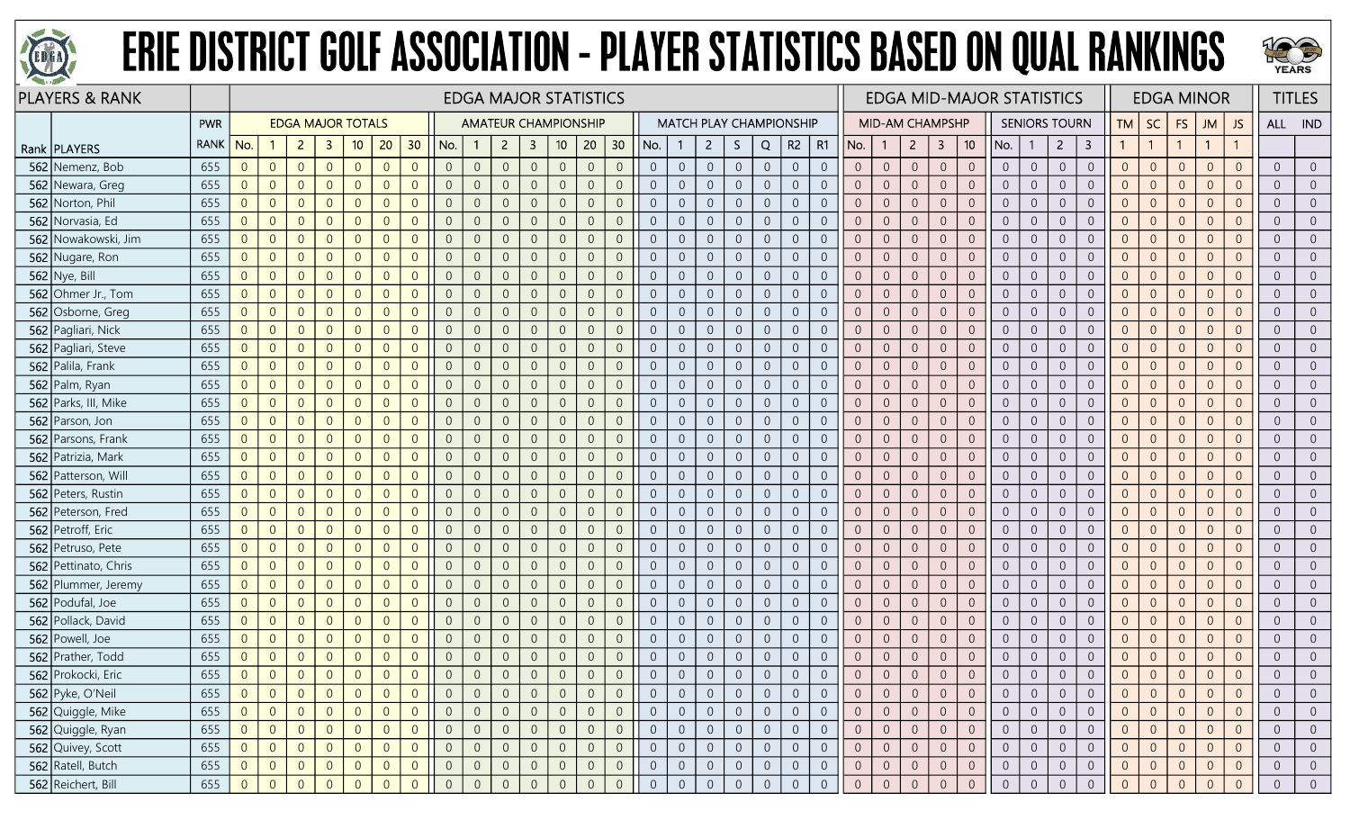# ERIE DISTRICT GOLF ASSOCIATION - PLAYER STATISTICS BASED ON QUAL RANKINGS

| PLAYERS & RANK | | | EDGA MAJOR STATISTICS | | | | | | | | | | | | | | | | | | | | | EDGA MID-MAJOR STATISTICS | | | | | | | | | EDGA MINOR | | | | | TITLES | |
|---|---|---|---|---|---|---|---|---|---|---|---|---|---|---|---|---|---|---|---|---|---|---|---|---|---|---|---|---|---|---|---|---|---|---|---|---|---|---|---|
| | | PWR | EDGA MAJOR TOTALS | | | | | | | AMATEUR CHAMPIONSHIP | | | | | | | MATCH PLAY CHAMPIONSHIP | | | | | | | MID-AM CHAMPSHP | | | | | SENIORS TOURN | | | | TM | SC | FS | JM | JS | ALL | IND |
| Rank | PLAYERS | RANK | No. | 1 | 2 | 3 | 10 | 20 | 30 | No. | 1 | 2 | 3 | 10 | 20 | 30 | No. | 1 | 2 | S | Q | R2 | R1 | No. | 1 | 2 | 3 | 10 | No. | 1 | 2 | 3 | 1 | 1 | 1 | 1 | 1 | | |
| 562 | Nemenz, Bob | 655 | 0 | 0 | 0 | 0 | 0 | 0 | 0 | 0 | 0 | 0 | 0 | 0 | 0 | 0 | 0 | 0 | 0 | 0 | 0 | 0 | 0 | 0 | 0 | 0 | 0 | 0 | 0 | 0 | 0 | 0 | 0 | 0 | 0 | 0 | 0 | 0 | 0 |
| 562 | Newara, Greg | 655 | 0 | 0 | 0 | 0 | 0 | 0 | 0 | 0 | 0 | 0 | 0 | 0 | 0 | 0 | 0 | 0 | 0 | 0 | 0 | 0 | 0 | 0 | 0 | 0 | 0 | 0 | 0 | 0 | 0 | 0 | 0 | 0 | 0 | 0 | 0 | 0 | 0 |
| 562 | Norton, Phil | 655 | 0 | 0 | 0 | 0 | 0 | 0 | 0 | 0 | 0 | 0 | 0 | 0 | 0 | 0 | 0 | 0 | 0 | 0 | 0 | 0 | 0 | 0 | 0 | 0 | 0 | 0 | 0 | 0 | 0 | 0 | 0 | 0 | 0 | 0 | 0 | 0 | 0 |
| 562 | Norvasia, Ed | 655 | 0 | 0 | 0 | 0 | 0 | 0 | 0 | 0 | 0 | 0 | 0 | 0 | 0 | 0 | 0 | 0 | 0 | 0 | 0 | 0 | 0 | 0 | 0 | 0 | 0 | 0 | 0 | 0 | 0 | 0 | 0 | 0 | 0 | 0 | 0 | 0 | 0 |
| 562 | Nowakowski, Jim | 655 | 0 | 0 | 0 | 0 | 0 | 0 | 0 | 0 | 0 | 0 | 0 | 0 | 0 | 0 | 0 | 0 | 0 | 0 | 0 | 0 | 0 | 0 | 0 | 0 | 0 | 0 | 0 | 0 | 0 | 0 | 0 | 0 | 0 | 0 | 0 | 0 | 0 |
| 562 | Nugare, Ron | 655 | 0 | 0 | 0 | 0 | 0 | 0 | 0 | 0 | 0 | 0 | 0 | 0 | 0 | 0 | 0 | 0 | 0 | 0 | 0 | 0 | 0 | 0 | 0 | 0 | 0 | 0 | 0 | 0 | 0 | 0 | 0 | 0 | 0 | 0 | 0 | 0 | 0 |
| 562 | Nye, Bill | 655 | 0 | 0 | 0 | 0 | 0 | 0 | 0 | 0 | 0 | 0 | 0 | 0 | 0 | 0 | 0 | 0 | 0 | 0 | 0 | 0 | 0 | 0 | 0 | 0 | 0 | 0 | 0 | 0 | 0 | 0 | 0 | 0 | 0 | 0 | 0 | 0 | 0 |
| 562 | Ohmer Jr., Tom | 655 | 0 | 0 | 0 | 0 | 0 | 0 | 0 | 0 | 0 | 0 | 0 | 0 | 0 | 0 | 0 | 0 | 0 | 0 | 0 | 0 | 0 | 0 | 0 | 0 | 0 | 0 | 0 | 0 | 0 | 0 | 0 | 0 | 0 | 0 | 0 | 0 | 0 |
| 562 | Osborne, Greg | 655 | 0 | 0 | 0 | 0 | 0 | 0 | 0 | 0 | 0 | 0 | 0 | 0 | 0 | 0 | 0 | 0 | 0 | 0 | 0 | 0 | 0 | 0 | 0 | 0 | 0 | 0 | 0 | 0 | 0 | 0 | 0 | 0 | 0 | 0 | 0 | 0 | 0 |
| 562 | Pagliari, Nick | 655 | 0 | 0 | 0 | 0 | 0 | 0 | 0 | 0 | 0 | 0 | 0 | 0 | 0 | 0 | 0 | 0 | 0 | 0 | 0 | 0 | 0 | 0 | 0 | 0 | 0 | 0 | 0 | 0 | 0 | 0 | 0 | 0 | 0 | 0 | 0 | 0 | 0 |
| 562 | Pagliari, Steve | 655 | 0 | 0 | 0 | 0 | 0 | 0 | 0 | 0 | 0 | 0 | 0 | 0 | 0 | 0 | 0 | 0 | 0 | 0 | 0 | 0 | 0 | 0 | 0 | 0 | 0 | 0 | 0 | 0 | 0 | 0 | 0 | 0 | 0 | 0 | 0 | 0 | 0 |
| 562 | Palila, Frank | 655 | 0 | 0 | 0 | 0 | 0 | 0 | 0 | 0 | 0 | 0 | 0 | 0 | 0 | 0 | 0 | 0 | 0 | 0 | 0 | 0 | 0 | 0 | 0 | 0 | 0 | 0 | 0 | 0 | 0 | 0 | 0 | 0 | 0 | 0 | 0 | 0 | 0 |
| 562 | Palm, Ryan | 655 | 0 | 0 | 0 | 0 | 0 | 0 | 0 | 0 | 0 | 0 | 0 | 0 | 0 | 0 | 0 | 0 | 0 | 0 | 0 | 0 | 0 | 0 | 0 | 0 | 0 | 0 | 0 | 0 | 0 | 0 | 0 | 0 | 0 | 0 | 0 | 0 | 0 |
| 562 | Parks, III, Mike | 655 | 0 | 0 | 0 | 0 | 0 | 0 | 0 | 0 | 0 | 0 | 0 | 0 | 0 | 0 | 0 | 0 | 0 | 0 | 0 | 0 | 0 | 0 | 0 | 0 | 0 | 0 | 0 | 0 | 0 | 0 | 0 | 0 | 0 | 0 | 0 | 0 | 0 |
| 562 | Parson, Jon | 655 | 0 | 0 | 0 | 0 | 0 | 0 | 0 | 0 | 0 | 0 | 0 | 0 | 0 | 0 | 0 | 0 | 0 | 0 | 0 | 0 | 0 | 0 | 0 | 0 | 0 | 0 | 0 | 0 | 0 | 0 | 0 | 0 | 0 | 0 | 0 | 0 | 0 |
| 562 | Parsons, Frank | 655 | 0 | 0 | 0 | 0 | 0 | 0 | 0 | 0 | 0 | 0 | 0 | 0 | 0 | 0 | 0 | 0 | 0 | 0 | 0 | 0 | 0 | 0 | 0 | 0 | 0 | 0 | 0 | 0 | 0 | 0 | 0 | 0 | 0 | 0 | 0 | 0 | 0 |
| 562 | Patrizia, Mark | 655 | 0 | 0 | 0 | 0 | 0 | 0 | 0 | 0 | 0 | 0 | 0 | 0 | 0 | 0 | 0 | 0 | 0 | 0 | 0 | 0 | 0 | 0 | 0 | 0 | 0 | 0 | 0 | 0 | 0 | 0 | 0 | 0 | 0 | 0 | 0 | 0 | 0 |
| 562 | Patterson, Will | 655 | 0 | 0 | 0 | 0 | 0 | 0 | 0 | 0 | 0 | 0 | 0 | 0 | 0 | 0 | 0 | 0 | 0 | 0 | 0 | 0 | 0 | 0 | 0 | 0 | 0 | 0 | 0 | 0 | 0 | 0 | 0 | 0 | 0 | 0 | 0 | 0 | 0 |
| 562 | Peters, Rustin | 655 | 0 | 0 | 0 | 0 | 0 | 0 | 0 | 0 | 0 | 0 | 0 | 0 | 0 | 0 | 0 | 0 | 0 | 0 | 0 | 0 | 0 | 0 | 0 | 0 | 0 | 0 | 0 | 0 | 0 | 0 | 0 | 0 | 0 | 0 | 0 | 0 | 0 |
| 562 | Peterson, Fred | 655 | 0 | 0 | 0 | 0 | 0 | 0 | 0 | 0 | 0 | 0 | 0 | 0 | 0 | 0 | 0 | 0 | 0 | 0 | 0 | 0 | 0 | 0 | 0 | 0 | 0 | 0 | 0 | 0 | 0 | 0 | 0 | 0 | 0 | 0 | 0 | 0 | 0 |
| 562 | Petroff, Eric | 655 | 0 | 0 | 0 | 0 | 0 | 0 | 0 | 0 | 0 | 0 | 0 | 0 | 0 | 0 | 0 | 0 | 0 | 0 | 0 | 0 | 0 | 0 | 0 | 0 | 0 | 0 | 0 | 0 | 0 | 0 | 0 | 0 | 0 | 0 | 0 | 0 | 0 |
| 562 | Petruso, Pete | 655 | 0 | 0 | 0 | 0 | 0 | 0 | 0 | 0 | 0 | 0 | 0 | 0 | 0 | 0 | 0 | 0 | 0 | 0 | 0 | 0 | 0 | 0 | 0 | 0 | 0 | 0 | 0 | 0 | 0 | 0 | 0 | 0 | 0 | 0 | 0 | 0 | 0 |
| 562 | Pettinato, Chris | 655 | 0 | 0 | 0 | 0 | 0 | 0 | 0 | 0 | 0 | 0 | 0 | 0 | 0 | 0 | 0 | 0 | 0 | 0 | 0 | 0 | 0 | 0 | 0 | 0 | 0 | 0 | 0 | 0 | 0 | 0 | 0 | 0 | 0 | 0 | 0 | 0 | 0 |
| 562 | Plummer, Jeremy | 655 | 0 | 0 | 0 | 0 | 0 | 0 | 0 | 0 | 0 | 0 | 0 | 0 | 0 | 0 | 0 | 0 | 0 | 0 | 0 | 0 | 0 | 0 | 0 | 0 | 0 | 0 | 0 | 0 | 0 | 0 | 0 | 0 | 0 | 0 | 0 | 0 | 0 |
| 562 | Podufal, Joe | 655 | 0 | 0 | 0 | 0 | 0 | 0 | 0 | 0 | 0 | 0 | 0 | 0 | 0 | 0 | 0 | 0 | 0 | 0 | 0 | 0 | 0 | 0 | 0 | 0 | 0 | 0 | 0 | 0 | 0 | 0 | 0 | 0 | 0 | 0 | 0 | 0 | 0 |
| 562 | Pollack, David | 655 | 0 | 0 | 0 | 0 | 0 | 0 | 0 | 0 | 0 | 0 | 0 | 0 | 0 | 0 | 0 | 0 | 0 | 0 | 0 | 0 | 0 | 0 | 0 | 0 | 0 | 0 | 0 | 0 | 0 | 0 | 0 | 0 | 0 | 0 | 0 | 0 | 0 |
| 562 | Powell, Joe | 655 | 0 | 0 | 0 | 0 | 0 | 0 | 0 | 0 | 0 | 0 | 0 | 0 | 0 | 0 | 0 | 0 | 0 | 0 | 0 | 0 | 0 | 0 | 0 | 0 | 0 | 0 | 0 | 0 | 0 | 0 | 0 | 0 | 0 | 0 | 0 | 0 | 0 |
| 562 | Prather, Todd | 655 | 0 | 0 | 0 | 0 | 0 | 0 | 0 | 0 | 0 | 0 | 0 | 0 | 0 | 0 | 0 | 0 | 0 | 0 | 0 | 0 | 0 | 0 | 0 | 0 | 0 | 0 | 0 | 0 | 0 | 0 | 0 | 0 | 0 | 0 | 0 | 0 | 0 |
| 562 | Prokocki, Eric | 655 | 0 | 0 | 0 | 0 | 0 | 0 | 0 | 0 | 0 | 0 | 0 | 0 | 0 | 0 | 0 | 0 | 0 | 0 | 0 | 0 | 0 | 0 | 0 | 0 | 0 | 0 | 0 | 0 | 0 | 0 | 0 | 0 | 0 | 0 | 0 | 0 | 0 |
| 562 | Pyke, O'Neil | 655 | 0 | 0 | 0 | 0 | 0 | 0 | 0 | 0 | 0 | 0 | 0 | 0 | 0 | 0 | 0 | 0 | 0 | 0 | 0 | 0 | 0 | 0 | 0 | 0 | 0 | 0 | 0 | 0 | 0 | 0 | 0 | 0 | 0 | 0 | 0 | 0 | 0 |
| 562 | Quiggle, Mike | 655 | 0 | 0 | 0 | 0 | 0 | 0 | 0 | 0 | 0 | 0 | 0 | 0 | 0 | 0 | 0 | 0 | 0 | 0 | 0 | 0 | 0 | 0 | 0 | 0 | 0 | 0 | 0 | 0 | 0 | 0 | 0 | 0 | 0 | 0 | 0 | 0 | 0 |
| 562 | Quiggle, Ryan | 655 | 0 | 0 | 0 | 0 | 0 | 0 | 0 | 0 | 0 | 0 | 0 | 0 | 0 | 0 | 0 | 0 | 0 | 0 | 0 | 0 | 0 | 0 | 0 | 0 | 0 | 0 | 0 | 0 | 0 | 0 | 0 | 0 | 0 | 0 | 0 | 0 | 0 |
| 562 | Quivey, Scott | 655 | 0 | 0 | 0 | 0 | 0 | 0 | 0 | 0 | 0 | 0 | 0 | 0 | 0 | 0 | 0 | 0 | 0 | 0 | 0 | 0 | 0 | 0 | 0 | 0 | 0 | 0 | 0 | 0 | 0 | 0 | 0 | 0 | 0 | 0 | 0 | 0 | 0 |
| 562 | Ratell, Butch | 655 | 0 | 0 | 0 | 0 | 0 | 0 | 0 | 0 | 0 | 0 | 0 | 0 | 0 | 0 | 0 | 0 | 0 | 0 | 0 | 0 | 0 | 0 | 0 | 0 | 0 | 0 | 0 | 0 | 0 | 0 | 0 | 0 | 0 | 0 | 0 | 0 | 0 |
| 562 | Reichert, Bill | 655 | 0 | 0 | 0 | 0 | 0 | 0 | 0 | 0 | 0 | 0 | 0 | 0 | 0 | 0 | 0 | 0 | 0 | 0 | 0 | 0 | 0 | 0 | 0 | 0 | 0 | 0 | 0 | 0 | 0 | 0 | 0 | 0 | 0 | 0 | 0 | 0 | 0 |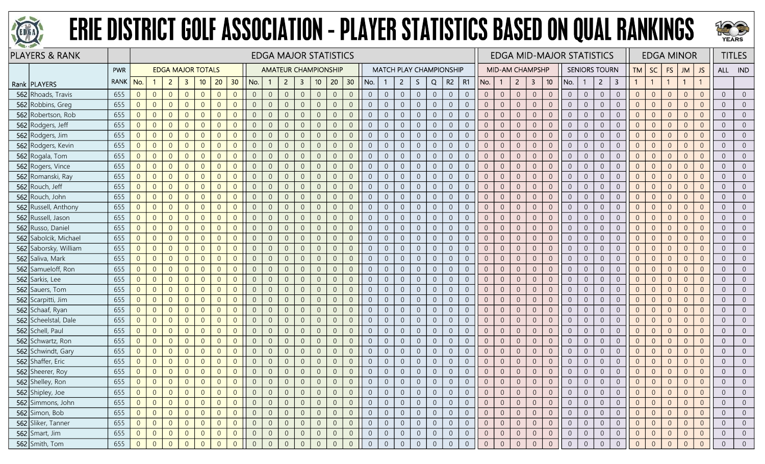# ERIE DISTRICT GOLF ASSOCIATION - PLAYER STATISTICS BASED ON QUAL RANKINGS

| PLAYERS & RANK | | | EDGA MAJOR STATISTICS | | | | | | | | | | | | | | | | | | | | | | EDGA MID-MAJOR STATISTICS | | | | | | | | | EDGA MINOR | | | | | TITLES | |
|---|---|---|---|---|---|---|---|---|---|---|---|---|---|---|---|---|---|---|---|---|---|---|---|---|---|---|---|---|---|---|---|---|---|---|---|---|---|---|---|---|
| | | PWR | EDGA MAJOR TOTALS | | | | | | | AMATEUR CHAMPIONSHIP | | | | | | | MATCH PLAY CHAMPIONSHIP | | | | | | | | MID-AM CHAMPSHP | | | | | SENIORS TOURN | | | | TM | SC | FS | JM | JS | ALL | IND |
| Rank | PLAYERS | RANK | No. | 1 | 2 | 3 | 10 | 20 | 30 | No. | 1 | 2 | 3 | 10 | 20 | 30 | No. | 1 | 2 | S | Q | R2 | R1 | No. | 1 | 2 | 3 | 10 | No. | 1 | 2 | 3 | 1 | 1 | 1 | 1 | 1 | | |
| 562 | Rhoads, Travis | 655 | 0 | 0 | 0 | 0 | 0 | 0 | 0 | 0 | 0 | 0 | 0 | 0 | 0 | 0 | 0 | 0 | 0 | 0 | 0 | 0 | 0 | 0 | 0 | 0 | 0 | 0 | 0 | 0 | 0 | 0 | 0 | 0 | 0 | 0 | 0 | 0 | 0 |
| 562 | Robbins, Greg | 655 | 0 | 0 | 0 | 0 | 0 | 0 | 0 | 0 | 0 | 0 | 0 | 0 | 0 | 0 | 0 | 0 | 0 | 0 | 0 | 0 | 0 | 0 | 0 | 0 | 0 | 0 | 0 | 0 | 0 | 0 | 0 | 0 | 0 | 0 | 0 | 0 | 0 |
| 562 | Robertson, Rob | 655 | 0 | 0 | 0 | 0 | 0 | 0 | 0 | 0 | 0 | 0 | 0 | 0 | 0 | 0 | 0 | 0 | 0 | 0 | 0 | 0 | 0 | 0 | 0 | 0 | 0 | 0 | 0 | 0 | 0 | 0 | 0 | 0 | 0 | 0 | 0 | 0 | 0 |
| 562 | Rodgers, Jeff | 655 | 0 | 0 | 0 | 0 | 0 | 0 | 0 | 0 | 0 | 0 | 0 | 0 | 0 | 0 | 0 | 0 | 0 | 0 | 0 | 0 | 0 | 0 | 0 | 0 | 0 | 0 | 0 | 0 | 0 | 0 | 0 | 0 | 0 | 0 | 0 | 0 | 0 |
| 562 | Rodgers, Jim | 655 | 0 | 0 | 0 | 0 | 0 | 0 | 0 | 0 | 0 | 0 | 0 | 0 | 0 | 0 | 0 | 0 | 0 | 0 | 0 | 0 | 0 | 0 | 0 | 0 | 0 | 0 | 0 | 0 | 0 | 0 | 0 | 0 | 0 | 0 | 0 | 0 | 0 |
| 562 | Rodgers, Kevin | 655 | 0 | 0 | 0 | 0 | 0 | 0 | 0 | 0 | 0 | 0 | 0 | 0 | 0 | 0 | 0 | 0 | 0 | 0 | 0 | 0 | 0 | 0 | 0 | 0 | 0 | 0 | 0 | 0 | 0 | 0 | 0 | 0 | 0 | 0 | 0 | 0 | 0 |
| 562 | Rogala, Tom | 655 | 0 | 0 | 0 | 0 | 0 | 0 | 0 | 0 | 0 | 0 | 0 | 0 | 0 | 0 | 0 | 0 | 0 | 0 | 0 | 0 | 0 | 0 | 0 | 0 | 0 | 0 | 0 | 0 | 0 | 0 | 0 | 0 | 0 | 0 | 0 | 0 | 0 |
| 562 | Rogers, Vince | 655 | 0 | 0 | 0 | 0 | 0 | 0 | 0 | 0 | 0 | 0 | 0 | 0 | 0 | 0 | 0 | 0 | 0 | 0 | 0 | 0 | 0 | 0 | 0 | 0 | 0 | 0 | 0 | 0 | 0 | 0 | 0 | 0 | 0 | 0 | 0 | 0 | 0 |
| 562 | Romanski, Ray | 655 | 0 | 0 | 0 | 0 | 0 | 0 | 0 | 0 | 0 | 0 | 0 | 0 | 0 | 0 | 0 | 0 | 0 | 0 | 0 | 0 | 0 | 0 | 0 | 0 | 0 | 0 | 0 | 0 | 0 | 0 | 0 | 0 | 0 | 0 | 0 | 0 | 0 |
| 562 | Rouch, Jeff | 655 | 0 | 0 | 0 | 0 | 0 | 0 | 0 | 0 | 0 | 0 | 0 | 0 | 0 | 0 | 0 | 0 | 0 | 0 | 0 | 0 | 0 | 0 | 0 | 0 | 0 | 0 | 0 | 0 | 0 | 0 | 0 | 0 | 0 | 0 | 0 | 0 | 0 |
| 562 | Rouch, John | 655 | 0 | 0 | 0 | 0 | 0 | 0 | 0 | 0 | 0 | 0 | 0 | 0 | 0 | 0 | 0 | 0 | 0 | 0 | 0 | 0 | 0 | 0 | 0 | 0 | 0 | 0 | 0 | 0 | 0 | 0 | 0 | 0 | 0 | 0 | 0 | 0 | 0 |
| 562 | Russell, Anthony | 655 | 0 | 0 | 0 | 0 | 0 | 0 | 0 | 0 | 0 | 0 | 0 | 0 | 0 | 0 | 0 | 0 | 0 | 0 | 0 | 0 | 0 | 0 | 0 | 0 | 0 | 0 | 0 | 0 | 0 | 0 | 0 | 0 | 0 | 0 | 0 | 0 | 0 |
| 562 | Russell, Jason | 655 | 0 | 0 | 0 | 0 | 0 | 0 | 0 | 0 | 0 | 0 | 0 | 0 | 0 | 0 | 0 | 0 | 0 | 0 | 0 | 0 | 0 | 0 | 0 | 0 | 0 | 0 | 0 | 0 | 0 | 0 | 0 | 0 | 0 | 0 | 0 | 0 | 0 |
| 562 | Russo, Daniel | 655 | 0 | 0 | 0 | 0 | 0 | 0 | 0 | 0 | 0 | 0 | 0 | 0 | 0 | 0 | 0 | 0 | 0 | 0 | 0 | 0 | 0 | 0 | 0 | 0 | 0 | 0 | 0 | 0 | 0 | 0 | 0 | 0 | 0 | 0 | 0 | 0 | 0 |
| 562 | Sabolcik, Michael | 655 | 0 | 0 | 0 | 0 | 0 | 0 | 0 | 0 | 0 | 0 | 0 | 0 | 0 | 0 | 0 | 0 | 0 | 0 | 0 | 0 | 0 | 0 | 0 | 0 | 0 | 0 | 0 | 0 | 0 | 0 | 0 | 0 | 0 | 0 | 0 | 0 | 0 |
| 562 | Saborsky, William | 655 | 0 | 0 | 0 | 0 | 0 | 0 | 0 | 0 | 0 | 0 | 0 | 0 | 0 | 0 | 0 | 0 | 0 | 0 | 0 | 0 | 0 | 0 | 0 | 0 | 0 | 0 | 0 | 0 | 0 | 0 | 0 | 0 | 0 | 0 | 0 | 0 | 0 |
| 562 | Saliva, Mark | 655 | 0 | 0 | 0 | 0 | 0 | 0 | 0 | 0 | 0 | 0 | 0 | 0 | 0 | 0 | 0 | 0 | 0 | 0 | 0 | 0 | 0 | 0 | 0 | 0 | 0 | 0 | 0 | 0 | 0 | 0 | 0 | 0 | 0 | 0 | 0 | 0 | 0 |
| 562 | Samueloff, Ron | 655 | 0 | 0 | 0 | 0 | 0 | 0 | 0 | 0 | 0 | 0 | 0 | 0 | 0 | 0 | 0 | 0 | 0 | 0 | 0 | 0 | 0 | 0 | 0 | 0 | 0 | 0 | 0 | 0 | 0 | 0 | 0 | 0 | 0 | 0 | 0 | 0 | 0 |
| 562 | Sarkis, Lee | 655 | 0 | 0 | 0 | 0 | 0 | 0 | 0 | 0 | 0 | 0 | 0 | 0 | 0 | 0 | 0 | 0 | 0 | 0 | 0 | 0 | 0 | 0 | 0 | 0 | 0 | 0 | 0 | 0 | 0 | 0 | 0 | 0 | 0 | 0 | 0 | 0 | 0 |
| 562 | Sauers, Tom | 655 | 0 | 0 | 0 | 0 | 0 | 0 | 0 | 0 | 0 | 0 | 0 | 0 | 0 | 0 | 0 | 0 | 0 | 0 | 0 | 0 | 0 | 0 | 0 | 0 | 0 | 0 | 0 | 0 | 0 | 0 | 0 | 0 | 0 | 0 | 0 | 0 | 0 |
| 562 | Scarpitti, Jim | 655 | 0 | 0 | 0 | 0 | 0 | 0 | 0 | 0 | 0 | 0 | 0 | 0 | 0 | 0 | 0 | 0 | 0 | 0 | 0 | 0 | 0 | 0 | 0 | 0 | 0 | 0 | 0 | 0 | 0 | 0 | 0 | 0 | 0 | 0 | 0 | 0 | 0 |
| 562 | Schaaf, Ryan | 655 | 0 | 0 | 0 | 0 | 0 | 0 | 0 | 0 | 0 | 0 | 0 | 0 | 0 | 0 | 0 | 0 | 0 | 0 | 0 | 0 | 0 | 0 | 0 | 0 | 0 | 0 | 0 | 0 | 0 | 0 | 0 | 0 | 0 | 0 | 0 | 0 | 0 |
| 562 | Scheelstal, Dale | 655 | 0 | 0 | 0 | 0 | 0 | 0 | 0 | 0 | 0 | 0 | 0 | 0 | 0 | 0 | 0 | 0 | 0 | 0 | 0 | 0 | 0 | 0 | 0 | 0 | 0 | 0 | 0 | 0 | 0 | 0 | 0 | 0 | 0 | 0 | 0 | 0 | 0 |
| 562 | Schell, Paul | 655 | 0 | 0 | 0 | 0 | 0 | 0 | 0 | 0 | 0 | 0 | 0 | 0 | 0 | 0 | 0 | 0 | 0 | 0 | 0 | 0 | 0 | 0 | 0 | 0 | 0 | 0 | 0 | 0 | 0 | 0 | 0 | 0 | 0 | 0 | 0 | 0 | 0 |
| 562 | Schwartz, Ron | 655 | 0 | 0 | 0 | 0 | 0 | 0 | 0 | 0 | 0 | 0 | 0 | 0 | 0 | 0 | 0 | 0 | 0 | 0 | 0 | 0 | 0 | 0 | 0 | 0 | 0 | 0 | 0 | 0 | 0 | 0 | 0 | 0 | 0 | 0 | 0 | 0 | 0 |
| 562 | Schwindt, Gary | 655 | 0 | 0 | 0 | 0 | 0 | 0 | 0 | 0 | 0 | 0 | 0 | 0 | 0 | 0 | 0 | 0 | 0 | 0 | 0 | 0 | 0 | 0 | 0 | 0 | 0 | 0 | 0 | 0 | 0 | 0 | 0 | 0 | 0 | 0 | 0 | 0 | 0 |
| 562 | Shaffer, Eric | 655 | 0 | 0 | 0 | 0 | 0 | 0 | 0 | 0 | 0 | 0 | 0 | 0 | 0 | 0 | 0 | 0 | 0 | 0 | 0 | 0 | 0 | 0 | 0 | 0 | 0 | 0 | 0 | 0 | 0 | 0 | 0 | 0 | 0 | 0 | 0 | 0 | 0 |
| 562 | Sheerer, Roy | 655 | 0 | 0 | 0 | 0 | 0 | 0 | 0 | 0 | 0 | 0 | 0 | 0 | 0 | 0 | 0 | 0 | 0 | 0 | 0 | 0 | 0 | 0 | 0 | 0 | 0 | 0 | 0 | 0 | 0 | 0 | 0 | 0 | 0 | 0 | 0 | 0 | 0 |
| 562 | Shelley, Ron | 655 | 0 | 0 | 0 | 0 | 0 | 0 | 0 | 0 | 0 | 0 | 0 | 0 | 0 | 0 | 0 | 0 | 0 | 0 | 0 | 0 | 0 | 0 | 0 | 0 | 0 | 0 | 0 | 0 | 0 | 0 | 0 | 0 | 0 | 0 | 0 | 0 | 0 |
| 562 | Shipley, Joe | 655 | 0 | 0 | 0 | 0 | 0 | 0 | 0 | 0 | 0 | 0 | 0 | 0 | 0 | 0 | 0 | 0 | 0 | 0 | 0 | 0 | 0 | 0 | 0 | 0 | 0 | 0 | 0 | 0 | 0 | 0 | 0 | 0 | 0 | 0 | 0 | 0 | 0 |
| 562 | Simmons, John | 655 | 0 | 0 | 0 | 0 | 0 | 0 | 0 | 0 | 0 | 0 | 0 | 0 | 0 | 0 | 0 | 0 | 0 | 0 | 0 | 0 | 0 | 0 | 0 | 0 | 0 | 0 | 0 | 0 | 0 | 0 | 0 | 0 | 0 | 0 | 0 | 0 | 0 |
| 562 | Simon, Bob | 655 | 0 | 0 | 0 | 0 | 0 | 0 | 0 | 0 | 0 | 0 | 0 | 0 | 0 | 0 | 0 | 0 | 0 | 0 | 0 | 0 | 0 | 0 | 0 | 0 | 0 | 0 | 0 | 0 | 0 | 0 | 0 | 0 | 0 | 0 | 0 | 0 | 0 |
| 562 | Sliker, Tanner | 655 | 0 | 0 | 0 | 0 | 0 | 0 | 0 | 0 | 0 | 0 | 0 | 0 | 0 | 0 | 0 | 0 | 0 | 0 | 0 | 0 | 0 | 0 | 0 | 0 | 0 | 0 | 0 | 0 | 0 | 0 | 0 | 0 | 0 | 0 | 0 | 0 | 0 |
| 562 | Smart, Jim | 655 | 0 | 0 | 0 | 0 | 0 | 0 | 0 | 0 | 0 | 0 | 0 | 0 | 0 | 0 | 0 | 0 | 0 | 0 | 0 | 0 | 0 | 0 | 0 | 0 | 0 | 0 | 0 | 0 | 0 | 0 | 0 | 0 | 0 | 0 | 0 | 0 | 0 |
| 562 | Smith, Tom | 655 | 0 | 0 | 0 | 0 | 0 | 0 | 0 | 0 | 0 | 0 | 0 | 0 | 0 | 0 | 0 | 0 | 0 | 0 | 0 | 0 | 0 | 0 | 0 | 0 | 0 | 0 | 0 | 0 | 0 | 0 | 0 | 0 | 0 | 0 | 0 | 0 | 0 |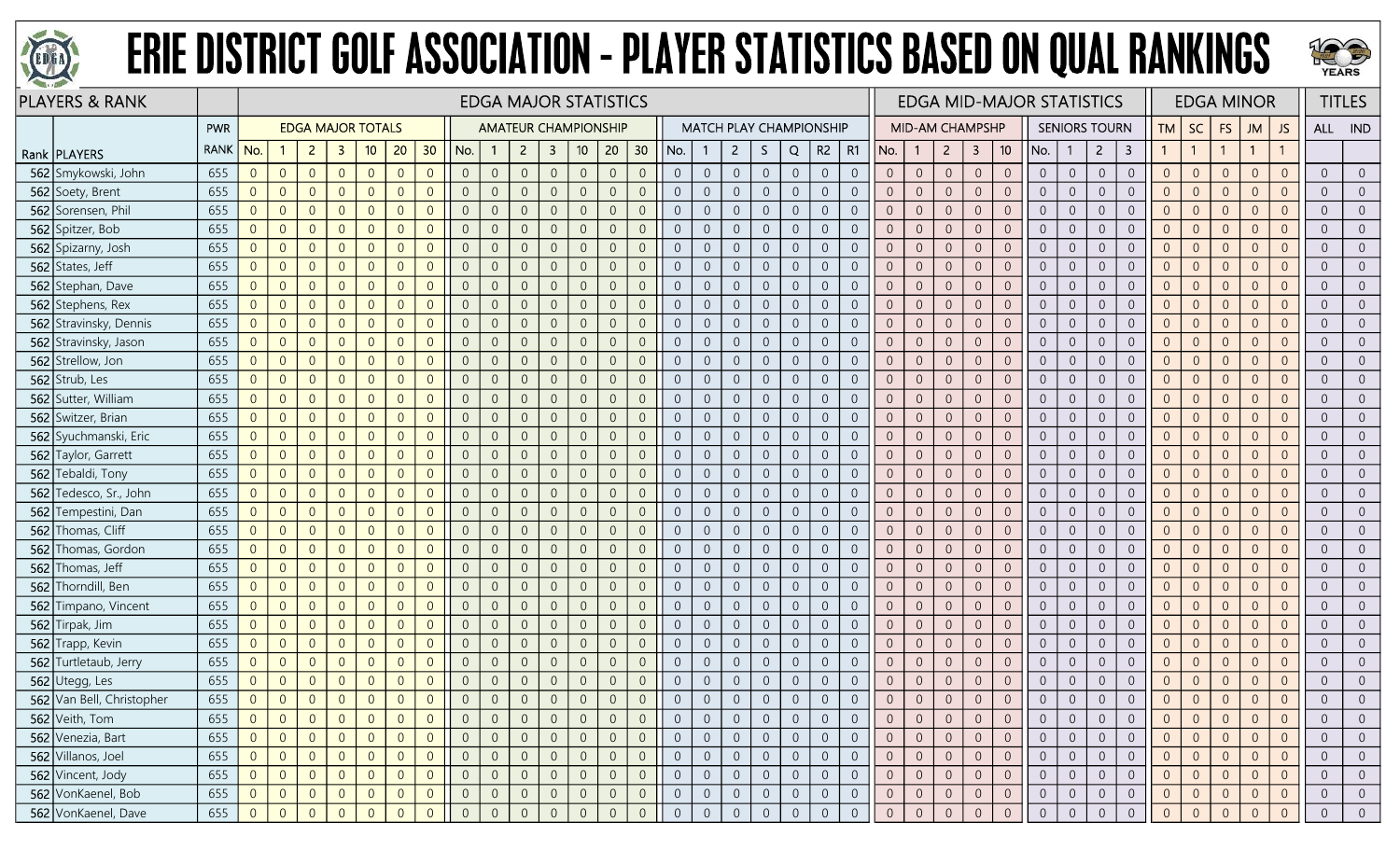# ERIE DISTRICT GOLF ASSOCIATION - PLAYER STATISTICS BASED ON QUAL RANKINGS

| PLAYERS & RANK | | | EDGA MAJOR STATISTICS | | | | | | | | | | | | | | | | | | | | | | EDGA MID-MAJOR STATISTICS | | | | | | | | | | EDGA MINOR | | | | | TITLES | |
|---|---|---|---|---|---|---|---|---|---|---|---|---|---|---|---|---|---|---|---|---|---|---|---|---|---|---|---|---|---|---|---|---|---|---|---|---|---|---|---|---|---|
| | | PWR | EDGA MAJOR TOTALS | | | | | | | AMATEUR CHAMPIONSHIP | | | | | | | MATCH PLAY CHAMPIONSHIP | | | | | | | MID-AM CHAMPSHP | | | | | SENIORS TOURN | | | | TM | SC | FS | JM | JS | ALL | IND |
| Rank | PLAYERS | RANK | No. | 1 | 2 | 3 | 10 | 20 | 30 | No. | 1 | 2 | 3 | 10 | 20 | 30 | No. | 1 | 2 | S | Q | R2 | R1 | No. | 1 | 2 | 3 | 10 | No. | 1 | 2 | 3 | 1 | 1 | 1 | 1 | 1 | | |
| 562 | Smykowski, John | 655 | 0 | 0 | 0 | 0 | 0 | 0 | 0 | 0 | 0 | 0 | 0 | 0 | 0 | 0 | 0 | 0 | 0 | 0 | 0 | 0 | 0 | 0 | 0 | 0 | 0 | 0 | 0 | 0 | 0 | 0 | 0 | 0 | 0 | 0 | 0 | 0 | 0 |
| 562 | Soety, Brent | 655 | 0 | 0 | 0 | 0 | 0 | 0 | 0 | 0 | 0 | 0 | 0 | 0 | 0 | 0 | 0 | 0 | 0 | 0 | 0 | 0 | 0 | 0 | 0 | 0 | 0 | 0 | 0 | 0 | 0 | 0 | 0 | 0 | 0 | 0 | 0 | 0 | 0 |
| 562 | Sorensen, Phil | 655 | 0 | 0 | 0 | 0 | 0 | 0 | 0 | 0 | 0 | 0 | 0 | 0 | 0 | 0 | 0 | 0 | 0 | 0 | 0 | 0 | 0 | 0 | 0 | 0 | 0 | 0 | 0 | 0 | 0 | 0 | 0 | 0 | 0 | 0 | 0 | 0 | 0 |
| 562 | Spitzer, Bob | 655 | 0 | 0 | 0 | 0 | 0 | 0 | 0 | 0 | 0 | 0 | 0 | 0 | 0 | 0 | 0 | 0 | 0 | 0 | 0 | 0 | 0 | 0 | 0 | 0 | 0 | 0 | 0 | 0 | 0 | 0 | 0 | 0 | 0 | 0 | 0 | 0 | 0 |
| 562 | Spizarny, Josh | 655 | 0 | 0 | 0 | 0 | 0 | 0 | 0 | 0 | 0 | 0 | 0 | 0 | 0 | 0 | 0 | 0 | 0 | 0 | 0 | 0 | 0 | 0 | 0 | 0 | 0 | 0 | 0 | 0 | 0 | 0 | 0 | 0 | 0 | 0 | 0 | 0 | 0 |
| 562 | States, Jeff | 655 | 0 | 0 | 0 | 0 | 0 | 0 | 0 | 0 | 0 | 0 | 0 | 0 | 0 | 0 | 0 | 0 | 0 | 0 | 0 | 0 | 0 | 0 | 0 | 0 | 0 | 0 | 0 | 0 | 0 | 0 | 0 | 0 | 0 | 0 | 0 | 0 | 0 |
| 562 | Stephan, Dave | 655 | 0 | 0 | 0 | 0 | 0 | 0 | 0 | 0 | 0 | 0 | 0 | 0 | 0 | 0 | 0 | 0 | 0 | 0 | 0 | 0 | 0 | 0 | 0 | 0 | 0 | 0 | 0 | 0 | 0 | 0 | 0 | 0 | 0 | 0 | 0 | 0 | 0 |
| 562 | Stephens, Rex | 655 | 0 | 0 | 0 | 0 | 0 | 0 | 0 | 0 | 0 | 0 | 0 | 0 | 0 | 0 | 0 | 0 | 0 | 0 | 0 | 0 | 0 | 0 | 0 | 0 | 0 | 0 | 0 | 0 | 0 | 0 | 0 | 0 | 0 | 0 | 0 | 0 | 0 |
| 562 | Stravinsky, Dennis | 655 | 0 | 0 | 0 | 0 | 0 | 0 | 0 | 0 | 0 | 0 | 0 | 0 | 0 | 0 | 0 | 0 | 0 | 0 | 0 | 0 | 0 | 0 | 0 | 0 | 0 | 0 | 0 | 0 | 0 | 0 | 0 | 0 | 0 | 0 | 0 | 0 | 0 |
| 562 | Stravinsky, Jason | 655 | 0 | 0 | 0 | 0 | 0 | 0 | 0 | 0 | 0 | 0 | 0 | 0 | 0 | 0 | 0 | 0 | 0 | 0 | 0 | 0 | 0 | 0 | 0 | 0 | 0 | 0 | 0 | 0 | 0 | 0 | 0 | 0 | 0 | 0 | 0 | 0 | 0 |
| 562 | Strellow, Jon | 655 | 0 | 0 | 0 | 0 | 0 | 0 | 0 | 0 | 0 | 0 | 0 | 0 | 0 | 0 | 0 | 0 | 0 | 0 | 0 | 0 | 0 | 0 | 0 | 0 | 0 | 0 | 0 | 0 | 0 | 0 | 0 | 0 | 0 | 0 | 0 | 0 | 0 |
| 562 | Strub, Les | 655 | 0 | 0 | 0 | 0 | 0 | 0 | 0 | 0 | 0 | 0 | 0 | 0 | 0 | 0 | 0 | 0 | 0 | 0 | 0 | 0 | 0 | 0 | 0 | 0 | 0 | 0 | 0 | 0 | 0 | 0 | 0 | 0 | 0 | 0 | 0 | 0 | 0 |
| 562 | Sutter, William | 655 | 0 | 0 | 0 | 0 | 0 | 0 | 0 | 0 | 0 | 0 | 0 | 0 | 0 | 0 | 0 | 0 | 0 | 0 | 0 | 0 | 0 | 0 | 0 | 0 | 0 | 0 | 0 | 0 | 0 | 0 | 0 | 0 | 0 | 0 | 0 | 0 | 0 |
| 562 | Switzer, Brian | 655 | 0 | 0 | 0 | 0 | 0 | 0 | 0 | 0 | 0 | 0 | 0 | 0 | 0 | 0 | 0 | 0 | 0 | 0 | 0 | 0 | 0 | 0 | 0 | 0 | 0 | 0 | 0 | 0 | 0 | 0 | 0 | 0 | 0 | 0 | 0 | 0 | 0 |
| 562 | Syuchmanski, Eric | 655 | 0 | 0 | 0 | 0 | 0 | 0 | 0 | 0 | 0 | 0 | 0 | 0 | 0 | 0 | 0 | 0 | 0 | 0 | 0 | 0 | 0 | 0 | 0 | 0 | 0 | 0 | 0 | 0 | 0 | 0 | 0 | 0 | 0 | 0 | 0 | 0 | 0 |
| 562 | Taylor, Garrett | 655 | 0 | 0 | 0 | 0 | 0 | 0 | 0 | 0 | 0 | 0 | 0 | 0 | 0 | 0 | 0 | 0 | 0 | 0 | 0 | 0 | 0 | 0 | 0 | 0 | 0 | 0 | 0 | 0 | 0 | 0 | 0 | 0 | 0 | 0 | 0 | 0 | 0 |
| 562 | Tebaldi, Tony | 655 | 0 | 0 | 0 | 0 | 0 | 0 | 0 | 0 | 0 | 0 | 0 | 0 | 0 | 0 | 0 | 0 | 0 | 0 | 0 | 0 | 0 | 0 | 0 | 0 | 0 | 0 | 0 | 0 | 0 | 0 | 0 | 0 | 0 | 0 | 0 | 0 | 0 |
| 562 | Tedesco, Sr., John | 655 | 0 | 0 | 0 | 0 | 0 | 0 | 0 | 0 | 0 | 0 | 0 | 0 | 0 | 0 | 0 | 0 | 0 | 0 | 0 | 0 | 0 | 0 | 0 | 0 | 0 | 0 | 0 | 0 | 0 | 0 | 0 | 0 | 0 | 0 | 0 | 0 | 0 |
| 562 | Tempestini, Dan | 655 | 0 | 0 | 0 | 0 | 0 | 0 | 0 | 0 | 0 | 0 | 0 | 0 | 0 | 0 | 0 | 0 | 0 | 0 | 0 | 0 | 0 | 0 | 0 | 0 | 0 | 0 | 0 | 0 | 0 | 0 | 0 | 0 | 0 | 0 | 0 | 0 | 0 |
| 562 | Thomas, Cliff | 655 | 0 | 0 | 0 | 0 | 0 | 0 | 0 | 0 | 0 | 0 | 0 | 0 | 0 | 0 | 0 | 0 | 0 | 0 | 0 | 0 | 0 | 0 | 0 | 0 | 0 | 0 | 0 | 0 | 0 | 0 | 0 | 0 | 0 | 0 | 0 | 0 | 0 |
| 562 | Thomas, Gordon | 655 | 0 | 0 | 0 | 0 | 0 | 0 | 0 | 0 | 0 | 0 | 0 | 0 | 0 | 0 | 0 | 0 | 0 | 0 | 0 | 0 | 0 | 0 | 0 | 0 | 0 | 0 | 0 | 0 | 0 | 0 | 0 | 0 | 0 | 0 | 0 | 0 | 0 |
| 562 | Thomas, Jeff | 655 | 0 | 0 | 0 | 0 | 0 | 0 | 0 | 0 | 0 | 0 | 0 | 0 | 0 | 0 | 0 | 0 | 0 | 0 | 0 | 0 | 0 | 0 | 0 | 0 | 0 | 0 | 0 | 0 | 0 | 0 | 0 | 0 | 0 | 0 | 0 | 0 | 0 |
| 562 | Thorndill, Ben | 655 | 0 | 0 | 0 | 0 | 0 | 0 | 0 | 0 | 0 | 0 | 0 | 0 | 0 | 0 | 0 | 0 | 0 | 0 | 0 | 0 | 0 | 0 | 0 | 0 | 0 | 0 | 0 | 0 | 0 | 0 | 0 | 0 | 0 | 0 | 0 | 0 | 0 |
| 562 | Timpano, Vincent | 655 | 0 | 0 | 0 | 0 | 0 | 0 | 0 | 0 | 0 | 0 | 0 | 0 | 0 | 0 | 0 | 0 | 0 | 0 | 0 | 0 | 0 | 0 | 0 | 0 | 0 | 0 | 0 | 0 | 0 | 0 | 0 | 0 | 0 | 0 | 0 | 0 | 0 |
| 562 | Tirpak, Jim | 655 | 0 | 0 | 0 | 0 | 0 | 0 | 0 | 0 | 0 | 0 | 0 | 0 | 0 | 0 | 0 | 0 | 0 | 0 | 0 | 0 | 0 | 0 | 0 | 0 | 0 | 0 | 0 | 0 | 0 | 0 | 0 | 0 | 0 | 0 | 0 | 0 | 0 |
| 562 | Trapp, Kevin | 655 | 0 | 0 | 0 | 0 | 0 | 0 | 0 | 0 | 0 | 0 | 0 | 0 | 0 | 0 | 0 | 0 | 0 | 0 | 0 | 0 | 0 | 0 | 0 | 0 | 0 | 0 | 0 | 0 | 0 | 0 | 0 | 0 | 0 | 0 | 0 | 0 | 0 |
| 562 | Turtletaub, Jerry | 655 | 0 | 0 | 0 | 0 | 0 | 0 | 0 | 0 | 0 | 0 | 0 | 0 | 0 | 0 | 0 | 0 | 0 | 0 | 0 | 0 | 0 | 0 | 0 | 0 | 0 | 0 | 0 | 0 | 0 | 0 | 0 | 0 | 0 | 0 | 0 | 0 | 0 |
| 562 | Utegg, Les | 655 | 0 | 0 | 0 | 0 | 0 | 0 | 0 | 0 | 0 | 0 | 0 | 0 | 0 | 0 | 0 | 0 | 0 | 0 | 0 | 0 | 0 | 0 | 0 | 0 | 0 | 0 | 0 | 0 | 0 | 0 | 0 | 0 | 0 | 0 | 0 | 0 | 0 |
| 562 | Van Bell, Christopher | 655 | 0 | 0 | 0 | 0 | 0 | 0 | 0 | 0 | 0 | 0 | 0 | 0 | 0 | 0 | 0 | 0 | 0 | 0 | 0 | 0 | 0 | 0 | 0 | 0 | 0 | 0 | 0 | 0 | 0 | 0 | 0 | 0 | 0 | 0 | 0 | 0 | 0 |
| 562 | Veith, Tom | 655 | 0 | 0 | 0 | 0 | 0 | 0 | 0 | 0 | 0 | 0 | 0 | 0 | 0 | 0 | 0 | 0 | 0 | 0 | 0 | 0 | 0 | 0 | 0 | 0 | 0 | 0 | 0 | 0 | 0 | 0 | 0 | 0 | 0 | 0 | 0 | 0 | 0 |
| 562 | Venezia, Bart | 655 | 0 | 0 | 0 | 0 | 0 | 0 | 0 | 0 | 0 | 0 | 0 | 0 | 0 | 0 | 0 | 0 | 0 | 0 | 0 | 0 | 0 | 0 | 0 | 0 | 0 | 0 | 0 | 0 | 0 | 0 | 0 | 0 | 0 | 0 | 0 | 0 | 0 |
| 562 | Villanos, Joel | 655 | 0 | 0 | 0 | 0 | 0 | 0 | 0 | 0 | 0 | 0 | 0 | 0 | 0 | 0 | 0 | 0 | 0 | 0 | 0 | 0 | 0 | 0 | 0 | 0 | 0 | 0 | 0 | 0 | 0 | 0 | 0 | 0 | 0 | 0 | 0 | 0 | 0 |
| 562 | Vincent, Jody | 655 | 0 | 0 | 0 | 0 | 0 | 0 | 0 | 0 | 0 | 0 | 0 | 0 | 0 | 0 | 0 | 0 | 0 | 0 | 0 | 0 | 0 | 0 | 0 | 0 | 0 | 0 | 0 | 0 | 0 | 0 | 0 | 0 | 0 | 0 | 0 | 0 | 0 |
| 562 | VonKaenel, Bob | 655 | 0 | 0 | 0 | 0 | 0 | 0 | 0 | 0 | 0 | 0 | 0 | 0 | 0 | 0 | 0 | 0 | 0 | 0 | 0 | 0 | 0 | 0 | 0 | 0 | 0 | 0 | 0 | 0 | 0 | 0 | 0 | 0 | 0 | 0 | 0 | 0 | 0 |
| 562 | VonKaenel, Dave | 655 | 0 | 0 | 0 | 0 | 0 | 0 | 0 | 0 | 0 | 0 | 0 | 0 | 0 | 0 | 0 | 0 | 0 | 0 | 0 | 0 | 0 | 0 | 0 | 0 | 0 | 0 | 0 | 0 | 0 | 0 | 0 | 0 | 0 | 0 | 0 | 0 | 0 |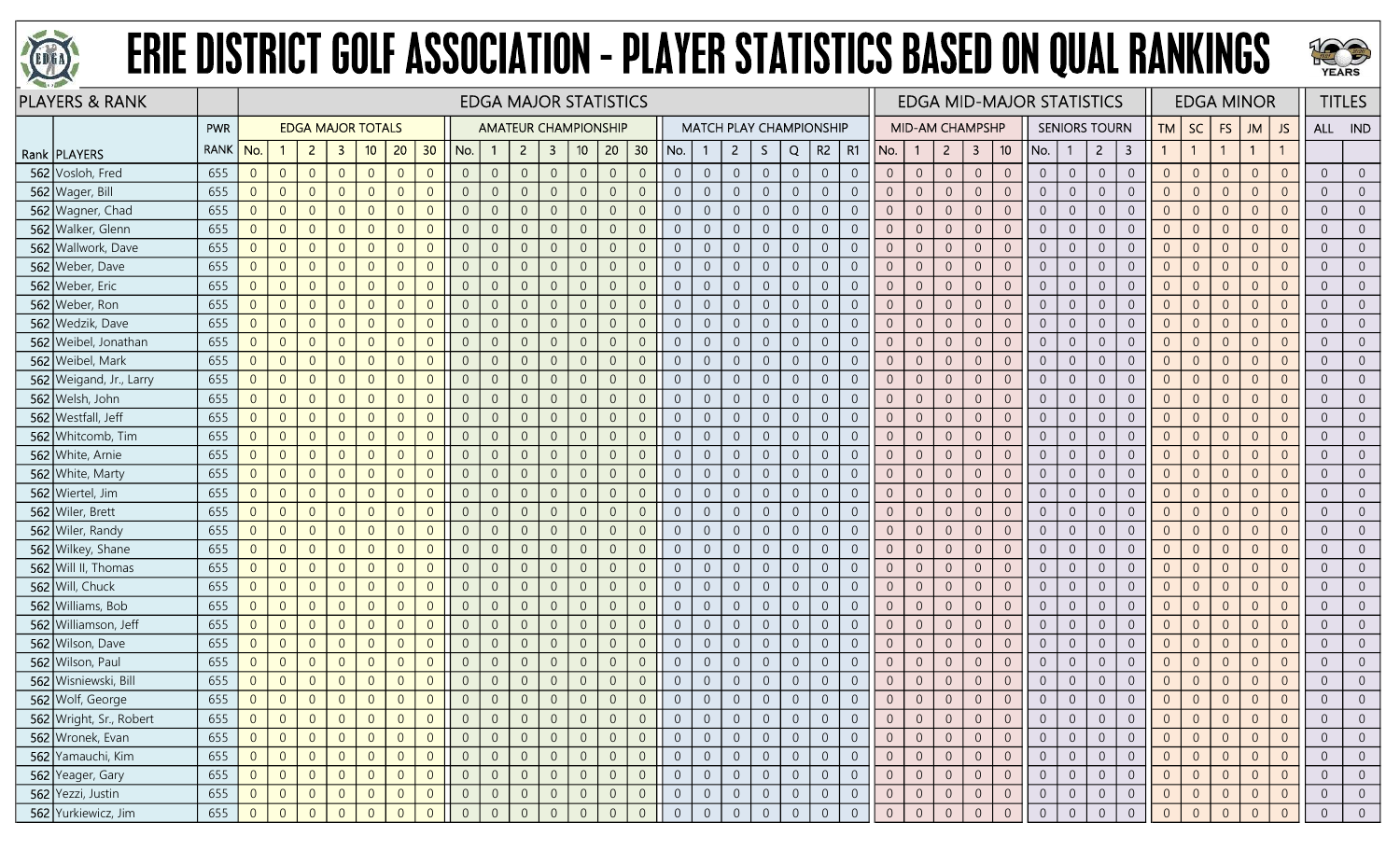# ERIE DISTRICT GOLF ASSOCIATION - PLAYER STATISTICS BASED ON QUAL RANKINGS

| PLAYERS & RANK | | | EDGA MAJOR STATISTICS | | | | | | | | | | | | | | | | | | | | | | | EDGA MID-MAJOR STATISTICS | | | | | | | | | EDGA MINOR | | | | | TITLES | |
|---|---|---|---|---|---|---|---|---|---|---|---|---|---|---|---|---|---|---|---|---|---|---|---|---|---|---|---|---|---|---|---|---|---|---|---|---|---|---|---|---|---|
| | | PWR | EDGA MAJOR TOTALS | | | | | | | AMATEUR CHAMPIONSHIP | | | | | | | MATCH PLAY CHAMPIONSHIP | | | | | | | MID-AM CHAMPSHP | | | | | SENIORS TOURN | | | | TM | SC | FS | JM | JS | ALL | IND |
| Rank | PLAYERS | RANK | No. | 1 | 2 | 3 | 10 | 20 | 30 | No. | 1 | 2 | 3 | 10 | 20 | 30 | No. | 1 | 2 | S | Q | R2 | R1 | No. | 1 | 2 | 3 | 10 | No. | 1 | 2 | 3 | 1 | 1 | 1 | 1 | 1 | | |
| 562 | Vosloh, Fred | 655 | 0 | 0 | 0 | 0 | 0 | 0 | 0 | 0 | 0 | 0 | 0 | 0 | 0 | 0 | 0 | 0 | 0 | 0 | 0 | 0 | 0 | 0 | 0 | 0 | 0 | 0 | 0 | 0 | 0 | 0 | 0 | 0 | 0 | 0 | 0 | 0 | 0 |
| 562 | Wager, Bill | 655 | 0 | 0 | 0 | 0 | 0 | 0 | 0 | 0 | 0 | 0 | 0 | 0 | 0 | 0 | 0 | 0 | 0 | 0 | 0 | 0 | 0 | 0 | 0 | 0 | 0 | 0 | 0 | 0 | 0 | 0 | 0 | 0 | 0 | 0 | 0 | 0 | 0 |
| 562 | Wagner, Chad | 655 | 0 | 0 | 0 | 0 | 0 | 0 | 0 | 0 | 0 | 0 | 0 | 0 | 0 | 0 | 0 | 0 | 0 | 0 | 0 | 0 | 0 | 0 | 0 | 0 | 0 | 0 | 0 | 0 | 0 | 0 | 0 | 0 | 0 | 0 | 0 | 0 | 0 |
| 562 | Walker, Glenn | 655 | 0 | 0 | 0 | 0 | 0 | 0 | 0 | 0 | 0 | 0 | 0 | 0 | 0 | 0 | 0 | 0 | 0 | 0 | 0 | 0 | 0 | 0 | 0 | 0 | 0 | 0 | 0 | 0 | 0 | 0 | 0 | 0 | 0 | 0 | 0 | 0 | 0 |
| 562 | Wallwork, Dave | 655 | 0 | 0 | 0 | 0 | 0 | 0 | 0 | 0 | 0 | 0 | 0 | 0 | 0 | 0 | 0 | 0 | 0 | 0 | 0 | 0 | 0 | 0 | 0 | 0 | 0 | 0 | 0 | 0 | 0 | 0 | 0 | 0 | 0 | 0 | 0 | 0 | 0 |
| 562 | Weber, Dave | 655 | 0 | 0 | 0 | 0 | 0 | 0 | 0 | 0 | 0 | 0 | 0 | 0 | 0 | 0 | 0 | 0 | 0 | 0 | 0 | 0 | 0 | 0 | 0 | 0 | 0 | 0 | 0 | 0 | 0 | 0 | 0 | 0 | 0 | 0 | 0 | 0 | 0 |
| 562 | Weber, Eric | 655 | 0 | 0 | 0 | 0 | 0 | 0 | 0 | 0 | 0 | 0 | 0 | 0 | 0 | 0 | 0 | 0 | 0 | 0 | 0 | 0 | 0 | 0 | 0 | 0 | 0 | 0 | 0 | 0 | 0 | 0 | 0 | 0 | 0 | 0 | 0 | 0 | 0 |
| 562 | Weber, Ron | 655 | 0 | 0 | 0 | 0 | 0 | 0 | 0 | 0 | 0 | 0 | 0 | 0 | 0 | 0 | 0 | 0 | 0 | 0 | 0 | 0 | 0 | 0 | 0 | 0 | 0 | 0 | 0 | 0 | 0 | 0 | 0 | 0 | 0 | 0 | 0 | 0 | 0 |
| 562 | Wedzik, Dave | 655 | 0 | 0 | 0 | 0 | 0 | 0 | 0 | 0 | 0 | 0 | 0 | 0 | 0 | 0 | 0 | 0 | 0 | 0 | 0 | 0 | 0 | 0 | 0 | 0 | 0 | 0 | 0 | 0 | 0 | 0 | 0 | 0 | 0 | 0 | 0 | 0 | 0 |
| 562 | Weibel, Jonathan | 655 | 0 | 0 | 0 | 0 | 0 | 0 | 0 | 0 | 0 | 0 | 0 | 0 | 0 | 0 | 0 | 0 | 0 | 0 | 0 | 0 | 0 | 0 | 0 | 0 | 0 | 0 | 0 | 0 | 0 | 0 | 0 | 0 | 0 | 0 | 0 | 0 | 0 |
| 562 | Weibel, Mark | 655 | 0 | 0 | 0 | 0 | 0 | 0 | 0 | 0 | 0 | 0 | 0 | 0 | 0 | 0 | 0 | 0 | 0 | 0 | 0 | 0 | 0 | 0 | 0 | 0 | 0 | 0 | 0 | 0 | 0 | 0 | 0 | 0 | 0 | 0 | 0 | 0 | 0 |
| 562 | Weigand, Jr., Larry | 655 | 0 | 0 | 0 | 0 | 0 | 0 | 0 | 0 | 0 | 0 | 0 | 0 | 0 | 0 | 0 | 0 | 0 | 0 | 0 | 0 | 0 | 0 | 0 | 0 | 0 | 0 | 0 | 0 | 0 | 0 | 0 | 0 | 0 | 0 | 0 | 0 | 0 |
| 562 | Welsh, John | 655 | 0 | 0 | 0 | 0 | 0 | 0 | 0 | 0 | 0 | 0 | 0 | 0 | 0 | 0 | 0 | 0 | 0 | 0 | 0 | 0 | 0 | 0 | 0 | 0 | 0 | 0 | 0 | 0 | 0 | 0 | 0 | 0 | 0 | 0 | 0 | 0 | 0 |
| 562 | Westfall, Jeff | 655 | 0 | 0 | 0 | 0 | 0 | 0 | 0 | 0 | 0 | 0 | 0 | 0 | 0 | 0 | 0 | 0 | 0 | 0 | 0 | 0 | 0 | 0 | 0 | 0 | 0 | 0 | 0 | 0 | 0 | 0 | 0 | 0 | 0 | 0 | 0 | 0 | 0 |
| 562 | Whitcomb, Tim | 655 | 0 | 0 | 0 | 0 | 0 | 0 | 0 | 0 | 0 | 0 | 0 | 0 | 0 | 0 | 0 | 0 | 0 | 0 | 0 | 0 | 0 | 0 | 0 | 0 | 0 | 0 | 0 | 0 | 0 | 0 | 0 | 0 | 0 | 0 | 0 | 0 | 0 |
| 562 | White, Arnie | 655 | 0 | 0 | 0 | 0 | 0 | 0 | 0 | 0 | 0 | 0 | 0 | 0 | 0 | 0 | 0 | 0 | 0 | 0 | 0 | 0 | 0 | 0 | 0 | 0 | 0 | 0 | 0 | 0 | 0 | 0 | 0 | 0 | 0 | 0 | 0 | 0 | 0 |
| 562 | White, Marty | 655 | 0 | 0 | 0 | 0 | 0 | 0 | 0 | 0 | 0 | 0 | 0 | 0 | 0 | 0 | 0 | 0 | 0 | 0 | 0 | 0 | 0 | 0 | 0 | 0 | 0 | 0 | 0 | 0 | 0 | 0 | 0 | 0 | 0 | 0 | 0 | 0 | 0 |
| 562 | Wiertel, Jim | 655 | 0 | 0 | 0 | 0 | 0 | 0 | 0 | 0 | 0 | 0 | 0 | 0 | 0 | 0 | 0 | 0 | 0 | 0 | 0 | 0 | 0 | 0 | 0 | 0 | 0 | 0 | 0 | 0 | 0 | 0 | 0 | 0 | 0 | 0 | 0 | 0 | 0 |
| 562 | Wiler, Brett | 655 | 0 | 0 | 0 | 0 | 0 | 0 | 0 | 0 | 0 | 0 | 0 | 0 | 0 | 0 | 0 | 0 | 0 | 0 | 0 | 0 | 0 | 0 | 0 | 0 | 0 | 0 | 0 | 0 | 0 | 0 | 0 | 0 | 0 | 0 | 0 | 0 | 0 |
| 562 | Wiler, Randy | 655 | 0 | 0 | 0 | 0 | 0 | 0 | 0 | 0 | 0 | 0 | 0 | 0 | 0 | 0 | 0 | 0 | 0 | 0 | 0 | 0 | 0 | 0 | 0 | 0 | 0 | 0 | 0 | 0 | 0 | 0 | 0 | 0 | 0 | 0 | 0 | 0 | 0 |
| 562 | Wilkey, Shane | 655 | 0 | 0 | 0 | 0 | 0 | 0 | 0 | 0 | 0 | 0 | 0 | 0 | 0 | 0 | 0 | 0 | 0 | 0 | 0 | 0 | 0 | 0 | 0 | 0 | 0 | 0 | 0 | 0 | 0 | 0 | 0 | 0 | 0 | 0 | 0 | 0 | 0 |
| 562 | Will II, Thomas | 655 | 0 | 0 | 0 | 0 | 0 | 0 | 0 | 0 | 0 | 0 | 0 | 0 | 0 | 0 | 0 | 0 | 0 | 0 | 0 | 0 | 0 | 0 | 0 | 0 | 0 | 0 | 0 | 0 | 0 | 0 | 0 | 0 | 0 | 0 | 0 | 0 | 0 |
| 562 | Will, Chuck | 655 | 0 | 0 | 0 | 0 | 0 | 0 | 0 | 0 | 0 | 0 | 0 | 0 | 0 | 0 | 0 | 0 | 0 | 0 | 0 | 0 | 0 | 0 | 0 | 0 | 0 | 0 | 0 | 0 | 0 | 0 | 0 | 0 | 0 | 0 | 0 | 0 | 0 |
| 562 | Williams, Bob | 655 | 0 | 0 | 0 | 0 | 0 | 0 | 0 | 0 | 0 | 0 | 0 | 0 | 0 | 0 | 0 | 0 | 0 | 0 | 0 | 0 | 0 | 0 | 0 | 0 | 0 | 0 | 0 | 0 | 0 | 0 | 0 | 0 | 0 | 0 | 0 | 0 | 0 |
| 562 | Williamson, Jeff | 655 | 0 | 0 | 0 | 0 | 0 | 0 | 0 | 0 | 0 | 0 | 0 | 0 | 0 | 0 | 0 | 0 | 0 | 0 | 0 | 0 | 0 | 0 | 0 | 0 | 0 | 0 | 0 | 0 | 0 | 0 | 0 | 0 | 0 | 0 | 0 | 0 | 0 |
| 562 | Wilson, Dave | 655 | 0 | 0 | 0 | 0 | 0 | 0 | 0 | 0 | 0 | 0 | 0 | 0 | 0 | 0 | 0 | 0 | 0 | 0 | 0 | 0 | 0 | 0 | 0 | 0 | 0 | 0 | 0 | 0 | 0 | 0 | 0 | 0 | 0 | 0 | 0 | 0 | 0 |
| 562 | Wilson, Paul | 655 | 0 | 0 | 0 | 0 | 0 | 0 | 0 | 0 | 0 | 0 | 0 | 0 | 0 | 0 | 0 | 0 | 0 | 0 | 0 | 0 | 0 | 0 | 0 | 0 | 0 | 0 | 0 | 0 | 0 | 0 | 0 | 0 | 0 | 0 | 0 | 0 | 0 |
| 562 | Wisniewski, Bill | 655 | 0 | 0 | 0 | 0 | 0 | 0 | 0 | 0 | 0 | 0 | 0 | 0 | 0 | 0 | 0 | 0 | 0 | 0 | 0 | 0 | 0 | 0 | 0 | 0 | 0 | 0 | 0 | 0 | 0 | 0 | 0 | 0 | 0 | 0 | 0 | 0 | 0 |
| 562 | Wolf, George | 655 | 0 | 0 | 0 | 0 | 0 | 0 | 0 | 0 | 0 | 0 | 0 | 0 | 0 | 0 | 0 | 0 | 0 | 0 | 0 | 0 | 0 | 0 | 0 | 0 | 0 | 0 | 0 | 0 | 0 | 0 | 0 | 0 | 0 | 0 | 0 | 0 | 0 |
| 562 | Wright, Sr., Robert | 655 | 0 | 0 | 0 | 0 | 0 | 0 | 0 | 0 | 0 | 0 | 0 | 0 | 0 | 0 | 0 | 0 | 0 | 0 | 0 | 0 | 0 | 0 | 0 | 0 | 0 | 0 | 0 | 0 | 0 | 0 | 0 | 0 | 0 | 0 | 0 | 0 | 0 |
| 562 | Wronek, Evan | 655 | 0 | 0 | 0 | 0 | 0 | 0 | 0 | 0 | 0 | 0 | 0 | 0 | 0 | 0 | 0 | 0 | 0 | 0 | 0 | 0 | 0 | 0 | 0 | 0 | 0 | 0 | 0 | 0 | 0 | 0 | 0 | 0 | 0 | 0 | 0 | 0 | 0 |
| 562 | Yamauchi, Kim | 655 | 0 | 0 | 0 | 0 | 0 | 0 | 0 | 0 | 0 | 0 | 0 | 0 | 0 | 0 | 0 | 0 | 0 | 0 | 0 | 0 | 0 | 0 | 0 | 0 | 0 | 0 | 0 | 0 | 0 | 0 | 0 | 0 | 0 | 0 | 0 | 0 | 0 |
| 562 | Yeager, Gary | 655 | 0 | 0 | 0 | 0 | 0 | 0 | 0 | 0 | 0 | 0 | 0 | 0 | 0 | 0 | 0 | 0 | 0 | 0 | 0 | 0 | 0 | 0 | 0 | 0 | 0 | 0 | 0 | 0 | 0 | 0 | 0 | 0 | 0 | 0 | 0 | 0 | 0 |
| 562 | Yezzi, Justin | 655 | 0 | 0 | 0 | 0 | 0 | 0 | 0 | 0 | 0 | 0 | 0 | 0 | 0 | 0 | 0 | 0 | 0 | 0 | 0 | 0 | 0 | 0 | 0 | 0 | 0 | 0 | 0 | 0 | 0 | 0 | 0 | 0 | 0 | 0 | 0 | 0 | 0 |
| 562 | Yurkiewicz, Jim | 655 | 0 | 0 | 0 | 0 | 0 | 0 | 0 | 0 | 0 | 0 | 0 | 0 | 0 | 0 | 0 | 0 | 0 | 0 | 0 | 0 | 0 | 0 | 0 | 0 | 0 | 0 | 0 | 0 | 0 | 0 | 0 | 0 | 0 | 0 | 0 | 0 | 0 |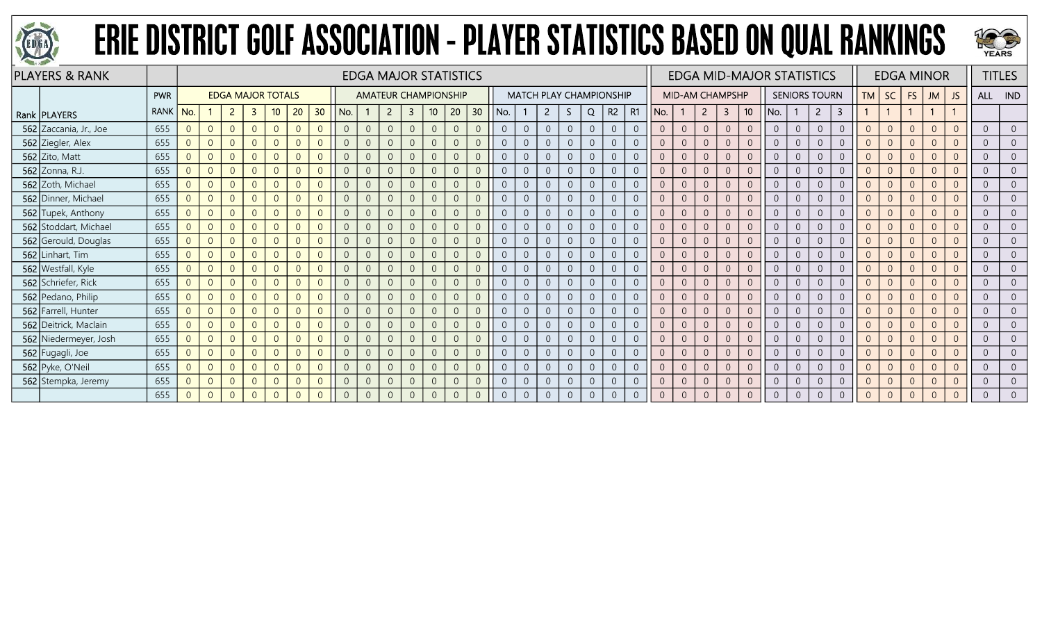# ERIE DISTRICT GOLF ASSOCIATION - PLAYER STATISTICS BASED ON QUAL RANKINGS

| PLAYERS & RANK | | | EDGA MAJOR STATISTICS | | | | | | | | | | | | | | | | | | | | | | | | EDGA MID-MAJOR STATISTICS | | | | | | | | | | EDGA MINOR | | | | | TITLES | |
|---|---|---|---|---|---|---|---|---|---|---|---|---|---|---|---|---|---|---|---|---|---|---|---|---|---|---|---|---|---|---|---|---|---|---|---|---|---|---|---|---|---|---|---|
| | | PWR | EDGA MAJOR TOTALS | | | | | | | AMATEUR CHAMPIONSHIP | | | | | | | MATCH PLAY CHAMPIONSHIP | | | | | | | MID-AM CHAMPSHP | | | | | SENIORS TOURN | | | | TM | SC | FS | JM | JS | ALL | IND |
| Rank | PLAYERS | RANK | No. | 1 | 2 | 3 | 10 | 20 | 30 | No. | 1 | 2 | 3 | 10 | 20 | 30 | No. | 1 | 2 | S | Q | R2 | R1 | No. | 1 | 2 | 3 | 10 | No. | 1 | 2 | 3 | 1 | 1 | 1 | 1 | 1 | | |
| 562 | Zaccania, Jr., Joe | 655 | 0 | 0 | 0 | 0 | 0 | 0 | 0 | 0 | 0 | 0 | 0 | 0 | 0 | 0 | 0 | 0 | 0 | 0 | 0 | 0 | 0 | 0 | 0 | 0 | 0 | 0 | 0 | 0 | 0 | 0 | 0 | 0 | 0 | 0 | 0 | 0 | 0 |
| 562 | Ziegler, Alex | 655 | 0 | 0 | 0 | 0 | 0 | 0 | 0 | 0 | 0 | 0 | 0 | 0 | 0 | 0 | 0 | 0 | 0 | 0 | 0 | 0 | 0 | 0 | 0 | 0 | 0 | 0 | 0 | 0 | 0 | 0 | 0 | 0 | 0 | 0 | 0 | 0 | 0 |
| 562 | Zito, Matt | 655 | 0 | 0 | 0 | 0 | 0 | 0 | 0 | 0 | 0 | 0 | 0 | 0 | 0 | 0 | 0 | 0 | 0 | 0 | 0 | 0 | 0 | 0 | 0 | 0 | 0 | 0 | 0 | 0 | 0 | 0 | 0 | 0 | 0 | 0 | 0 | 0 | 0 |
| 562 | Zonna, R.J. | 655 | 0 | 0 | 0 | 0 | 0 | 0 | 0 | 0 | 0 | 0 | 0 | 0 | 0 | 0 | 0 | 0 | 0 | 0 | 0 | 0 | 0 | 0 | 0 | 0 | 0 | 0 | 0 | 0 | 0 | 0 | 0 | 0 | 0 | 0 | 0 | 0 | 0 |
| 562 | Zoth, Michael | 655 | 0 | 0 | 0 | 0 | 0 | 0 | 0 | 0 | 0 | 0 | 0 | 0 | 0 | 0 | 0 | 0 | 0 | 0 | 0 | 0 | 0 | 0 | 0 | 0 | 0 | 0 | 0 | 0 | 0 | 0 | 0 | 0 | 0 | 0 | 0 | 0 | 0 |
| 562 | Dinner, Michael | 655 | 0 | 0 | 0 | 0 | 0 | 0 | 0 | 0 | 0 | 0 | 0 | 0 | 0 | 0 | 0 | 0 | 0 | 0 | 0 | 0 | 0 | 0 | 0 | 0 | 0 | 0 | 0 | 0 | 0 | 0 | 0 | 0 | 0 | 0 | 0 | 0 | 0 |
| 562 | Tupek, Anthony | 655 | 0 | 0 | 0 | 0 | 0 | 0 | 0 | 0 | 0 | 0 | 0 | 0 | 0 | 0 | 0 | 0 | 0 | 0 | 0 | 0 | 0 | 0 | 0 | 0 | 0 | 0 | 0 | 0 | 0 | 0 | 0 | 0 | 0 | 0 | 0 | 0 | 0 |
| 562 | Stoddart, Michael | 655 | 0 | 0 | 0 | 0 | 0 | 0 | 0 | 0 | 0 | 0 | 0 | 0 | 0 | 0 | 0 | 0 | 0 | 0 | 0 | 0 | 0 | 0 | 0 | 0 | 0 | 0 | 0 | 0 | 0 | 0 | 0 | 0 | 0 | 0 | 0 | 0 | 0 |
| 562 | Gerould, Douglas | 655 | 0 | 0 | 0 | 0 | 0 | 0 | 0 | 0 | 0 | 0 | 0 | 0 | 0 | 0 | 0 | 0 | 0 | 0 | 0 | 0 | 0 | 0 | 0 | 0 | 0 | 0 | 0 | 0 | 0 | 0 | 0 | 0 | 0 | 0 | 0 | 0 | 0 |
| 562 | Linhart, Tim | 655 | 0 | 0 | 0 | 0 | 0 | 0 | 0 | 0 | 0 | 0 | 0 | 0 | 0 | 0 | 0 | 0 | 0 | 0 | 0 | 0 | 0 | 0 | 0 | 0 | 0 | 0 | 0 | 0 | 0 | 0 | 0 | 0 | 0 | 0 | 0 | 0 | 0 |
| 562 | Westfall, Kyle | 655 | 0 | 0 | 0 | 0 | 0 | 0 | 0 | 0 | 0 | 0 | 0 | 0 | 0 | 0 | 0 | 0 | 0 | 0 | 0 | 0 | 0 | 0 | 0 | 0 | 0 | 0 | 0 | 0 | 0 | 0 | 0 | 0 | 0 | 0 | 0 | 0 | 0 |
| 562 | Schriefer, Rick | 655 | 0 | 0 | 0 | 0 | 0 | 0 | 0 | 0 | 0 | 0 | 0 | 0 | 0 | 0 | 0 | 0 | 0 | 0 | 0 | 0 | 0 | 0 | 0 | 0 | 0 | 0 | 0 | 0 | 0 | 0 | 0 | 0 | 0 | 0 | 0 | 0 | 0 |
| 562 | Pedano, Philip | 655 | 0 | 0 | 0 | 0 | 0 | 0 | 0 | 0 | 0 | 0 | 0 | 0 | 0 | 0 | 0 | 0 | 0 | 0 | 0 | 0 | 0 | 0 | 0 | 0 | 0 | 0 | 0 | 0 | 0 | 0 | 0 | 0 | 0 | 0 | 0 | 0 | 0 |
| 562 | Farrell, Hunter | 655 | 0 | 0 | 0 | 0 | 0 | 0 | 0 | 0 | 0 | 0 | 0 | 0 | 0 | 0 | 0 | 0 | 0 | 0 | 0 | 0 | 0 | 0 | 0 | 0 | 0 | 0 | 0 | 0 | 0 | 0 | 0 | 0 | 0 | 0 | 0 | 0 | 0 |
| 562 | Deitrick, Maclain | 655 | 0 | 0 | 0 | 0 | 0 | 0 | 0 | 0 | 0 | 0 | 0 | 0 | 0 | 0 | 0 | 0 | 0 | 0 | 0 | 0 | 0 | 0 | 0 | 0 | 0 | 0 | 0 | 0 | 0 | 0 | 0 | 0 | 0 | 0 | 0 | 0 | 0 |
| 562 | Niedermeyer, Josh | 655 | 0 | 0 | 0 | 0 | 0 | 0 | 0 | 0 | 0 | 0 | 0 | 0 | 0 | 0 | 0 | 0 | 0 | 0 | 0 | 0 | 0 | 0 | 0 | 0 | 0 | 0 | 0 | 0 | 0 | 0 | 0 | 0 | 0 | 0 | 0 | 0 | 0 |
| 562 | Fugagli, Joe | 655 | 0 | 0 | 0 | 0 | 0 | 0 | 0 | 0 | 0 | 0 | 0 | 0 | 0 | 0 | 0 | 0 | 0 | 0 | 0 | 0 | 0 | 0 | 0 | 0 | 0 | 0 | 0 | 0 | 0 | 0 | 0 | 0 | 0 | 0 | 0 | 0 | 0 |
| 562 | Pyke, O'Neil | 655 | 0 | 0 | 0 | 0 | 0 | 0 | 0 | 0 | 0 | 0 | 0 | 0 | 0 | 0 | 0 | 0 | 0 | 0 | 0 | 0 | 0 | 0 | 0 | 0 | 0 | 0 | 0 | 0 | 0 | 0 | 0 | 0 | 0 | 0 | 0 | 0 | 0 |
| 562 | Stempka, Jeremy | 655 | 0 | 0 | 0 | 0 | 0 | 0 | 0 | 0 | 0 | 0 | 0 | 0 | 0 | 0 | 0 | 0 | 0 | 0 | 0 | 0 | 0 | 0 | 0 | 0 | 0 | 0 | 0 | 0 | 0 | 0 | 0 | 0 | 0 | 0 | 0 | 0 | 0 |
| | | 655 | 0 | 0 | 0 | 0 | 0 | 0 | 0 | 0 | 0 | 0 | 0 | 0 | 0 | 0 | 0 | 0 | 0 | 0 | 0 | 0 | 0 | 0 | 0 | 0 | 0 | 0 | 0 | 0 | 0 | 0 | 0 | 0 | 0 | 0 | 0 | 0 | 0 |